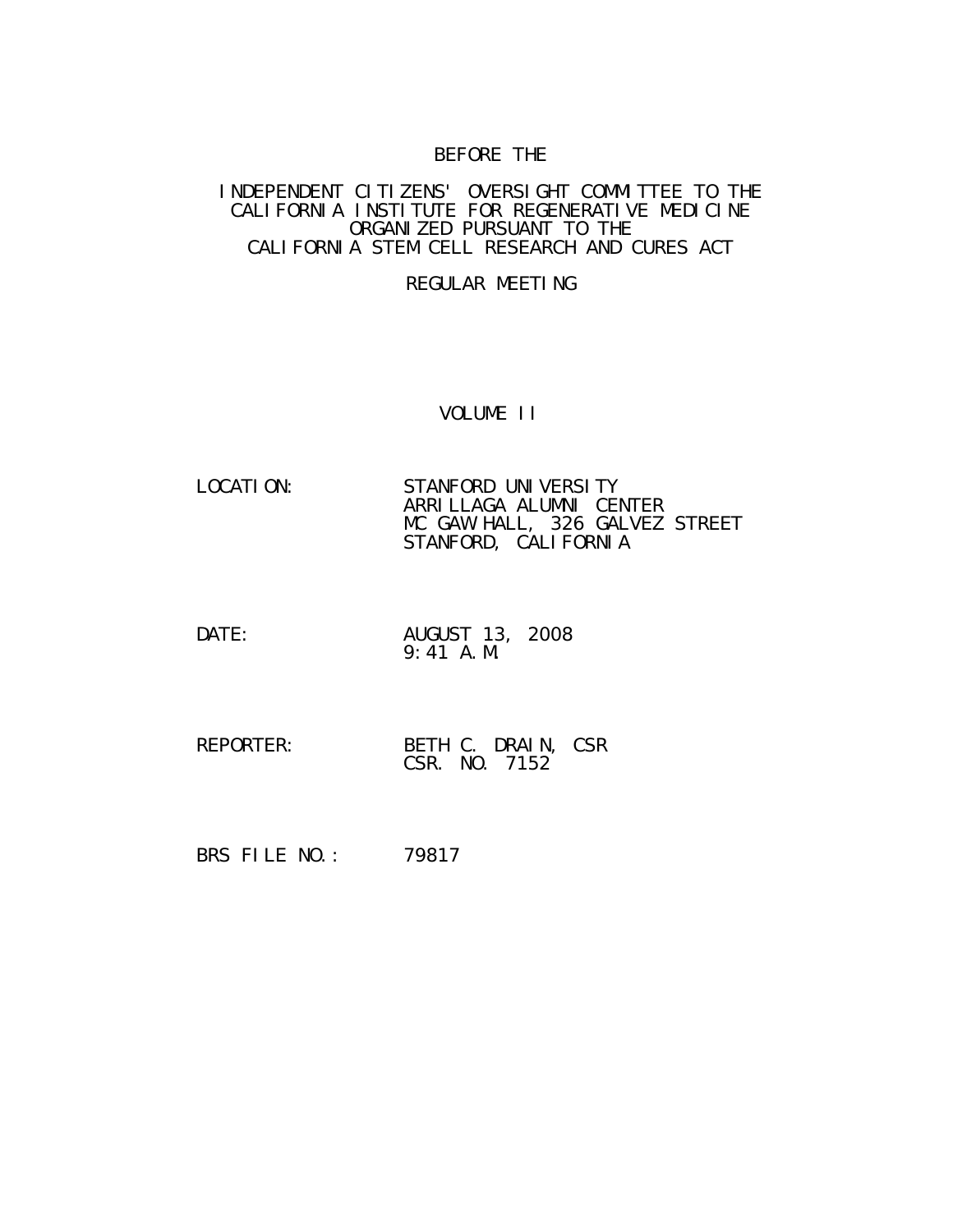BEFORE THE

INDEPENDENT CITIZENS' OVERSIGHT COMMITTEE TO THE CALIFORNIA INSTITUTE FOR REGENERATIVE MEDICINE ORGANIZED PURSUANT TO THE CALIFORNIA STEM CELL RESEARCH AND CURES ACT

REGULAR MEETING

VOLUME II

LOCATION: STANFORD UNIVERSITY
ARRILLAGA ALUMNI CENTER
MC GAW HALL, 326 GALVEZ STREET
STANFORD, CALIFORNIA

DATE: AUGUST 13, 2008
9:41 A.M.

REPORTER: BETH C. DRAIN, CSR
CSR. NO. 7152

BRS FILE NO.: 79817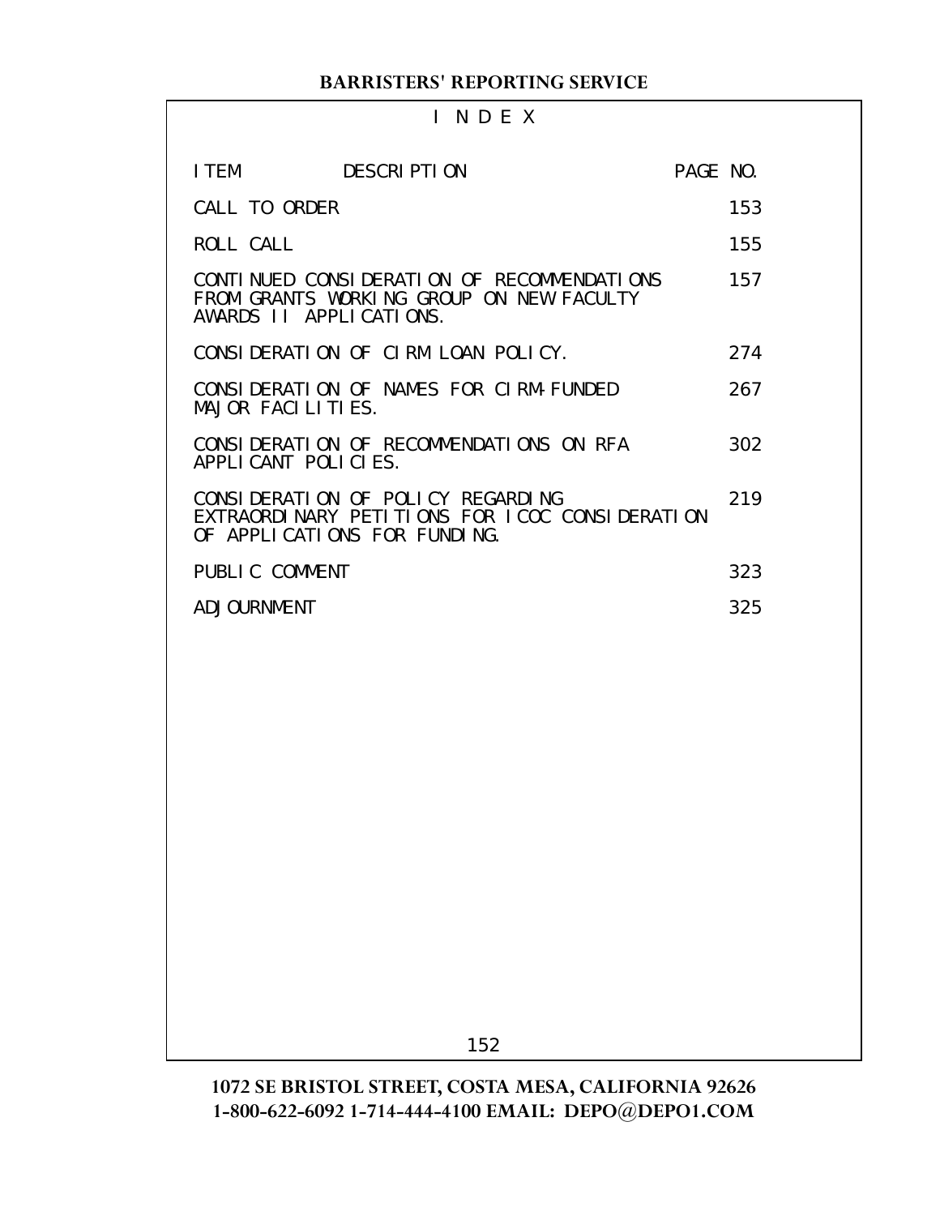# I N D E X

| ITEM DESCRIPTION | PAGE NO. |
|---|---|
| CALL TO ORDER | 153 |
| ROLL CALL | 155 |
| CONTINUED CONSIDERATION OF RECOMMENDATIONS FROM GRANTS WORKING GROUP ON NEW FACULTY AWARDS II APPLICATIONS. | 157 |
| CONSIDERATION OF CIRM LOAN POLICY. | 274 |
| CONSIDERATION OF NAMES FOR CIRM-FUNDED MAJOR FACILITIES. | 267 |
| CONSIDERATION OF RECOMMENDATIONS ON RFA APPLICANT POLICIES. | 302 |
| CONSIDERATION OF POLICY REGARDING EXTRAORDINARY PETITIONS FOR ICOC CONSIDERATION OF APPLICATIONS FOR FUNDING. | 219 |
| PUBLIC COMMENT | 323 |
| ADJOURNMENT | 325 |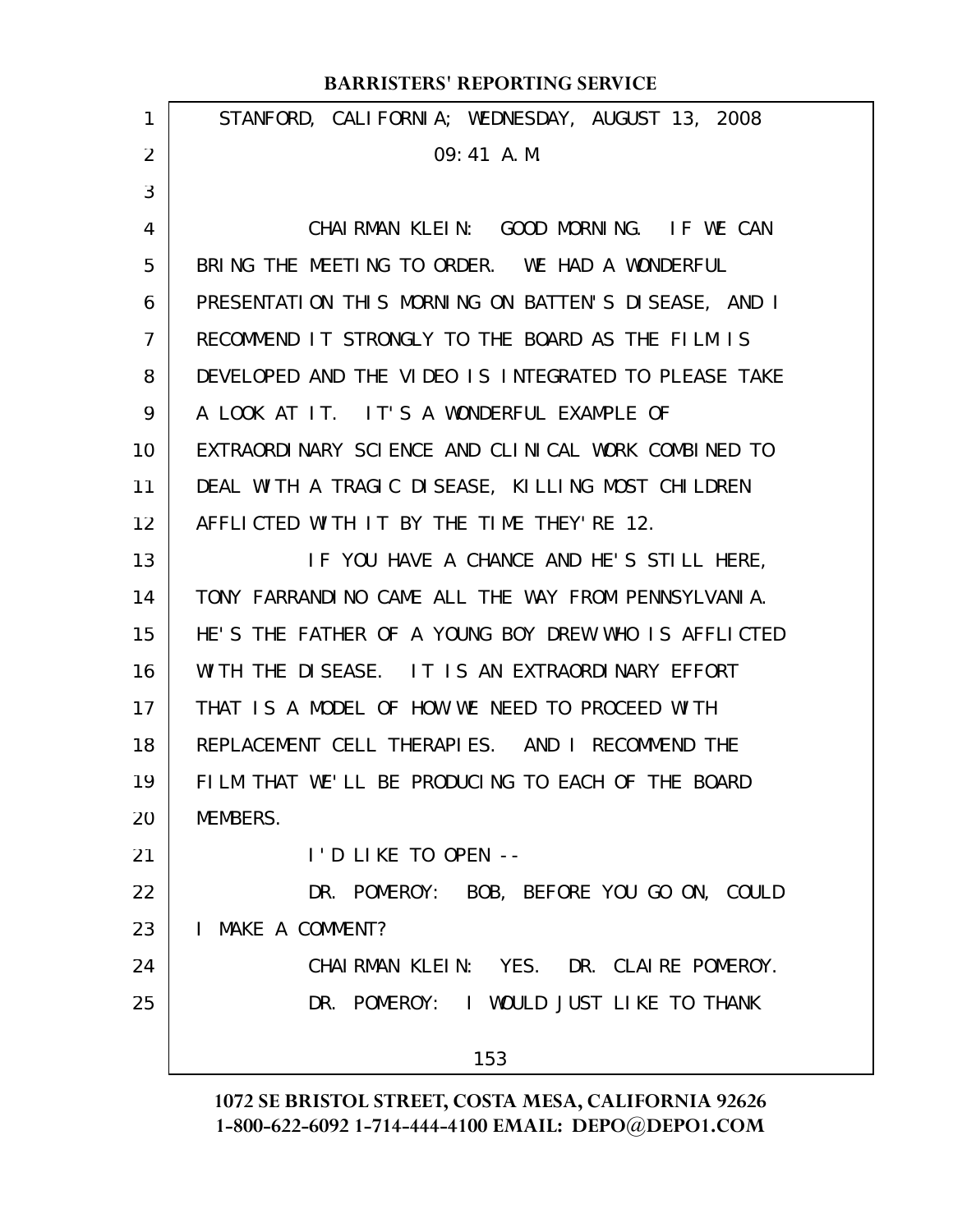STANFORD, CALIFORNIA; WEDNESDAY, AUGUST 13, 2008

09:41 A.M.

CHAIRMAN KLEIN: GOOD MORNING. IF WE CAN BRING THE MEETING TO ORDER. WE HAD A WONDERFUL PRESENTATION THIS MORNING ON BATTEN'S DISEASE, AND I RECOMMEND IT STRONGLY TO THE BOARD AS THE FILM IS DEVELOPED AND THE VIDEO IS INTEGRATED TO PLEASE TAKE A LOOK AT IT. IT'S A WONDERFUL EXAMPLE OF EXTRAORDINARY SCIENCE AND CLINICAL WORK COMBINED TO DEAL WITH A TRAGIC DISEASE, KILLING MOST CHILDREN AFFLICTED WITH IT BY THE TIME THEY'RE 12.

IF YOU HAVE A CHANCE AND HE'S STILL HERE, TONY FARRANDINO CAME ALL THE WAY FROM PENNSYLVANIA. HE'S THE FATHER OF A YOUNG BOY DREW WHO IS AFFLICTED WITH THE DISEASE. IT IS AN EXTRAORDINARY EFFORT THAT IS A MODEL OF HOW WE NEED TO PROCEED WITH REPLACEMENT CELL THERAPIES. AND I RECOMMEND THE FILM THAT WE'LL BE PRODUCING TO EACH OF THE BOARD MEMBERS.

I'D LIKE TO OPEN --

DR. POMEROY: BOB, BEFORE YOU GO ON, COULD I MAKE A COMMENT?

CHAIRMAN KLEIN: YES. DR. CLAIRE POMEROY.

DR. POMEROY: I WOULD JUST LIKE TO THANK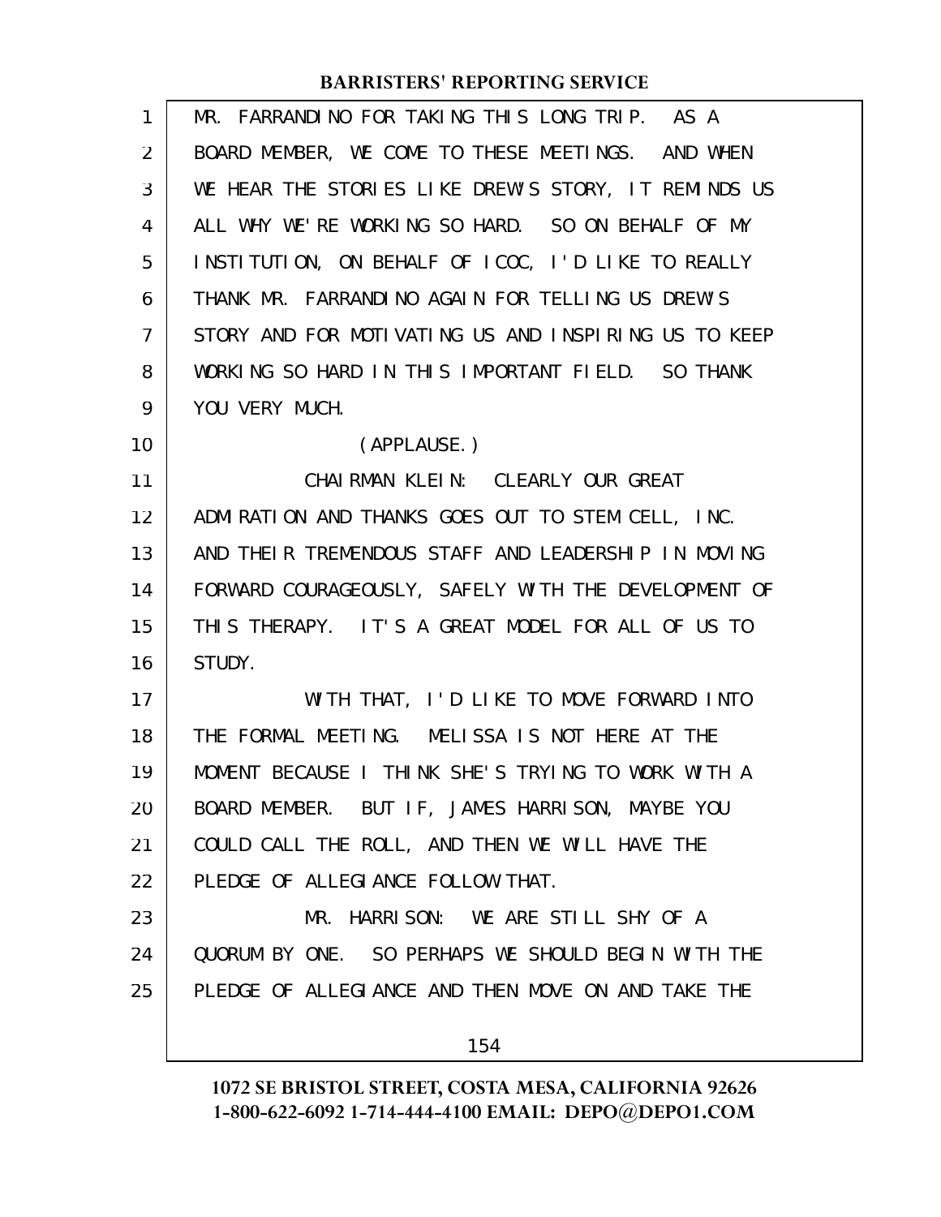MR. FARRANDINO FOR TAKING THIS LONG TRIP. AS A BOARD MEMBER, WE COME TO THESE MEETINGS. AND WHEN WE HEAR THE STORIES LIKE DREW'S STORY, IT REMINDS US ALL WHY WE'RE WORKING SO HARD. SO ON BEHALF OF MY INSTITUTION, ON BEHALF OF ICOC, I'D LIKE TO REALLY THANK MR. FARRANDINO AGAIN FOR TELLING US DREW'S STORY AND FOR MOTIVATING US AND INSPIRING US TO KEEP WORKING SO HARD IN THIS IMPORTANT FIELD. SO THANK YOU VERY MUCH.

(APPLAUSE.)

CHAIRMAN KLEIN: CLEARLY OUR GREAT ADMIRATION AND THANKS GOES OUT TO STEM CELL, INC. AND THEIR TREMENDOUS STAFF AND LEADERSHIP IN MOVING FORWARD COURAGEOUSLY, SAFELY WITH THE DEVELOPMENT OF THIS THERAPY. IT'S A GREAT MODEL FOR ALL OF US TO STUDY.

WITH THAT, I'D LIKE TO MOVE FORWARD INTO THE FORMAL MEETING. MELISSA IS NOT HERE AT THE MOMENT BECAUSE I THINK SHE'S TRYING TO WORK WITH A BOARD MEMBER. BUT IF, JAMES HARRISON, MAYBE YOU COULD CALL THE ROLL, AND THEN WE WILL HAVE THE PLEDGE OF ALLEGIANCE FOLLOW THAT.

MR. HARRISON: WE ARE STILL SHY OF A QUORUM BY ONE. SO PERHAPS WE SHOULD BEGIN WITH THE PLEDGE OF ALLEGIANCE AND THEN MOVE ON AND TAKE THE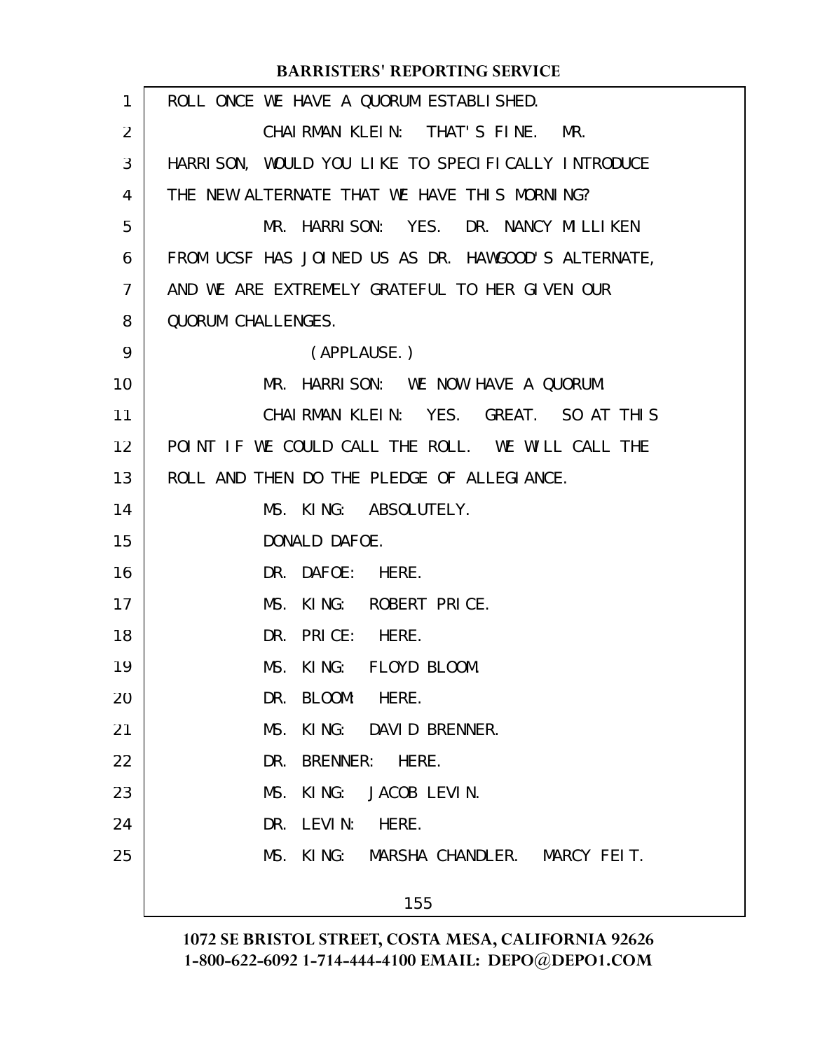ROLL ONCE WE HAVE A QUORUM ESTABLISHED.

CHAIRMAN KLEIN: THAT'S FINE. MR. HARRISON, WOULD YOU LIKE TO SPECIFICALLY INTRODUCE THE NEW ALTERNATE THAT WE HAVE THIS MORNING?

MR. HARRISON: YES. DR. NANCY MILLIKEN FROM UCSF HAS JOINED US AS DR. HAWGOOD'S ALTERNATE, AND WE ARE EXTREMELY GRATEFUL TO HER GIVEN OUR QUORUM CHALLENGES.

(APPLAUSE.)

MR. HARRISON: WE NOW HAVE A QUORUM.

CHAIRMAN KLEIN: YES. GREAT. SO AT THIS POINT IF WE COULD CALL THE ROLL. WE WILL CALL THE ROLL AND THEN DO THE PLEDGE OF ALLEGIANCE.

MS. KING: ABSOLUTELY.

DONALD DAFOE.

DR. DAFOE: HERE.

MS. KING: ROBERT PRICE.

DR. PRICE: HERE.

MS. KING: FLOYD BLOOM.

DR. BLOOM: HERE.

MS. KING: DAVID BRENNER.

DR. BRENNER: HERE.

MS. KING: JACOB LEVIN.

DR. LEVIN: HERE.

MS. KING: MARSHA CHANDLER. MARCY FEIT.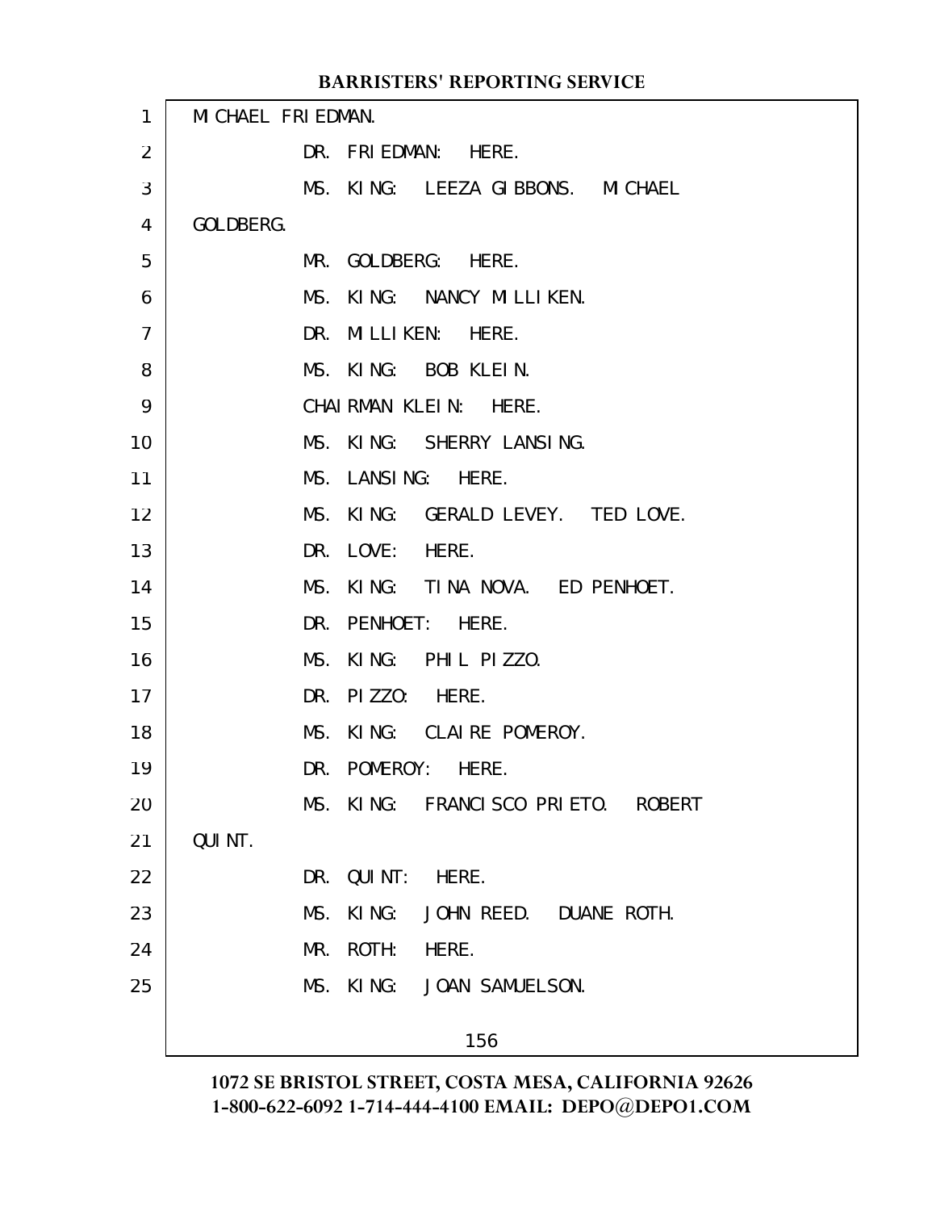MICHAEL FRIEDMAN.

DR. FRIEDMAN: HERE.

MS. KING: LEEZA GIBBONS. MICHAEL GOLDBERG.

MR. GOLDBERG: HERE.

MS. KING: NANCY MILLIKEN.

DR. MILLIKEN: HERE.

MS. KING: BOB KLEIN.

CHAIRMAN KLEIN: HERE.

MS. KING: SHERRY LANSING.

MS. LANSING: HERE.

MS. KING: GERALD LEVEY. TED LOVE.

DR. LOVE: HERE.

MS. KING: TINA NOVA. ED PENHOET.

DR. PENHOET: HERE.

MS. KING: PHIL PIZZO.

DR. PIZZO: HERE.

MS. KING: CLAIRE POMEROY.

DR. POMEROY: HERE.

MS. KING: FRANCISCO PRIETO. ROBERT QUINT.

DR. QUINT: HERE.

MS. KING: JOHN REED. DUANE ROTH.

MR. ROTH: HERE.

MS. KING: JOAN SAMUELSON.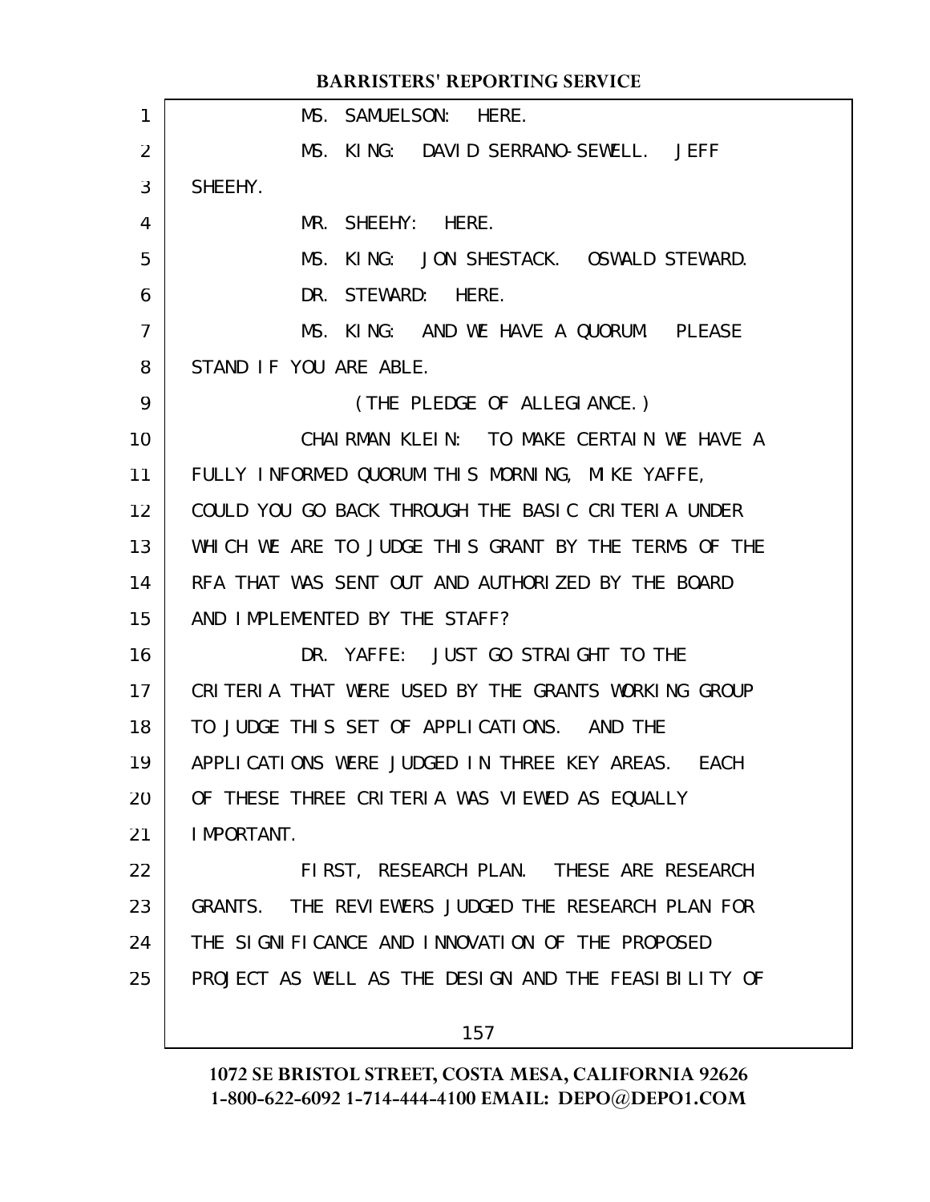MS. SAMUELSON: HERE.

MS. KING: DAVID SERRANO-SEWELL. JEFF SHEEHY.

MR. SHEEHY: HERE.

MS. KING: JON SHESTACK. OSWALD STEWARD.

DR. STEWARD: HERE.

MS. KING: AND WE HAVE A QUORUM. PLEASE STAND IF YOU ARE ABLE.

(THE PLEDGE OF ALLEGIANCE.)

CHAIRMAN KLEIN: TO MAKE CERTAIN WE HAVE A FULLY INFORMED QUORUM THIS MORNING, MIKE YAFFE, COULD YOU GO BACK THROUGH THE BASIC CRITERIA UNDER WHICH WE ARE TO JUDGE THIS GRANT BY THE TERMS OF THE RFA THAT WAS SENT OUT AND AUTHORIZED BY THE BOARD AND IMPLEMENTED BY THE STAFF?

DR. YAFFE: JUST GO STRAIGHT TO THE CRITERIA THAT WERE USED BY THE GRANTS WORKING GROUP TO JUDGE THIS SET OF APPLICATIONS. AND THE APPLICATIONS WERE JUDGED IN THREE KEY AREAS. EACH OF THESE THREE CRITERIA WAS VIEWED AS EQUALLY IMPORTANT.

FIRST, RESEARCH PLAN. THESE ARE RESEARCH GRANTS. THE REVIEWERS JUDGED THE RESEARCH PLAN FOR THE SIGNIFICANCE AND INNOVATION OF THE PROPOSED PROJECT AS WELL AS THE DESIGN AND THE FEASIBILITY OF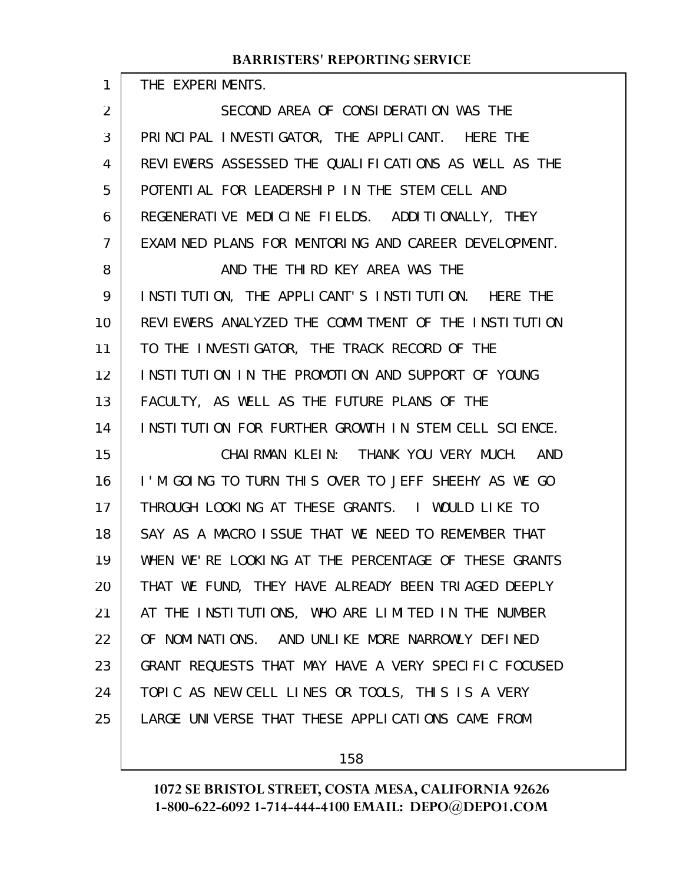THE EXPERIMENTS.

SECOND AREA OF CONSIDERATION WAS THE PRINCIPAL INVESTIGATOR, THE APPLICANT. HERE THE REVIEWERS ASSESSED THE QUALIFICATIONS AS WELL AS THE POTENTIAL FOR LEADERSHIP IN THE STEM CELL AND REGENERATIVE MEDICINE FIELDS. ADDITIONALLY, THEY EXAMINED PLANS FOR MENTORING AND CAREER DEVELOPMENT.

AND THE THIRD KEY AREA WAS THE INSTITUTION, THE APPLICANT'S INSTITUTION. HERE THE REVIEWERS ANALYZED THE COMMITMENT OF THE INSTITUTION TO THE INVESTIGATOR, THE TRACK RECORD OF THE INSTITUTION IN THE PROMOTION AND SUPPORT OF YOUNG FACULTY, AS WELL AS THE FUTURE PLANS OF THE INSTITUTION FOR FURTHER GROWTH IN STEM CELL SCIENCE.

CHAIRMAN KLEIN: THANK YOU VERY MUCH. AND I'M GOING TO TURN THIS OVER TO JEFF SHEEHY AS WE GO THROUGH LOOKING AT THESE GRANTS. I WOULD LIKE TO SAY AS A MACRO ISSUE THAT WE NEED TO REMEMBER THAT WHEN WE'RE LOOKING AT THE PERCENTAGE OF THESE GRANTS THAT WE FUND, THEY HAVE ALREADY BEEN TRIAGED DEEPLY AT THE INSTITUTIONS, WHO ARE LIMITED IN THE NUMBER OF NOMINATIONS. AND UNLIKE MORE NARROWLY DEFINED GRANT REQUESTS THAT MAY HAVE A VERY SPECIFIC FOCUSED TOPIC AS NEW CELL LINES OR TOOLS, THIS IS A VERY LARGE UNIVERSE THAT THESE APPLICATIONS CAME FROM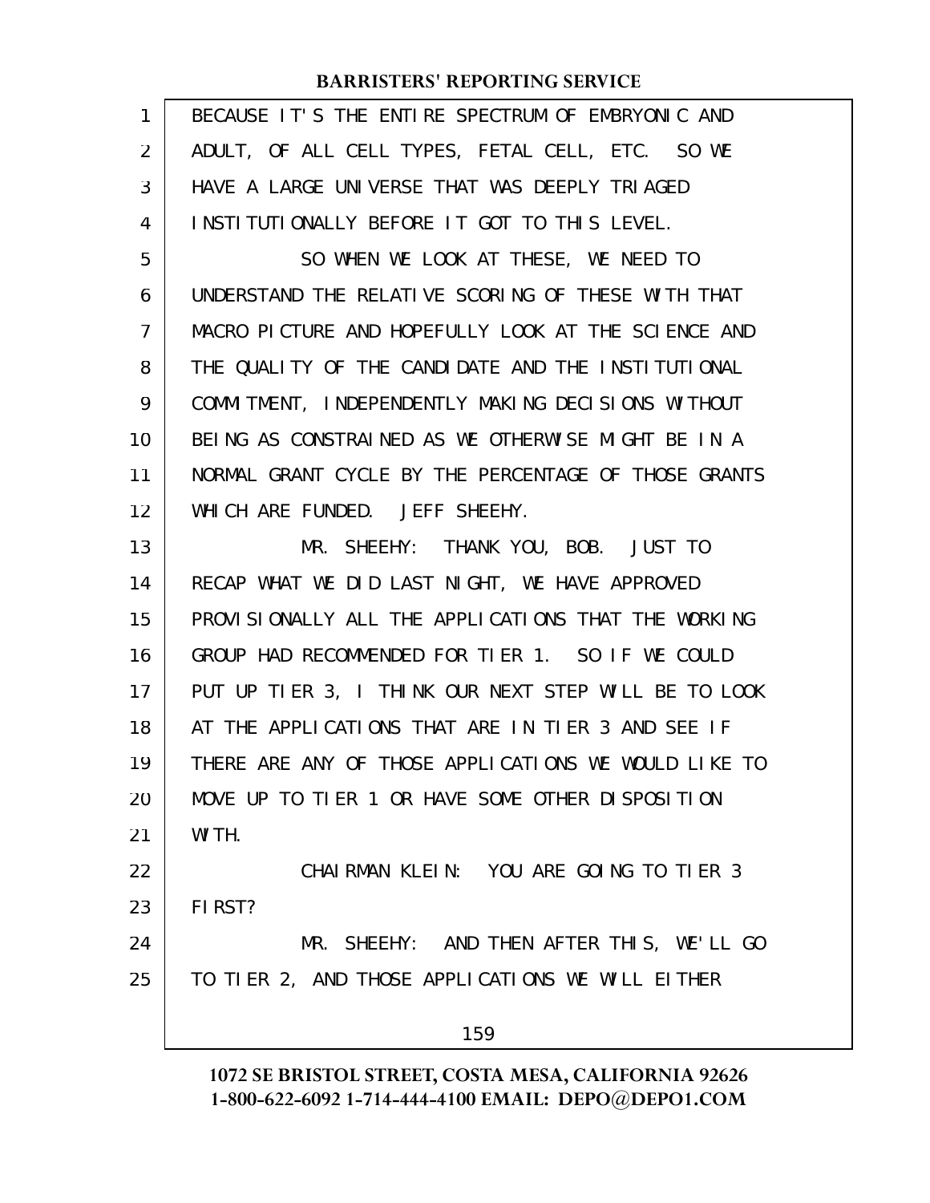BECAUSE IT'S THE ENTIRE SPECTRUM OF EMBRYONIC AND ADULT, OF ALL CELL TYPES, FETAL CELL, ETC. SO WE HAVE A LARGE UNIVERSE THAT WAS DEEPLY TRIAGED INSTITUTIONALLY BEFORE IT GOT TO THIS LEVEL.

SO WHEN WE LOOK AT THESE, WE NEED TO UNDERSTAND THE RELATIVE SCORING OF THESE WITH THAT MACRO PICTURE AND HOPEFULLY LOOK AT THE SCIENCE AND THE QUALITY OF THE CANDIDATE AND THE INSTITUTIONAL COMMITMENT, INDEPENDENTLY MAKING DECISIONS WITHOUT BEING AS CONSTRAINED AS WE OTHERWISE MIGHT BE IN A NORMAL GRANT CYCLE BY THE PERCENTAGE OF THOSE GRANTS WHICH ARE FUNDED. JEFF SHEEHY.

MR. SHEEHY: THANK YOU, BOB. JUST TO RECAP WHAT WE DID LAST NIGHT, WE HAVE APPROVED PROVISIONALLY ALL THE APPLICATIONS THAT THE WORKING GROUP HAD RECOMMENDED FOR TIER 1. SO IF WE COULD PUT UP TIER 3, I THINK OUR NEXT STEP WILL BE TO LOOK AT THE APPLICATIONS THAT ARE IN TIER 3 AND SEE IF THERE ARE ANY OF THOSE APPLICATIONS WE WOULD LIKE TO MOVE UP TO TIER 1 OR HAVE SOME OTHER DISPOSITION WITH.

CHAIRMAN KLEIN: YOU ARE GOING TO TIER 3 FIRST?

MR. SHEEHY: AND THEN AFTER THIS, WE'LL GO TO TIER 2, AND THOSE APPLICATIONS WE WILL EITHER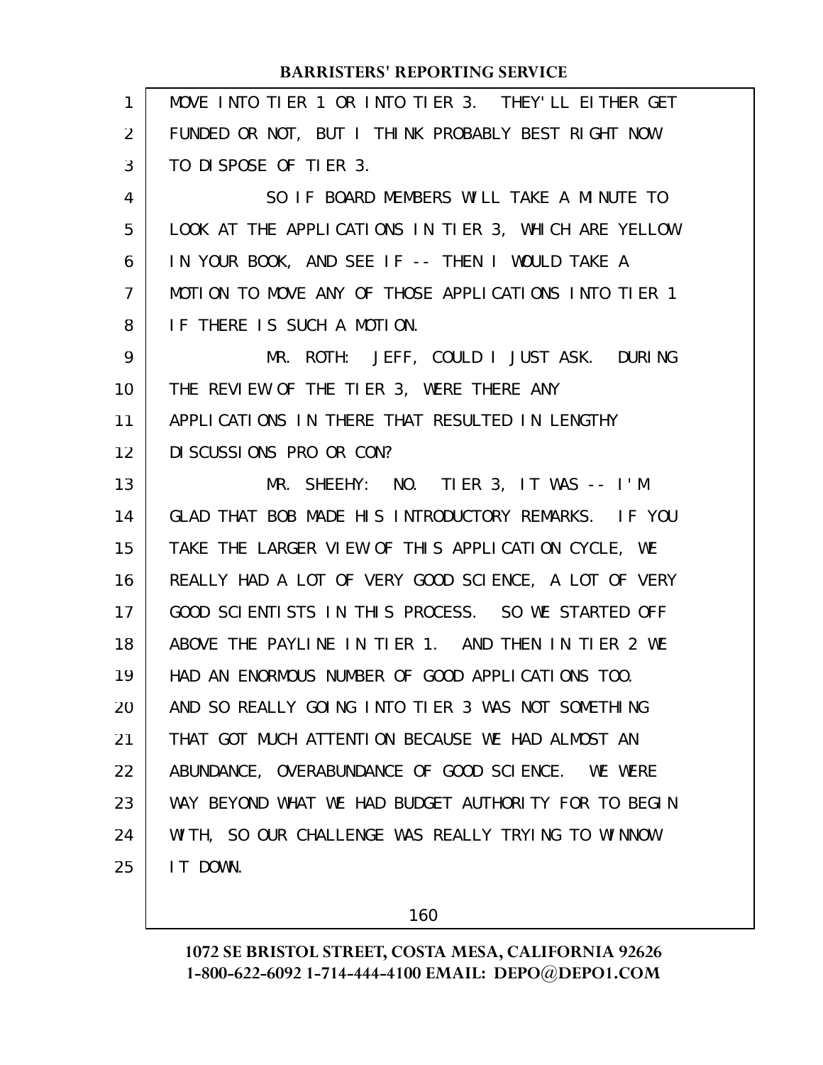MOVE INTO TIER 1 OR INTO TIER 3. THEY'LL EITHER GET FUNDED OR NOT, BUT I THINK PROBABLY BEST RIGHT NOW TO DISPOSE OF TIER 3.

SO IF BOARD MEMBERS WILL TAKE A MINUTE TO LOOK AT THE APPLICATIONS IN TIER 3, WHICH ARE YELLOW IN YOUR BOOK, AND SEE IF -- THEN I WOULD TAKE A MOTION TO MOVE ANY OF THOSE APPLICATIONS INTO TIER 1 IF THERE IS SUCH A MOTION.

MR. ROTH: JEFF, COULD I JUST ASK. DURING THE REVIEW OF THE TIER 3, WERE THERE ANY APPLICATIONS IN THERE THAT RESULTED IN LENGTHY DISCUSSIONS PRO OR CON?

MR. SHEEHY: NO. TIER 3, IT WAS -- I'M GLAD THAT BOB MADE HIS INTRODUCTORY REMARKS. IF YOU TAKE THE LARGER VIEW OF THIS APPLICATION CYCLE, WE REALLY HAD A LOT OF VERY GOOD SCIENCE, A LOT OF VERY GOOD SCIENTISTS IN THIS PROCESS. SO WE STARTED OFF ABOVE THE PAYLINE IN TIER 1. AND THEN IN TIER 2 WE HAD AN ENORMOUS NUMBER OF GOOD APPLICATIONS TOO. AND SO REALLY GOING INTO TIER 3 WAS NOT SOMETHING THAT GOT MUCH ATTENTION BECAUSE WE HAD ALMOST AN ABUNDANCE, OVERABUNDANCE OF GOOD SCIENCE. WE WERE WAY BEYOND WHAT WE HAD BUDGET AUTHORITY FOR TO BEGIN WITH, SO OUR CHALLENGE WAS REALLY TRYING TO WINNOW IT DOWN.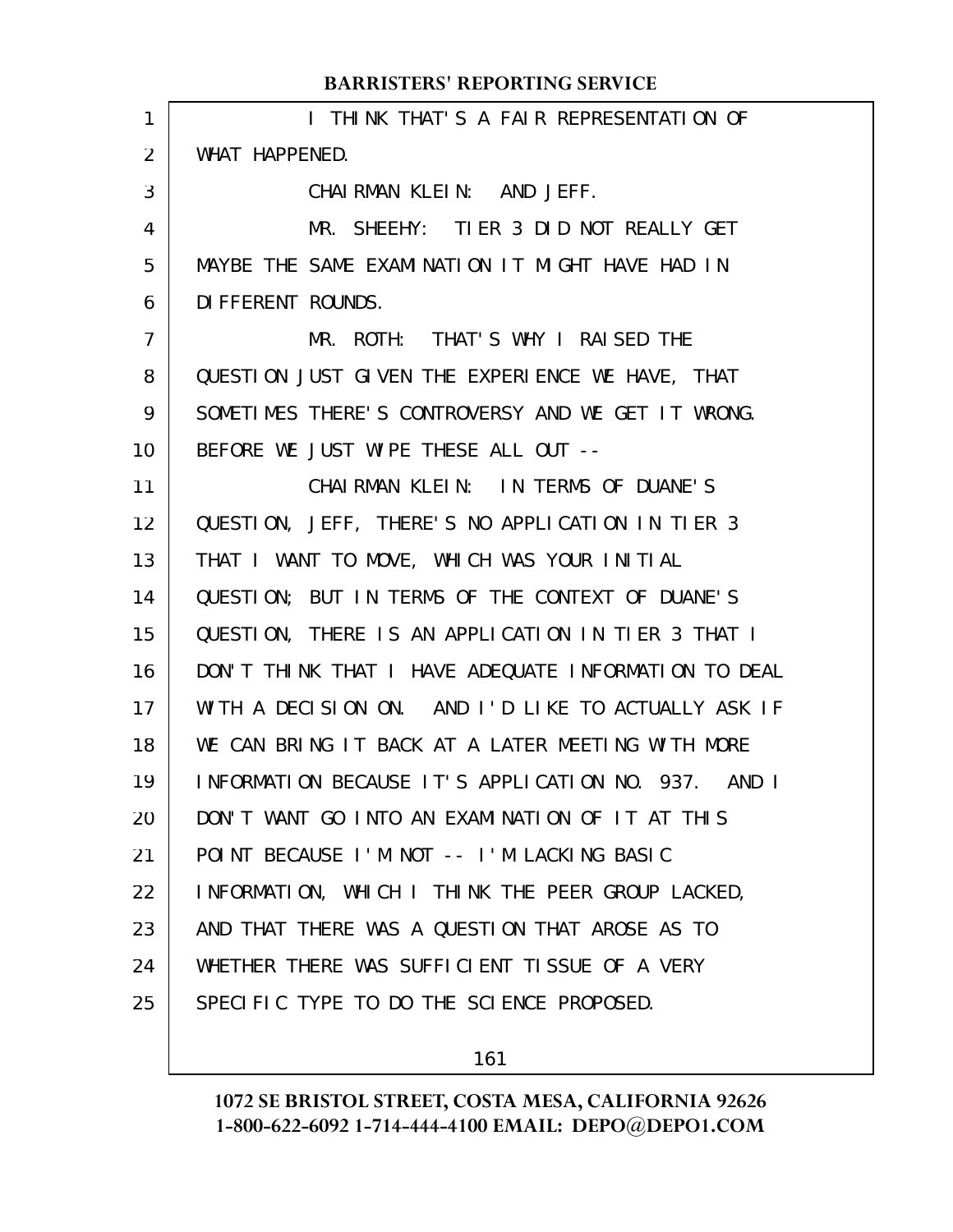I THINK THAT'S A FAIR REPRESENTATION OF WHAT HAPPENED.

CHAIRMAN KLEIN: AND JEFF.

MR. SHEEHY: TIER 3 DID NOT REALLY GET MAYBE THE SAME EXAMINATION IT MIGHT HAVE HAD IN DIFFERENT ROUNDS.

MR. ROTH: THAT'S WHY I RAISED THE QUESTION JUST GIVEN THE EXPERIENCE WE HAVE, THAT SOMETIMES THERE'S CONTROVERSY AND WE GET IT WRONG. BEFORE WE JUST WIPE THESE ALL OUT --

CHAIRMAN KLEIN: IN TERMS OF DUANE'S QUESTION, JEFF, THERE'S NO APPLICATION IN TIER 3 THAT I WANT TO MOVE, WHICH WAS YOUR INITIAL QUESTION; BUT IN TERMS OF THE CONTEXT OF DUANE'S QUESTION, THERE IS AN APPLICATION IN TIER 3 THAT I DON'T THINK THAT I HAVE ADEQUATE INFORMATION TO DEAL WITH A DECISION ON. AND I'D LIKE TO ACTUALLY ASK IF WE CAN BRING IT BACK AT A LATER MEETING WITH MORE INFORMATION BECAUSE IT'S APPLICATION NO. 937. AND I DON'T WANT GO INTO AN EXAMINATION OF IT AT THIS POINT BECAUSE I'M NOT -- I'M LACKING BASIC INFORMATION, WHICH I THINK THE PEER GROUP LACKED, AND THAT THERE WAS A QUESTION THAT AROSE AS TO WHETHER THERE WAS SUFFICIENT TISSUE OF A VERY SPECIFIC TYPE TO DO THE SCIENCE PROPOSED.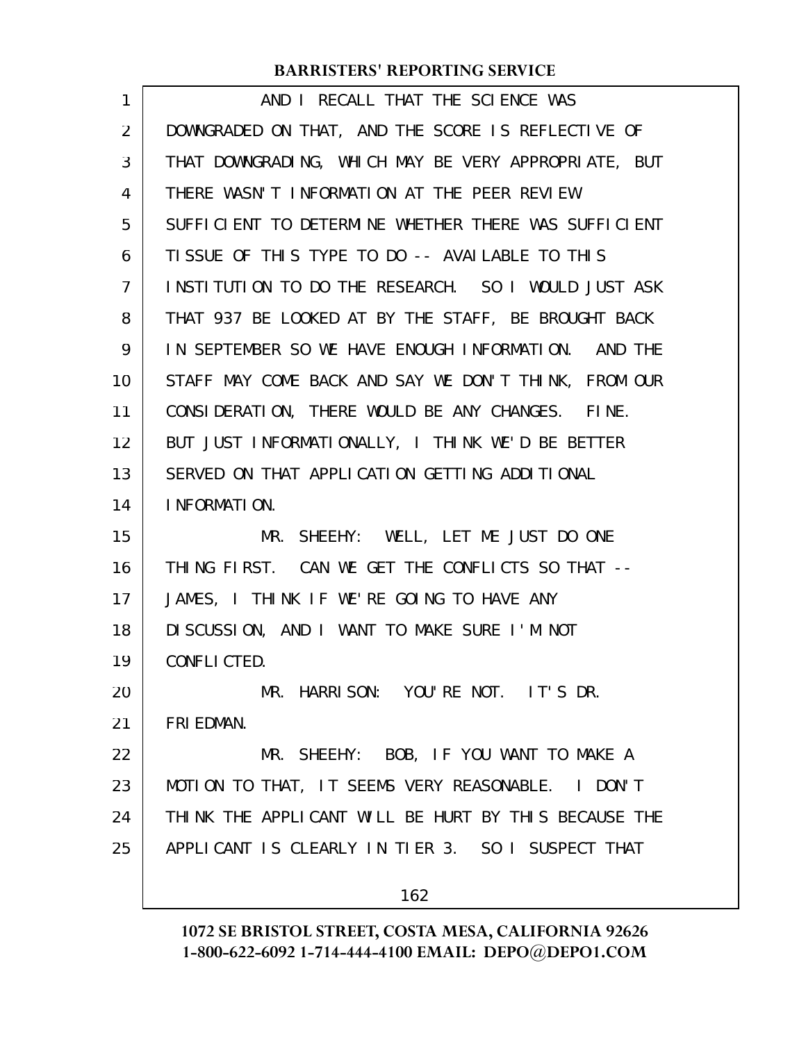AND I RECALL THAT THE SCIENCE WAS DOWNGRADED ON THAT, AND THE SCORE IS REFLECTIVE OF THAT DOWNGRADING, WHICH MAY BE VERY APPROPRIATE, BUT THERE WASN'T INFORMATION AT THE PEER REVIEW SUFFICIENT TO DETERMINE WHETHER THERE WAS SUFFICIENT TISSUE OF THIS TYPE TO DO -- AVAILABLE TO THIS INSTITUTION TO DO THE RESEARCH. SO I WOULD JUST ASK THAT 937 BE LOOKED AT BY THE STAFF, BE BROUGHT BACK IN SEPTEMBER SO WE HAVE ENOUGH INFORMATION. AND THE STAFF MAY COME BACK AND SAY WE DON'T THINK, FROM OUR CONSIDERATION, THERE WOULD BE ANY CHANGES. FINE. BUT JUST INFORMATIONALLY, I THINK WE'D BE BETTER SERVED ON THAT APPLICATION GETTING ADDITIONAL INFORMATION.

MR. SHEEHY: WELL, LET ME JUST DO ONE THING FIRST. CAN WE GET THE CONFLICTS SO THAT -- JAMES, I THINK IF WE'RE GOING TO HAVE ANY DISCUSSION, AND I WANT TO MAKE SURE I'M NOT CONFLICTED.

MR. HARRISON: YOU'RE NOT. IT'S DR. FRIEDMAN.

MR. SHEEHY: BOB, IF YOU WANT TO MAKE A MOTION TO THAT, IT SEEMS VERY REASONABLE. I DON'T THINK THE APPLICANT WILL BE HURT BY THIS BECAUSE THE APPLICANT IS CLEARLY IN TIER 3. SO I SUSPECT THAT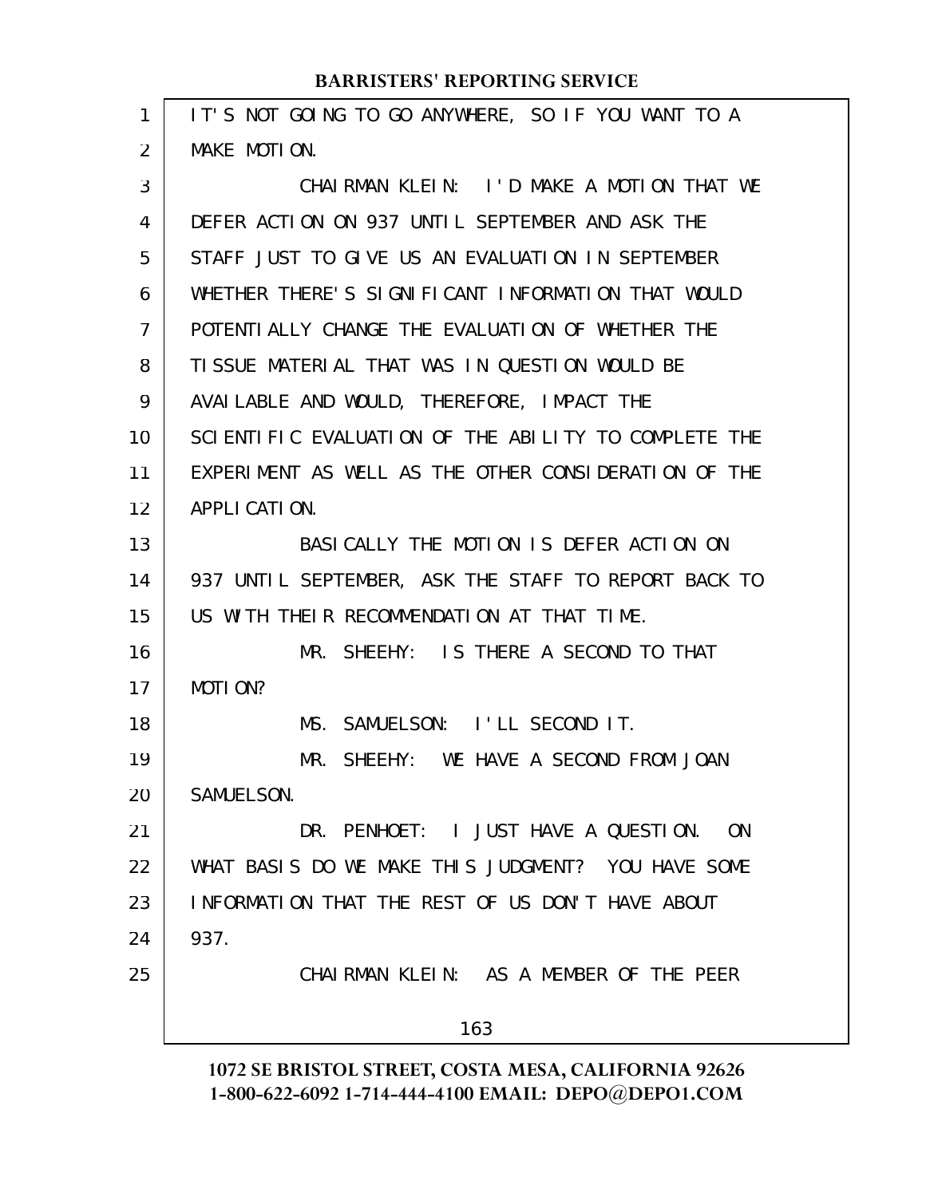IT'S NOT GOING TO GO ANYWHERE, SO IF YOU WANT TO A MAKE MOTION.

CHAIRMAN KLEIN: I'D MAKE A MOTION THAT WE DEFER ACTION ON 937 UNTIL SEPTEMBER AND ASK THE STAFF JUST TO GIVE US AN EVALUATION IN SEPTEMBER WHETHER THERE'S SIGNIFICANT INFORMATION THAT WOULD POTENTIALLY CHANGE THE EVALUATION OF WHETHER THE TISSUE MATERIAL THAT WAS IN QUESTION WOULD BE AVAILABLE AND WOULD, THEREFORE, IMPACT THE SCIENTIFIC EVALUATION OF THE ABILITY TO COMPLETE THE EXPERIMENT AS WELL AS THE OTHER CONSIDERATION OF THE APPLICATION.

BASICALLY THE MOTION IS DEFER ACTION ON 937 UNTIL SEPTEMBER, ASK THE STAFF TO REPORT BACK TO US WITH THEIR RECOMMENDATION AT THAT TIME.

MR. SHEEHY: IS THERE A SECOND TO THAT MOTION?

MS. SAMUELSON: I'LL SECOND IT.

MR. SHEEHY: WE HAVE A SECOND FROM JOAN SAMUELSON.

DR. PENHOET: I JUST HAVE A QUESTION. ON WHAT BASIS DO WE MAKE THIS JUDGMENT? YOU HAVE SOME INFORMATION THAT THE REST OF US DON'T HAVE ABOUT 937.

CHAIRMAN KLEIN: AS A MEMBER OF THE PEER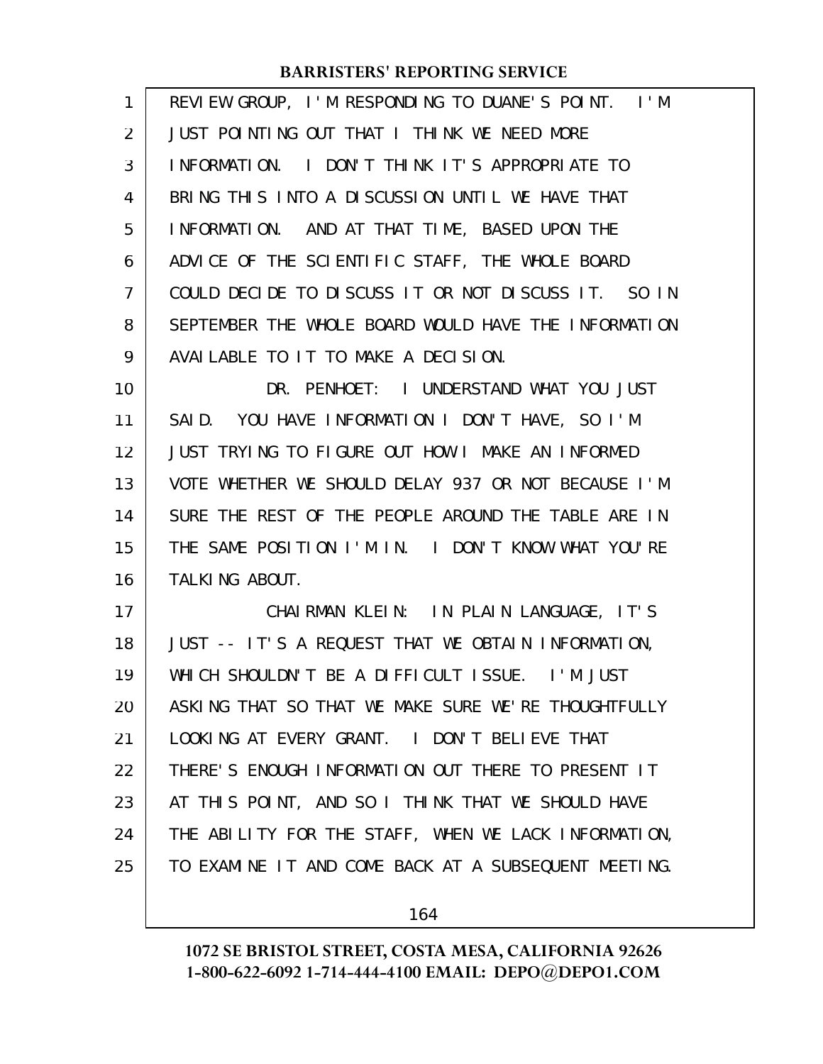REVIEW GROUP, I'M RESPONDING TO DUANE'S POINT. I'M JUST POINTING OUT THAT I THINK WE NEED MORE INFORMATION. I DON'T THINK IT'S APPROPRIATE TO BRING THIS INTO A DISCUSSION UNTIL WE HAVE THAT INFORMATION. AND AT THAT TIME, BASED UPON THE ADVICE OF THE SCIENTIFIC STAFF, THE WHOLE BOARD COULD DECIDE TO DISCUSS IT OR NOT DISCUSS IT. SO IN SEPTEMBER THE WHOLE BOARD WOULD HAVE THE INFORMATION AVAILABLE TO IT TO MAKE A DECISION.

DR. PENHOET: I UNDERSTAND WHAT YOU JUST SAID. YOU HAVE INFORMATION I DON'T HAVE, SO I'M JUST TRYING TO FIGURE OUT HOW I MAKE AN INFORMED VOTE WHETHER WE SHOULD DELAY 937 OR NOT BECAUSE I'M SURE THE REST OF THE PEOPLE AROUND THE TABLE ARE IN THE SAME POSITION I'M IN. I DON'T KNOW WHAT YOU'RE TALKING ABOUT.

CHAIRMAN KLEIN: IN PLAIN LANGUAGE, IT'S JUST -- IT'S A REQUEST THAT WE OBTAIN INFORMATION, WHICH SHOULDN'T BE A DIFFICULT ISSUE. I'M JUST ASKING THAT SO THAT WE MAKE SURE WE'RE THOUGHTFULLY LOOKING AT EVERY GRANT. I DON'T BELIEVE THAT THERE'S ENOUGH INFORMATION OUT THERE TO PRESENT IT AT THIS POINT, AND SO I THINK THAT WE SHOULD HAVE THE ABILITY FOR THE STAFF, WHEN WE LACK INFORMATION, TO EXAMINE IT AND COME BACK AT A SUBSEQUENT MEETING.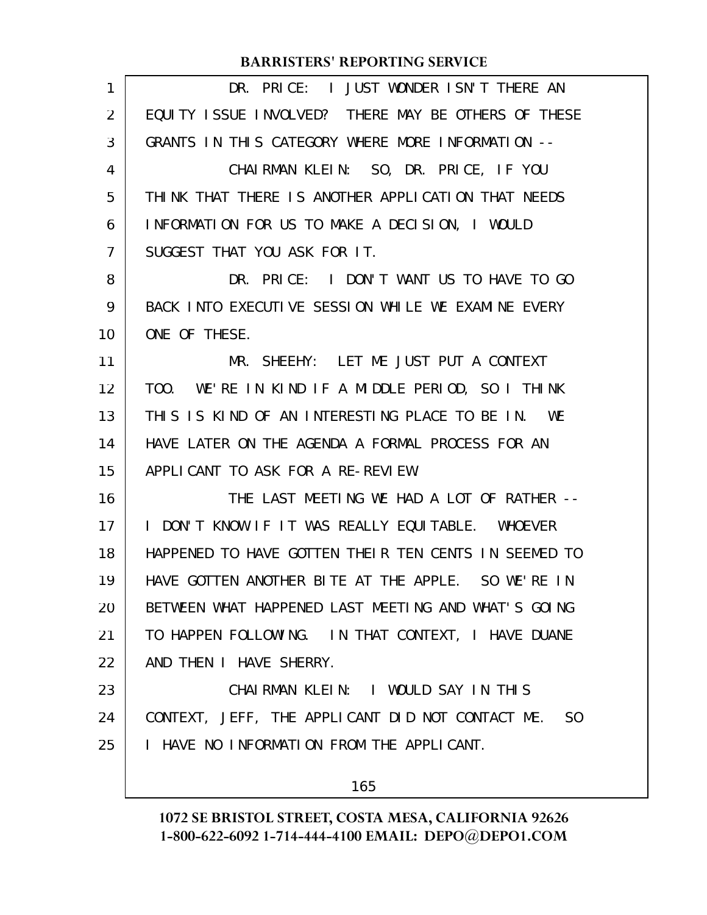DR. PRICE: I JUST WONDER ISN'T THERE AN EQUITY ISSUE INVOLVED? THERE MAY BE OTHERS OF THESE GRANTS IN THIS CATEGORY WHERE MORE INFORMATION --

CHAIRMAN KLEIN: SO, DR. PRICE, IF YOU THINK THAT THERE IS ANOTHER APPLICATION THAT NEEDS INFORMATION FOR US TO MAKE A DECISION, I WOULD SUGGEST THAT YOU ASK FOR IT.

DR. PRICE: I DON'T WANT US TO HAVE TO GO BACK INTO EXECUTIVE SESSION WHILE WE EXAMINE EVERY ONE OF THESE.

MR. SHEEHY: LET ME JUST PUT A CONTEXT TOO. WE'RE IN KIND IF A MIDDLE PERIOD, SO I THINK THIS IS KIND OF AN INTERESTING PLACE TO BE IN. WE HAVE LATER ON THE AGENDA A FORMAL PROCESS FOR AN APPLICANT TO ASK FOR A RE-REVIEW.

THE LAST MEETING WE HAD A LOT OF RATHER -- I DON'T KNOW IF IT WAS REALLY EQUITABLE. WHOEVER HAPPENED TO HAVE GOTTEN THEIR TEN CENTS IN SEEMED TO HAVE GOTTEN ANOTHER BITE AT THE APPLE. SO WE'RE IN BETWEEN WHAT HAPPENED LAST MEETING AND WHAT'S GOING TO HAPPEN FOLLOWING. IN THAT CONTEXT, I HAVE DUANE AND THEN I HAVE SHERRY.

CHAIRMAN KLEIN: I WOULD SAY IN THIS CONTEXT, JEFF, THE APPLICANT DID NOT CONTACT ME. SO I HAVE NO INFORMATION FROM THE APPLICANT.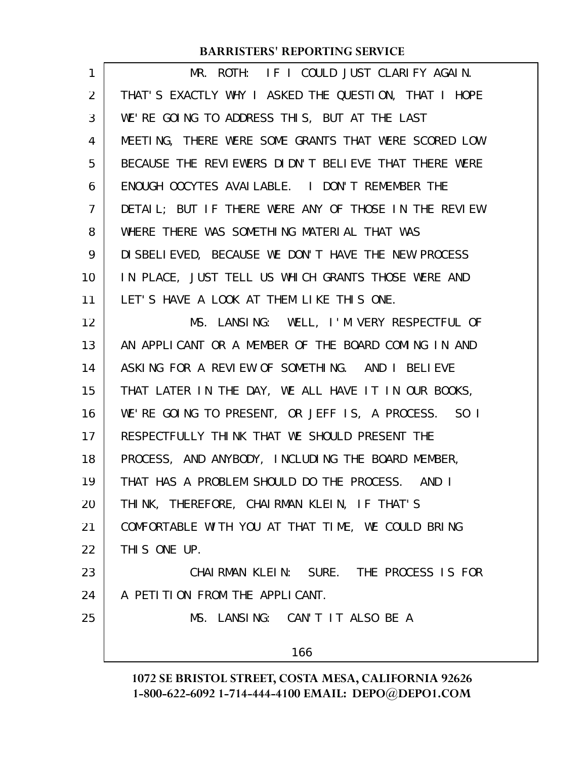MR. ROTH: IF I COULD JUST CLARIFY AGAIN. THAT'S EXACTLY WHY I ASKED THE QUESTION, THAT I HOPE WE'RE GOING TO ADDRESS THIS, BUT AT THE LAST MEETING, THERE WERE SOME GRANTS THAT WERE SCORED LOW BECAUSE THE REVIEWERS DIDN'T BELIEVE THAT THERE WERE ENOUGH OOCYTES AVAILABLE. I DON'T REMEMBER THE DETAIL; BUT IF THERE WERE ANY OF THOSE IN THE REVIEW WHERE THERE WAS SOMETHING MATERIAL THAT WAS DISBELIEVED, BECAUSE WE DON'T HAVE THE NEW PROCESS IN PLACE, JUST TELL US WHICH GRANTS THOSE WERE AND LET'S HAVE A LOOK AT THEM LIKE THIS ONE.

MS. LANSING: WELL, I'M VERY RESPECTFUL OF AN APPLICANT OR A MEMBER OF THE BOARD COMING IN AND ASKING FOR A REVIEW OF SOMETHING. AND I BELIEVE THAT LATER IN THE DAY, WE ALL HAVE IT IN OUR BOOKS, WE'RE GOING TO PRESENT, OR JEFF IS, A PROCESS. SO I RESPECTFULLY THINK THAT WE SHOULD PRESENT THE PROCESS, AND ANYBODY, INCLUDING THE BOARD MEMBER, THAT HAS A PROBLEM SHOULD DO THE PROCESS. AND I THINK, THEREFORE, CHAIRMAN KLEIN, IF THAT'S COMFORTABLE WITH YOU AT THAT TIME, WE COULD BRING THIS ONE UP.

CHAIRMAN KLEIN: SURE. THE PROCESS IS FOR A PETITION FROM THE APPLICANT.

MS. LANSING: CAN'T IT ALSO BE A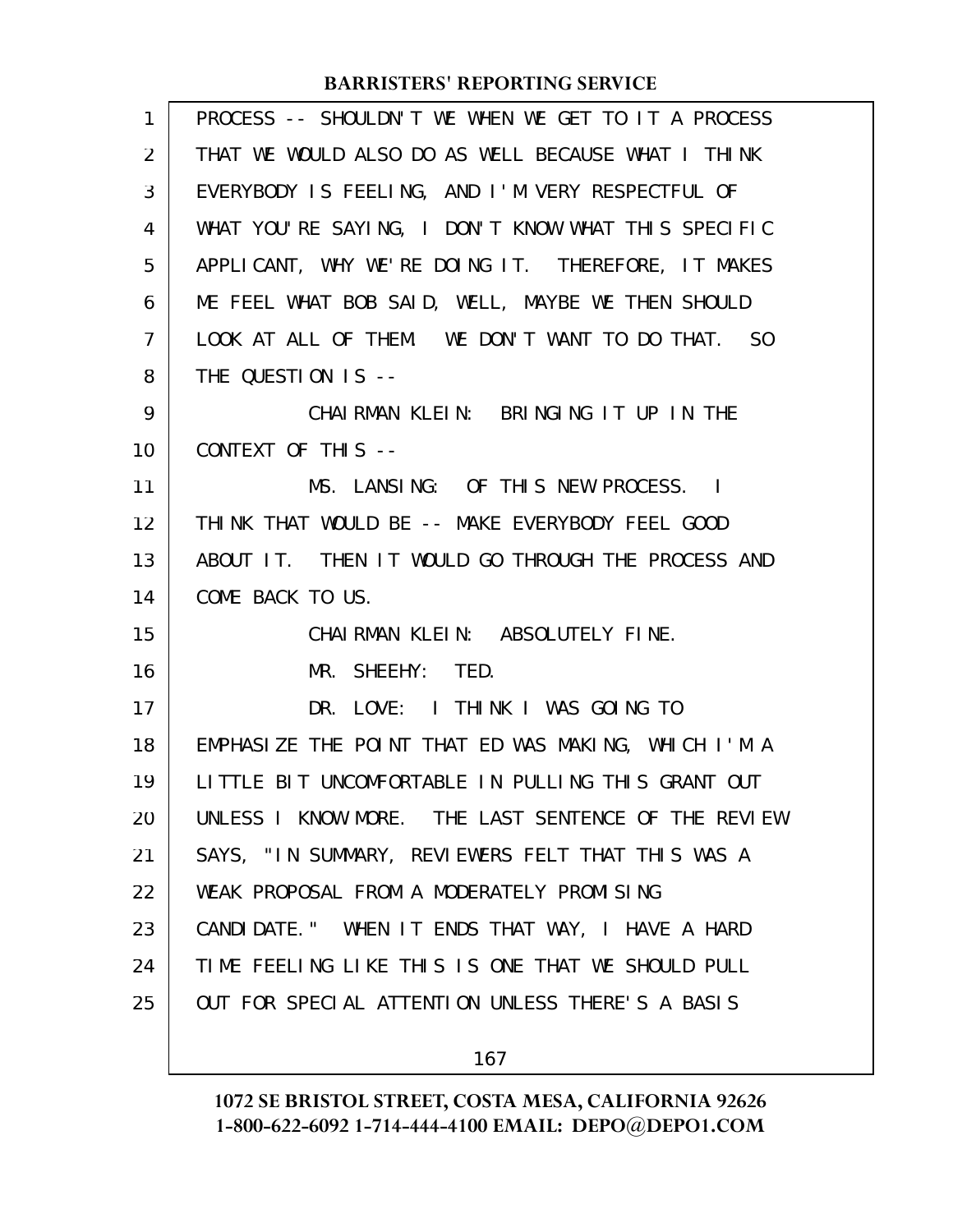PROCESS -- SHOULDN'T WE WHEN WE GET TO IT A PROCESS THAT WE WOULD ALSO DO AS WELL BECAUSE WHAT I THINK EVERYBODY IS FEELING, AND I'M VERY RESPECTFUL OF WHAT YOU'RE SAYING, I DON'T KNOW WHAT THIS SPECIFIC APPLICANT, WHY WE'RE DOING IT. THEREFORE, IT MAKES ME FEEL WHAT BOB SAID, WELL, MAYBE WE THEN SHOULD LOOK AT ALL OF THEM. WE DON'T WANT TO DO THAT. SO THE QUESTION IS --

CHAIRMAN KLEIN: BRINGING IT UP IN THE CONTEXT OF THIS --

MS. LANSING: OF THIS NEW PROCESS. I THINK THAT WOULD BE -- MAKE EVERYBODY FEEL GOOD ABOUT IT. THEN IT WOULD GO THROUGH THE PROCESS AND COME BACK TO US.

CHAIRMAN KLEIN: ABSOLUTELY FINE.

MR. SHEEHY: TED.

DR. LOVE: I THINK I WAS GOING TO EMPHASIZE THE POINT THAT ED WAS MAKING, WHICH I'M A LITTLE BIT UNCOMFORTABLE IN PULLING THIS GRANT OUT UNLESS I KNOW MORE. THE LAST SENTENCE OF THE REVIEW SAYS, "IN SUMMARY, REVIEWERS FELT THAT THIS WAS A WEAK PROPOSAL FROM A MODERATELY PROMISING CANDIDATE." WHEN IT ENDS THAT WAY, I HAVE A HARD TIME FEELING LIKE THIS IS ONE THAT WE SHOULD PULL OUT FOR SPECIAL ATTENTION UNLESS THERE'S A BASIS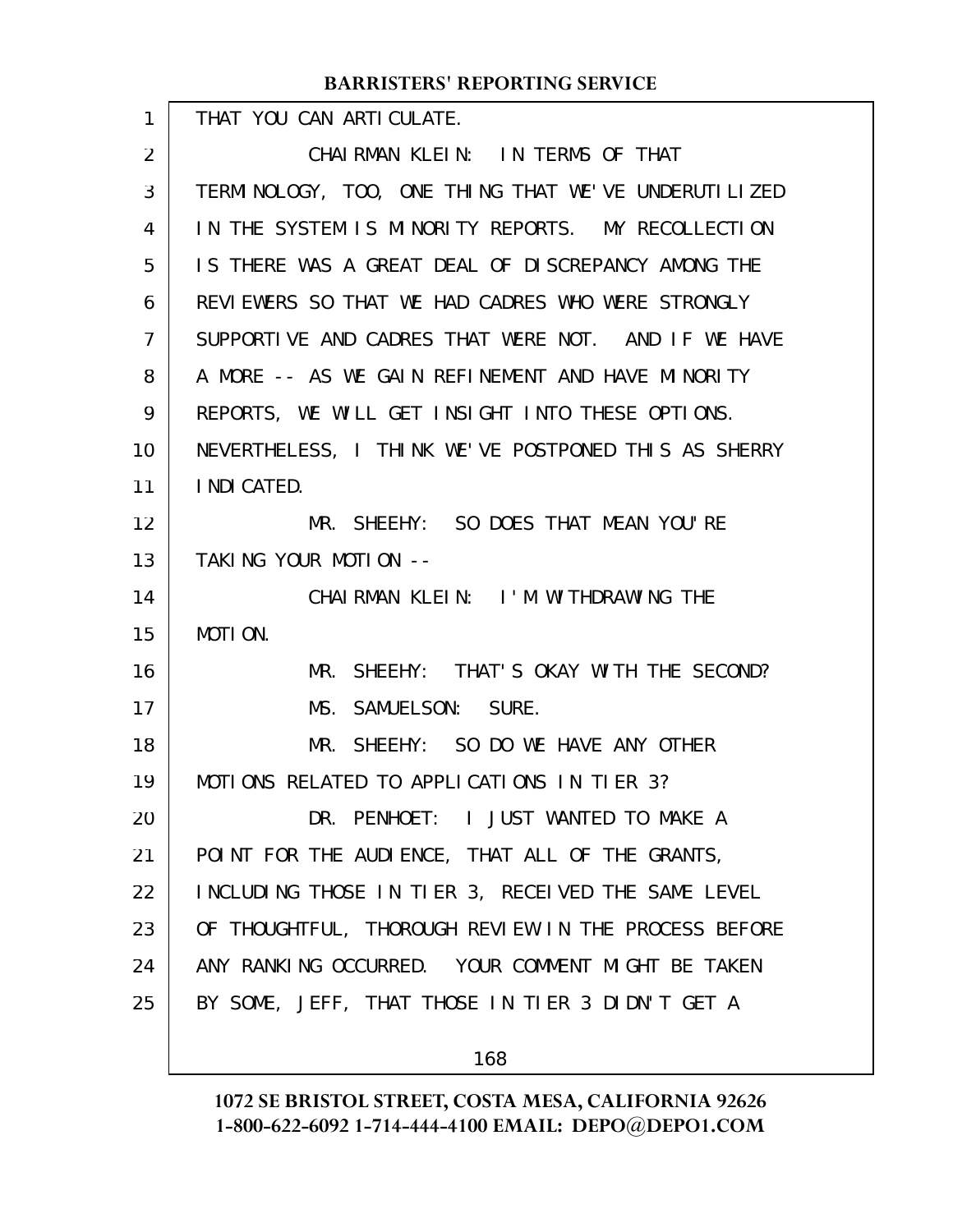THAT YOU CAN ARTICULATE.

CHAIRMAN KLEIN: IN TERMS OF THAT TERMINOLOGY, TOO, ONE THING THAT WE'VE UNDERUTILIZED IN THE SYSTEM IS MINORITY REPORTS. MY RECOLLECTION IS THERE WAS A GREAT DEAL OF DISCREPANCY AMONG THE REVIEWERS SO THAT WE HAD CADRES WHO WERE STRONGLY SUPPORTIVE AND CADRES THAT WERE NOT. AND IF WE HAVE A MORE -- AS WE GAIN REFINEMENT AND HAVE MINORITY REPORTS, WE WILL GET INSIGHT INTO THESE OPTIONS. NEVERTHELESS, I THINK WE'VE POSTPONED THIS AS SHERRY INDICATED.

MR. SHEEHY: SO DOES THAT MEAN YOU'RE TAKING YOUR MOTION --

CHAIRMAN KLEIN: I'M WITHDRAWING THE MOTION.

MR. SHEEHY: THAT'S OKAY WITH THE SECOND?

MS. SAMUELSON: SURE.

MR. SHEEHY: SO DO WE HAVE ANY OTHER MOTIONS RELATED TO APPLICATIONS IN TIER 3?

DR. PENHOET: I JUST WANTED TO MAKE A POINT FOR THE AUDIENCE, THAT ALL OF THE GRANTS, INCLUDING THOSE IN TIER 3, RECEIVED THE SAME LEVEL OF THOUGHTFUL, THOROUGH REVIEW IN THE PROCESS BEFORE ANY RANKING OCCURRED. YOUR COMMENT MIGHT BE TAKEN BY SOME, JEFF, THAT THOSE IN TIER 3 DIDN'T GET A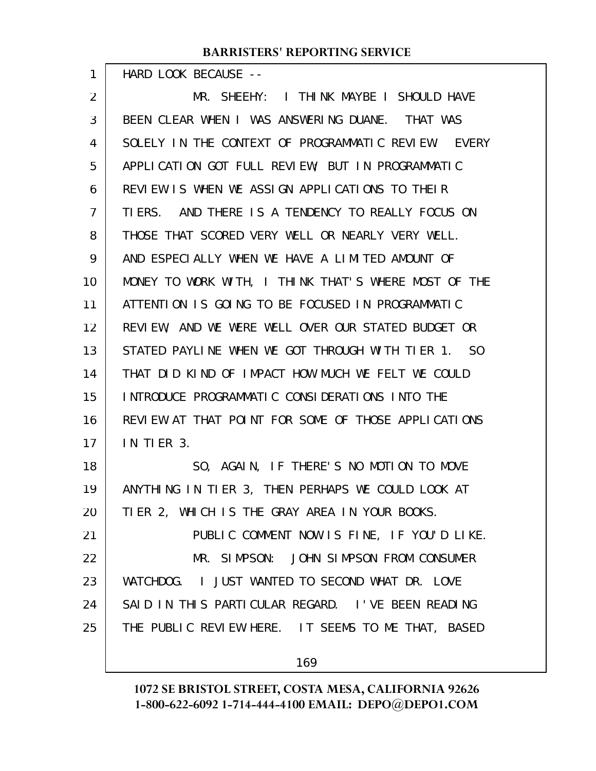HARD LOOK BECAUSE --

MR. SHEEHY: I THINK MAYBE I SHOULD HAVE BEEN CLEAR WHEN I WAS ANSWERING DUANE. THAT WAS SOLELY IN THE CONTEXT OF PROGRAMMATIC REVIEW. EVERY APPLICATION GOT FULL REVIEW, BUT IN PROGRAMMATIC REVIEW IS WHEN WE ASSIGN APPLICATIONS TO THEIR TIERS. AND THERE IS A TENDENCY TO REALLY FOCUS ON THOSE THAT SCORED VERY WELL OR NEARLY VERY WELL. AND ESPECIALLY WHEN WE HAVE A LIMITED AMOUNT OF MONEY TO WORK WITH, I THINK THAT'S WHERE MOST OF THE ATTENTION IS GOING TO BE FOCUSED IN PROGRAMMATIC REVIEW, AND WE WERE WELL OVER OUR STATED BUDGET OR STATED PAYLINE WHEN WE GOT THROUGH WITH TIER 1. SO THAT DID KIND OF IMPACT HOW MUCH WE FELT WE COULD INTRODUCE PROGRAMMATIC CONSIDERATIONS INTO THE REVIEW AT THAT POINT FOR SOME OF THOSE APPLICATIONS IN TIER 3.

SO, AGAIN, IF THERE'S NO MOTION TO MOVE ANYTHING IN TIER 3, THEN PERHAPS WE COULD LOOK AT TIER 2, WHICH IS THE GRAY AREA IN YOUR BOOKS.

PUBLIC COMMENT NOW IS FINE, IF YOU'D LIKE.

MR. SIMPSON: JOHN SIMPSON FROM CONSUMER WATCHDOG. I JUST WANTED TO SECOND WHAT DR. LOVE SAID IN THIS PARTICULAR REGARD. I'VE BEEN READING THE PUBLIC REVIEW HERE. IT SEEMS TO ME THAT, BASED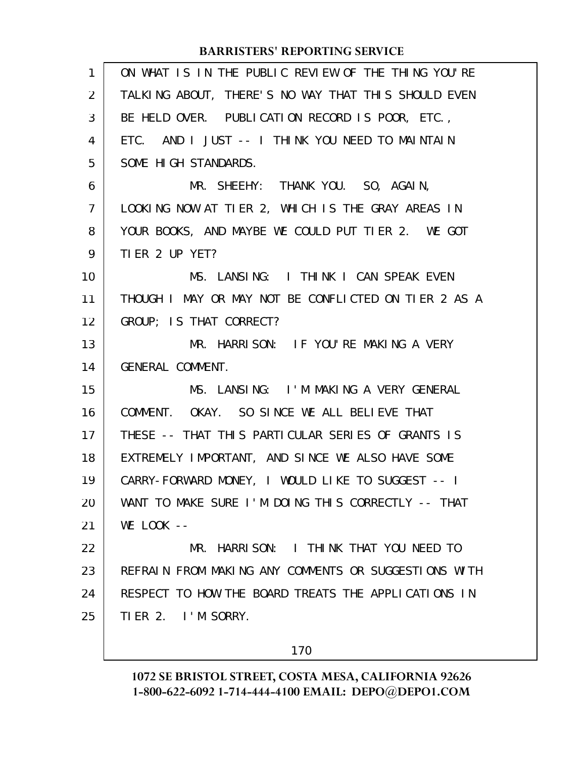ON WHAT IS IN THE PUBLIC REVIEW OF THE THING YOU'RE TALKING ABOUT, THERE'S NO WAY THAT THIS SHOULD EVEN BE HELD OVER. PUBLICATION RECORD IS POOR, ETC., ETC. AND I JUST -- I THINK YOU NEED TO MAINTAIN SOME HIGH STANDARDS.

MR. SHEEHY: THANK YOU. SO, AGAIN, LOOKING NOW AT TIER 2, WHICH IS THE GRAY AREAS IN YOUR BOOKS, AND MAYBE WE COULD PUT TIER 2. WE GOT TIER 2 UP YET?

MS. LANSING: I THINK I CAN SPEAK EVEN THOUGH I MAY OR MAY NOT BE CONFLICTED ON TIER 2 AS A GROUP; IS THAT CORRECT?

MR. HARRISON: IF YOU'RE MAKING A VERY GENERAL COMMENT.

MS. LANSING: I'M MAKING A VERY GENERAL COMMENT. OKAY. SO SINCE WE ALL BELIEVE THAT THESE -- THAT THIS PARTICULAR SERIES OF GRANTS IS EXTREMELY IMPORTANT, AND SINCE WE ALSO HAVE SOME CARRY-FORWARD MONEY, I WOULD LIKE TO SUGGEST -- I WANT TO MAKE SURE I'M DOING THIS CORRECTLY -- THAT WE LOOK --

MR. HARRISON: I THINK THAT YOU NEED TO REFRAIN FROM MAKING ANY COMMENTS OR SUGGESTIONS WITH RESPECT TO HOW THE BOARD TREATS THE APPLICATIONS IN TIER 2. I'M SORRY.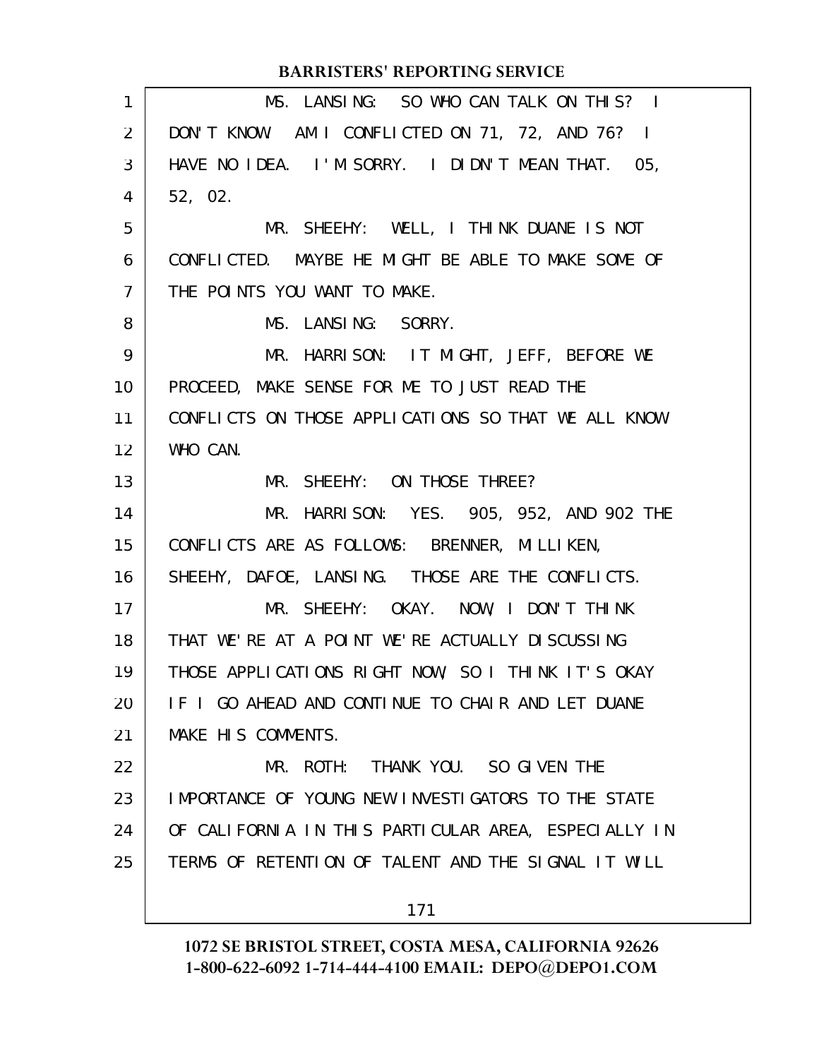MS. LANSING: SO WHO CAN TALK ON THIS? I DON'T KNOW. AM I CONFLICTED ON 71, 72, AND 76? I HAVE NO IDEA. I'M SORRY. I DIDN'T MEAN THAT. 05, 52, 02.

MR. SHEEHY: WELL, I THINK DUANE IS NOT CONFLICTED. MAYBE HE MIGHT BE ABLE TO MAKE SOME OF THE POINTS YOU WANT TO MAKE.

MS. LANSING: SORRY.

MR. HARRISON: IT MIGHT, JEFF, BEFORE WE PROCEED, MAKE SENSE FOR ME TO JUST READ THE CONFLICTS ON THOSE APPLICATIONS SO THAT WE ALL KNOW WHO CAN.

MR. SHEEHY: ON THOSE THREE?

MR. HARRISON: YES. 905, 952, AND 902 THE CONFLICTS ARE AS FOLLOWS: BRENNER, MILLIKEN, SHEEHY, DAFOE, LANSING. THOSE ARE THE CONFLICTS.

MR. SHEEHY: OKAY. NOW, I DON'T THINK THAT WE'RE AT A POINT WE'RE ACTUALLY DISCUSSING THOSE APPLICATIONS RIGHT NOW, SO I THINK IT'S OKAY IF I GO AHEAD AND CONTINUE TO CHAIR AND LET DUANE MAKE HIS COMMENTS.

MR. ROTH: THANK YOU. SO GIVEN THE IMPORTANCE OF YOUNG NEW INVESTIGATORS TO THE STATE OF CALIFORNIA IN THIS PARTICULAR AREA, ESPECIALLY IN TERMS OF RETENTION OF TALENT AND THE SIGNAL IT WILL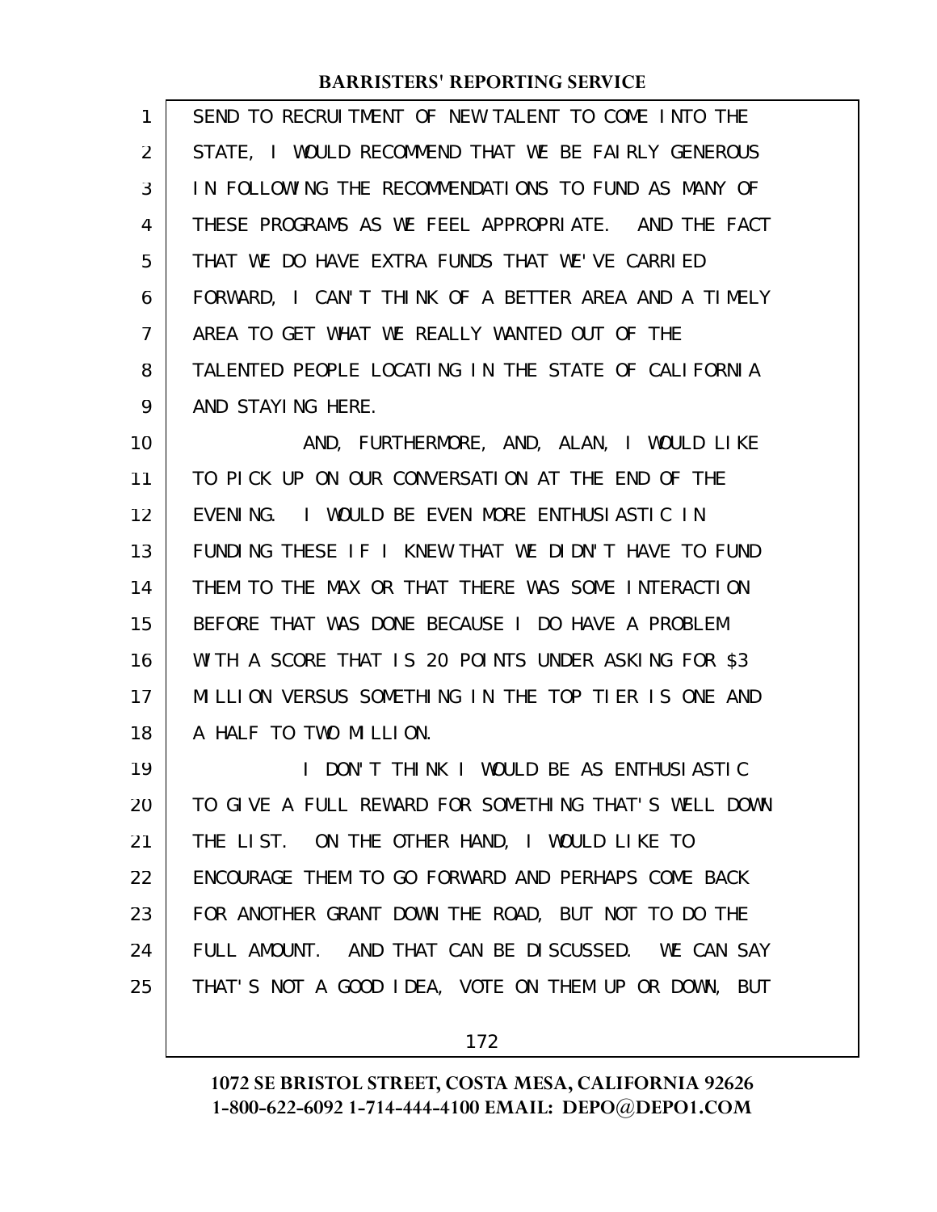SEND TO RECRUITMENT OF NEW TALENT TO COME INTO THE STATE, I WOULD RECOMMEND THAT WE BE FAIRLY GENEROUS IN FOLLOWING THE RECOMMENDATIONS TO FUND AS MANY OF THESE PROGRAMS AS WE FEEL APPROPRIATE. AND THE FACT THAT WE DO HAVE EXTRA FUNDS THAT WE'VE CARRIED FORWARD, I CAN'T THINK OF A BETTER AREA AND A TIMELY AREA TO GET WHAT WE REALLY WANTED OUT OF THE TALENTED PEOPLE LOCATING IN THE STATE OF CALIFORNIA AND STAYING HERE.

AND, FURTHERMORE, AND, ALAN, I WOULD LIKE TO PICK UP ON OUR CONVERSATION AT THE END OF THE EVENING. I WOULD BE EVEN MORE ENTHUSIASTIC IN FUNDING THESE IF I KNEW THAT WE DIDN'T HAVE TO FUND THEM TO THE MAX OR THAT THERE WAS SOME INTERACTION BEFORE THAT WAS DONE BECAUSE I DO HAVE A PROBLEM WITH A SCORE THAT IS 20 POINTS UNDER ASKING FOR $3 MILLION VERSUS SOMETHING IN THE TOP TIER IS ONE AND A HALF TO TWO MILLION.

I DON'T THINK I WOULD BE AS ENTHUSIASTIC TO GIVE A FULL REWARD FOR SOMETHING THAT'S WELL DOWN THE LIST. ON THE OTHER HAND, I WOULD LIKE TO ENCOURAGE THEM TO GO FORWARD AND PERHAPS COME BACK FOR ANOTHER GRANT DOWN THE ROAD, BUT NOT TO DO THE FULL AMOUNT. AND THAT CAN BE DISCUSSED. WE CAN SAY THAT'S NOT A GOOD IDEA, VOTE ON THEM UP OR DOWN, BUT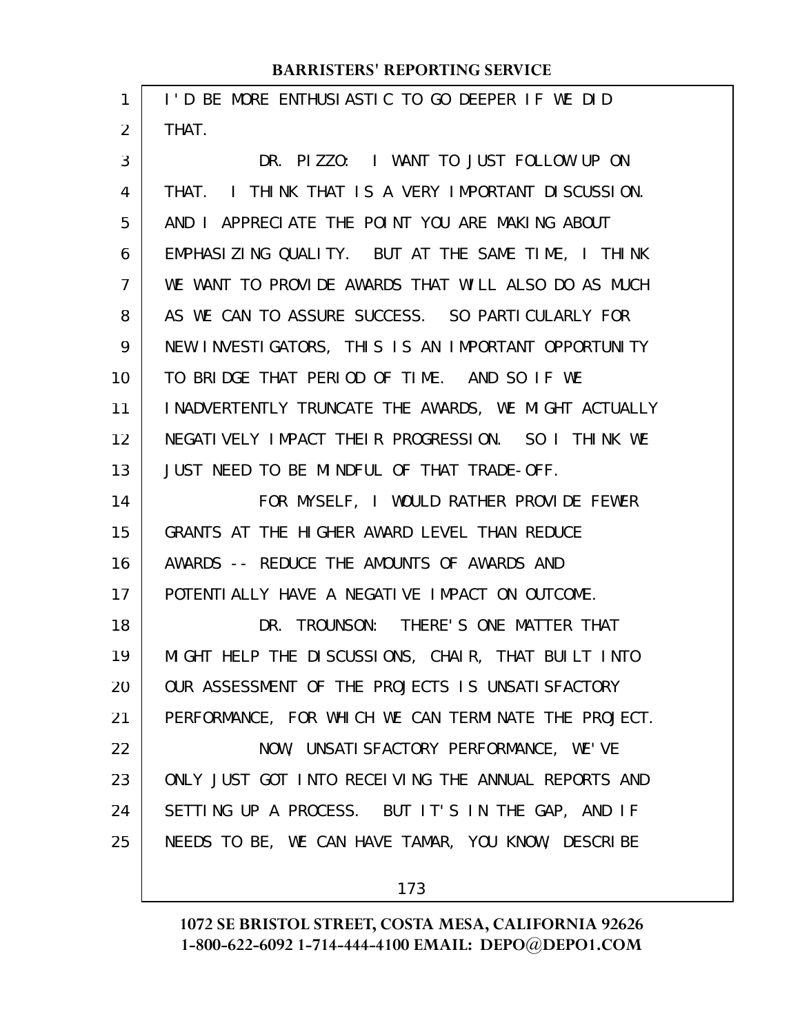I'D BE MORE ENTHUSIASTIC TO GO DEEPER IF WE DID THAT.

DR. PIZZO: I WANT TO JUST FOLLOW UP ON THAT. I THINK THAT IS A VERY IMPORTANT DISCUSSION. AND I APPRECIATE THE POINT YOU ARE MAKING ABOUT EMPHASIZING QUALITY. BUT AT THE SAME TIME, I THINK WE WANT TO PROVIDE AWARDS THAT WILL ALSO DO AS MUCH AS WE CAN TO ASSURE SUCCESS. SO PARTICULARLY FOR NEW INVESTIGATORS, THIS IS AN IMPORTANT OPPORTUNITY TO BRIDGE THAT PERIOD OF TIME. AND SO IF WE INADVERTENTLY TRUNCATE THE AWARDS, WE MIGHT ACTUALLY NEGATIVELY IMPACT THEIR PROGRESSION. SO I THINK WE JUST NEED TO BE MINDFUL OF THAT TRADE-OFF.

FOR MYSELF, I WOULD RATHER PROVIDE FEWER GRANTS AT THE HIGHER AWARD LEVEL THAN REDUCE AWARDS -- REDUCE THE AMOUNTS OF AWARDS AND POTENTIALLY HAVE A NEGATIVE IMPACT ON OUTCOME.

DR. TROUNSON: THERE'S ONE MATTER THAT MIGHT HELP THE DISCUSSIONS, CHAIR, THAT BUILT INTO OUR ASSESSMENT OF THE PROJECTS IS UNSATISFACTORY PERFORMANCE, FOR WHICH WE CAN TERMINATE THE PROJECT.

NOW, UNSATISFACTORY PERFORMANCE, WE'VE ONLY JUST GOT INTO RECEIVING THE ANNUAL REPORTS AND SETTING UP A PROCESS. BUT IT'S IN THE GAP, AND IF NEEDS TO BE, WE CAN HAVE TAMAR, YOU KNOW, DESCRIBE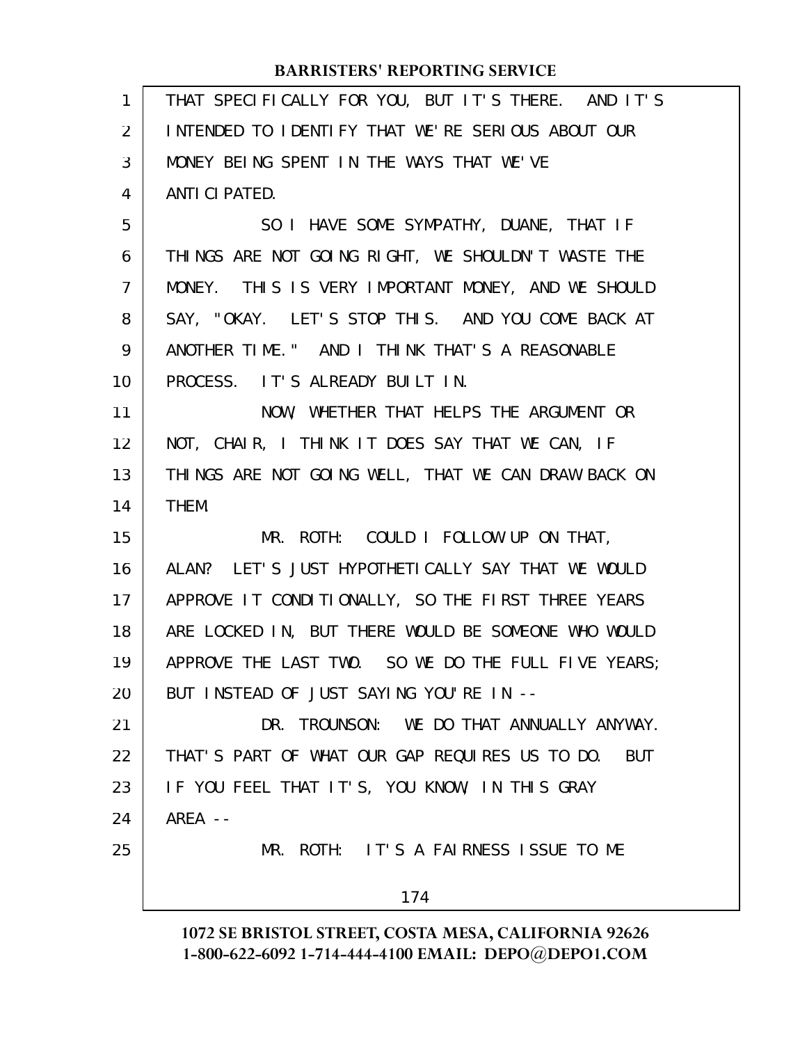THAT SPECIFICALLY FOR YOU, BUT IT'S THERE. AND IT'S INTENDED TO IDENTIFY THAT WE'RE SERIOUS ABOUT OUR MONEY BEING SPENT IN THE WAYS THAT WE'VE ANTICIPATED.

SO I HAVE SOME SYMPATHY, DUANE, THAT IF THINGS ARE NOT GOING RIGHT, WE SHOULDN'T WASTE THE MONEY. THIS IS VERY IMPORTANT MONEY, AND WE SHOULD SAY, "OKAY. LET'S STOP THIS. AND YOU COME BACK AT ANOTHER TIME." AND I THINK THAT'S A REASONABLE PROCESS. IT'S ALREADY BUILT IN.

NOW, WHETHER THAT HELPS THE ARGUMENT OR NOT, CHAIR, I THINK IT DOES SAY THAT WE CAN, IF THINGS ARE NOT GOING WELL, THAT WE CAN DRAW BACK ON THEM.

MR. ROTH: COULD I FOLLOW UP ON THAT, ALAN? LET'S JUST HYPOTHETICALLY SAY THAT WE WOULD APPROVE IT CONDITIONALLY, SO THE FIRST THREE YEARS ARE LOCKED IN, BUT THERE WOULD BE SOMEONE WHO WOULD APPROVE THE LAST TWO. SO WE DO THE FULL FIVE YEARS; BUT INSTEAD OF JUST SAYING YOU'RE IN --

DR. TROUNSON: WE DO THAT ANNUALLY ANYWAY. THAT'S PART OF WHAT OUR GAP REQUIRES US TO DO. BUT IF YOU FEEL THAT IT'S, YOU KNOW, IN THIS GRAY AREA --

MR. ROTH: IT'S A FAIRNESS ISSUE TO ME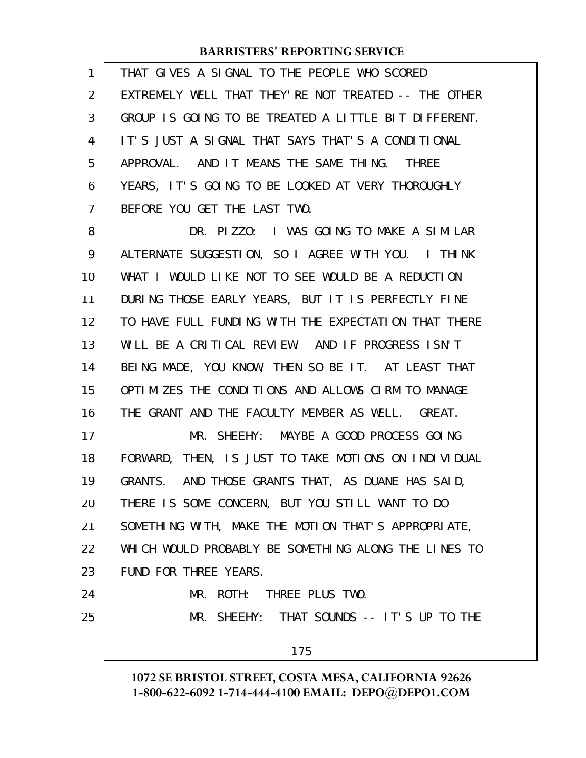THAT GIVES A SIGNAL TO THE PEOPLE WHO SCORED EXTREMELY WELL THAT THEY'RE NOT TREATED -- THE OTHER GROUP IS GOING TO BE TREATED A LITTLE BIT DIFFERENT. IT'S JUST A SIGNAL THAT SAYS THAT'S A CONDITIONAL APPROVAL. AND IT MEANS THE SAME THING. THREE YEARS, IT'S GOING TO BE LOOKED AT VERY THOROUGHLY BEFORE YOU GET THE LAST TWO.

DR. PIZZO: I WAS GOING TO MAKE A SIMILAR ALTERNATE SUGGESTION, SO I AGREE WITH YOU. I THINK WHAT I WOULD LIKE NOT TO SEE WOULD BE A REDUCTION DURING THOSE EARLY YEARS, BUT IT IS PERFECTLY FINE TO HAVE FULL FUNDING WITH THE EXPECTATION THAT THERE WILL BE A CRITICAL REVIEW. AND IF PROGRESS ISN'T BEING MADE, YOU KNOW, THEN SO BE IT. AT LEAST THAT OPTIMIZES THE CONDITIONS AND ALLOWS CIRM TO MANAGE THE GRANT AND THE FACULTY MEMBER AS WELL. GREAT.

MR. SHEEHY: MAYBE A GOOD PROCESS GOING FORWARD, THEN, IS JUST TO TAKE MOTIONS ON INDIVIDUAL GRANTS. AND THOSE GRANTS THAT, AS DUANE HAS SAID, THERE IS SOME CONCERN, BUT YOU STILL WANT TO DO SOMETHING WITH, MAKE THE MOTION THAT'S APPROPRIATE, WHICH WOULD PROBABLY BE SOMETHING ALONG THE LINES TO FUND FOR THREE YEARS.

MR. ROTH: THREE PLUS TWO.

MR. SHEEHY: THAT SOUNDS -- IT'S UP TO THE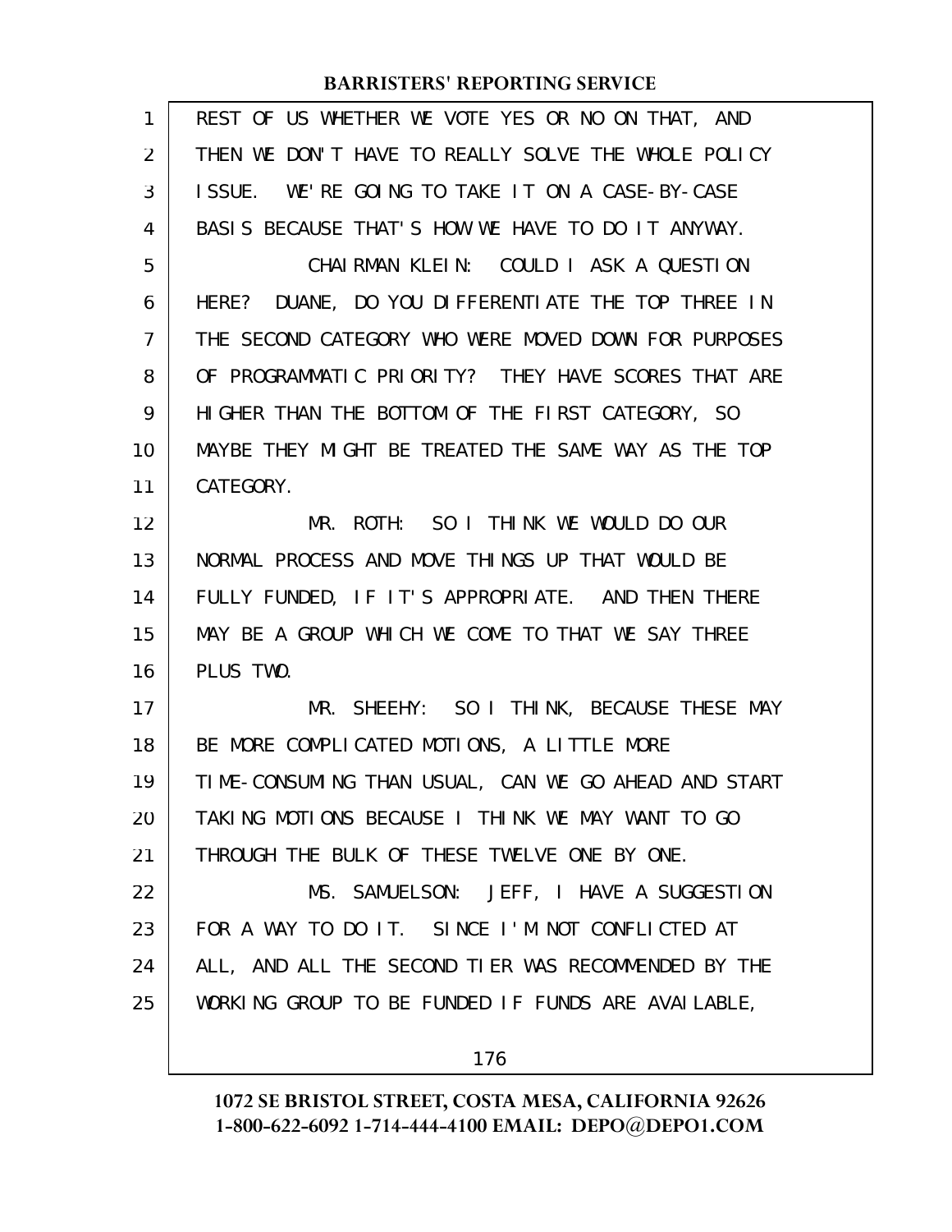REST OF US WHETHER WE VOTE YES OR NO ON THAT, AND THEN WE DON'T HAVE TO REALLY SOLVE THE WHOLE POLICY ISSUE. WE'RE GOING TO TAKE IT ON A CASE-BY-CASE BASIS BECAUSE THAT'S HOW WE HAVE TO DO IT ANYWAY.

CHAIRMAN KLEIN: COULD I ASK A QUESTION HERE? DUANE, DO YOU DIFFERENTIATE THE TOP THREE IN THE SECOND CATEGORY WHO WERE MOVED DOWN FOR PURPOSES OF PROGRAMMATIC PRIORITY? THEY HAVE SCORES THAT ARE HIGHER THAN THE BOTTOM OF THE FIRST CATEGORY, SO MAYBE THEY MIGHT BE TREATED THE SAME WAY AS THE TOP CATEGORY.

MR. ROTH: SO I THINK WE WOULD DO OUR NORMAL PROCESS AND MOVE THINGS UP THAT WOULD BE FULLY FUNDED, IF IT'S APPROPRIATE. AND THEN THERE MAY BE A GROUP WHICH WE COME TO THAT WE SAY THREE PLUS TWO.

MR. SHEEHY: SO I THINK, BECAUSE THESE MAY BE MORE COMPLICATED MOTIONS, A LITTLE MORE TIME-CONSUMING THAN USUAL, CAN WE GO AHEAD AND START TAKING MOTIONS BECAUSE I THINK WE MAY WANT TO GO THROUGH THE BULK OF THESE TWELVE ONE BY ONE.

MS. SAMUELSON: JEFF, I HAVE A SUGGESTION FOR A WAY TO DO IT. SINCE I'M NOT CONFLICTED AT ALL, AND ALL THE SECOND TIER WAS RECOMMENDED BY THE WORKING GROUP TO BE FUNDED IF FUNDS ARE AVAILABLE,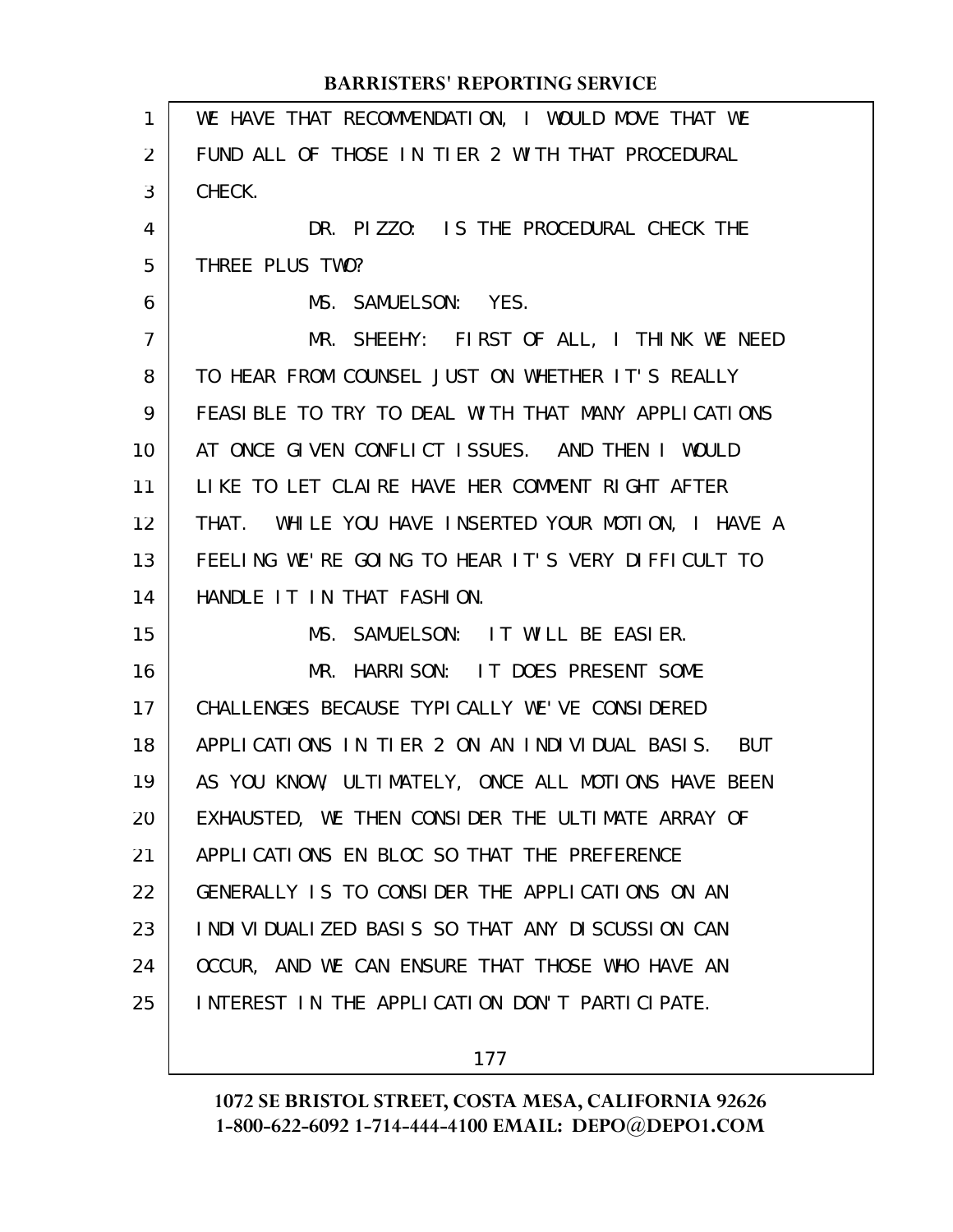WE HAVE THAT RECOMMENDATION, I WOULD MOVE THAT WE FUND ALL OF THOSE IN TIER 2 WITH THAT PROCEDURAL CHECK.

DR. PIZZO: IS THE PROCEDURAL CHECK THE THREE PLUS TWO?

MS. SAMUELSON: YES.

MR. SHEEHY: FIRST OF ALL, I THINK WE NEED TO HEAR FROM COUNSEL JUST ON WHETHER IT'S REALLY FEASIBLE TO TRY TO DEAL WITH THAT MANY APPLICATIONS AT ONCE GIVEN CONFLICT ISSUES. AND THEN I WOULD LIKE TO LET CLAIRE HAVE HER COMMENT RIGHT AFTER THAT. WHILE YOU HAVE INSERTED YOUR MOTION, I HAVE A FEELING WE'RE GOING TO HEAR IT'S VERY DIFFICULT TO HANDLE IT IN THAT FASHION.

MS. SAMUELSON: IT WILL BE EASIER.

MR. HARRISON: IT DOES PRESENT SOME CHALLENGES BECAUSE TYPICALLY WE'VE CONSIDERED APPLICATIONS IN TIER 2 ON AN INDIVIDUAL BASIS. BUT AS YOU KNOW, ULTIMATELY, ONCE ALL MOTIONS HAVE BEEN EXHAUSTED, WE THEN CONSIDER THE ULTIMATE ARRAY OF APPLICATIONS EN BLOC SO THAT THE PREFERENCE GENERALLY IS TO CONSIDER THE APPLICATIONS ON AN INDIVIDUALIZED BASIS SO THAT ANY DISCUSSION CAN OCCUR, AND WE CAN ENSURE THAT THOSE WHO HAVE AN INTEREST IN THE APPLICATION DON'T PARTICIPATE.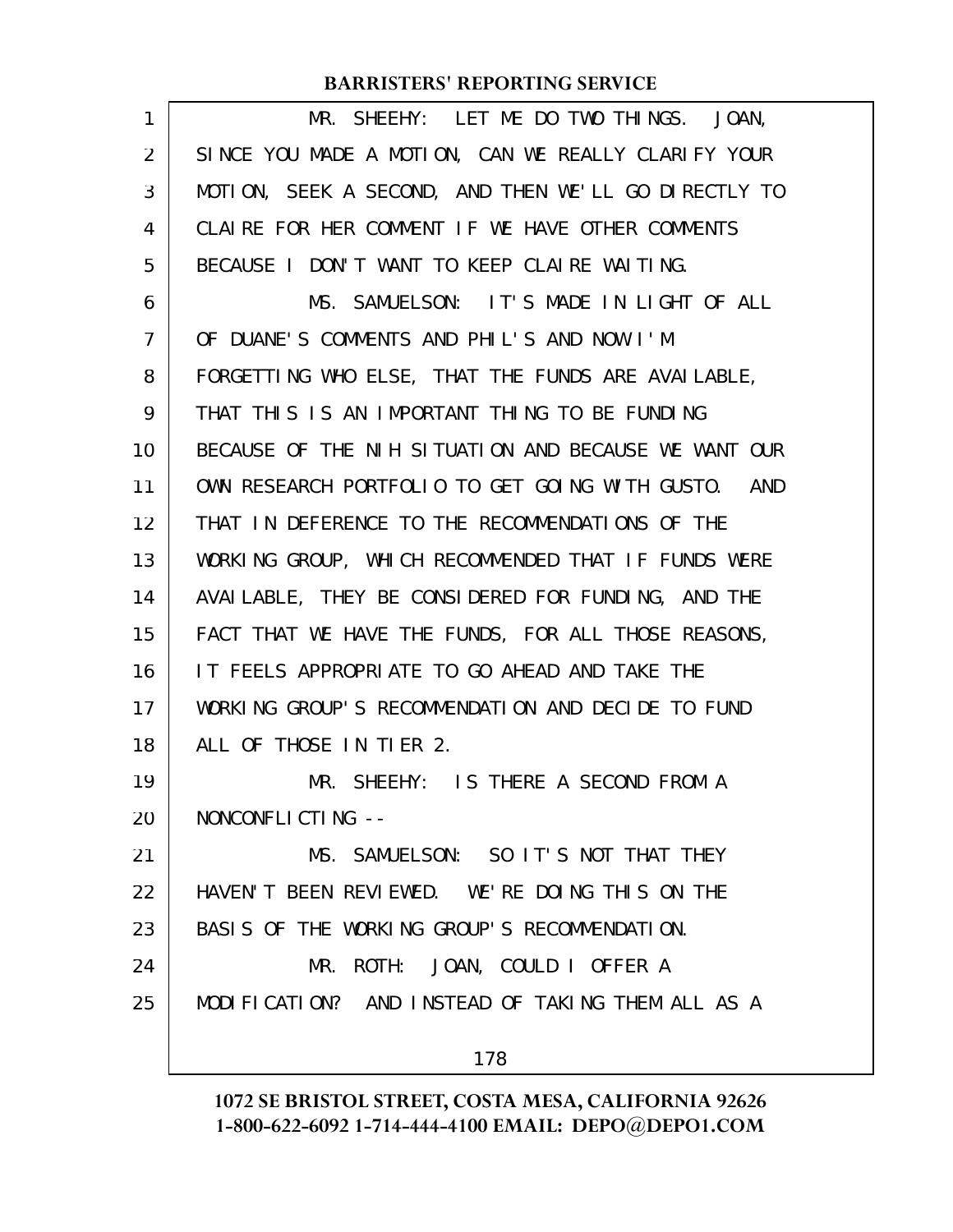MR. SHEEHY: LET ME DO TWO THINGS. JOAN, SINCE YOU MADE A MOTION, CAN WE REALLY CLARIFY YOUR MOTION, SEEK A SECOND, AND THEN WE'LL GO DIRECTLY TO CLAIRE FOR HER COMMENT IF WE HAVE OTHER COMMENTS BECAUSE I DON'T WANT TO KEEP CLAIRE WAITING.

MS. SAMUELSON: IT'S MADE IN LIGHT OF ALL OF DUANE'S COMMENTS AND PHIL'S AND NOW I'M FORGETTING WHO ELSE, THAT THE FUNDS ARE AVAILABLE, THAT THIS IS AN IMPORTANT THING TO BE FUNDING BECAUSE OF THE NIH SITUATION AND BECAUSE WE WANT OUR OWN RESEARCH PORTFOLIO TO GET GOING WITH GUSTO. AND THAT IN DEFERENCE TO THE RECOMMENDATIONS OF THE WORKING GROUP, WHICH RECOMMENDED THAT IF FUNDS WERE AVAILABLE, THEY BE CONSIDERED FOR FUNDING, AND THE FACT THAT WE HAVE THE FUNDS, FOR ALL THOSE REASONS, IT FEELS APPROPRIATE TO GO AHEAD AND TAKE THE WORKING GROUP'S RECOMMENDATION AND DECIDE TO FUND ALL OF THOSE IN TIER 2.

MR. SHEEHY: IS THERE A SECOND FROM A NONCONFLICTING --

MS. SAMUELSON: SO IT'S NOT THAT THEY HAVEN'T BEEN REVIEWED. WE'RE DOING THIS ON THE BASIS OF THE WORKING GROUP'S RECOMMENDATION.

MR. ROTH: JOAN, COULD I OFFER A MODIFICATION? AND INSTEAD OF TAKING THEM ALL AS A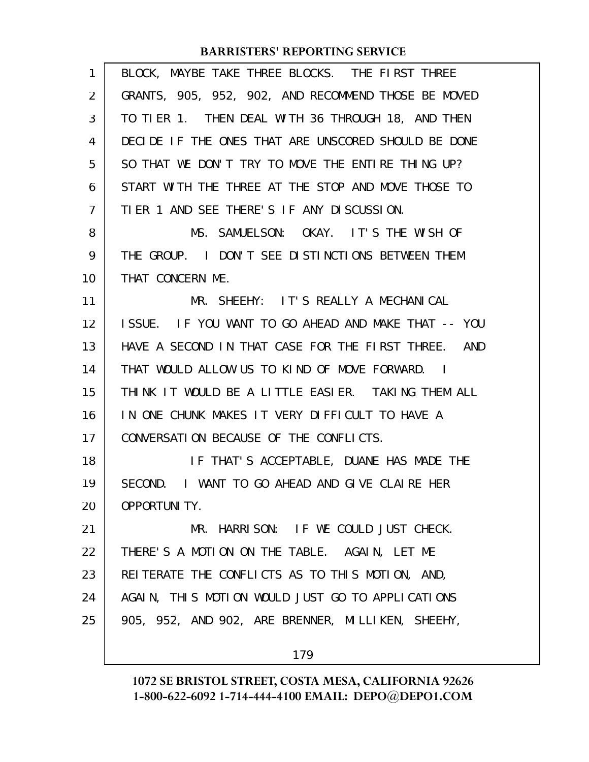BLOCK, MAYBE TAKE THREE BLOCKS. THE FIRST THREE GRANTS, 905, 952, 902, AND RECOMMEND THOSE BE MOVED TO TIER 1. THEN DEAL WITH 36 THROUGH 18, AND THEN DECIDE IF THE ONES THAT ARE UNSCORED SHOULD BE DONE SO THAT WE DON'T TRY TO MOVE THE ENTIRE THING UP? START WITH THE THREE AT THE STOP AND MOVE THOSE TO TIER 1 AND SEE THERE'S IF ANY DISCUSSION.

MS. SAMUELSON: OKAY. IT'S THE WISH OF THE GROUP. I DON'T SEE DISTINCTIONS BETWEEN THEM THAT CONCERN ME.

MR. SHEEHY: IT'S REALLY A MECHANICAL ISSUE. IF YOU WANT TO GO AHEAD AND MAKE THAT -- YOU HAVE A SECOND IN THAT CASE FOR THE FIRST THREE. AND THAT WOULD ALLOW US TO KIND OF MOVE FORWARD. I THINK IT WOULD BE A LITTLE EASIER. TAKING THEM ALL IN ONE CHUNK MAKES IT VERY DIFFICULT TO HAVE A CONVERSATION BECAUSE OF THE CONFLICTS.

IF THAT'S ACCEPTABLE, DUANE HAS MADE THE SECOND. I WANT TO GO AHEAD AND GIVE CLAIRE HER OPPORTUNITY.

MR. HARRISON: IF WE COULD JUST CHECK. THERE'S A MOTION ON THE TABLE. AGAIN, LET ME REITERATE THE CONFLICTS AS TO THIS MOTION, AND, AGAIN, THIS MOTION WOULD JUST GO TO APPLICATIONS 905, 952, AND 902, ARE BRENNER, MILLIKEN, SHEEHY,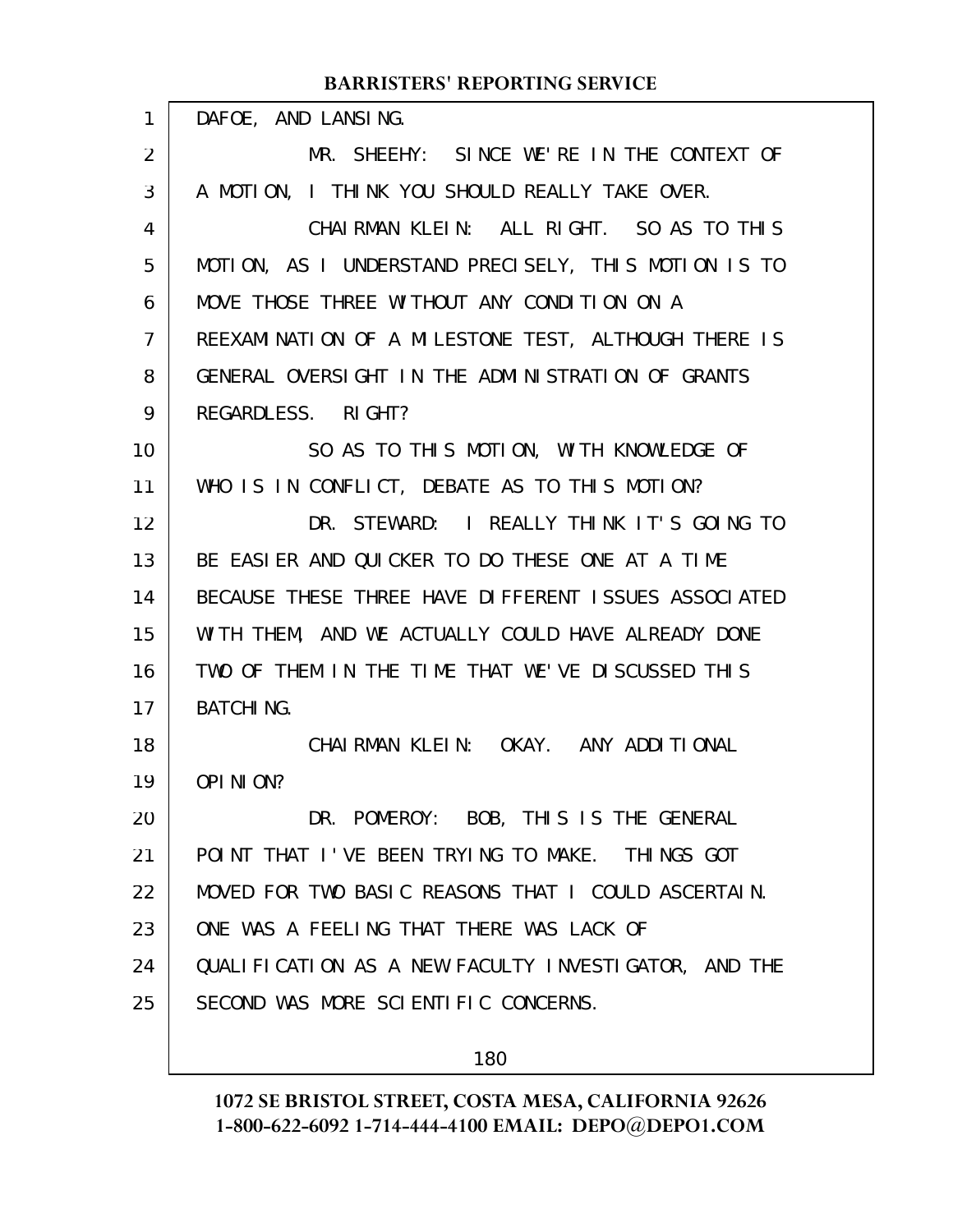DAFOE, AND LANSING.

MR. SHEEHY: SINCE WE'RE IN THE CONTEXT OF A MOTION, I THINK YOU SHOULD REALLY TAKE OVER.

CHAIRMAN KLEIN: ALL RIGHT. SO AS TO THIS MOTION, AS I UNDERSTAND PRECISELY, THIS MOTION IS TO MOVE THOSE THREE WITHOUT ANY CONDITION ON A REEXAMINATION OF A MILESTONE TEST, ALTHOUGH THERE IS GENERAL OVERSIGHT IN THE ADMINISTRATION OF GRANTS REGARDLESS. RIGHT?

SO AS TO THIS MOTION, WITH KNOWLEDGE OF WHO IS IN CONFLICT, DEBATE AS TO THIS MOTION?

DR. STEWARD: I REALLY THINK IT'S GOING TO BE EASIER AND QUICKER TO DO THESE ONE AT A TIME BECAUSE THESE THREE HAVE DIFFERENT ISSUES ASSOCIATED WITH THEM, AND WE ACTUALLY COULD HAVE ALREADY DONE TWO OF THEM IN THE TIME THAT WE'VE DISCUSSED THIS BATCHING.

CHAIRMAN KLEIN: OKAY. ANY ADDITIONAL OPINION?

DR. POMEROY: BOB, THIS IS THE GENERAL POINT THAT I'VE BEEN TRYING TO MAKE. THINGS GOT MOVED FOR TWO BASIC REASONS THAT I COULD ASCERTAIN. ONE WAS A FEELING THAT THERE WAS LACK OF QUALIFICATION AS A NEW FACULTY INVESTIGATOR, AND THE SECOND WAS MORE SCIENTIFIC CONCERNS.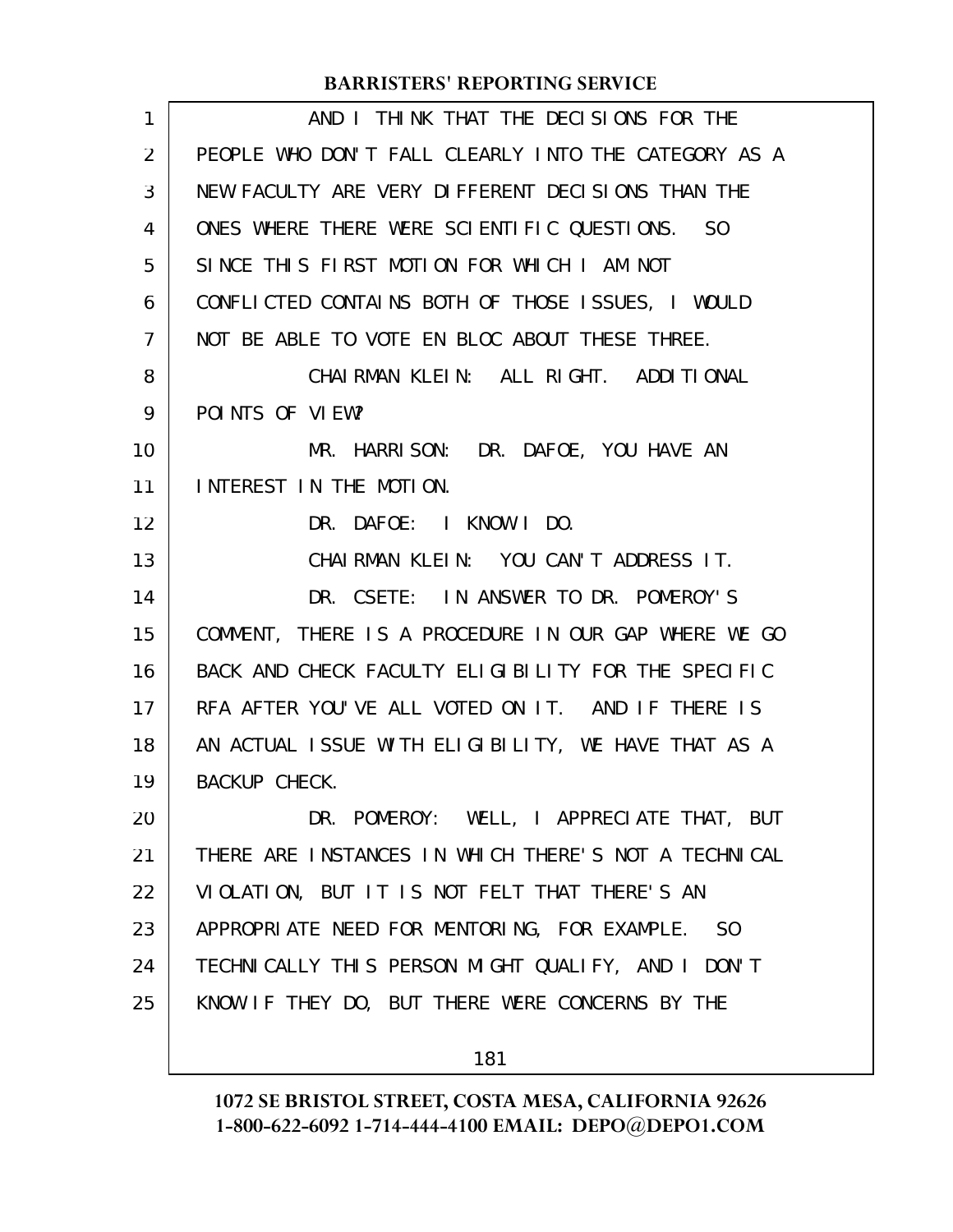AND I THINK THAT THE DECISIONS FOR THE PEOPLE WHO DON'T FALL CLEARLY INTO THE CATEGORY AS A NEW FACULTY ARE VERY DIFFERENT DECISIONS THAN THE ONES WHERE THERE WERE SCIENTIFIC QUESTIONS. SO SINCE THIS FIRST MOTION FOR WHICH I AM NOT CONFLICTED CONTAINS BOTH OF THOSE ISSUES, I WOULD NOT BE ABLE TO VOTE EN BLOC ABOUT THESE THREE.

CHAIRMAN KLEIN: ALL RIGHT. ADDITIONAL POINTS OF VIEW?

MR. HARRISON: DR. DAFOE, YOU HAVE AN INTEREST IN THE MOTION.

DR. DAFOE: I KNOW I DO.

CHAIRMAN KLEIN: YOU CAN'T ADDRESS IT.

DR. CSETE: IN ANSWER TO DR. POMEROY'S COMMENT, THERE IS A PROCEDURE IN OUR GAP WHERE WE GO BACK AND CHECK FACULTY ELIGIBILITY FOR THE SPECIFIC RFA AFTER YOU'VE ALL VOTED ON IT. AND IF THERE IS AN ACTUAL ISSUE WITH ELIGIBILITY, WE HAVE THAT AS A BACKUP CHECK.

DR. POMEROY: WELL, I APPRECIATE THAT, BUT THERE ARE INSTANCES IN WHICH THERE'S NOT A TECHNICAL VIOLATION, BUT IT IS NOT FELT THAT THERE'S AN APPROPRIATE NEED FOR MENTORING, FOR EXAMPLE. SO TECHNICALLY THIS PERSON MIGHT QUALIFY, AND I DON'T KNOW IF THEY DO, BUT THERE WERE CONCERNS BY THE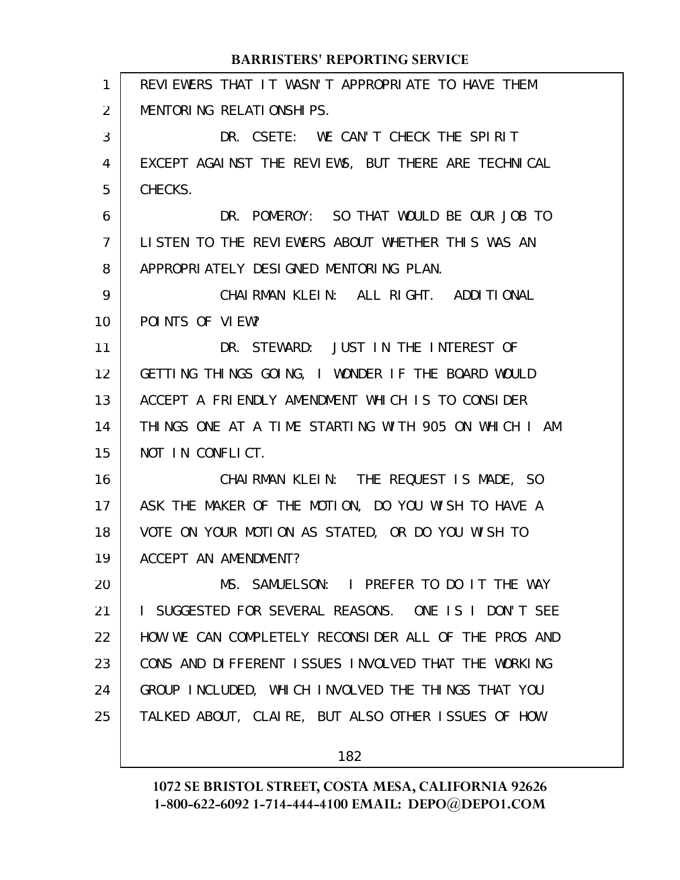REVIEWERS THAT IT WASN'T APPROPRIATE TO HAVE THEM MENTORING RELATIONSHIPS.

DR. CSETE: WE CAN'T CHECK THE SPIRIT EXCEPT AGAINST THE REVIEWS, BUT THERE ARE TECHNICAL CHECKS.

DR. POMEROY: SO THAT WOULD BE OUR JOB TO LISTEN TO THE REVIEWERS ABOUT WHETHER THIS WAS AN APPROPRIATELY DESIGNED MENTORING PLAN.

CHAIRMAN KLEIN: ALL RIGHT. ADDITIONAL POINTS OF VIEW?

DR. STEWARD: JUST IN THE INTEREST OF GETTING THINGS GOING, I WONDER IF THE BOARD WOULD ACCEPT A FRIENDLY AMENDMENT WHICH IS TO CONSIDER THINGS ONE AT A TIME STARTING WITH 905 ON WHICH I AM NOT IN CONFLICT.

CHAIRMAN KLEIN: THE REQUEST IS MADE, SO ASK THE MAKER OF THE MOTION, DO YOU WISH TO HAVE A VOTE ON YOUR MOTION AS STATED, OR DO YOU WISH TO ACCEPT AN AMENDMENT?

MS. SAMUELSON: I PREFER TO DO IT THE WAY I SUGGESTED FOR SEVERAL REASONS. ONE IS I DON'T SEE HOW WE CAN COMPLETELY RECONSIDER ALL OF THE PROS AND CONS AND DIFFERENT ISSUES INVOLVED THAT THE WORKING GROUP INCLUDED, WHICH INVOLVED THE THINGS THAT YOU TALKED ABOUT, CLAIRE, BUT ALSO OTHER ISSUES OF HOW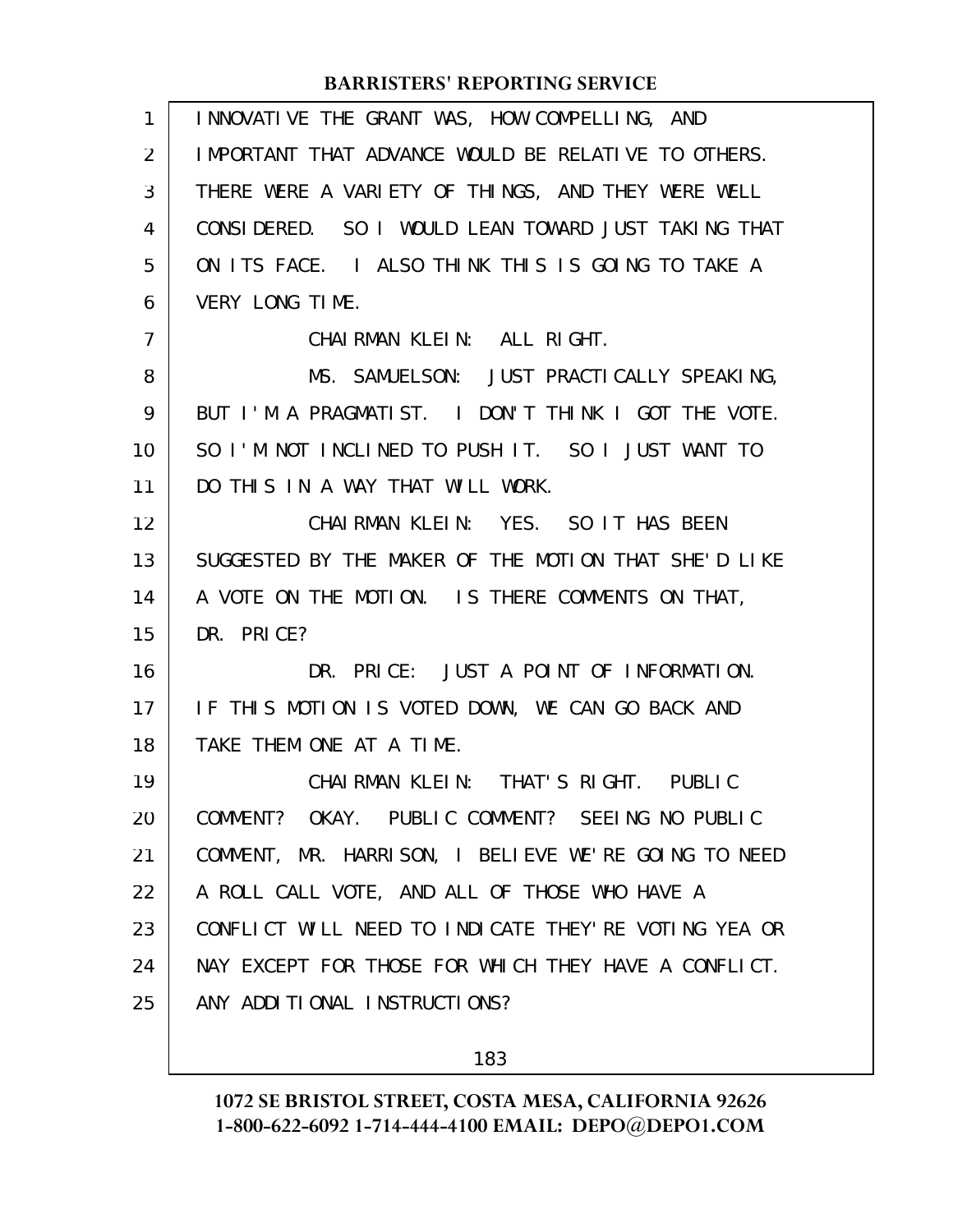INNOVATIVE THE GRANT WAS, HOW COMPELLING, AND IMPORTANT THAT ADVANCE WOULD BE RELATIVE TO OTHERS. THERE WERE A VARIETY OF THINGS, AND THEY WERE WELL CONSIDERED. SO I WOULD LEAN TOWARD JUST TAKING THAT ON ITS FACE. I ALSO THINK THIS IS GOING TO TAKE A VERY LONG TIME.

CHAIRMAN KLEIN: ALL RIGHT.

MS. SAMUELSON: JUST PRACTICALLY SPEAKING, BUT I'M A PRAGMATIST. I DON'T THINK I GOT THE VOTE. SO I'M NOT INCLINED TO PUSH IT. SO I JUST WANT TO DO THIS IN A WAY THAT WILL WORK.

CHAIRMAN KLEIN: YES. SO IT HAS BEEN SUGGESTED BY THE MAKER OF THE MOTION THAT SHE'D LIKE A VOTE ON THE MOTION. IS THERE COMMENTS ON THAT, DR. PRICE?

DR. PRICE: JUST A POINT OF INFORMATION. IF THIS MOTION IS VOTED DOWN, WE CAN GO BACK AND TAKE THEM ONE AT A TIME.

CHAIRMAN KLEIN: THAT'S RIGHT. PUBLIC COMMENT? OKAY. PUBLIC COMMENT? SEEING NO PUBLIC COMMENT, MR. HARRISON, I BELIEVE WE'RE GOING TO NEED A ROLL CALL VOTE, AND ALL OF THOSE WHO HAVE A CONFLICT WILL NEED TO INDICATE THEY'RE VOTING YEA OR NAY EXCEPT FOR THOSE FOR WHICH THEY HAVE A CONFLICT. ANY ADDITIONAL INSTRUCTIONS?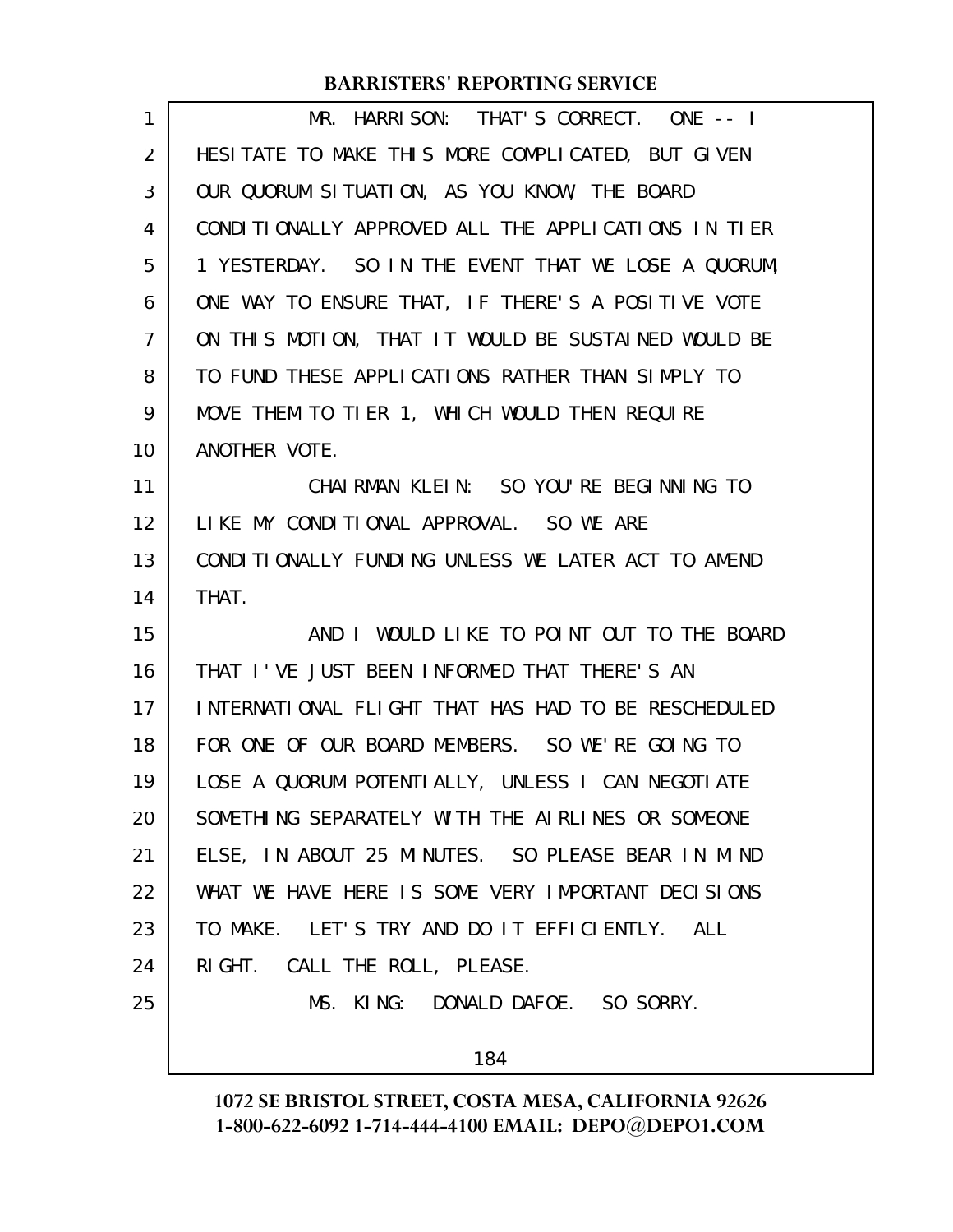MR. HARRISON: THAT'S CORRECT. ONE -- I HESITATE TO MAKE THIS MORE COMPLICATED, BUT GIVEN OUR QUORUM SITUATION, AS YOU KNOW, THE BOARD CONDITIONALLY APPROVED ALL THE APPLICATIONS IN TIER 1 YESTERDAY. SO IN THE EVENT THAT WE LOSE A QUORUM, ONE WAY TO ENSURE THAT, IF THERE'S A POSITIVE VOTE ON THIS MOTION, THAT IT WOULD BE SUSTAINED WOULD BE TO FUND THESE APPLICATIONS RATHER THAN SIMPLY TO MOVE THEM TO TIER 1, WHICH WOULD THEN REQUIRE ANOTHER VOTE.

CHAIRMAN KLEIN: SO YOU'RE BEGINNING TO LIKE MY CONDITIONAL APPROVAL. SO WE ARE CONDITIONALLY FUNDING UNLESS WE LATER ACT TO AMEND THAT.

AND I WOULD LIKE TO POINT OUT TO THE BOARD THAT I'VE JUST BEEN INFORMED THAT THERE'S AN INTERNATIONAL FLIGHT THAT HAS HAD TO BE RESCHEDULED FOR ONE OF OUR BOARD MEMBERS. SO WE'RE GOING TO LOSE A QUORUM POTENTIALLY, UNLESS I CAN NEGOTIATE SOMETHING SEPARATELY WITH THE AIRLINES OR SOMEONE ELSE, IN ABOUT 25 MINUTES. SO PLEASE BEAR IN MIND WHAT WE HAVE HERE IS SOME VERY IMPORTANT DECISIONS TO MAKE. LET'S TRY AND DO IT EFFICIENTLY. ALL RIGHT. CALL THE ROLL, PLEASE.

MS. KING: DONALD DAFOE. SO SORRY.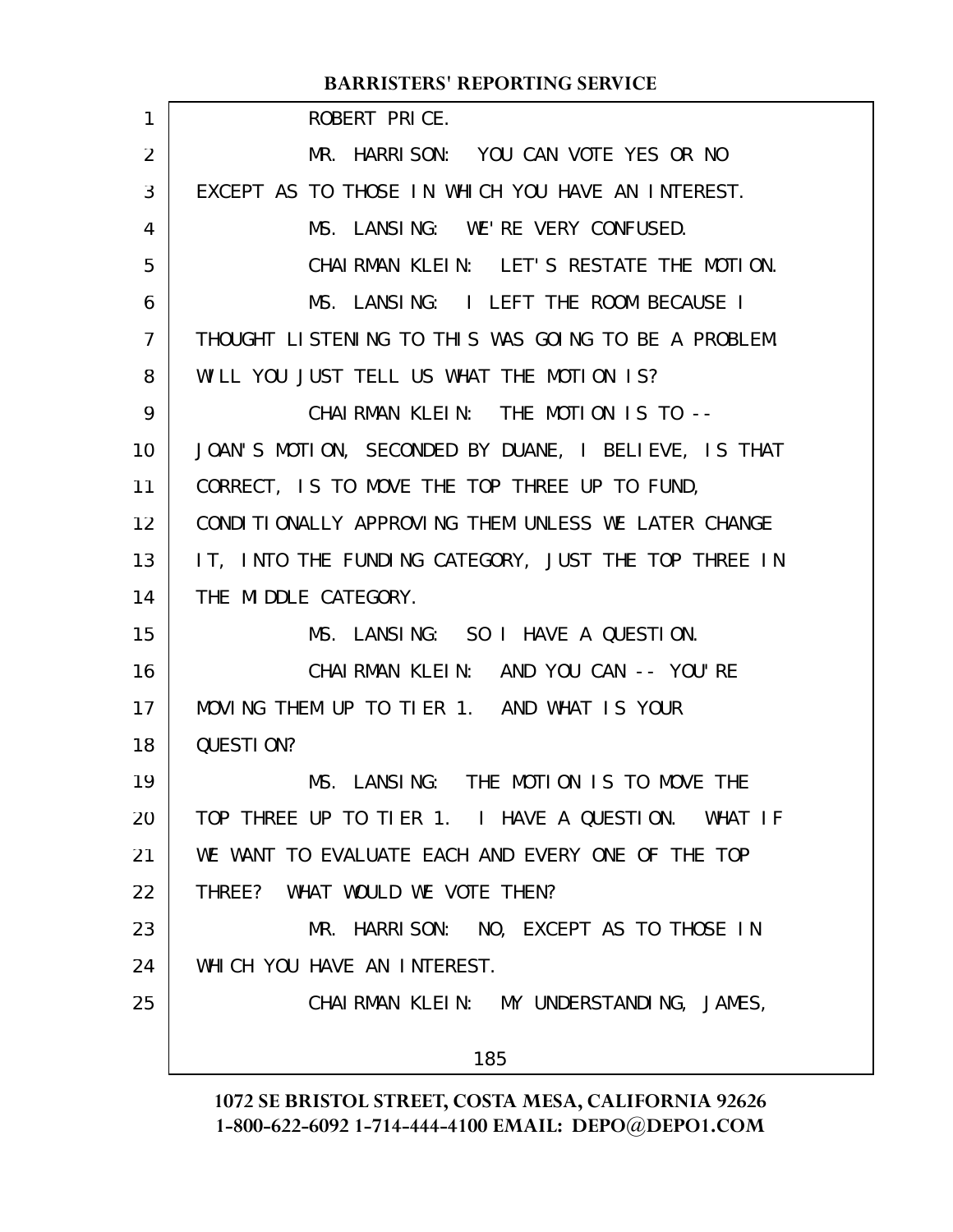ROBERT PRICE.

MR. HARRISON: YOU CAN VOTE YES OR NO EXCEPT AS TO THOSE IN WHICH YOU HAVE AN INTEREST.

MS. LANSING: WE'RE VERY CONFUSED.

CHAIRMAN KLEIN: LET'S RESTATE THE MOTION.

MS. LANSING: I LEFT THE ROOM BECAUSE I THOUGHT LISTENING TO THIS WAS GOING TO BE A PROBLEM. WILL YOU JUST TELL US WHAT THE MOTION IS?

CHAIRMAN KLEIN: THE MOTION IS TO -- JOAN'S MOTION, SECONDED BY DUANE, I BELIEVE, IS THAT CORRECT, IS TO MOVE THE TOP THREE UP TO FUND, CONDITIONALLY APPROVING THEM UNLESS WE LATER CHANGE IT, INTO THE FUNDING CATEGORY, JUST THE TOP THREE IN THE MIDDLE CATEGORY.

MS. LANSING: SO I HAVE A QUESTION.

CHAIRMAN KLEIN: AND YOU CAN -- YOU'RE MOVING THEM UP TO TIER 1. AND WHAT IS YOUR QUESTION?

MS. LANSING: THE MOTION IS TO MOVE THE TOP THREE UP TO TIER 1. I HAVE A QUESTION. WHAT IF WE WANT TO EVALUATE EACH AND EVERY ONE OF THE TOP THREE? WHAT WOULD WE VOTE THEN?

MR. HARRISON: NO, EXCEPT AS TO THOSE IN WHICH YOU HAVE AN INTEREST.

CHAIRMAN KLEIN: MY UNDERSTANDING, JAMES,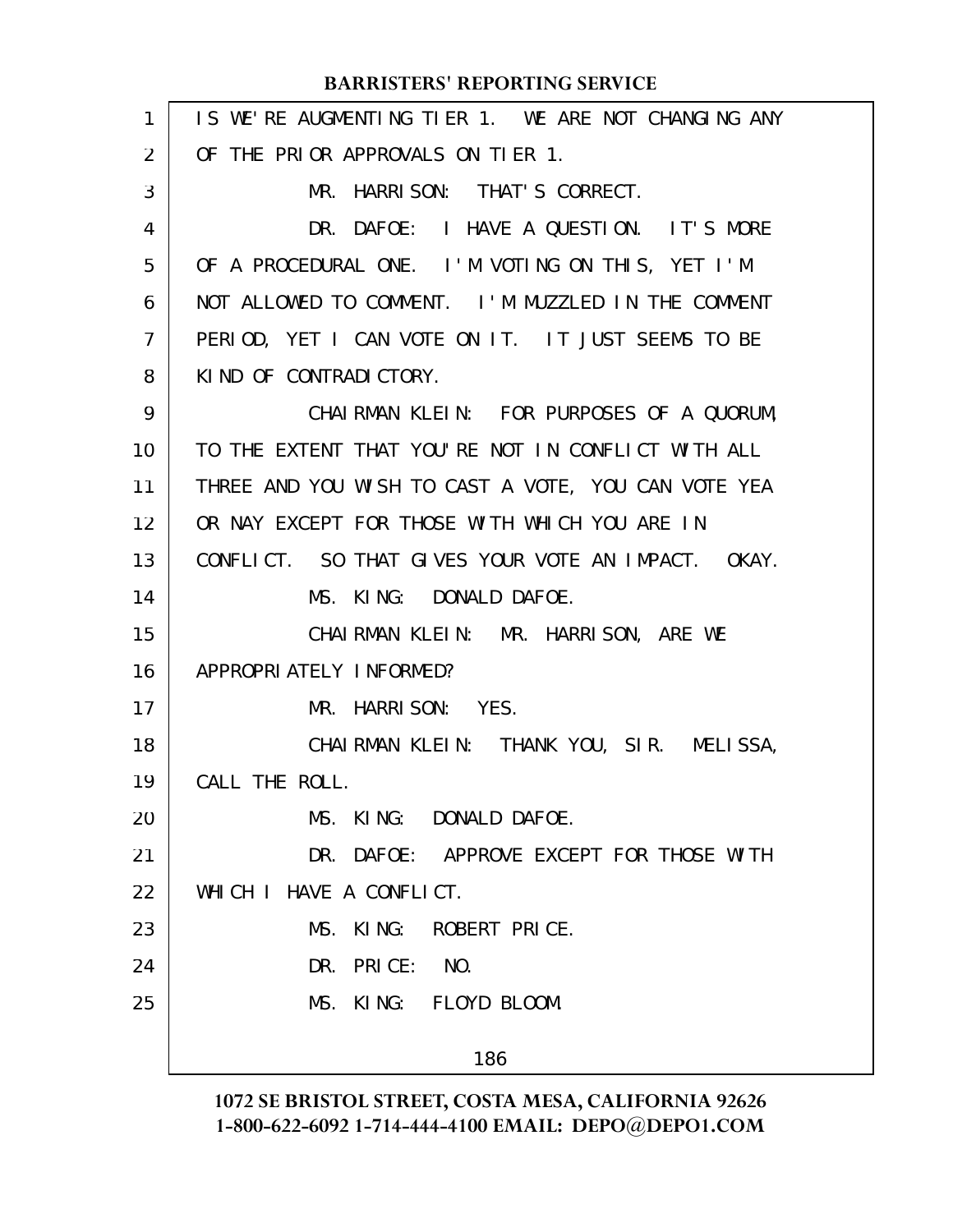IS WE'RE AUGMENTING TIER 1. WE ARE NOT CHANGING ANY OF THE PRIOR APPROVALS ON TIER 1.

MR. HARRISON: THAT'S CORRECT.

DR. DAFOE: I HAVE A QUESTION. IT'S MORE OF A PROCEDURAL ONE. I'M VOTING ON THIS, YET I'M NOT ALLOWED TO COMMENT. I'M MUZZLED IN THE COMMENT PERIOD, YET I CAN VOTE ON IT. IT JUST SEEMS TO BE KIND OF CONTRADICTORY.

CHAIRMAN KLEIN: FOR PURPOSES OF A QUORUM, TO THE EXTENT THAT YOU'RE NOT IN CONFLICT WITH ALL THREE AND YOU WISH TO CAST A VOTE, YOU CAN VOTE YEA OR NAY EXCEPT FOR THOSE WITH WHICH YOU ARE IN CONFLICT. SO THAT GIVES YOUR VOTE AN IMPACT. OKAY.

MS. KING: DONALD DAFOE.

CHAIRMAN KLEIN: MR. HARRISON, ARE WE APPROPRIATELY INFORMED?

MR. HARRISON: YES.

CHAIRMAN KLEIN: THANK YOU, SIR. MELISSA, CALL THE ROLL.

MS. KING: DONALD DAFOE.

DR. DAFOE: APPROVE EXCEPT FOR THOSE WITH WHICH I HAVE A CONFLICT.

MS. KING: ROBERT PRICE.

DR. PRICE: NO.

MS. KING: FLOYD BLOOM.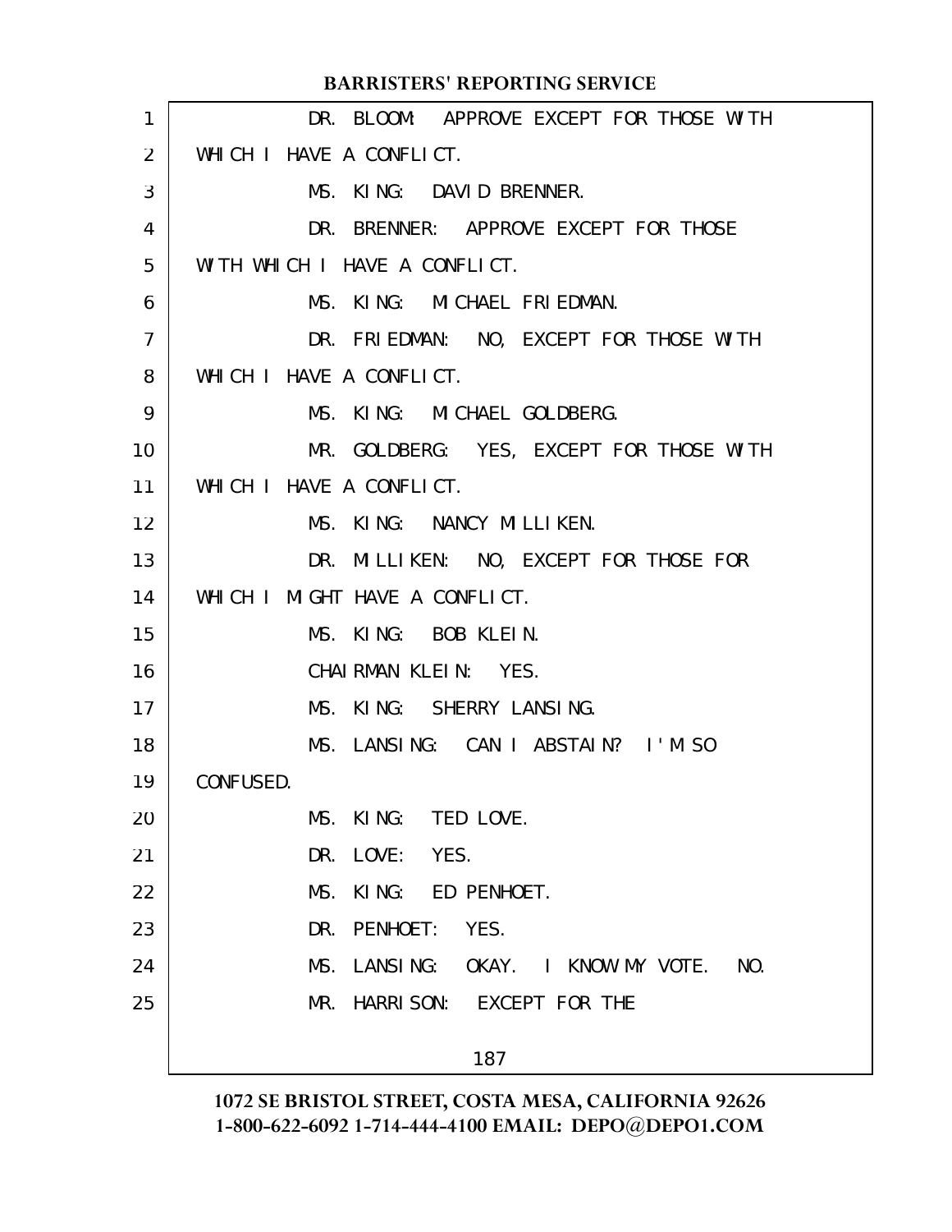DR. BLOOM: APPROVE EXCEPT FOR THOSE WITH WHICH I HAVE A CONFLICT.

MS. KING: DAVID BRENNER.

DR. BRENNER: APPROVE EXCEPT FOR THOSE WITH WHICH I HAVE A CONFLICT.

MS. KING: MICHAEL FRIEDMAN.

DR. FRIEDMAN: NO, EXCEPT FOR THOSE WITH WHICH I HAVE A CONFLICT.

MS. KING: MICHAEL GOLDBERG.

MR. GOLDBERG: YES, EXCEPT FOR THOSE WITH WHICH I HAVE A CONFLICT.

MS. KING: NANCY MILLIKEN.

DR. MILLIKEN: NO, EXCEPT FOR THOSE FOR WHICH I MIGHT HAVE A CONFLICT.

MS. KING: BOB KLEIN.

CHAIRMAN KLEIN: YES.

MS. KING: SHERRY LANSING.

MS. LANSING: CAN I ABSTAIN? I'M SO CONFUSED.

MS. KING: TED LOVE.

DR. LOVE: YES.

MS. KING: ED PENHOET.

DR. PENHOET: YES.

MS. LANSING: OKAY. I KNOW MY VOTE. NO.

MR. HARRISON: EXCEPT FOR THE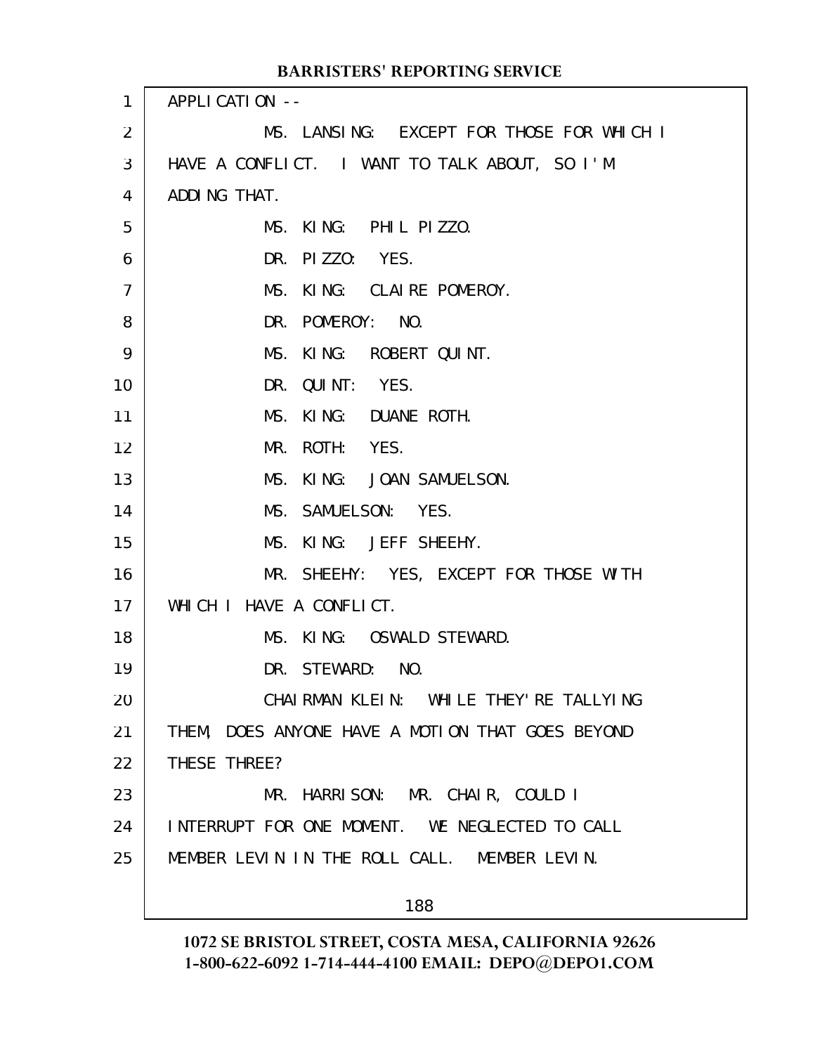APPLICATION --

MS. LANSING: EXCEPT FOR THOSE FOR WHICH I HAVE A CONFLICT. I WANT TO TALK ABOUT, SO I'M ADDING THAT.

MS. KING: PHIL PIZZO.

DR. PIZZO: YES.

MS. KING: CLAIRE POMEROY.

DR. POMEROY: NO.

MS. KING: ROBERT QUINT.

DR. QUINT: YES.

MS. KING: DUANE ROTH.

MR. ROTH: YES.

MS. KING: JOAN SAMUELSON.

MS. SAMUELSON: YES.

MS. KING: JEFF SHEEHY.

MR. SHEEHY: YES, EXCEPT FOR THOSE WITH WHICH I HAVE A CONFLICT.

MS. KING: OSWALD STEWARD.

DR. STEWARD: NO.

CHAIRMAN KLEIN: WHILE THEY'RE TALLYING THEM, DOES ANYONE HAVE A MOTION THAT GOES BEYOND THESE THREE?

MR. HARRISON: MR. CHAIR, COULD I INTERRUPT FOR ONE MOMENT. WE NEGLECTED TO CALL MEMBER LEVIN IN THE ROLL CALL. MEMBER LEVIN.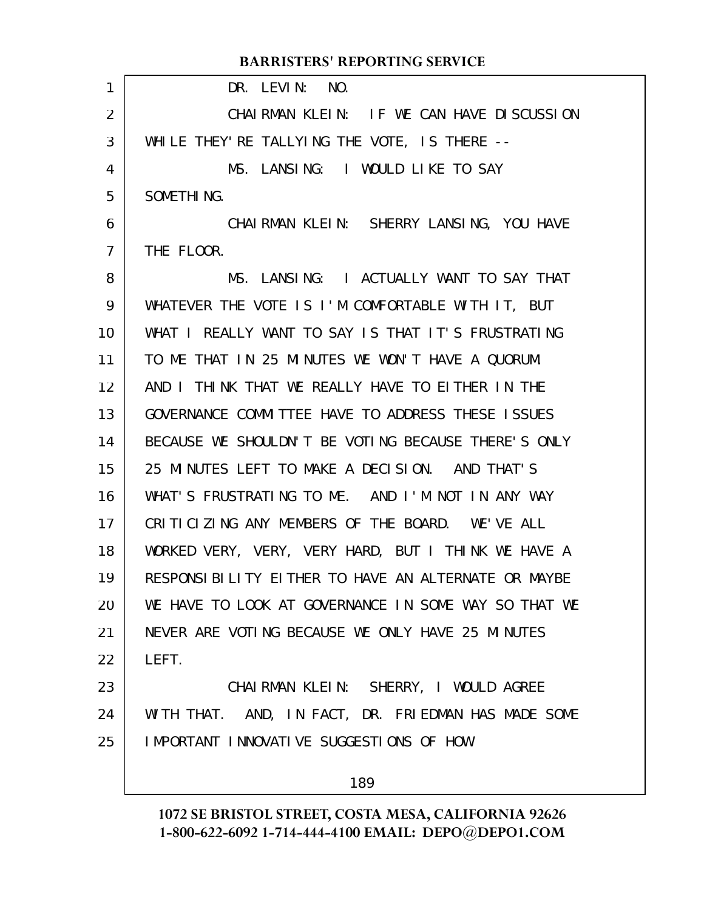DR. LEVIN: NO.

CHAIRMAN KLEIN: IF WE CAN HAVE DISCUSSION WHILE THEY'RE TALLYING THE VOTE, IS THERE --

MS. LANSING: I WOULD LIKE TO SAY SOMETHING.

CHAIRMAN KLEIN: SHERRY LANSING, YOU HAVE THE FLOOR.

MS. LANSING: I ACTUALLY WANT TO SAY THAT WHATEVER THE VOTE IS I'M COMFORTABLE WITH IT, BUT WHAT I REALLY WANT TO SAY IS THAT IT'S FRUSTRATING TO ME THAT IN 25 MINUTES WE WON'T HAVE A QUORUM. AND I THINK THAT WE REALLY HAVE TO EITHER IN THE GOVERNANCE COMMITTEE HAVE TO ADDRESS THESE ISSUES BECAUSE WE SHOULDN'T BE VOTING BECAUSE THERE'S ONLY 25 MINUTES LEFT TO MAKE A DECISION. AND THAT'S WHAT'S FRUSTRATING TO ME. AND I'M NOT IN ANY WAY CRITICIZING ANY MEMBERS OF THE BOARD. WE'VE ALL WORKED VERY, VERY, VERY HARD, BUT I THINK WE HAVE A RESPONSIBILITY EITHER TO HAVE AN ALTERNATE OR MAYBE WE HAVE TO LOOK AT GOVERNANCE IN SOME WAY SO THAT WE NEVER ARE VOTING BECAUSE WE ONLY HAVE 25 MINUTES LEFT.

CHAIRMAN KLEIN: SHERRY, I WOULD AGREE WITH THAT. AND, IN FACT, DR. FRIEDMAN HAS MADE SOME IMPORTANT INNOVATIVE SUGGESTIONS OF HOW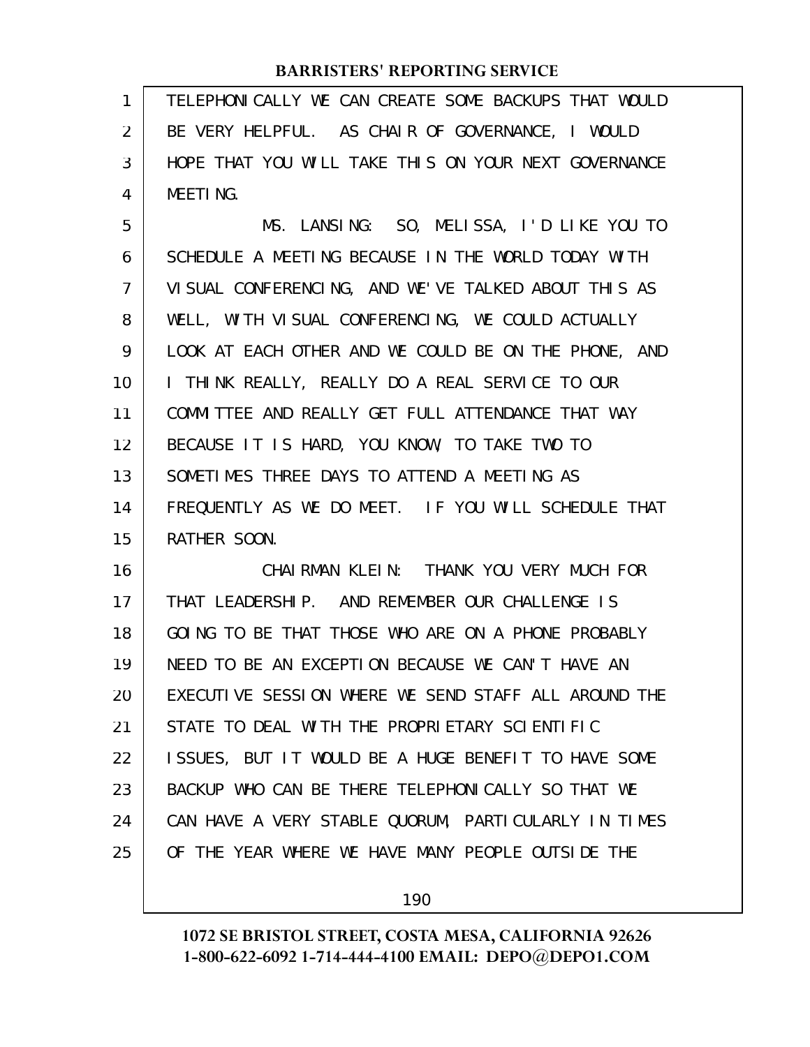TELEPHONICALLY WE CAN CREATE SOME BACKUPS THAT WOULD BE VERY HELPFUL. AS CHAIR OF GOVERNANCE, I WOULD HOPE THAT YOU WILL TAKE THIS ON YOUR NEXT GOVERNANCE MEETING.

MS. LANSING: SO, MELISSA, I'D LIKE YOU TO SCHEDULE A MEETING BECAUSE IN THE WORLD TODAY WITH VISUAL CONFERENCING, AND WE'VE TALKED ABOUT THIS AS WELL, WITH VISUAL CONFERENCING, WE COULD ACTUALLY LOOK AT EACH OTHER AND WE COULD BE ON THE PHONE, AND I THINK REALLY, REALLY DO A REAL SERVICE TO OUR COMMITTEE AND REALLY GET FULL ATTENDANCE THAT WAY BECAUSE IT IS HARD, YOU KNOW, TO TAKE TWO TO SOMETIMES THREE DAYS TO ATTEND A MEETING AS FREQUENTLY AS WE DO MEET. IF YOU WILL SCHEDULE THAT RATHER SOON.

CHAIRMAN KLEIN: THANK YOU VERY MUCH FOR THAT LEADERSHIP. AND REMEMBER OUR CHALLENGE IS GOING TO BE THAT THOSE WHO ARE ON A PHONE PROBABLY NEED TO BE AN EXCEPTION BECAUSE WE CAN'T HAVE AN EXECUTIVE SESSION WHERE WE SEND STAFF ALL AROUND THE STATE TO DEAL WITH THE PROPRIETARY SCIENTIFIC ISSUES, BUT IT WOULD BE A HUGE BENEFIT TO HAVE SOME BACKUP WHO CAN BE THERE TELEPHONICALLY SO THAT WE CAN HAVE A VERY STABLE QUORUM, PARTICULARLY IN TIMES OF THE YEAR WHERE WE HAVE MANY PEOPLE OUTSIDE THE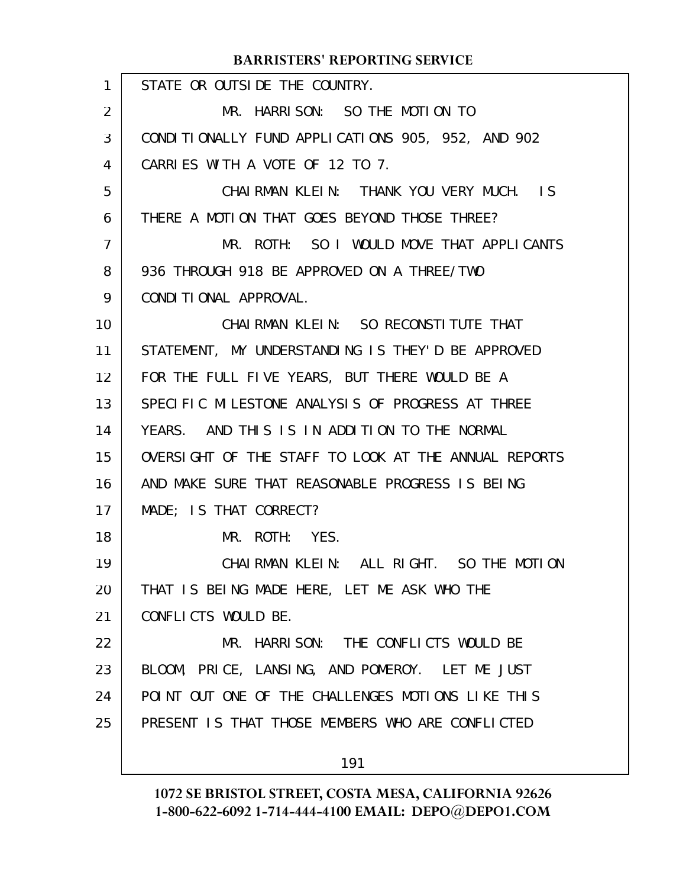STATE OR OUTSIDE THE COUNTRY.

MR. HARRISON: SO THE MOTION TO CONDITIONALLY FUND APPLICATIONS 905, 952, AND 902 CARRIES WITH A VOTE OF 12 TO 7.

CHAIRMAN KLEIN: THANK YOU VERY MUCH. IS THERE A MOTION THAT GOES BEYOND THOSE THREE?

MR. ROTH: SO I WOULD MOVE THAT APPLICANTS 936 THROUGH 918 BE APPROVED ON A THREE/TWO CONDITIONAL APPROVAL.

CHAIRMAN KLEIN: SO RECONSTITUTE THAT STATEMENT, MY UNDERSTANDING IS THEY'D BE APPROVED FOR THE FULL FIVE YEARS, BUT THERE WOULD BE A SPECIFIC MILESTONE ANALYSIS OF PROGRESS AT THREE YEARS. AND THIS IS IN ADDITION TO THE NORMAL OVERSIGHT OF THE STAFF TO LOOK AT THE ANNUAL REPORTS AND MAKE SURE THAT REASONABLE PROGRESS IS BEING MADE; IS THAT CORRECT?

MR. ROTH: YES.

CHAIRMAN KLEIN: ALL RIGHT. SO THE MOTION THAT IS BEING MADE HERE, LET ME ASK WHO THE CONFLICTS WOULD BE.

MR. HARRISON: THE CONFLICTS WOULD BE BLOOM, PRICE, LANSING, AND POMEROY. LET ME JUST POINT OUT ONE OF THE CHALLENGES MOTIONS LIKE THIS PRESENT IS THAT THOSE MEMBERS WHO ARE CONFLICTED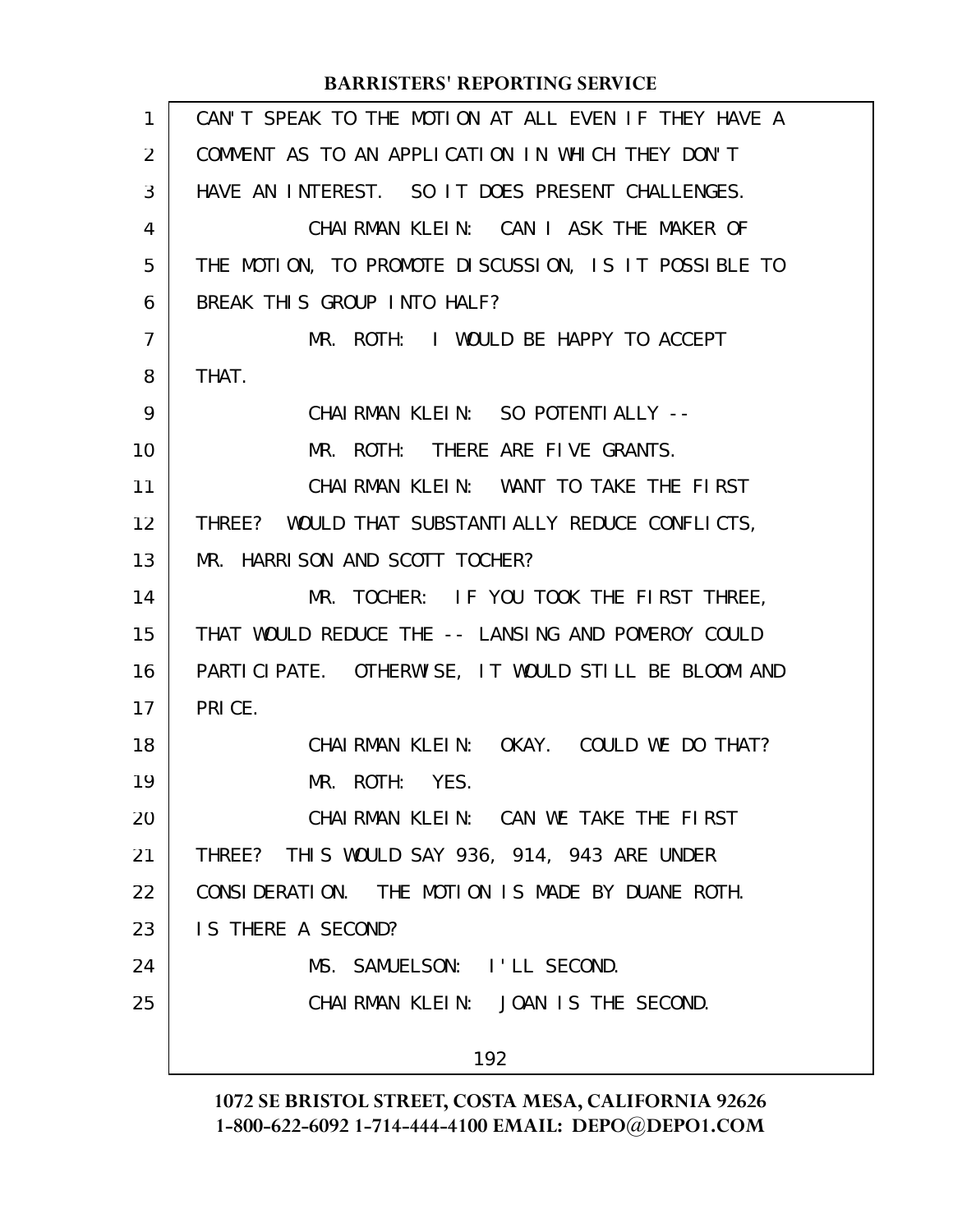CAN'T SPEAK TO THE MOTION AT ALL EVEN IF THEY HAVE A COMMENT AS TO AN APPLICATION IN WHICH THEY DON'T HAVE AN INTEREST. SO IT DOES PRESENT CHALLENGES.

CHAIRMAN KLEIN: CAN I ASK THE MAKER OF THE MOTION, TO PROMOTE DISCUSSION, IS IT POSSIBLE TO BREAK THIS GROUP INTO HALF?

MR. ROTH: I WOULD BE HAPPY TO ACCEPT THAT.

CHAIRMAN KLEIN: SO POTENTIALLY --

MR. ROTH: THERE ARE FIVE GRANTS.

CHAIRMAN KLEIN: WANT TO TAKE THE FIRST THREE? WOULD THAT SUBSTANTIALLY REDUCE CONFLICTS, MR. HARRISON AND SCOTT TOCHER?

MR. TOCHER: IF YOU TOOK THE FIRST THREE, THAT WOULD REDUCE THE -- LANSING AND POMEROY COULD PARTICIPATE. OTHERWISE, IT WOULD STILL BE BLOOM AND PRICE.

CHAIRMAN KLEIN: OKAY. COULD WE DO THAT?

MR. ROTH: YES.

CHAIRMAN KLEIN: CAN WE TAKE THE FIRST THREE? THIS WOULD SAY 936, 914, 943 ARE UNDER CONSIDERATION. THE MOTION IS MADE BY DUANE ROTH. IS THERE A SECOND?

MS. SAMUELSON: I'LL SECOND.

CHAIRMAN KLEIN: JOAN IS THE SECOND.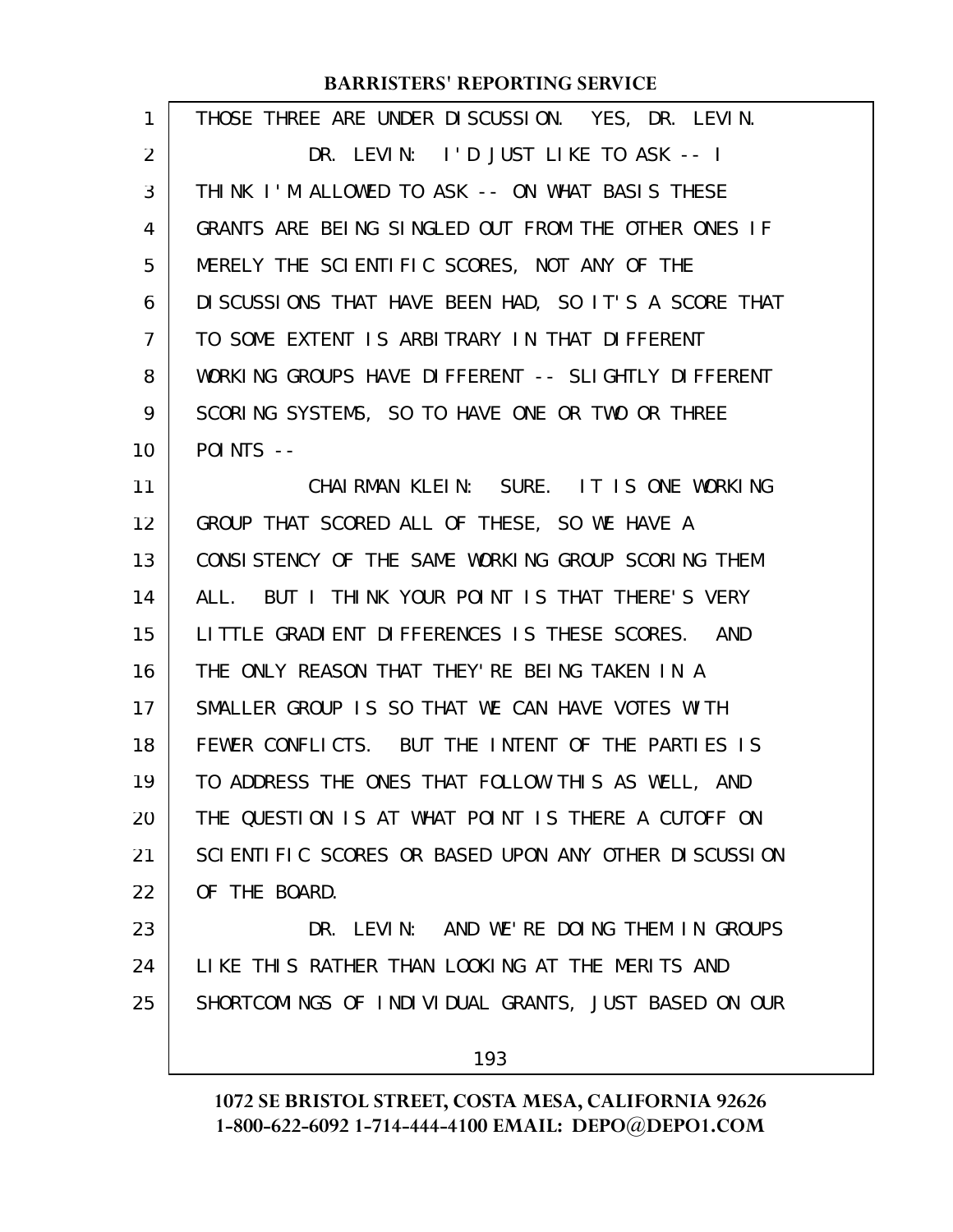THOSE THREE ARE UNDER DISCUSSION. YES, DR. LEVIN.

DR. LEVIN: I'D JUST LIKE TO ASK -- I THINK I'M ALLOWED TO ASK -- ON WHAT BASIS THESE GRANTS ARE BEING SINGLED OUT FROM THE OTHER ONES IF MERELY THE SCIENTIFIC SCORES, NOT ANY OF THE DISCUSSIONS THAT HAVE BEEN HAD, SO IT'S A SCORE THAT TO SOME EXTENT IS ARBITRARY IN THAT DIFFERENT WORKING GROUPS HAVE DIFFERENT -- SLIGHTLY DIFFERENT SCORING SYSTEMS, SO TO HAVE ONE OR TWO OR THREE POINTS --

CHAIRMAN KLEIN: SURE. IT IS ONE WORKING GROUP THAT SCORED ALL OF THESE, SO WE HAVE A CONSISTENCY OF THE SAME WORKING GROUP SCORING THEM ALL. BUT I THINK YOUR POINT IS THAT THERE'S VERY LITTLE GRADIENT DIFFERENCES IS THESE SCORES. AND THE ONLY REASON THAT THEY'RE BEING TAKEN IN A SMALLER GROUP IS SO THAT WE CAN HAVE VOTES WITH FEWER CONFLICTS. BUT THE INTENT OF THE PARTIES IS TO ADDRESS THE ONES THAT FOLLOW THIS AS WELL, AND THE QUESTION IS AT WHAT POINT IS THERE A CUTOFF ON SCIENTIFIC SCORES OR BASED UPON ANY OTHER DISCUSSION OF THE BOARD.

DR. LEVIN: AND WE'RE DOING THEM IN GROUPS LIKE THIS RATHER THAN LOOKING AT THE MERITS AND SHORTCOMINGS OF INDIVIDUAL GRANTS, JUST BASED ON OUR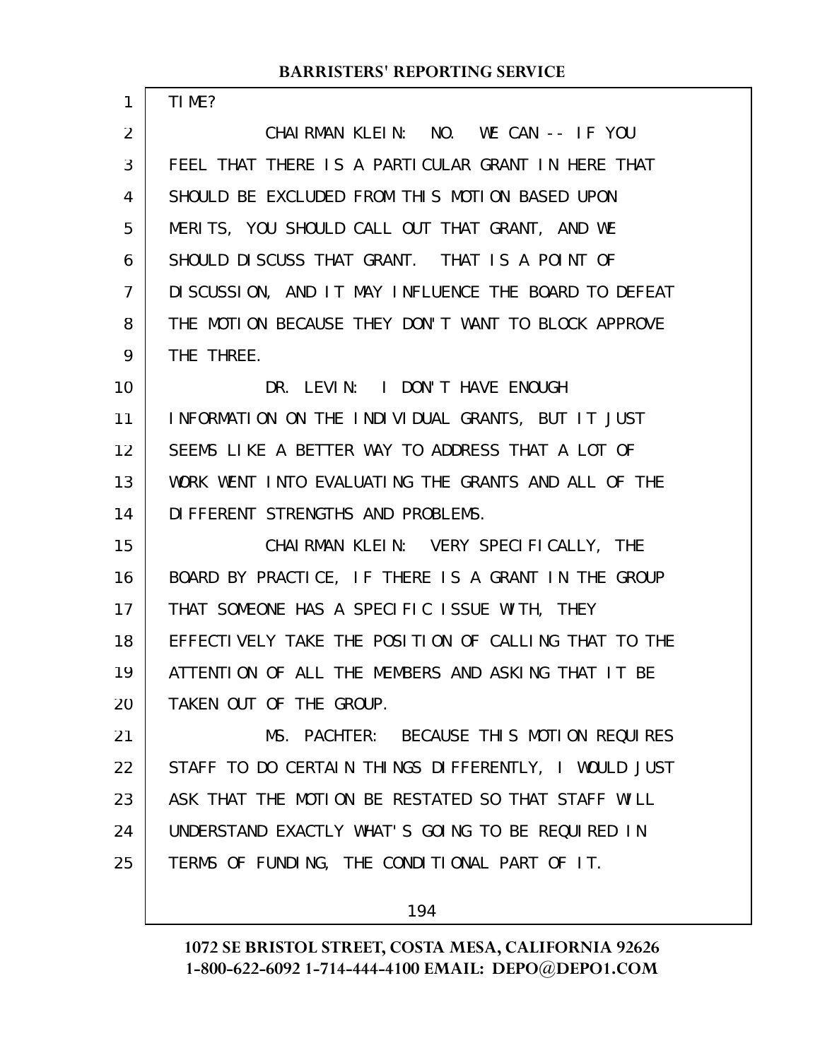TIME?

CHAIRMAN KLEIN: NO. WE CAN -- IF YOU FEEL THAT THERE IS A PARTICULAR GRANT IN HERE THAT SHOULD BE EXCLUDED FROM THIS MOTION BASED UPON MERITS, YOU SHOULD CALL OUT THAT GRANT, AND WE SHOULD DISCUSS THAT GRANT. THAT IS A POINT OF DISCUSSION, AND IT MAY INFLUENCE THE BOARD TO DEFEAT THE MOTION BECAUSE THEY DON'T WANT TO BLOCK APPROVE THE THREE.

DR. LEVIN: I DON'T HAVE ENOUGH INFORMATION ON THE INDIVIDUAL GRANTS, BUT IT JUST SEEMS LIKE A BETTER WAY TO ADDRESS THAT A LOT OF WORK WENT INTO EVALUATING THE GRANTS AND ALL OF THE DIFFERENT STRENGTHS AND PROBLEMS.

CHAIRMAN KLEIN: VERY SPECIFICALLY, THE BOARD BY PRACTICE, IF THERE IS A GRANT IN THE GROUP THAT SOMEONE HAS A SPECIFIC ISSUE WITH, THEY EFFECTIVELY TAKE THE POSITION OF CALLING THAT TO THE ATTENTION OF ALL THE MEMBERS AND ASKING THAT IT BE TAKEN OUT OF THE GROUP.

MS. PACHTER: BECAUSE THIS MOTION REQUIRES STAFF TO DO CERTAIN THINGS DIFFERENTLY, I WOULD JUST ASK THAT THE MOTION BE RESTATED SO THAT STAFF WILL UNDERSTAND EXACTLY WHAT'S GOING TO BE REQUIRED IN TERMS OF FUNDING, THE CONDITIONAL PART OF IT.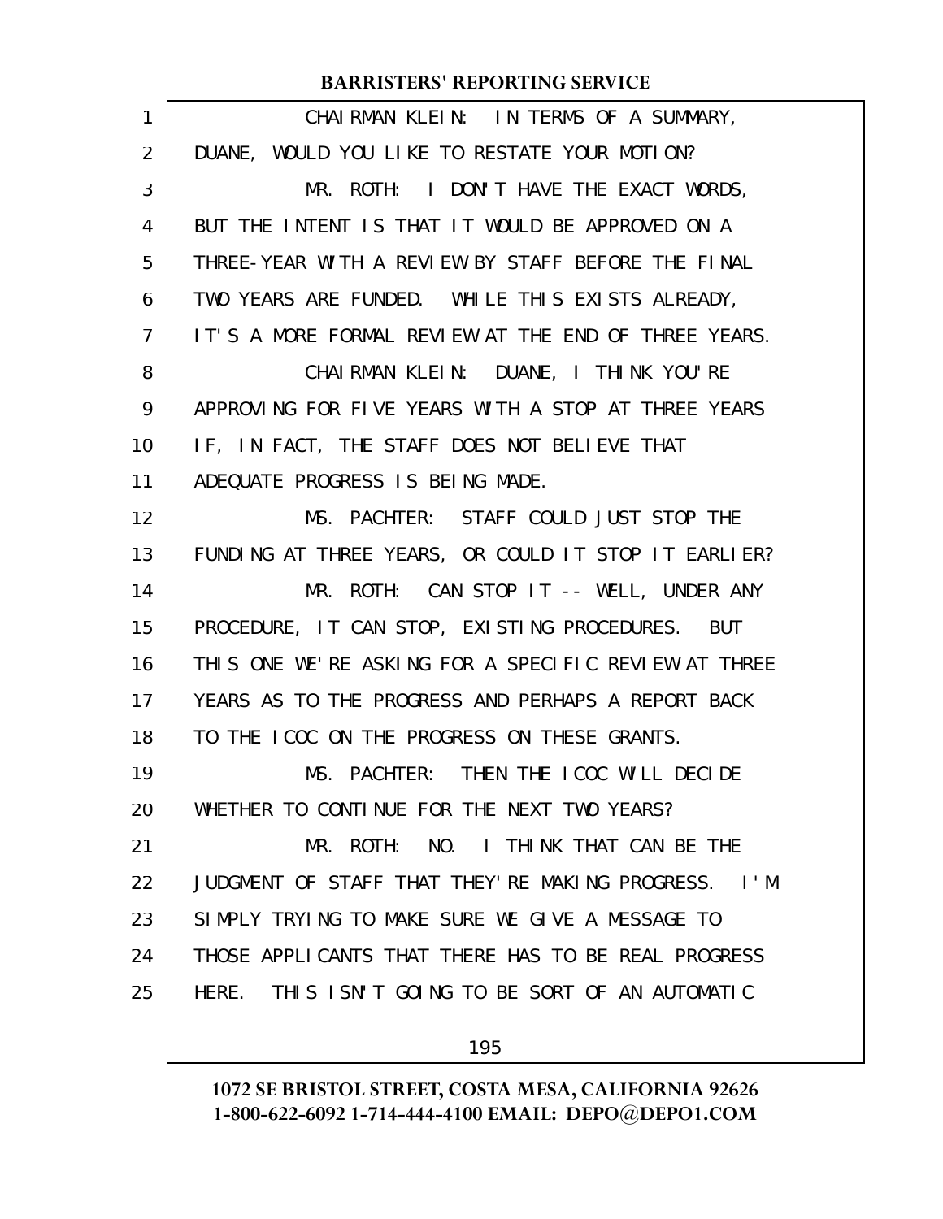CHAIRMAN KLEIN: IN TERMS OF A SUMMARY, DUANE, WOULD YOU LIKE TO RESTATE YOUR MOTION?

MR. ROTH: I DON'T HAVE THE EXACT WORDS, BUT THE INTENT IS THAT IT WOULD BE APPROVED ON A THREE-YEAR WITH A REVIEW BY STAFF BEFORE THE FINAL TWO YEARS ARE FUNDED. WHILE THIS EXISTS ALREADY, IT'S A MORE FORMAL REVIEW AT THE END OF THREE YEARS.

CHAIRMAN KLEIN: DUANE, I THINK YOU'RE APPROVING FOR FIVE YEARS WITH A STOP AT THREE YEARS IF, IN FACT, THE STAFF DOES NOT BELIEVE THAT ADEQUATE PROGRESS IS BEING MADE.

MS. PACHTER: STAFF COULD JUST STOP THE FUNDING AT THREE YEARS, OR COULD IT STOP IT EARLIER?

MR. ROTH: CAN STOP IT -- WELL, UNDER ANY PROCEDURE, IT CAN STOP, EXISTING PROCEDURES. BUT THIS ONE WE'RE ASKING FOR A SPECIFIC REVIEW AT THREE YEARS AS TO THE PROGRESS AND PERHAPS A REPORT BACK TO THE ICOC ON THE PROGRESS ON THESE GRANTS.

MS. PACHTER: THEN THE ICOC WILL DECIDE WHETHER TO CONTINUE FOR THE NEXT TWO YEARS?

MR. ROTH: NO. I THINK THAT CAN BE THE JUDGMENT OF STAFF THAT THEY'RE MAKING PROGRESS. I'M SIMPLY TRYING TO MAKE SURE WE GIVE A MESSAGE TO THOSE APPLICANTS THAT THERE HAS TO BE REAL PROGRESS HERE. THIS ISN'T GOING TO BE SORT OF AN AUTOMATIC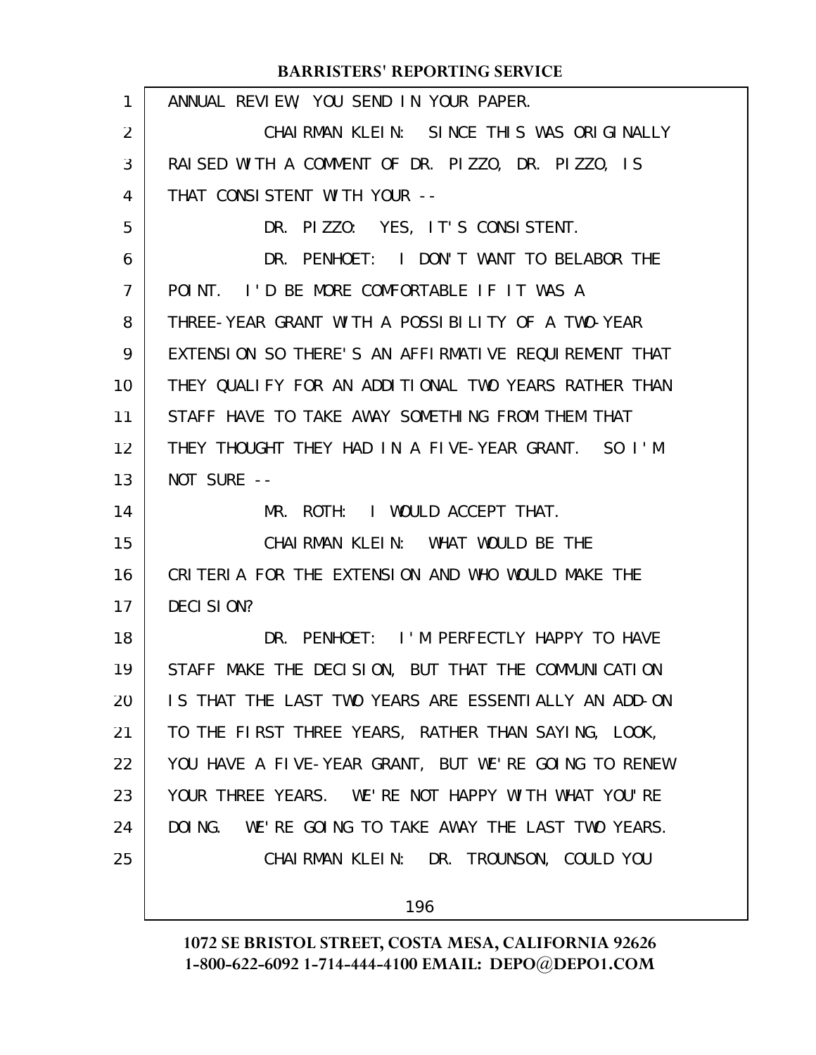ANNUAL REVIEW, YOU SEND IN YOUR PAPER.

CHAIRMAN KLEIN: SINCE THIS WAS ORIGINALLY RAISED WITH A COMMENT OF DR. PIZZO, DR. PIZZO, IS THAT CONSISTENT WITH YOUR --

DR. PIZZO: YES, IT'S CONSISTENT.

DR. PENHOET: I DON'T WANT TO BELABOR THE POINT. I'D BE MORE COMFORTABLE IF IT WAS A THREE-YEAR GRANT WITH A POSSIBILITY OF A TWO-YEAR EXTENSION SO THERE'S AN AFFIRMATIVE REQUIREMENT THAT THEY QUALIFY FOR AN ADDITIONAL TWO YEARS RATHER THAN STAFF HAVE TO TAKE AWAY SOMETHING FROM THEM THAT THEY THOUGHT THEY HAD IN A FIVE-YEAR GRANT. SO I'M NOT SURE --

MR. ROTH: I WOULD ACCEPT THAT.

CHAIRMAN KLEIN: WHAT WOULD BE THE CRITERIA FOR THE EXTENSION AND WHO WOULD MAKE THE DECISION?

DR. PENHOET: I'M PERFECTLY HAPPY TO HAVE STAFF MAKE THE DECISION, BUT THAT THE COMMUNICATION IS THAT THE LAST TWO YEARS ARE ESSENTIALLY AN ADD-ON TO THE FIRST THREE YEARS, RATHER THAN SAYING, LOOK, YOU HAVE A FIVE-YEAR GRANT, BUT WE'RE GOING TO RENEW YOUR THREE YEARS. WE'RE NOT HAPPY WITH WHAT YOU'RE DOING. WE'RE GOING TO TAKE AWAY THE LAST TWO YEARS.

CHAIRMAN KLEIN: DR. TROUNSON, COULD YOU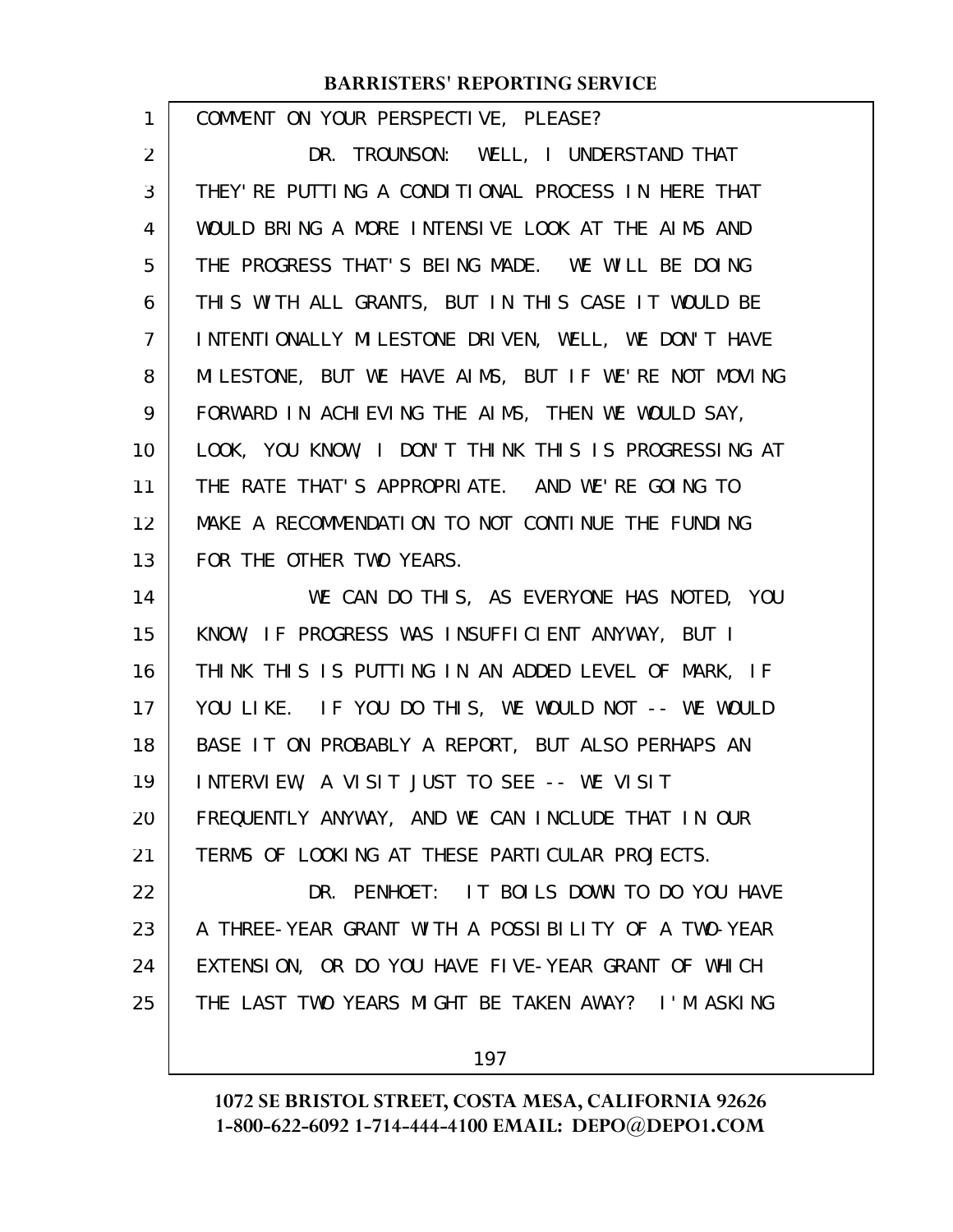COMMENT ON YOUR PERSPECTIVE, PLEASE?

DR. TROUNSON: WELL, I UNDERSTAND THAT THEY'RE PUTTING A CONDITIONAL PROCESS IN HERE THAT WOULD BRING A MORE INTENSIVE LOOK AT THE AIMS AND THE PROGRESS THAT'S BEING MADE. WE WILL BE DOING THIS WITH ALL GRANTS, BUT IN THIS CASE IT WOULD BE INTENTIONALLY MILESTONE DRIVEN, WELL, WE DON'T HAVE MILESTONE, BUT WE HAVE AIMS, BUT IF WE'RE NOT MOVING FORWARD IN ACHIEVING THE AIMS, THEN WE WOULD SAY, LOOK, YOU KNOW, I DON'T THINK THIS IS PROGRESSING AT THE RATE THAT'S APPROPRIATE. AND WE'RE GOING TO MAKE A RECOMMENDATION TO NOT CONTINUE THE FUNDING FOR THE OTHER TWO YEARS.

WE CAN DO THIS, AS EVERYONE HAS NOTED, YOU KNOW, IF PROGRESS WAS INSUFFICIENT ANYWAY, BUT I THINK THIS IS PUTTING IN AN ADDED LEVEL OF MARK, IF YOU LIKE. IF YOU DO THIS, WE WOULD NOT -- WE WOULD BASE IT ON PROBABLY A REPORT, BUT ALSO PERHAPS AN INTERVIEW, A VISIT JUST TO SEE -- WE VISIT FREQUENTLY ANYWAY, AND WE CAN INCLUDE THAT IN OUR TERMS OF LOOKING AT THESE PARTICULAR PROJECTS.

DR. PENHOET: IT BOILS DOWN TO DO YOU HAVE A THREE-YEAR GRANT WITH A POSSIBILITY OF A TWO-YEAR EXTENSION, OR DO YOU HAVE FIVE-YEAR GRANT OF WHICH THE LAST TWO YEARS MIGHT BE TAKEN AWAY? I'M ASKING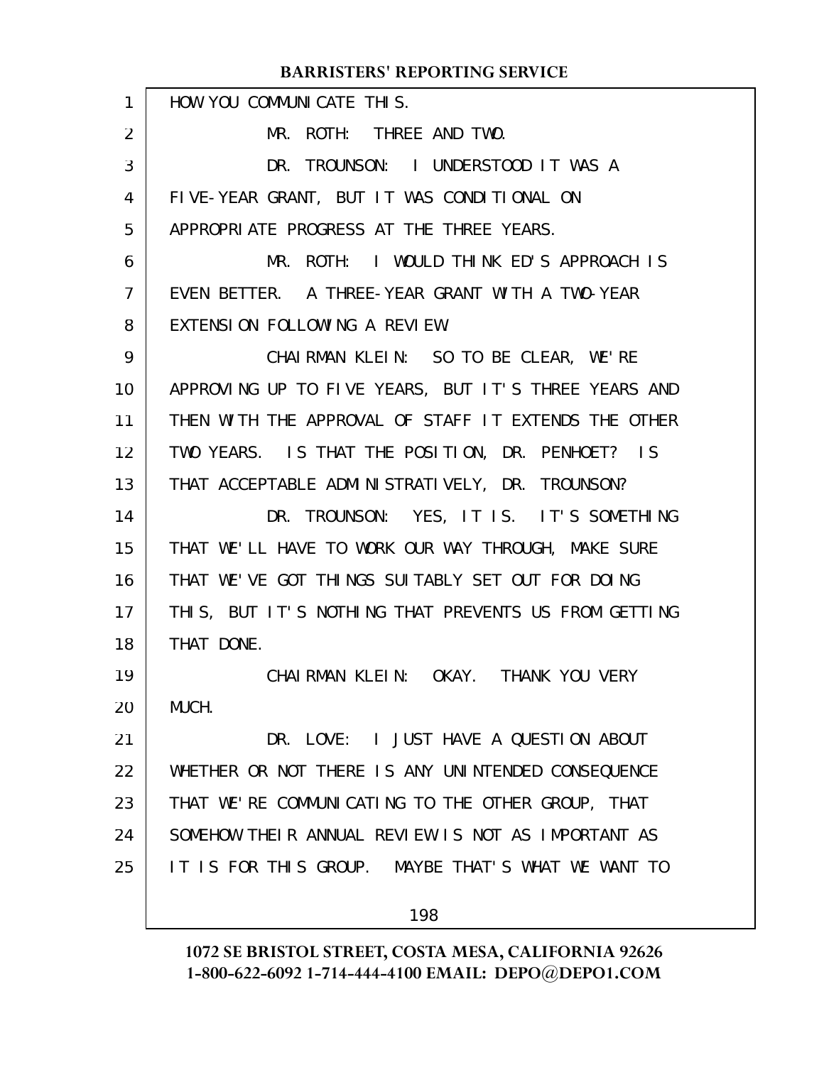HOW YOU COMMUNICATE THIS.

MR. ROTH: THREE AND TWO.

DR. TROUNSON: I UNDERSTOOD IT WAS A FIVE-YEAR GRANT, BUT IT WAS CONDITIONAL ON APPROPRIATE PROGRESS AT THE THREE YEARS.

MR. ROTH: I WOULD THINK ED'S APPROACH IS EVEN BETTER. A THREE-YEAR GRANT WITH A TWO-YEAR EXTENSION FOLLOWING A REVIEW.

CHAIRMAN KLEIN: SO TO BE CLEAR, WE'RE APPROVING UP TO FIVE YEARS, BUT IT'S THREE YEARS AND THEN WITH THE APPROVAL OF STAFF IT EXTENDS THE OTHER TWO YEARS. IS THAT THE POSITION, DR. PENHOET? IS THAT ACCEPTABLE ADMINISTRATIVELY, DR. TROUNSON?

DR. TROUNSON: YES, IT IS. IT'S SOMETHING THAT WE'LL HAVE TO WORK OUR WAY THROUGH, MAKE SURE THAT WE'VE GOT THINGS SUITABLY SET OUT FOR DOING THIS, BUT IT'S NOTHING THAT PREVENTS US FROM GETTING THAT DONE.

CHAIRMAN KLEIN: OKAY. THANK YOU VERY MUCH.

DR. LOVE: I JUST HAVE A QUESTION ABOUT WHETHER OR NOT THERE IS ANY UNINTENDED CONSEQUENCE THAT WE'RE COMMUNICATING TO THE OTHER GROUP, THAT SOMEHOW THEIR ANNUAL REVIEW IS NOT AS IMPORTANT AS IT IS FOR THIS GROUP. MAYBE THAT'S WHAT WE WANT TO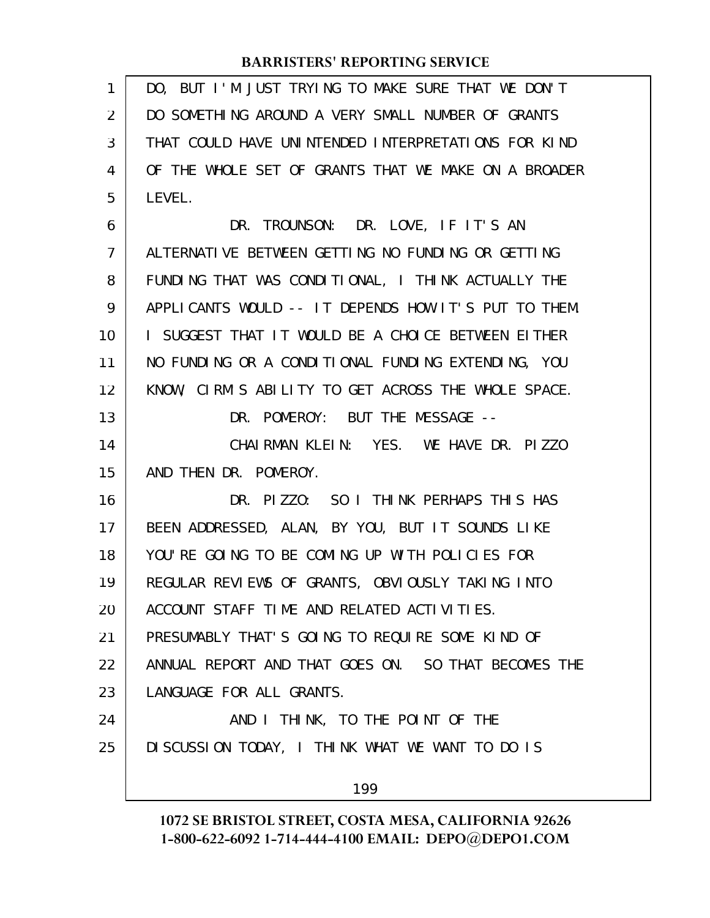DO, BUT I'M JUST TRYING TO MAKE SURE THAT WE DON'T DO SOMETHING AROUND A VERY SMALL NUMBER OF GRANTS THAT COULD HAVE UNINTENDED INTERPRETATIONS FOR KIND OF THE WHOLE SET OF GRANTS THAT WE MAKE ON A BROADER LEVEL.

DR. TROUNSON: DR. LOVE, IF IT'S AN ALTERNATIVE BETWEEN GETTING NO FUNDING OR GETTING FUNDING THAT WAS CONDITIONAL, I THINK ACTUALLY THE APPLICANTS WOULD -- IT DEPENDS HOW IT'S PUT TO THEM. I SUGGEST THAT IT WOULD BE A CHOICE BETWEEN EITHER NO FUNDING OR A CONDITIONAL FUNDING EXTENDING, YOU KNOW, CIRM'S ABILITY TO GET ACROSS THE WHOLE SPACE.

DR. POMEROY: BUT THE MESSAGE --

CHAIRMAN KLEIN: YES. WE HAVE DR. PIZZO AND THEN DR. POMEROY.

DR. PIZZO: SO I THINK PERHAPS THIS HAS BEEN ADDRESSED, ALAN, BY YOU, BUT IT SOUNDS LIKE YOU'RE GOING TO BE COMING UP WITH POLICIES FOR REGULAR REVIEWS OF GRANTS, OBVIOUSLY TAKING INTO ACCOUNT STAFF TIME AND RELATED ACTIVITIES. PRESUMABLY THAT'S GOING TO REQUIRE SOME KIND OF ANNUAL REPORT AND THAT GOES ON. SO THAT BECOMES THE LANGUAGE FOR ALL GRANTS.

AND I THINK, TO THE POINT OF THE DISCUSSION TODAY, I THINK WHAT WE WANT TO DO IS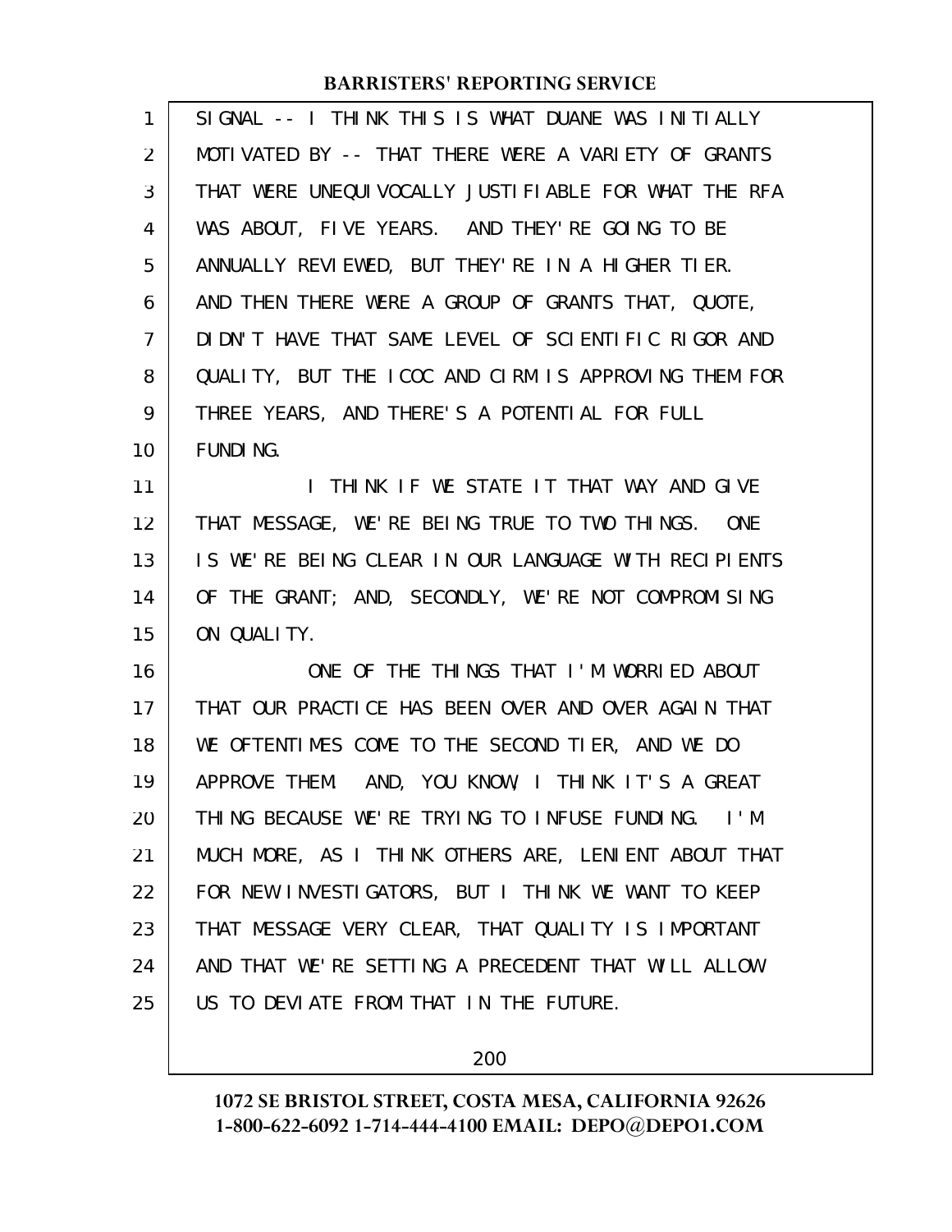SIGNAL -- I THINK THIS IS WHAT DUANE WAS INITIALLY MOTIVATED BY -- THAT THERE WERE A VARIETY OF GRANTS THAT WERE UNEQUIVOCALLY JUSTIFIABLE FOR WHAT THE RFA WAS ABOUT, FIVE YEARS. AND THEY'RE GOING TO BE ANNUALLY REVIEWED, BUT THEY'RE IN A HIGHER TIER. AND THEN THERE WERE A GROUP OF GRANTS THAT, QUOTE, DIDN'T HAVE THAT SAME LEVEL OF SCIENTIFIC RIGOR AND QUALITY, BUT THE ICOC AND CIRM IS APPROVING THEM FOR THREE YEARS, AND THERE'S A POTENTIAL FOR FULL FUNDING.

I THINK IF WE STATE IT THAT WAY AND GIVE THAT MESSAGE, WE'RE BEING TRUE TO TWO THINGS. ONE IS WE'RE BEING CLEAR IN OUR LANGUAGE WITH RECIPIENTS OF THE GRANT; AND, SECONDLY, WE'RE NOT COMPROMISING ON QUALITY.

ONE OF THE THINGS THAT I'M WORRIED ABOUT THAT OUR PRACTICE HAS BEEN OVER AND OVER AGAIN THAT WE OFTENTIMES COME TO THE SECOND TIER, AND WE DO APPROVE THEM. AND, YOU KNOW, I THINK IT'S A GREAT THING BECAUSE WE'RE TRYING TO INFUSE FUNDING. I'M MUCH MORE, AS I THINK OTHERS ARE, LENIENT ABOUT THAT FOR NEW INVESTIGATORS, BUT I THINK WE WANT TO KEEP THAT MESSAGE VERY CLEAR, THAT QUALITY IS IMPORTANT AND THAT WE'RE SETTING A PRECEDENT THAT WILL ALLOW US TO DEVIATE FROM THAT IN THE FUTURE.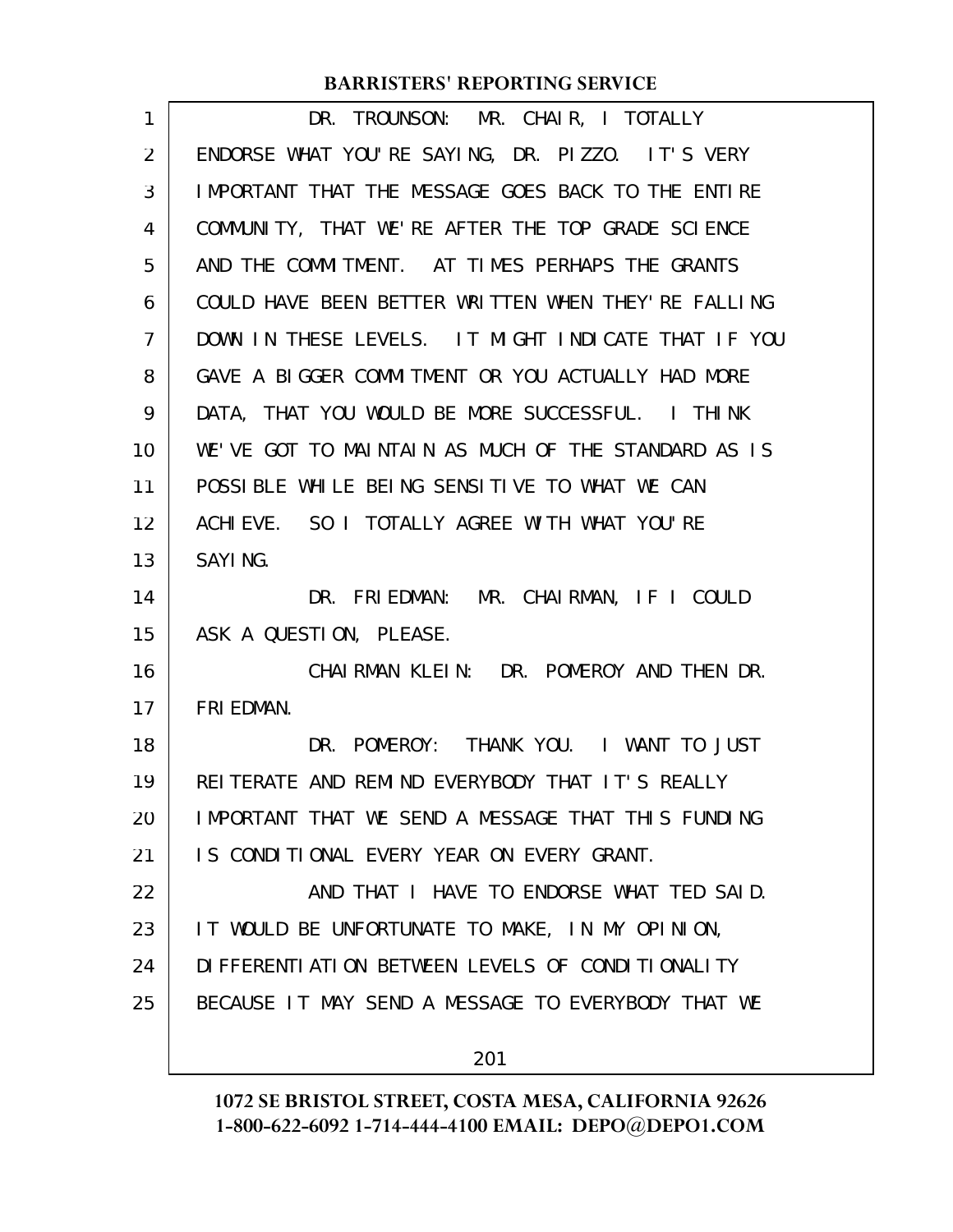DR. TROUNSON: MR. CHAIR, I TOTALLY ENDORSE WHAT YOU'RE SAYING, DR. PIZZO. IT'S VERY IMPORTANT THAT THE MESSAGE GOES BACK TO THE ENTIRE COMMUNITY, THAT WE'RE AFTER THE TOP GRADE SCIENCE AND THE COMMITMENT. AT TIMES PERHAPS THE GRANTS COULD HAVE BEEN BETTER WRITTEN WHEN THEY'RE FALLING DOWN IN THESE LEVELS. IT MIGHT INDICATE THAT IF YOU GAVE A BIGGER COMMITMENT OR YOU ACTUALLY HAD MORE DATA, THAT YOU WOULD BE MORE SUCCESSFUL. I THINK WE'VE GOT TO MAINTAIN AS MUCH OF THE STANDARD AS IS POSSIBLE WHILE BEING SENSITIVE TO WHAT WE CAN ACHIEVE. SO I TOTALLY AGREE WITH WHAT YOU'RE SAYING.

DR. FRIEDMAN: MR. CHAIRMAN, IF I COULD ASK A QUESTION, PLEASE.

CHAIRMAN KLEIN: DR. POMEROY AND THEN DR. FRIEDMAN.

DR. POMEROY: THANK YOU. I WANT TO JUST REITERATE AND REMIND EVERYBODY THAT IT'S REALLY IMPORTANT THAT WE SEND A MESSAGE THAT THIS FUNDING IS CONDITIONAL EVERY YEAR ON EVERY GRANT.

AND THAT I HAVE TO ENDORSE WHAT TED SAID. IT WOULD BE UNFORTUNATE TO MAKE, IN MY OPINION, DIFFERENTIATION BETWEEN LEVELS OF CONDITIONALITY BECAUSE IT MAY SEND A MESSAGE TO EVERYBODY THAT WE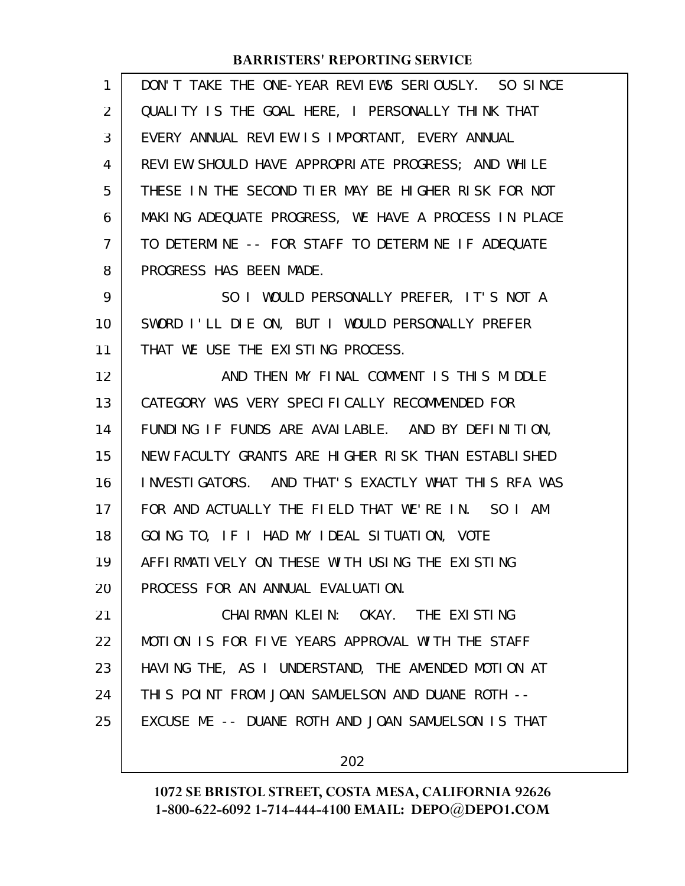DON'T TAKE THE ONE-YEAR REVIEWS SERIOUSLY. SO SINCE QUALITY IS THE GOAL HERE, I PERSONALLY THINK THAT EVERY ANNUAL REVIEW IS IMPORTANT, EVERY ANNUAL REVIEW SHOULD HAVE APPROPRIATE PROGRESS; AND WHILE THESE IN THE SECOND TIER MAY BE HIGHER RISK FOR NOT MAKING ADEQUATE PROGRESS, WE HAVE A PROCESS IN PLACE TO DETERMINE -- FOR STAFF TO DETERMINE IF ADEQUATE PROGRESS HAS BEEN MADE.

SO I WOULD PERSONALLY PREFER, IT'S NOT A SWORD I'LL DIE ON, BUT I WOULD PERSONALLY PREFER THAT WE USE THE EXISTING PROCESS.

AND THEN MY FINAL COMMENT IS THIS MIDDLE CATEGORY WAS VERY SPECIFICALLY RECOMMENDED FOR FUNDING IF FUNDS ARE AVAILABLE. AND BY DEFINITION, NEW FACULTY GRANTS ARE HIGHER RISK THAN ESTABLISHED INVESTIGATORS. AND THAT'S EXACTLY WHAT THIS RFA WAS FOR AND ACTUALLY THE FIELD THAT WE'RE IN. SO I AM GOING TO, IF I HAD MY IDEAL SITUATION, VOTE AFFIRMATIVELY ON THESE WITH USING THE EXISTING PROCESS FOR AN ANNUAL EVALUATION.

CHAIRMAN KLEIN: OKAY. THE EXISTING MOTION IS FOR FIVE YEARS APPROVAL WITH THE STAFF HAVING THE, AS I UNDERSTAND, THE AMENDED MOTION AT THIS POINT FROM JOAN SAMUELSON AND DUANE ROTH -- EXCUSE ME -- DUANE ROTH AND JOAN SAMUELSON IS THAT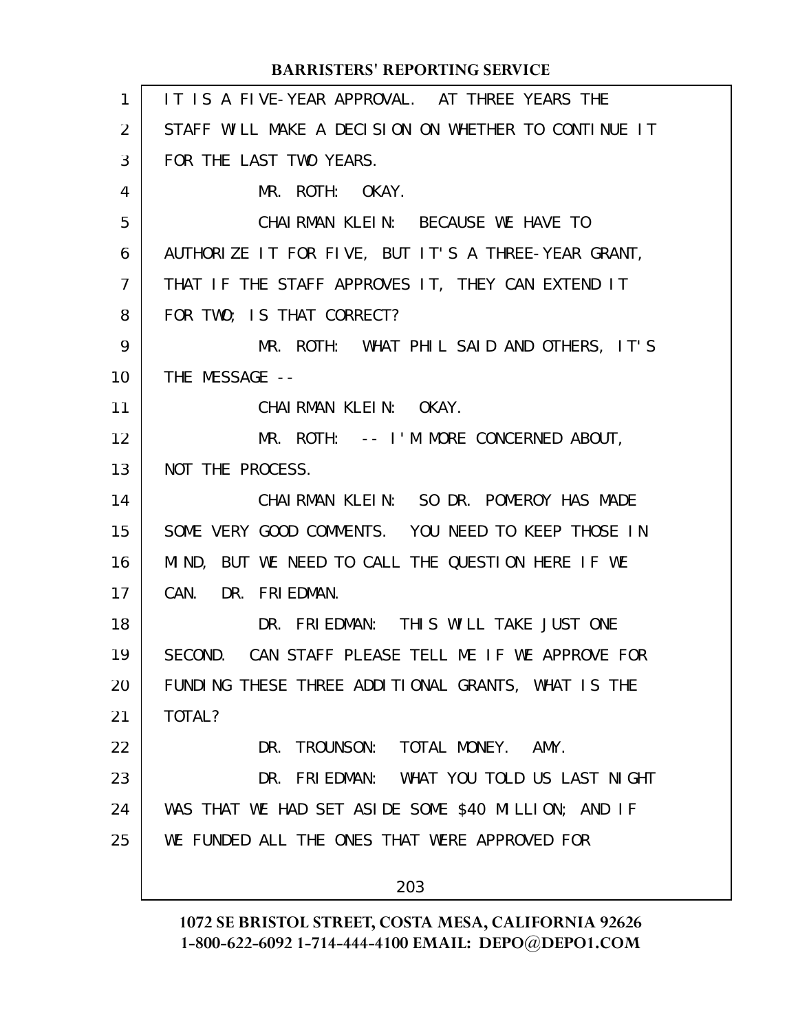IT IS A FIVE-YEAR APPROVAL. AT THREE YEARS THE STAFF WILL MAKE A DECISION ON WHETHER TO CONTINUE IT FOR THE LAST TWO YEARS.

MR. ROTH: OKAY.

CHAIRMAN KLEIN: BECAUSE WE HAVE TO AUTHORIZE IT FOR FIVE, BUT IT'S A THREE-YEAR GRANT, THAT IF THE STAFF APPROVES IT, THEY CAN EXTEND IT FOR TWO; IS THAT CORRECT?

MR. ROTH: WHAT PHIL SAID AND OTHERS, IT'S THE MESSAGE --

CHAIRMAN KLEIN: OKAY.

MR. ROTH: -- I'M MORE CONCERNED ABOUT, NOT THE PROCESS.

CHAIRMAN KLEIN: SO DR. POMEROY HAS MADE SOME VERY GOOD COMMENTS. YOU NEED TO KEEP THOSE IN MIND, BUT WE NEED TO CALL THE QUESTION HERE IF WE CAN. DR. FRIEDMAN.

DR. FRIEDMAN: THIS WILL TAKE JUST ONE SECOND. CAN STAFF PLEASE TELL ME IF WE APPROVE FOR FUNDING THESE THREE ADDITIONAL GRANTS, WHAT IS THE TOTAL?

DR. TROUNSON: TOTAL MONEY. AMY.

DR. FRIEDMAN: WHAT YOU TOLD US LAST NIGHT WAS THAT WE HAD SET ASIDE SOME $40 MILLION; AND IF WE FUNDED ALL THE ONES THAT WERE APPROVED FOR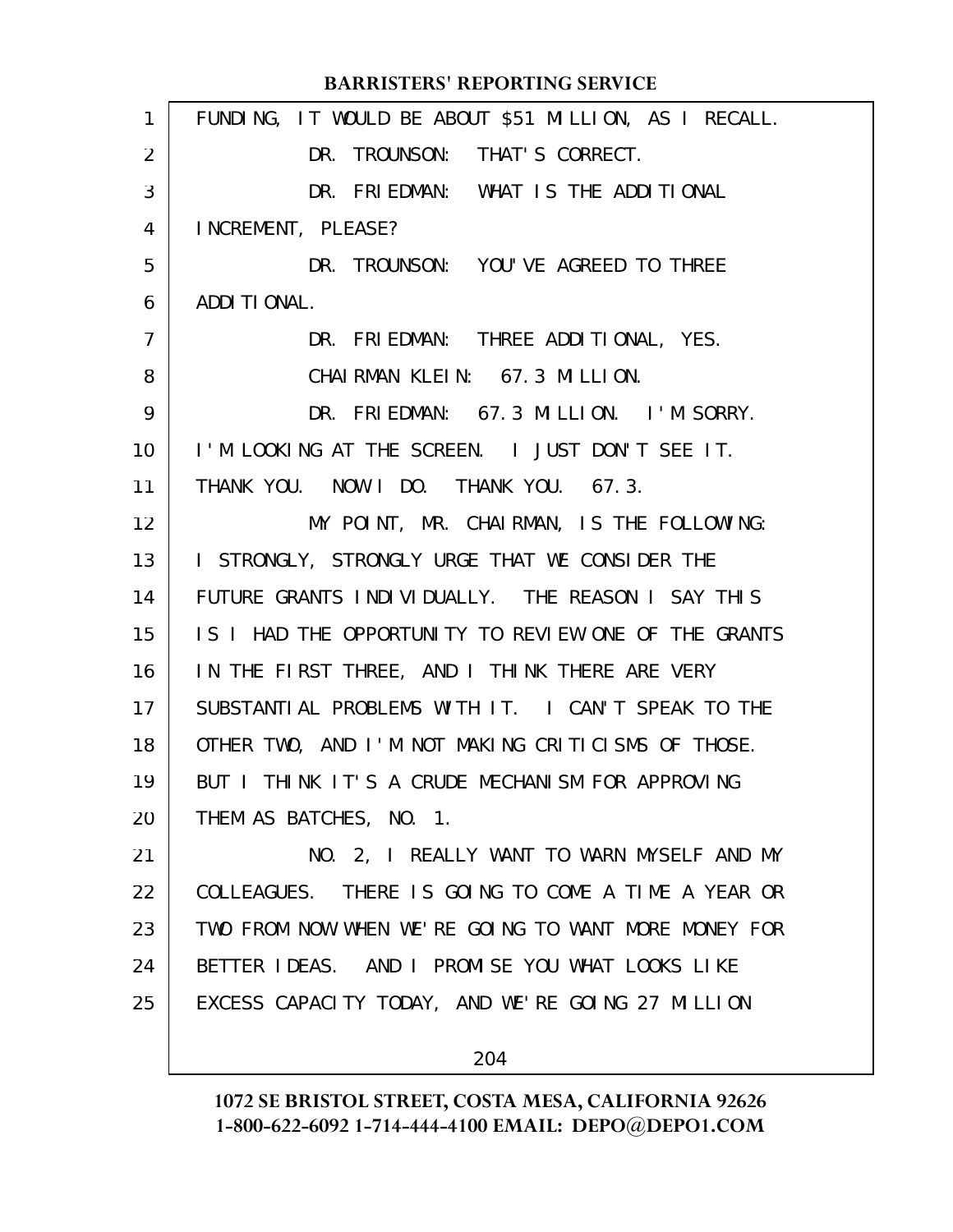FUNDING, IT WOULD BE ABOUT $51 MILLION, AS I RECALL.

DR. TROUNSON: THAT'S CORRECT.

DR. FRIEDMAN: WHAT IS THE ADDITIONAL INCREMENT, PLEASE?

DR. TROUNSON: YOU'VE AGREED TO THREE ADDITIONAL.

DR. FRIEDMAN: THREE ADDITIONAL, YES.

CHAIRMAN KLEIN: 67.3 MILLION.

DR. FRIEDMAN: 67.3 MILLION. I'M SORRY. I'M LOOKING AT THE SCREEN. I JUST DON'T SEE IT. THANK YOU. NOW I DO. THANK YOU. 67.3.

MY POINT, MR. CHAIRMAN, IS THE FOLLOWING: I STRONGLY, STRONGLY URGE THAT WE CONSIDER THE FUTURE GRANTS INDIVIDUALLY. THE REASON I SAY THIS IS I HAD THE OPPORTUNITY TO REVIEW ONE OF THE GRANTS IN THE FIRST THREE, AND I THINK THERE ARE VERY SUBSTANTIAL PROBLEMS WITH IT. I CAN'T SPEAK TO THE OTHER TWO, AND I'M NOT MAKING CRITICISMS OF THOSE. BUT I THINK IT'S A CRUDE MECHANISM FOR APPROVING THEM AS BATCHES, NO. 1.

NO. 2, I REALLY WANT TO WARN MYSELF AND MY COLLEAGUES. THERE IS GOING TO COME A TIME A YEAR OR TWO FROM NOW WHEN WE'RE GOING TO WANT MORE MONEY FOR BETTER IDEAS. AND I PROMISE YOU WHAT LOOKS LIKE EXCESS CAPACITY TODAY, AND WE'RE GOING 27 MILLION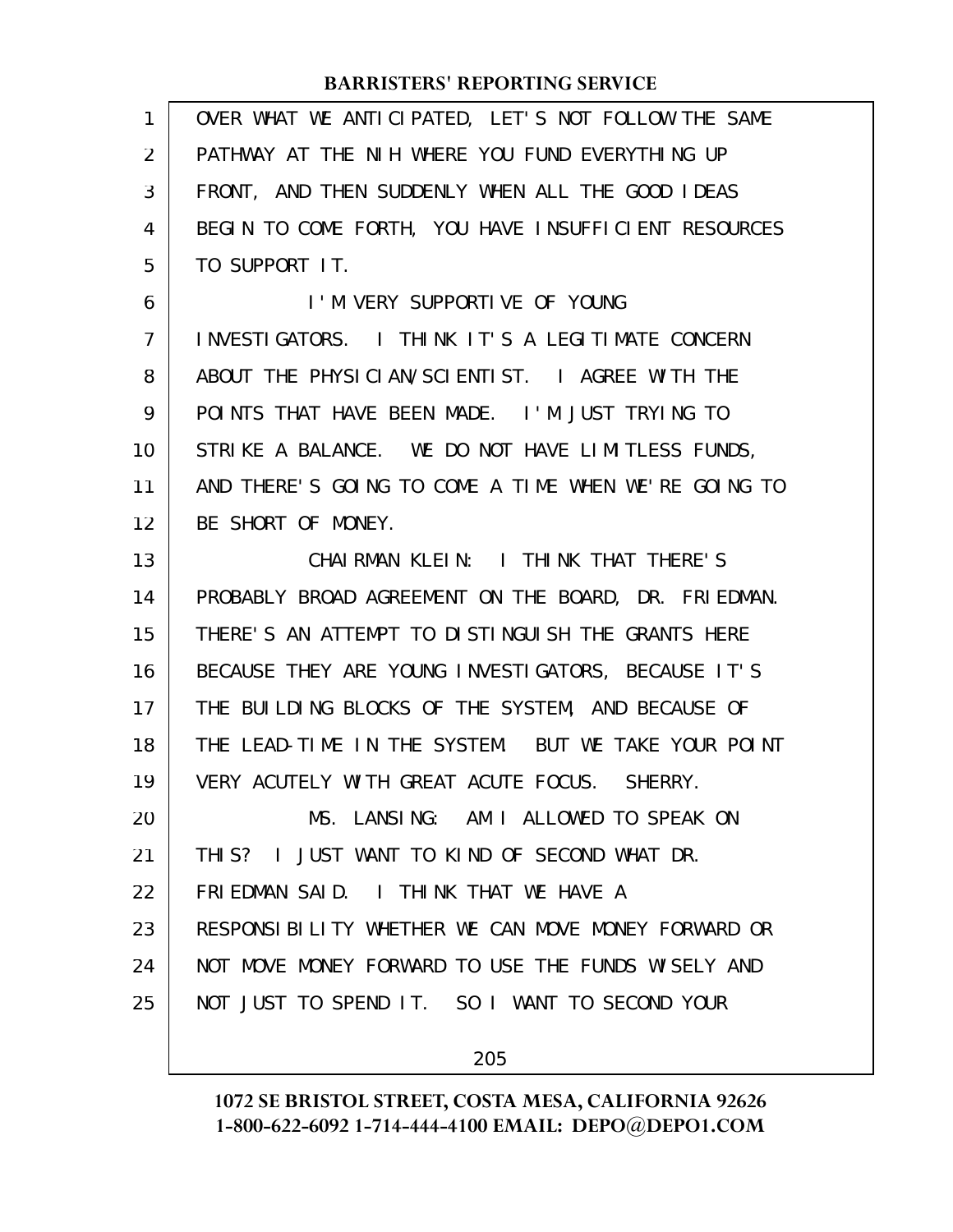OVER WHAT WE ANTICIPATED, LET'S NOT FOLLOW THE SAME PATHWAY AT THE NIH WHERE YOU FUND EVERYTHING UP FRONT, AND THEN SUDDENLY WHEN ALL THE GOOD IDEAS BEGIN TO COME FORTH, YOU HAVE INSUFFICIENT RESOURCES TO SUPPORT IT.

I'M VERY SUPPORTIVE OF YOUNG INVESTIGATORS. I THINK IT'S A LEGITIMATE CONCERN ABOUT THE PHYSICIAN/SCIENTIST. I AGREE WITH THE POINTS THAT HAVE BEEN MADE. I'M JUST TRYING TO STRIKE A BALANCE. WE DO NOT HAVE LIMITLESS FUNDS, AND THERE'S GOING TO COME A TIME WHEN WE'RE GOING TO BE SHORT OF MONEY.

CHAIRMAN KLEIN: I THINK THAT THERE'S PROBABLY BROAD AGREEMENT ON THE BOARD, DR. FRIEDMAN. THERE'S AN ATTEMPT TO DISTINGUISH THE GRANTS HERE BECAUSE THEY ARE YOUNG INVESTIGATORS, BECAUSE IT'S THE BUILDING BLOCKS OF THE SYSTEM, AND BECAUSE OF THE LEAD-TIME IN THE SYSTEM. BUT WE TAKE YOUR POINT VERY ACUTELY WITH GREAT ACUTE FOCUS. SHERRY.

MS. LANSING: AM I ALLOWED TO SPEAK ON THIS? I JUST WANT TO KIND OF SECOND WHAT DR. FRIEDMAN SAID. I THINK THAT WE HAVE A RESPONSIBILITY WHETHER WE CAN MOVE MONEY FORWARD OR NOT MOVE MONEY FORWARD TO USE THE FUNDS WISELY AND NOT JUST TO SPEND IT. SO I WANT TO SECOND YOUR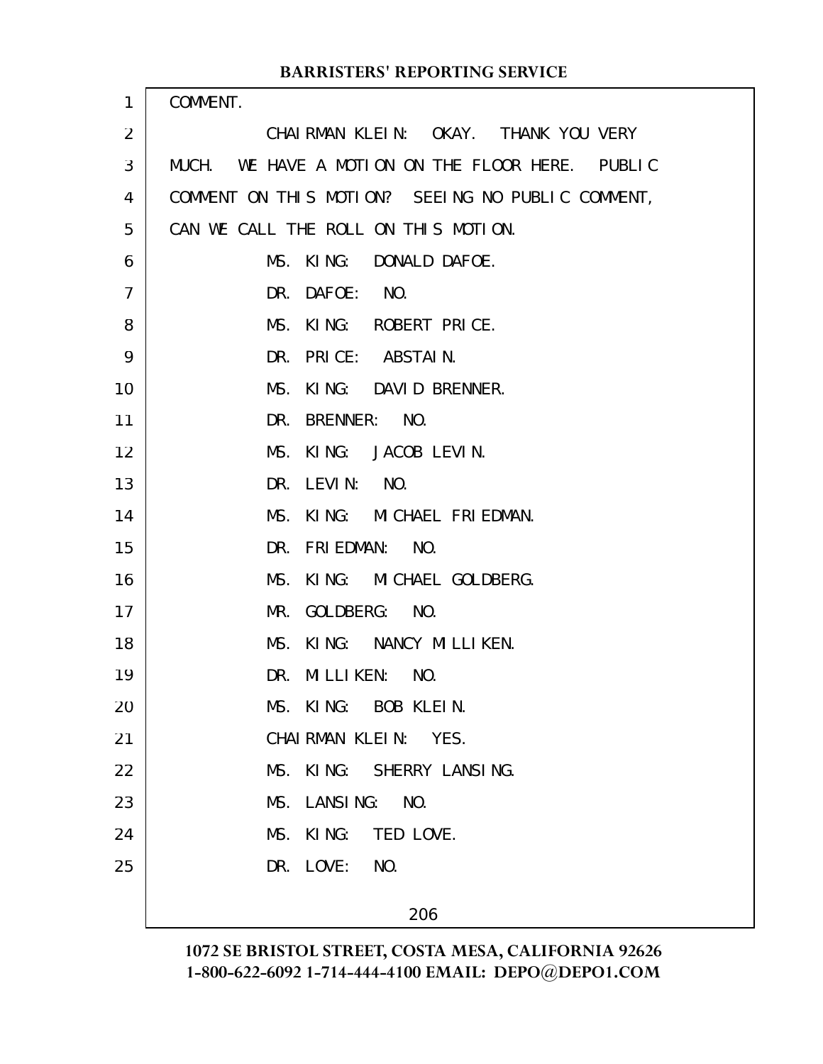COMMENT.

CHAIRMAN KLEIN: OKAY. THANK YOU VERY MUCH. WE HAVE A MOTION ON THE FLOOR HERE. PUBLIC COMMENT ON THIS MOTION? SEEING NO PUBLIC COMMENT, CAN WE CALL THE ROLL ON THIS MOTION.

MS. KING: DONALD DAFOE.

DR. DAFOE: NO.

MS. KING: ROBERT PRICE.

DR. PRICE: ABSTAIN.

MS. KING: DAVID BRENNER.

DR. BRENNER: NO.

MS. KING: JACOB LEVIN.

DR. LEVIN: NO.

MS. KING: MICHAEL FRIEDMAN.

DR. FRIEDMAN: NO.

MS. KING: MICHAEL GOLDBERG.

MR. GOLDBERG: NO.

MS. KING: NANCY MILLIKEN.

DR. MILLIKEN: NO.

MS. KING: BOB KLEIN.

CHAIRMAN KLEIN: YES.

MS. KING: SHERRY LANSING.

MS. LANSING: NO.

MS. KING: TED LOVE.

DR. LOVE: NO.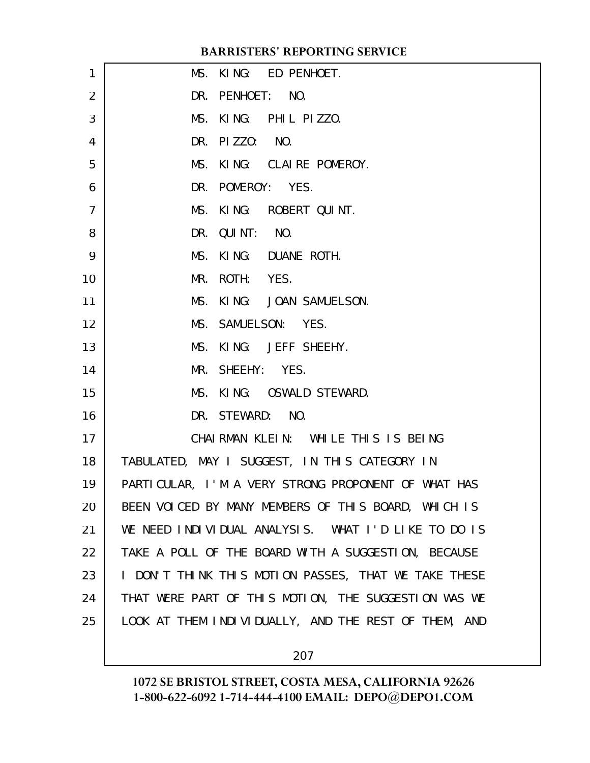MS. KING: ED PENHOET.

DR. PENHOET: NO.

MS. KING: PHIL PIZZO.

DR. PIZZO: NO.

MS. KING: CLAIRE POMEROY.

DR. POMEROY: YES.

MS. KING: ROBERT QUINT.

DR. QUINT: NO.

MS. KING: DUANE ROTH.

MR. ROTH: YES.

MS. KING: JOAN SAMUELSON.

MS. SAMUELSON: YES.

MS. KING: JEFF SHEEHY.

MR. SHEEHY: YES.

MS. KING: OSWALD STEWARD.

DR. STEWARD: NO.

CHAIRMAN KLEIN: WHILE THIS IS BEING TABULATED, MAY I SUGGEST, IN THIS CATEGORY IN PARTICULAR, I'M A VERY STRONG PROPONENT OF WHAT HAS BEEN VOICED BY MANY MEMBERS OF THIS BOARD, WHICH IS WE NEED INDIVIDUAL ANALYSIS. WHAT I'D LIKE TO DO IS TAKE A POLL OF THE BOARD WITH A SUGGESTION, BECAUSE I DON'T THINK THIS MOTION PASSES, THAT WE TAKE THESE THAT WERE PART OF THIS MOTION, THE SUGGESTION WAS WE LOOK AT THEM INDIVIDUALLY, AND THE REST OF THEM, AND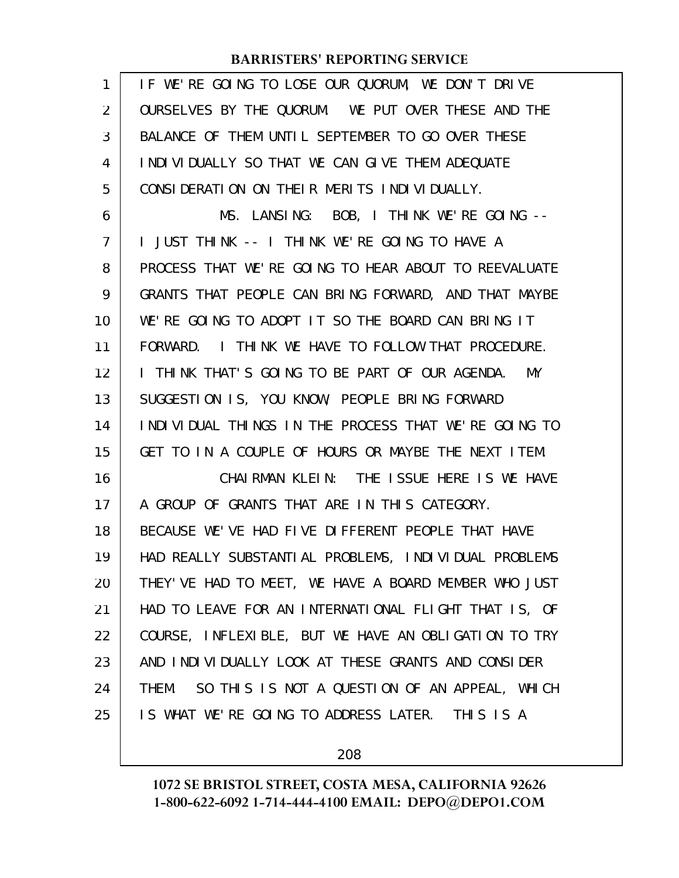IF WE'RE GOING TO LOSE OUR QUORUM, WE DON'T DRIVE OURSELVES BY THE QUORUM. WE PUT OVER THESE AND THE BALANCE OF THEM UNTIL SEPTEMBER TO GO OVER THESE INDIVIDUALLY SO THAT WE CAN GIVE THEM ADEQUATE CONSIDERATION ON THEIR MERITS INDIVIDUALLY.

MS. LANSING: BOB, I THINK WE'RE GOING -- I JUST THINK -- I THINK WE'RE GOING TO HAVE A PROCESS THAT WE'RE GOING TO HEAR ABOUT TO REEVALUATE GRANTS THAT PEOPLE CAN BRING FORWARD, AND THAT MAYBE WE'RE GOING TO ADOPT IT SO THE BOARD CAN BRING IT FORWARD. I THINK WE HAVE TO FOLLOW THAT PROCEDURE. I THINK THAT'S GOING TO BE PART OF OUR AGENDA. MY SUGGESTION IS, YOU KNOW, PEOPLE BRING FORWARD INDIVIDUAL THINGS IN THE PROCESS THAT WE'RE GOING TO GET TO IN A COUPLE OF HOURS OR MAYBE THE NEXT ITEM.

CHAIRMAN KLEIN: THE ISSUE HERE IS WE HAVE A GROUP OF GRANTS THAT ARE IN THIS CATEGORY. BECAUSE WE'VE HAD FIVE DIFFERENT PEOPLE THAT HAVE HAD REALLY SUBSTANTIAL PROBLEMS, INDIVIDUAL PROBLEMS THEY'VE HAD TO MEET, WE HAVE A BOARD MEMBER WHO JUST HAD TO LEAVE FOR AN INTERNATIONAL FLIGHT THAT IS, OF COURSE, INFLEXIBLE, BUT WE HAVE AN OBLIGATION TO TRY AND INDIVIDUALLY LOOK AT THESE GRANTS AND CONSIDER THEM. SO THIS IS NOT A QUESTION OF AN APPEAL, WHICH IS WHAT WE'RE GOING TO ADDRESS LATER. THIS IS A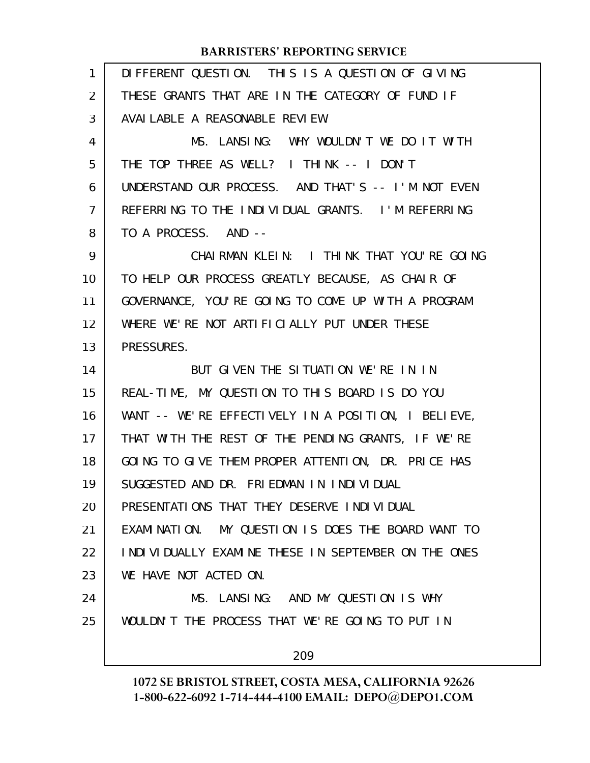DIFFERENT QUESTION. THIS IS A QUESTION OF GIVING THESE GRANTS THAT ARE IN THE CATEGORY OF FUND IF AVAILABLE A REASONABLE REVIEW.

MS. LANSING: WHY WOULDN'T WE DO IT WITH THE TOP THREE AS WELL? I THINK -- I DON'T UNDERSTAND OUR PROCESS. AND THAT'S -- I'M NOT EVEN REFERRING TO THE INDIVIDUAL GRANTS. I'M REFERRING TO A PROCESS. AND --

CHAIRMAN KLEIN: I THINK THAT YOU'RE GOING TO HELP OUR PROCESS GREATLY BECAUSE, AS CHAIR OF GOVERNANCE, YOU'RE GOING TO COME UP WITH A PROGRAM WHERE WE'RE NOT ARTIFICIALLY PUT UNDER THESE PRESSURES.

BUT GIVEN THE SITUATION WE'RE IN IN REAL-TIME, MY QUESTION TO THIS BOARD IS DO YOU WANT -- WE'RE EFFECTIVELY IN A POSITION, I BELIEVE, THAT WITH THE REST OF THE PENDING GRANTS, IF WE'RE GOING TO GIVE THEM PROPER ATTENTION, DR. PRICE HAS SUGGESTED AND DR. FRIEDMAN IN INDIVIDUAL PRESENTATIONS THAT THEY DESERVE INDIVIDUAL EXAMINATION. MY QUESTION IS DOES THE BOARD WANT TO INDIVIDUALLY EXAMINE THESE IN SEPTEMBER ON THE ONES WE HAVE NOT ACTED ON.

MS. LANSING: AND MY QUESTION IS WHY WOULDN'T THE PROCESS THAT WE'RE GOING TO PUT IN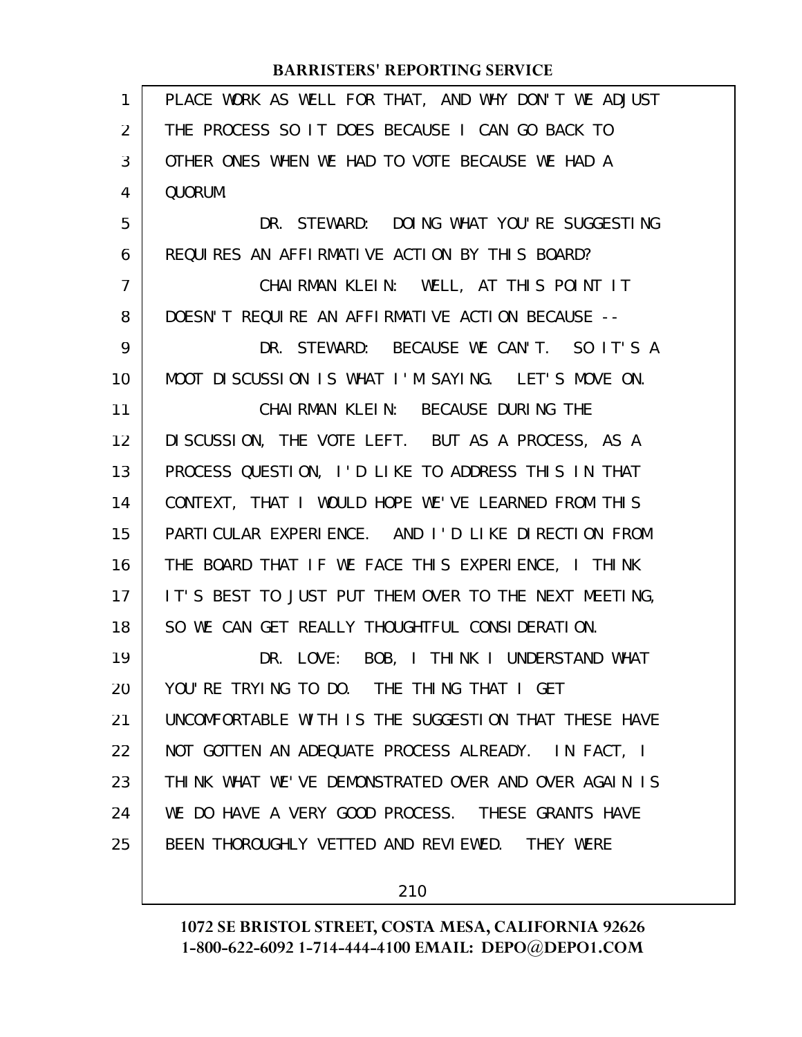PLACE WORK AS WELL FOR THAT, AND WHY DON'T WE ADJUST THE PROCESS SO IT DOES BECAUSE I CAN GO BACK TO OTHER ONES WHEN WE HAD TO VOTE BECAUSE WE HAD A QUORUM.

DR. STEWARD: DOING WHAT YOU'RE SUGGESTING REQUIRES AN AFFIRMATIVE ACTION BY THIS BOARD?

CHAIRMAN KLEIN: WELL, AT THIS POINT IT DOESN'T REQUIRE AN AFFIRMATIVE ACTION BECAUSE --

DR. STEWARD: BECAUSE WE CAN'T. SO IT'S A MOOT DISCUSSION IS WHAT I'M SAYING. LET'S MOVE ON.

CHAIRMAN KLEIN: BECAUSE DURING THE DISCUSSION, THE VOTE LEFT. BUT AS A PROCESS, AS A PROCESS QUESTION, I'D LIKE TO ADDRESS THIS IN THAT CONTEXT, THAT I WOULD HOPE WE'VE LEARNED FROM THIS PARTICULAR EXPERIENCE. AND I'D LIKE DIRECTION FROM THE BOARD THAT IF WE FACE THIS EXPERIENCE, I THINK IT'S BEST TO JUST PUT THEM OVER TO THE NEXT MEETING, SO WE CAN GET REALLY THOUGHTFUL CONSIDERATION.

DR. LOVE: BOB, I THINK I UNDERSTAND WHAT YOU'RE TRYING TO DO. THE THING THAT I GET UNCOMFORTABLE WITH IS THE SUGGESTION THAT THESE HAVE NOT GOTTEN AN ADEQUATE PROCESS ALREADY. IN FACT, I THINK WHAT WE'VE DEMONSTRATED OVER AND OVER AGAIN IS WE DO HAVE A VERY GOOD PROCESS. THESE GRANTS HAVE BEEN THOROUGHLY VETTED AND REVIEWED. THEY WERE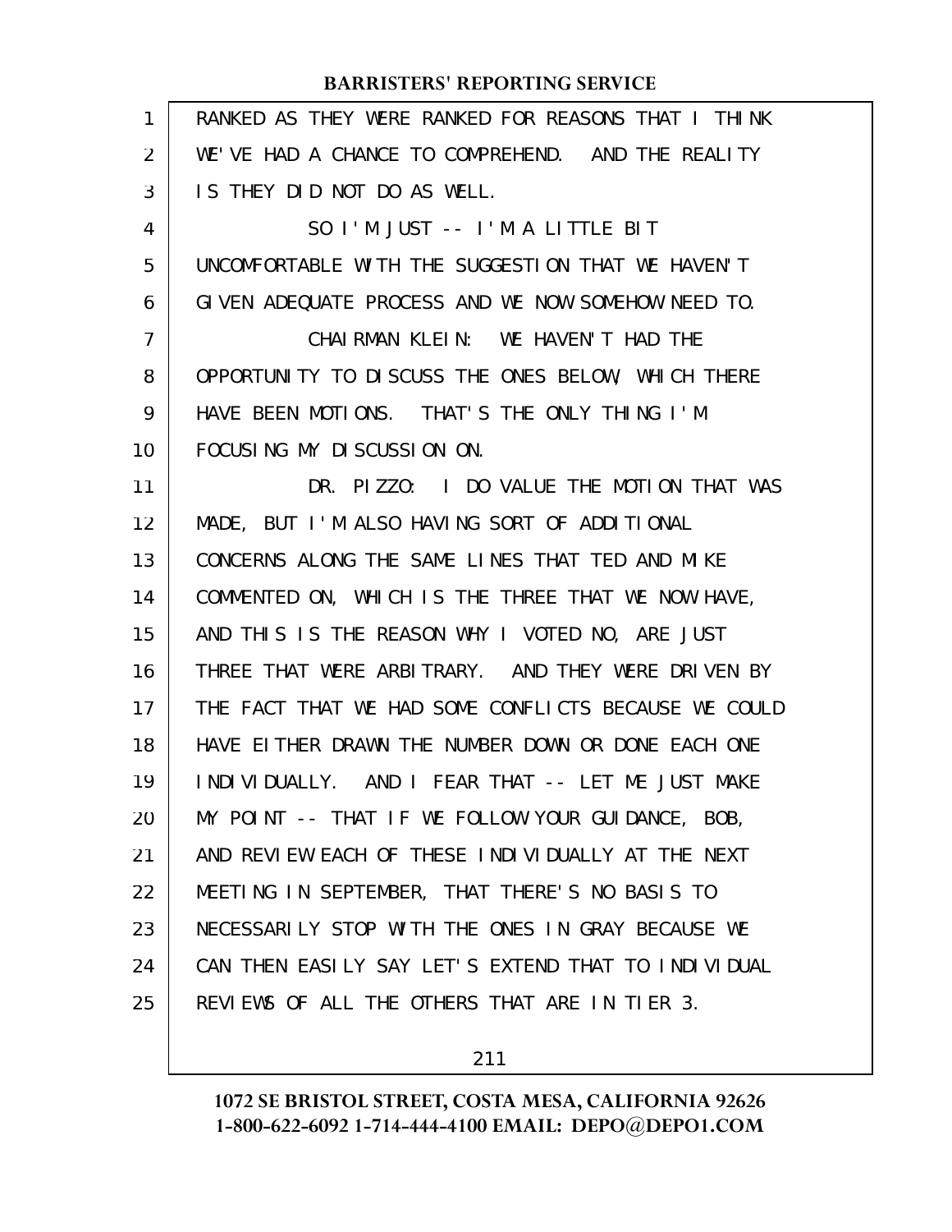RANKED AS THEY WERE RANKED FOR REASONS THAT I THINK WE'VE HAD A CHANCE TO COMPREHEND. AND THE REALITY IS THEY DID NOT DO AS WELL.

SO I'M JUST -- I'M A LITTLE BIT UNCOMFORTABLE WITH THE SUGGESTION THAT WE HAVEN'T GIVEN ADEQUATE PROCESS AND WE NOW SOMEHOW NEED TO.

CHAIRMAN KLEIN: WE HAVEN'T HAD THE OPPORTUNITY TO DISCUSS THE ONES BELOW, WHICH THERE HAVE BEEN MOTIONS. THAT'S THE ONLY THING I'M FOCUSING MY DISCUSSION ON.

DR. PIZZO: I DO VALUE THE MOTION THAT WAS MADE, BUT I'M ALSO HAVING SORT OF ADDITIONAL CONCERNS ALONG THE SAME LINES THAT TED AND MIKE COMMENTED ON, WHICH IS THE THREE THAT WE NOW HAVE, AND THIS IS THE REASON WHY I VOTED NO, ARE JUST THREE THAT WERE ARBITRARY. AND THEY WERE DRIVEN BY THE FACT THAT WE HAD SOME CONFLICTS BECAUSE WE COULD HAVE EITHER DRAWN THE NUMBER DOWN OR DONE EACH ONE INDIVIDUALLY. AND I FEAR THAT -- LET ME JUST MAKE MY POINT -- THAT IF WE FOLLOW YOUR GUIDANCE, BOB, AND REVIEW EACH OF THESE INDIVIDUALLY AT THE NEXT MEETING IN SEPTEMBER, THAT THERE'S NO BASIS TO NECESSARILY STOP WITH THE ONES IN GRAY BECAUSE WE CAN THEN EASILY SAY LET'S EXTEND THAT TO INDIVIDUAL REVIEWS OF ALL THE OTHERS THAT ARE IN TIER 3.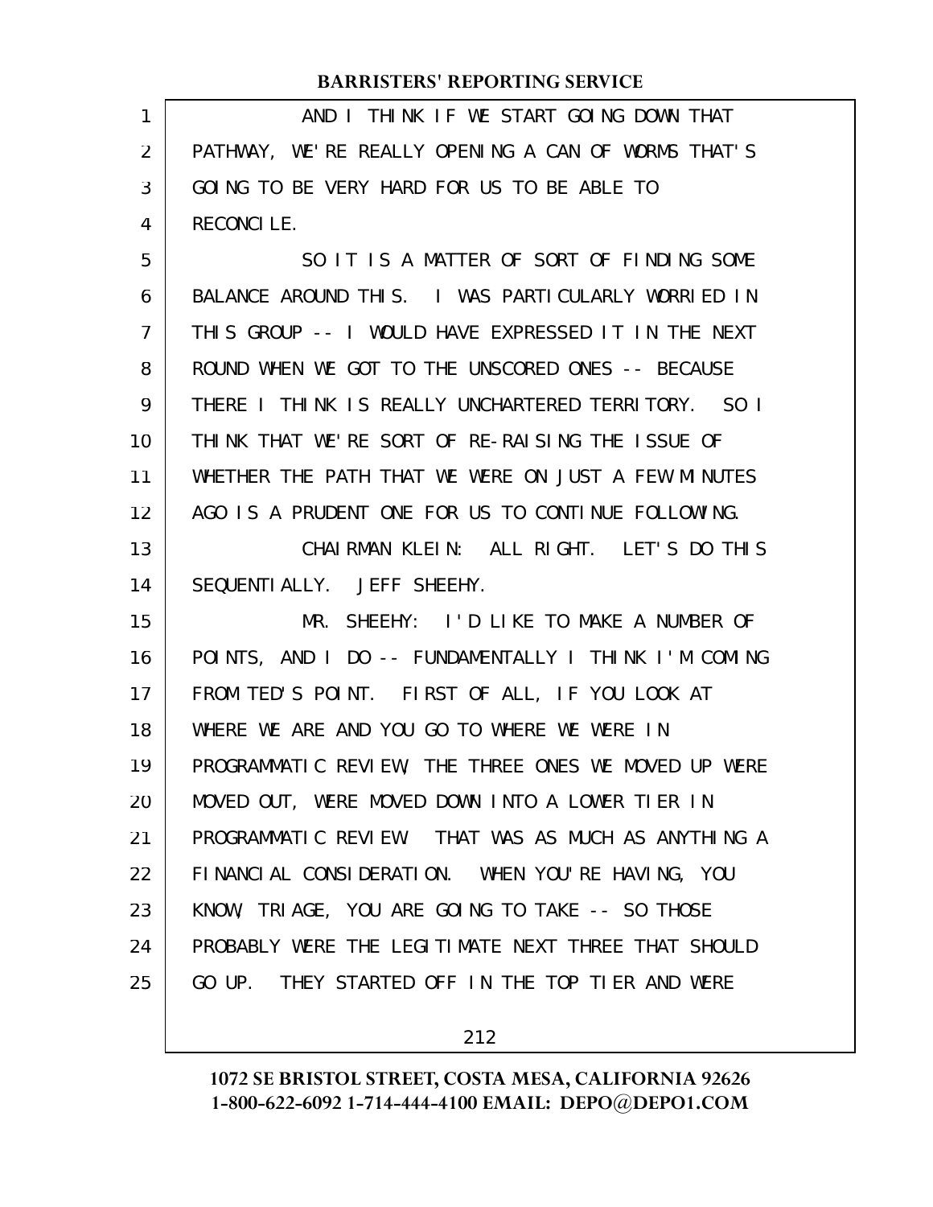AND I THINK IF WE START GOING DOWN THAT PATHWAY, WE'RE REALLY OPENING A CAN OF WORMS THAT'S GOING TO BE VERY HARD FOR US TO BE ABLE TO RECONCILE.

SO IT IS A MATTER OF SORT OF FINDING SOME BALANCE AROUND THIS. I WAS PARTICULARLY WORRIED IN THIS GROUP -- I WOULD HAVE EXPRESSED IT IN THE NEXT ROUND WHEN WE GOT TO THE UNSCORED ONES -- BECAUSE THERE I THINK IS REALLY UNCHARTERED TERRITORY. SO I THINK THAT WE'RE SORT OF RE-RAISING THE ISSUE OF WHETHER THE PATH THAT WE WERE ON JUST A FEW MINUTES AGO IS A PRUDENT ONE FOR US TO CONTINUE FOLLOWING.

CHAIRMAN KLEIN: ALL RIGHT. LET'S DO THIS SEQUENTIALLY. JEFF SHEEHY.

MR. SHEEHY: I'D LIKE TO MAKE A NUMBER OF POINTS, AND I DO -- FUNDAMENTALLY I THINK I'M COMING FROM TED'S POINT. FIRST OF ALL, IF YOU LOOK AT WHERE WE ARE AND YOU GO TO WHERE WE WERE IN PROGRAMMATIC REVIEW, THE THREE ONES WE MOVED UP WERE MOVED OUT, WERE MOVED DOWN INTO A LOWER TIER IN PROGRAMMATIC REVIEW. THAT WAS AS MUCH AS ANYTHING A FINANCIAL CONSIDERATION. WHEN YOU'RE HAVING, YOU KNOW, TRIAGE, YOU ARE GOING TO TAKE -- SO THOSE PROBABLY WERE THE LEGITIMATE NEXT THREE THAT SHOULD GO UP. THEY STARTED OFF IN THE TOP TIER AND WERE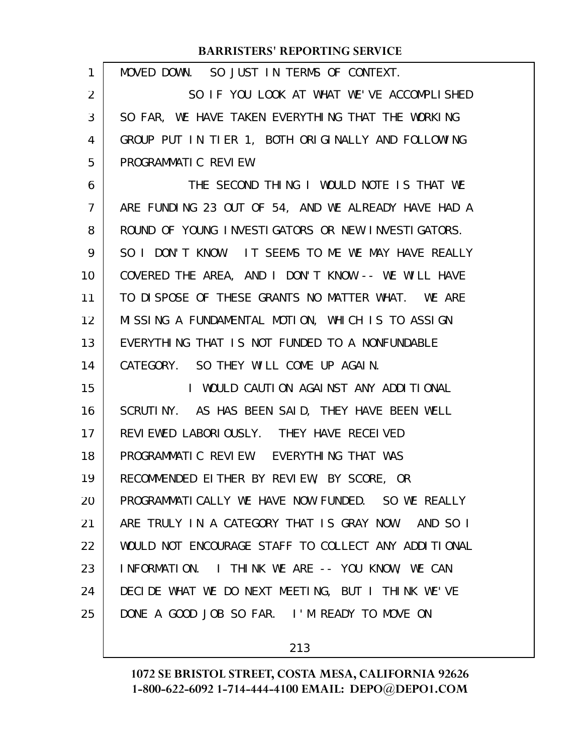MOVED DOWN. SO JUST IN TERMS OF CONTEXT.

SO IF YOU LOOK AT WHAT WE'VE ACCOMPLISHED SO FAR, WE HAVE TAKEN EVERYTHING THAT THE WORKING GROUP PUT IN TIER 1, BOTH ORIGINALLY AND FOLLOWING PROGRAMMATIC REVIEW.

THE SECOND THING I WOULD NOTE IS THAT WE ARE FUNDING 23 OUT OF 54, AND WE ALREADY HAVE HAD A ROUND OF YOUNG INVESTIGATORS OR NEW INVESTIGATORS. SO I DON'T KNOW. IT SEEMS TO ME WE MAY HAVE REALLY COVERED THE AREA, AND I DON'T KNOW -- WE WILL HAVE TO DISPOSE OF THESE GRANTS NO MATTER WHAT. WE ARE MISSING A FUNDAMENTAL MOTION, WHICH IS TO ASSIGN EVERYTHING THAT IS NOT FUNDED TO A NONFUNDABLE CATEGORY. SO THEY WILL COME UP AGAIN.

I WOULD CAUTION AGAINST ANY ADDITIONAL SCRUTINY. AS HAS BEEN SAID, THEY HAVE BEEN WELL REVIEWED LABORIOUSLY. THEY HAVE RECEIVED PROGRAMMATIC REVIEW. EVERYTHING THAT WAS RECOMMENDED EITHER BY REVIEW, BY SCORE, OR PROGRAMMATICALLY WE HAVE NOW FUNDED. SO WE REALLY ARE TRULY IN A CATEGORY THAT IS GRAY NOW. AND SO I WOULD NOT ENCOURAGE STAFF TO COLLECT ANY ADDITIONAL INFORMATION. I THINK WE ARE -- YOU KNOW, WE CAN DECIDE WHAT WE DO NEXT MEETING, BUT I THINK WE'VE DONE A GOOD JOB SO FAR. I'M READY TO MOVE ON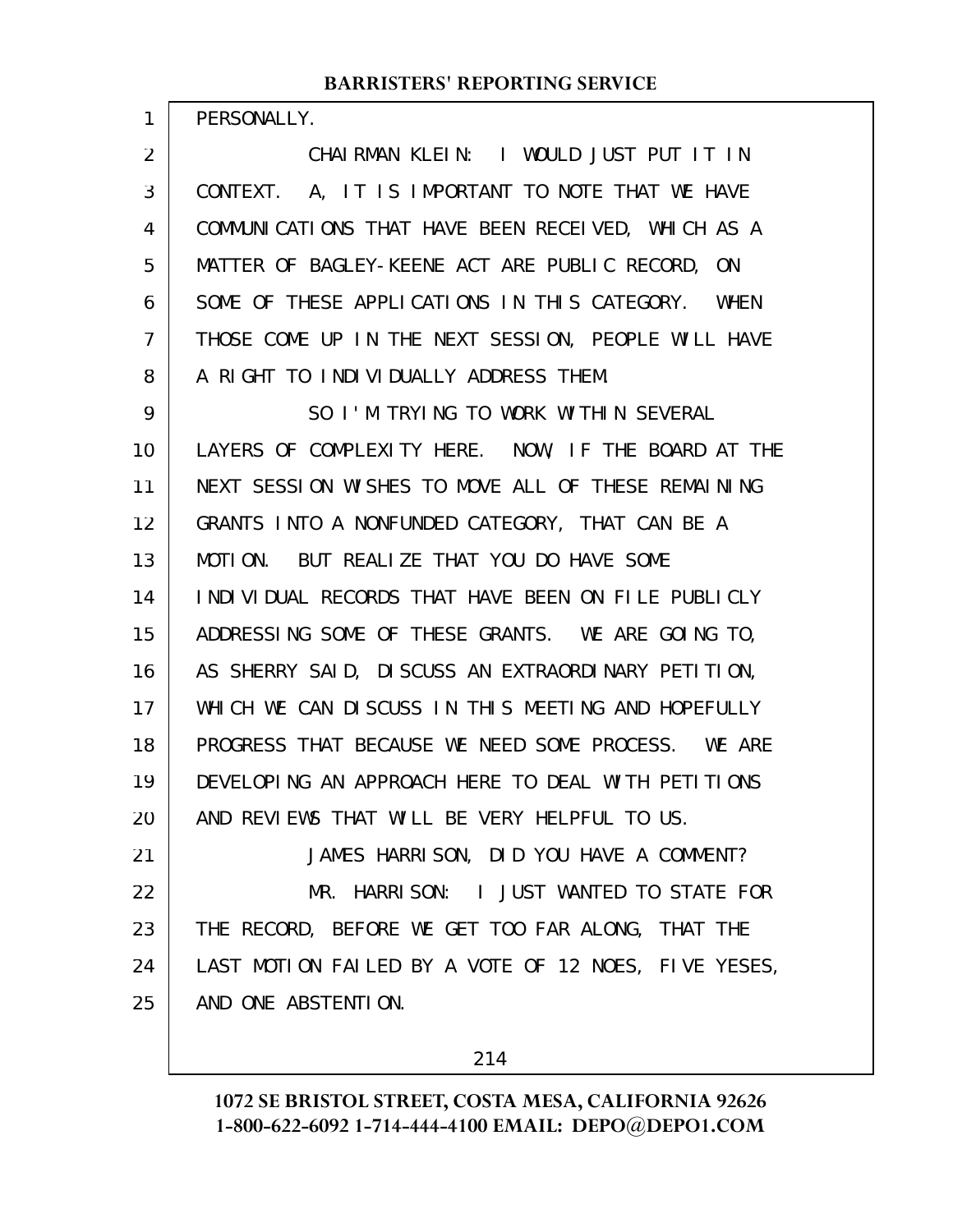PERSONALLY.

CHAIRMAN KLEIN: I WOULD JUST PUT IT IN CONTEXT. A, IT IS IMPORTANT TO NOTE THAT WE HAVE COMMUNICATIONS THAT HAVE BEEN RECEIVED, WHICH AS A MATTER OF BAGLEY-KEENE ACT ARE PUBLIC RECORD, ON SOME OF THESE APPLICATIONS IN THIS CATEGORY. WHEN THOSE COME UP IN THE NEXT SESSION, PEOPLE WILL HAVE A RIGHT TO INDIVIDUALLY ADDRESS THEM.

SO I'M TRYING TO WORK WITHIN SEVERAL LAYERS OF COMPLEXITY HERE. NOW, IF THE BOARD AT THE NEXT SESSION WISHES TO MOVE ALL OF THESE REMAINING GRANTS INTO A NONFUNDED CATEGORY, THAT CAN BE A MOTION. BUT REALIZE THAT YOU DO HAVE SOME INDIVIDUAL RECORDS THAT HAVE BEEN ON FILE PUBLICLY ADDRESSING SOME OF THESE GRANTS. WE ARE GOING TO, AS SHERRY SAID, DISCUSS AN EXTRAORDINARY PETITION, WHICH WE CAN DISCUSS IN THIS MEETING AND HOPEFULLY PROGRESS THAT BECAUSE WE NEED SOME PROCESS. WE ARE DEVELOPING AN APPROACH HERE TO DEAL WITH PETITIONS AND REVIEWS THAT WILL BE VERY HELPFUL TO US.

JAMES HARRISON, DID YOU HAVE A COMMENT?

MR. HARRISON: I JUST WANTED TO STATE FOR THE RECORD, BEFORE WE GET TOO FAR ALONG, THAT THE LAST MOTION FAILED BY A VOTE OF 12 NOES, FIVE YESES, AND ONE ABSTENTION.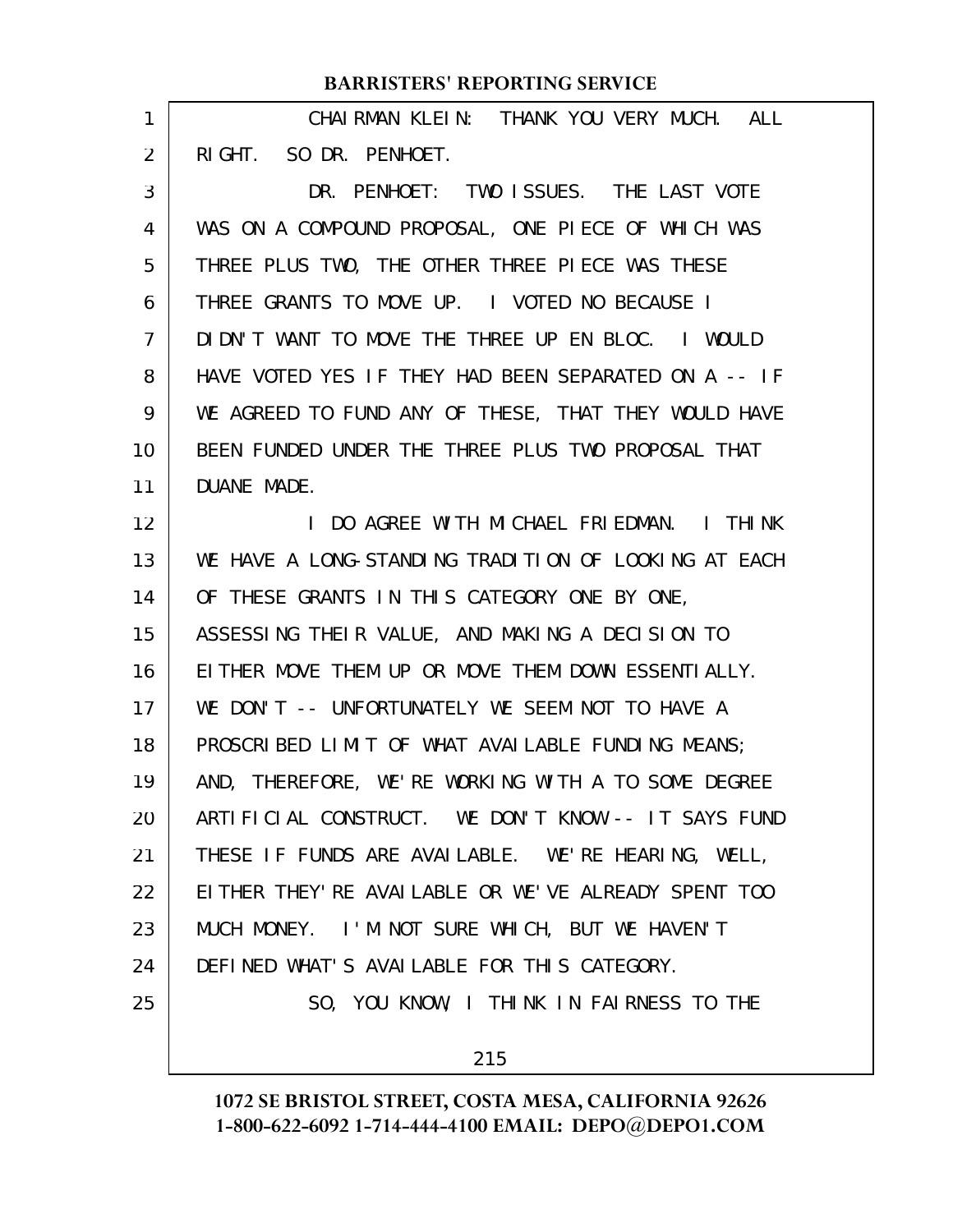CHAIRMAN KLEIN: THANK YOU VERY MUCH. ALL RIGHT. SO DR. PENHOET.

DR. PENHOET: TWO ISSUES. THE LAST VOTE WAS ON A COMPOUND PROPOSAL, ONE PIECE OF WHICH WAS THREE PLUS TWO, THE OTHER THREE PIECE WAS THESE THREE GRANTS TO MOVE UP. I VOTED NO BECAUSE I DIDN'T WANT TO MOVE THE THREE UP EN BLOC. I WOULD HAVE VOTED YES IF THEY HAD BEEN SEPARATED ON A -- IF WE AGREED TO FUND ANY OF THESE, THAT THEY WOULD HAVE BEEN FUNDED UNDER THE THREE PLUS TWO PROPOSAL THAT DUANE MADE.

I DO AGREE WITH MICHAEL FRIEDMAN. I THINK WE HAVE A LONG-STANDING TRADITION OF LOOKING AT EACH OF THESE GRANTS IN THIS CATEGORY ONE BY ONE, ASSESSING THEIR VALUE, AND MAKING A DECISION TO EITHER MOVE THEM UP OR MOVE THEM DOWN ESSENTIALLY. WE DON'T -- UNFORTUNATELY WE SEEM NOT TO HAVE A PROSCRIBED LIMIT OF WHAT AVAILABLE FUNDING MEANS; AND, THEREFORE, WE'RE WORKING WITH A TO SOME DEGREE ARTIFICIAL CONSTRUCT. WE DON'T KNOW -- IT SAYS FUND THESE IF FUNDS ARE AVAILABLE. WE'RE HEARING, WELL, EITHER THEY'RE AVAILABLE OR WE'VE ALREADY SPENT TOO MUCH MONEY. I'M NOT SURE WHICH, BUT WE HAVEN'T DEFINED WHAT'S AVAILABLE FOR THIS CATEGORY.

SO, YOU KNOW, I THINK IN FAIRNESS TO THE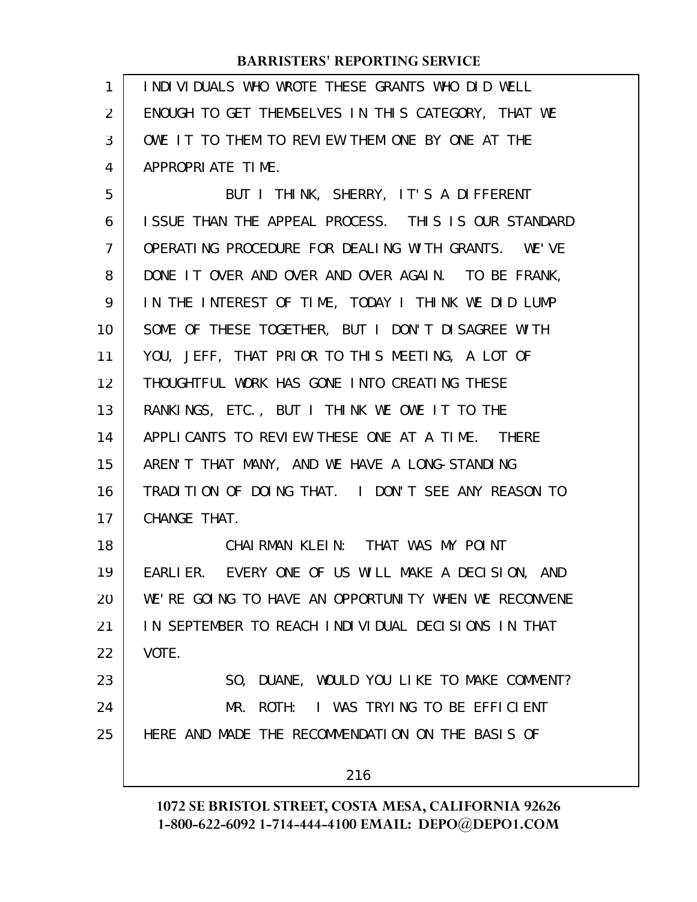INDIVIDUALS WHO WROTE THESE GRANTS WHO DID WELL ENOUGH TO GET THEMSELVES IN THIS CATEGORY, THAT WE OWE IT TO THEM TO REVIEW THEM ONE BY ONE AT THE APPROPRIATE TIME.

BUT I THINK, SHERRY, IT'S A DIFFERENT ISSUE THAN THE APPEAL PROCESS. THIS IS OUR STANDARD OPERATING PROCEDURE FOR DEALING WITH GRANTS. WE'VE DONE IT OVER AND OVER AND OVER AGAIN. TO BE FRANK, IN THE INTEREST OF TIME, TODAY I THINK WE DID LUMP SOME OF THESE TOGETHER, BUT I DON'T DISAGREE WITH YOU, JEFF, THAT PRIOR TO THIS MEETING, A LOT OF THOUGHTFUL WORK HAS GONE INTO CREATING THESE RANKINGS, ETC., BUT I THINK WE OWE IT TO THE APPLICANTS TO REVIEW THESE ONE AT A TIME. THERE AREN'T THAT MANY, AND WE HAVE A LONG-STANDING TRADITION OF DOING THAT. I DON'T SEE ANY REASON TO CHANGE THAT.

CHAIRMAN KLEIN: THAT WAS MY POINT EARLIER. EVERY ONE OF US WILL MAKE A DECISION, AND WE'RE GOING TO HAVE AN OPPORTUNITY WHEN WE RECONVENE IN SEPTEMBER TO REACH INDIVIDUAL DECISIONS IN THAT VOTE.

SO, DUANE, WOULD YOU LIKE TO MAKE COMMENT?

MR. ROTH: I WAS TRYING TO BE EFFICIENT HERE AND MADE THE RECOMMENDATION ON THE BASIS OF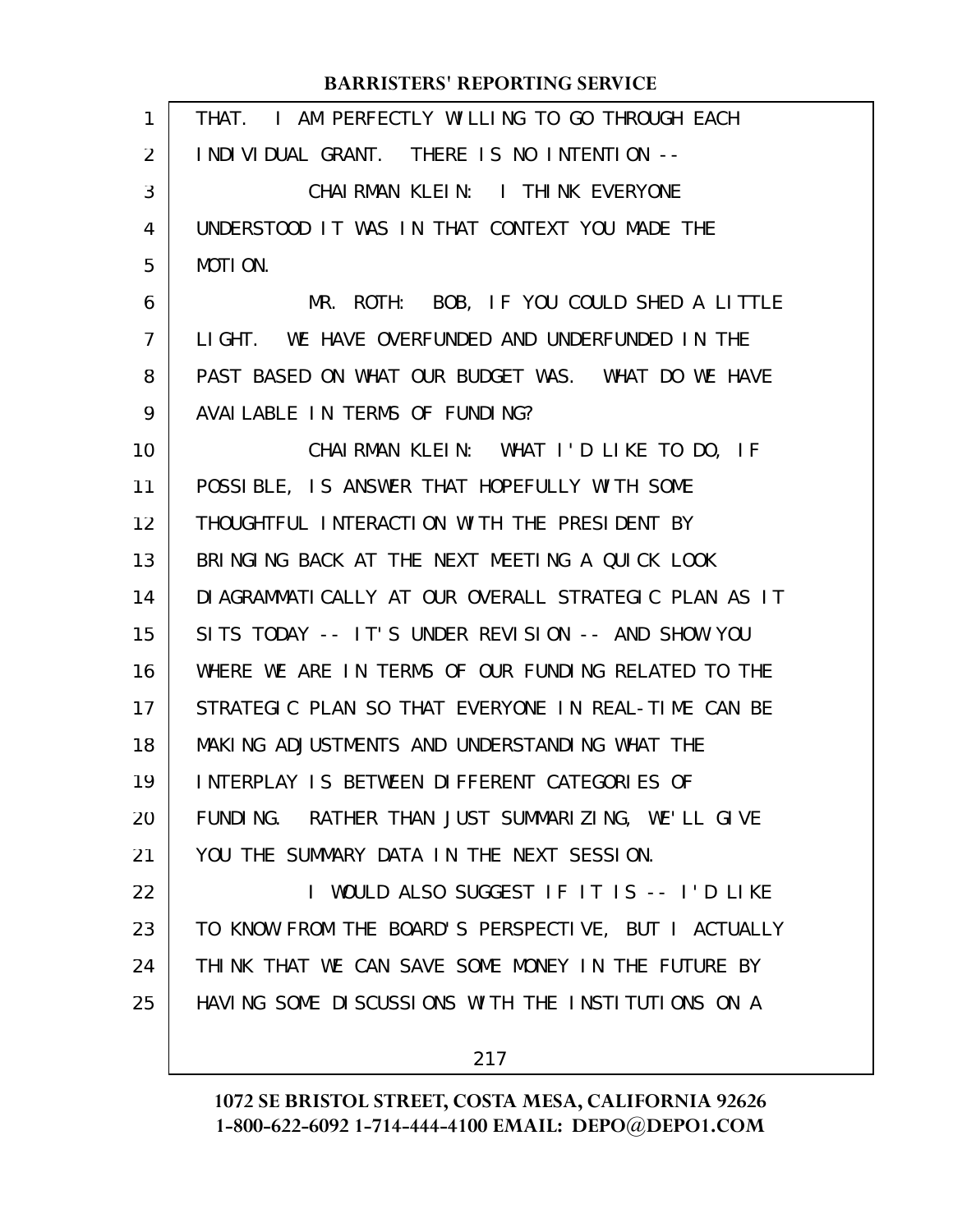THAT. I AM PERFECTLY WILLING TO GO THROUGH EACH INDIVIDUAL GRANT. THERE IS NO INTENTION --

CHAIRMAN KLEIN: I THINK EVERYONE UNDERSTOOD IT WAS IN THAT CONTEXT YOU MADE THE MOTION.

MR. ROTH: BOB, IF YOU COULD SHED A LITTLE LIGHT. WE HAVE OVERFUNDED AND UNDERFUNDED IN THE PAST BASED ON WHAT OUR BUDGET WAS. WHAT DO WE HAVE AVAILABLE IN TERMS OF FUNDING?

CHAIRMAN KLEIN: WHAT I'D LIKE TO DO, IF POSSIBLE, IS ANSWER THAT HOPEFULLY WITH SOME THOUGHTFUL INTERACTION WITH THE PRESIDENT BY BRINGING BACK AT THE NEXT MEETING A QUICK LOOK DIAGRAMMATICALLY AT OUR OVERALL STRATEGIC PLAN AS IT SITS TODAY -- IT'S UNDER REVISION -- AND SHOW YOU WHERE WE ARE IN TERMS OF OUR FUNDING RELATED TO THE STRATEGIC PLAN SO THAT EVERYONE IN REAL-TIME CAN BE MAKING ADJUSTMENTS AND UNDERSTANDING WHAT THE INTERPLAY IS BETWEEN DIFFERENT CATEGORIES OF FUNDING. RATHER THAN JUST SUMMARIZING, WE'LL GIVE YOU THE SUMMARY DATA IN THE NEXT SESSION.

I WOULD ALSO SUGGEST IF IT IS -- I'D LIKE TO KNOW FROM THE BOARD'S PERSPECTIVE, BUT I ACTUALLY THINK THAT WE CAN SAVE SOME MONEY IN THE FUTURE BY HAVING SOME DISCUSSIONS WITH THE INSTITUTIONS ON A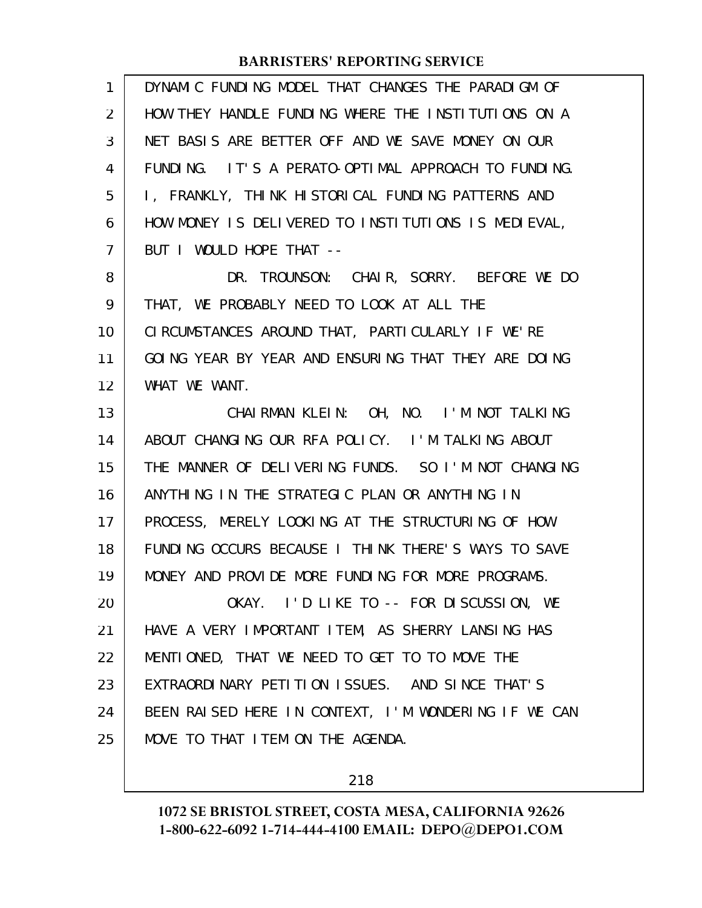DYNAMIC FUNDING MODEL THAT CHANGES THE PARADIGM OF HOW THEY HANDLE FUNDING WHERE THE INSTITUTIONS ON A NET BASIS ARE BETTER OFF AND WE SAVE MONEY ON OUR FUNDING. IT'S A PERATO-OPTIMAL APPROACH TO FUNDING. I, FRANKLY, THINK HISTORICAL FUNDING PATTERNS AND HOW MONEY IS DELIVERED TO INSTITUTIONS IS MEDIEVAL, BUT I WOULD HOPE THAT --

DR. TROUNSON: CHAIR, SORRY. BEFORE WE DO THAT, WE PROBABLY NEED TO LOOK AT ALL THE CIRCUMSTANCES AROUND THAT, PARTICULARLY IF WE'RE GOING YEAR BY YEAR AND ENSURING THAT THEY ARE DOING WHAT WE WANT.

CHAIRMAN KLEIN: OH, NO. I'M NOT TALKING ABOUT CHANGING OUR RFA POLICY. I'M TALKING ABOUT THE MANNER OF DELIVERING FUNDS. SO I'M NOT CHANGING ANYTHING IN THE STRATEGIC PLAN OR ANYTHING IN PROCESS, MERELY LOOKING AT THE STRUCTURING OF HOW FUNDING OCCURS BECAUSE I THINK THERE'S WAYS TO SAVE MONEY AND PROVIDE MORE FUNDING FOR MORE PROGRAMS.

OKAY. I'D LIKE TO -- FOR DISCUSSION, WE HAVE A VERY IMPORTANT ITEM, AS SHERRY LANSING HAS MENTIONED, THAT WE NEED TO GET TO TO MOVE THE EXTRAORDINARY PETITION ISSUES. AND SINCE THAT'S BEEN RAISED HERE IN CONTEXT, I'M WONDERING IF WE CAN MOVE TO THAT ITEM ON THE AGENDA.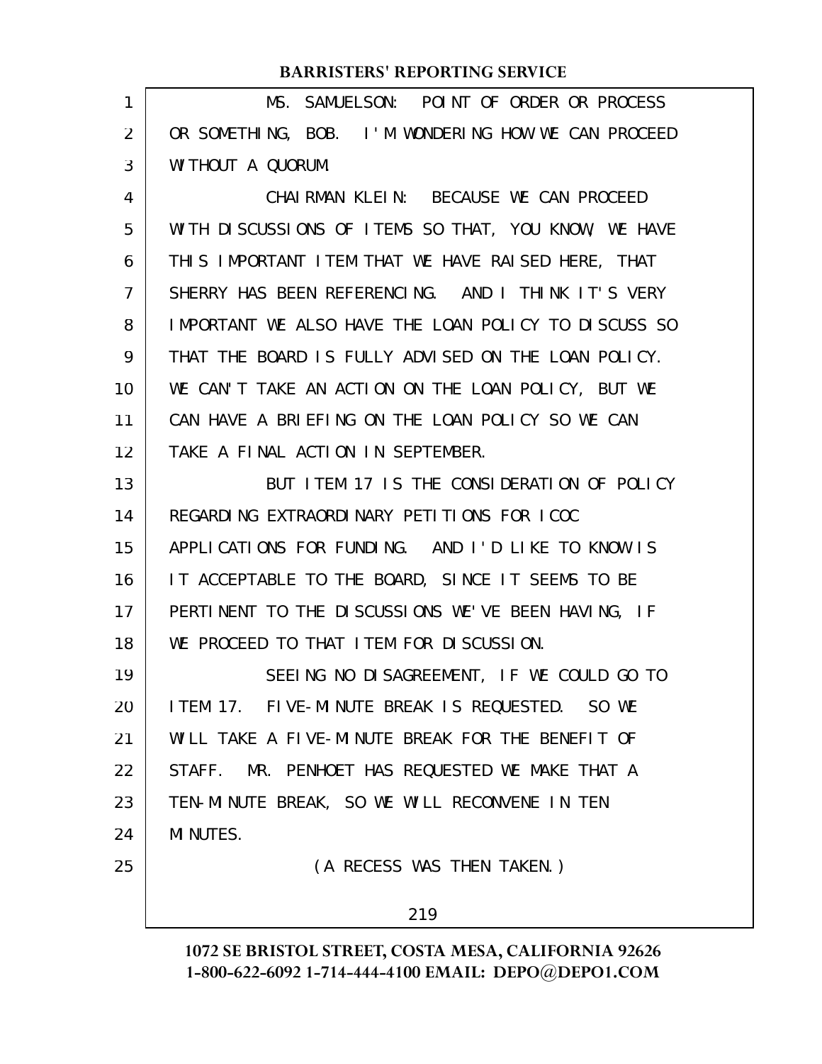MS. SAMUELSON: POINT OF ORDER OR PROCESS OR SOMETHING, BOB. I'M WONDERING HOW WE CAN PROCEED WITHOUT A QUORUM.

CHAIRMAN KLEIN: BECAUSE WE CAN PROCEED WITH DISCUSSIONS OF ITEMS SO THAT, YOU KNOW, WE HAVE THIS IMPORTANT ITEM THAT WE HAVE RAISED HERE, THAT SHERRY HAS BEEN REFERENCING. AND I THINK IT'S VERY IMPORTANT WE ALSO HAVE THE LOAN POLICY TO DISCUSS SO THAT THE BOARD IS FULLY ADVISED ON THE LOAN POLICY. WE CAN'T TAKE AN ACTION ON THE LOAN POLICY, BUT WE CAN HAVE A BRIEFING ON THE LOAN POLICY SO WE CAN TAKE A FINAL ACTION IN SEPTEMBER.

BUT ITEM 17 IS THE CONSIDERATION OF POLICY REGARDING EXTRAORDINARY PETITIONS FOR ICOC APPLICATIONS FOR FUNDING. AND I'D LIKE TO KNOW IS IT ACCEPTABLE TO THE BOARD, SINCE IT SEEMS TO BE PERTINENT TO THE DISCUSSIONS WE'VE BEEN HAVING, IF WE PROCEED TO THAT ITEM FOR DISCUSSION.

SEEING NO DISAGREEMENT, IF WE COULD GO TO ITEM 17. FIVE-MINUTE BREAK IS REQUESTED. SO WE WILL TAKE A FIVE-MINUTE BREAK FOR THE BENEFIT OF STAFF. MR. PENHOET HAS REQUESTED WE MAKE THAT A TEN-MINUTE BREAK, SO WE WILL RECONVENE IN TEN MINUTES.

(A RECESS WAS THEN TAKEN.)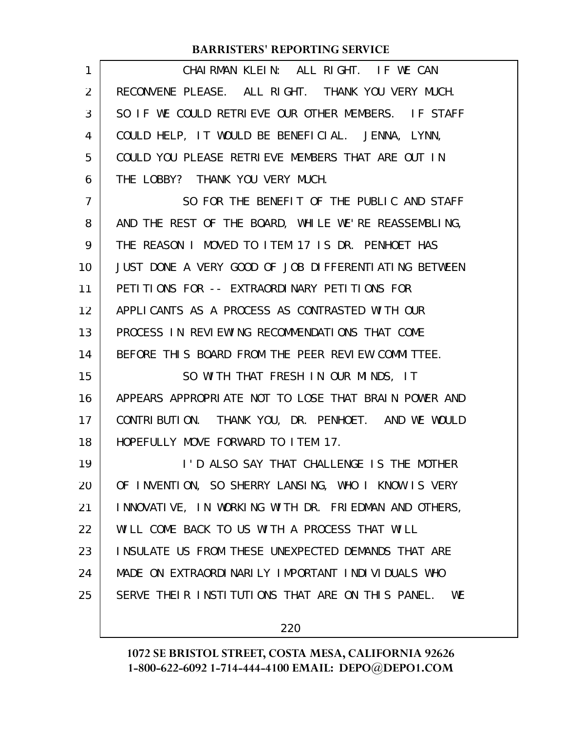CHAIRMAN KLEIN: ALL RIGHT. IF WE CAN RECONVENE PLEASE. ALL RIGHT. THANK YOU VERY MUCH. SO IF WE COULD RETRIEVE OUR OTHER MEMBERS. IF STAFF COULD HELP, IT WOULD BE BENEFICIAL. JENNA, LYNN, COULD YOU PLEASE RETRIEVE MEMBERS THAT ARE OUT IN THE LOBBY? THANK YOU VERY MUCH.

SO FOR THE BENEFIT OF THE PUBLIC AND STAFF AND THE REST OF THE BOARD, WHILE WE'RE REASSEMBLING, THE REASON I MOVED TO ITEM 17 IS DR. PENHOET HAS JUST DONE A VERY GOOD OF JOB DIFFERENTIATING BETWEEN PETITIONS FOR -- EXTRAORDINARY PETITIONS FOR APPLICANTS AS A PROCESS AS CONTRASTED WITH OUR PROCESS IN REVIEWING RECOMMENDATIONS THAT COME BEFORE THIS BOARD FROM THE PEER REVIEW COMMITTEE.

SO WITH THAT FRESH IN OUR MINDS, IT APPEARS APPROPRIATE NOT TO LOSE THAT BRAIN POWER AND CONTRIBUTION. THANK YOU, DR. PENHOET. AND WE WOULD HOPEFULLY MOVE FORWARD TO ITEM 17.

I'D ALSO SAY THAT CHALLENGE IS THE MOTHER OF INVENTION, SO SHERRY LANSING, WHO I KNOW IS VERY INNOVATIVE, IN WORKING WITH DR. FRIEDMAN AND OTHERS, WILL COME BACK TO US WITH A PROCESS THAT WILL INSULATE US FROM THESE UNEXPECTED DEMANDS THAT ARE MADE ON EXTRAORDINARILY IMPORTANT INDIVIDUALS WHO SERVE THEIR INSTITUTIONS THAT ARE ON THIS PANEL. WE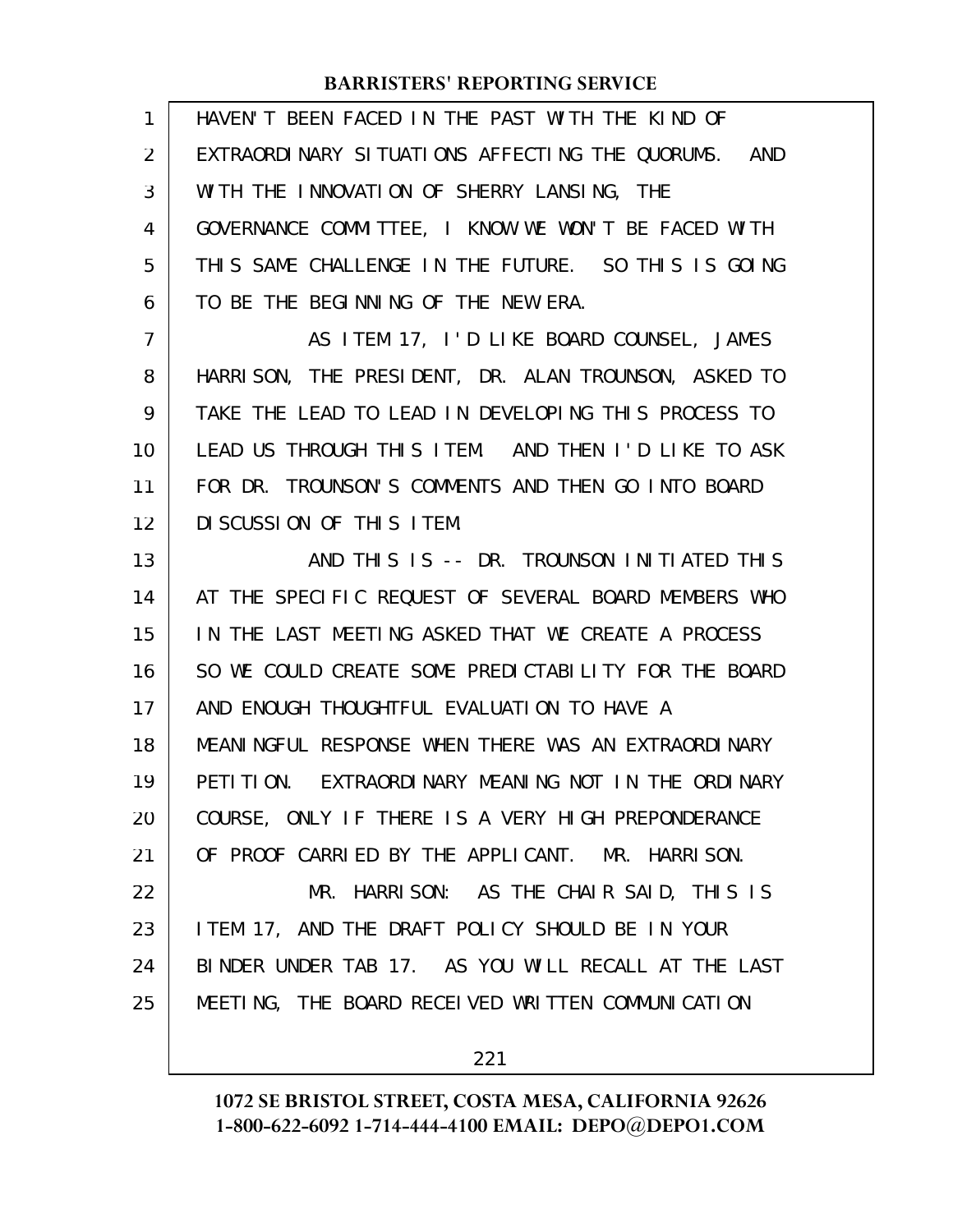HAVEN'T BEEN FACED IN THE PAST WITH THE KIND OF EXTRAORDINARY SITUATIONS AFFECTING THE QUORUMS. AND WITH THE INNOVATION OF SHERRY LANSING, THE GOVERNANCE COMMITTEE, I KNOW WE WON'T BE FACED WITH THIS SAME CHALLENGE IN THE FUTURE. SO THIS IS GOING TO BE THE BEGINNING OF THE NEW ERA.

AS ITEM 17, I'D LIKE BOARD COUNSEL, JAMES HARRISON, THE PRESIDENT, DR. ALAN TROUNSON, ASKED TO TAKE THE LEAD TO LEAD IN DEVELOPING THIS PROCESS TO LEAD US THROUGH THIS ITEM. AND THEN I'D LIKE TO ASK FOR DR. TROUNSON'S COMMENTS AND THEN GO INTO BOARD DISCUSSION OF THIS ITEM.

AND THIS IS -- DR. TROUNSON INITIATED THIS AT THE SPECIFIC REQUEST OF SEVERAL BOARD MEMBERS WHO IN THE LAST MEETING ASKED THAT WE CREATE A PROCESS SO WE COULD CREATE SOME PREDICTABILITY FOR THE BOARD AND ENOUGH THOUGHTFUL EVALUATION TO HAVE A MEANINGFUL RESPONSE WHEN THERE WAS AN EXTRAORDINARY PETITION. EXTRAORDINARY MEANING NOT IN THE ORDINARY COURSE, ONLY IF THERE IS A VERY HIGH PREPONDERANCE OF PROOF CARRIED BY THE APPLICANT. MR. HARRISON.

MR. HARRISON: AS THE CHAIR SAID, THIS IS ITEM 17, AND THE DRAFT POLICY SHOULD BE IN YOUR BINDER UNDER TAB 17. AS YOU WILL RECALL AT THE LAST MEETING, THE BOARD RECEIVED WRITTEN COMMUNICATION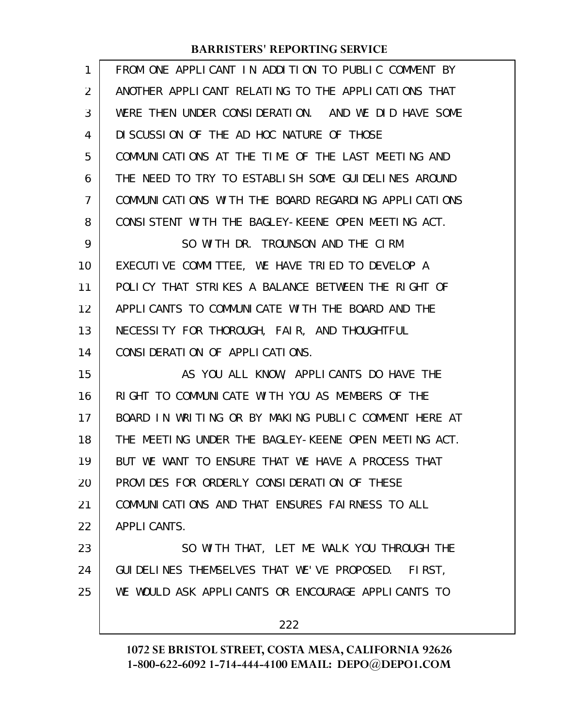FROM ONE APPLICANT IN ADDITION TO PUBLIC COMMENT BY ANOTHER APPLICANT RELATING TO THE APPLICATIONS THAT WERE THEN UNDER CONSIDERATION. AND WE DID HAVE SOME DISCUSSION OF THE AD HOC NATURE OF THOSE COMMUNICATIONS AT THE TIME OF THE LAST MEETING AND THE NEED TO TRY TO ESTABLISH SOME GUIDELINES AROUND COMMUNICATIONS WITH THE BOARD REGARDING APPLICATIONS CONSISTENT WITH THE BAGLEY-KEENE OPEN MEETING ACT.

SO WITH DR. TROUNSON AND THE CIRM EXECUTIVE COMMITTEE, WE HAVE TRIED TO DEVELOP A POLICY THAT STRIKES A BALANCE BETWEEN THE RIGHT OF APPLICANTS TO COMMUNICATE WITH THE BOARD AND THE NECESSITY FOR THOROUGH, FAIR, AND THOUGHTFUL CONSIDERATION OF APPLICATIONS.

AS YOU ALL KNOW, APPLICANTS DO HAVE THE RIGHT TO COMMUNICATE WITH YOU AS MEMBERS OF THE BOARD IN WRITING OR BY MAKING PUBLIC COMMENT HERE AT THE MEETING UNDER THE BAGLEY-KEENE OPEN MEETING ACT. BUT WE WANT TO ENSURE THAT WE HAVE A PROCESS THAT PROVIDES FOR ORDERLY CONSIDERATION OF THESE COMMUNICATIONS AND THAT ENSURES FAIRNESS TO ALL APPLICANTS.

SO WITH THAT, LET ME WALK YOU THROUGH THE GUIDELINES THEMSELVES THAT WE'VE PROPOSED. FIRST, WE WOULD ASK APPLICANTS OR ENCOURAGE APPLICANTS TO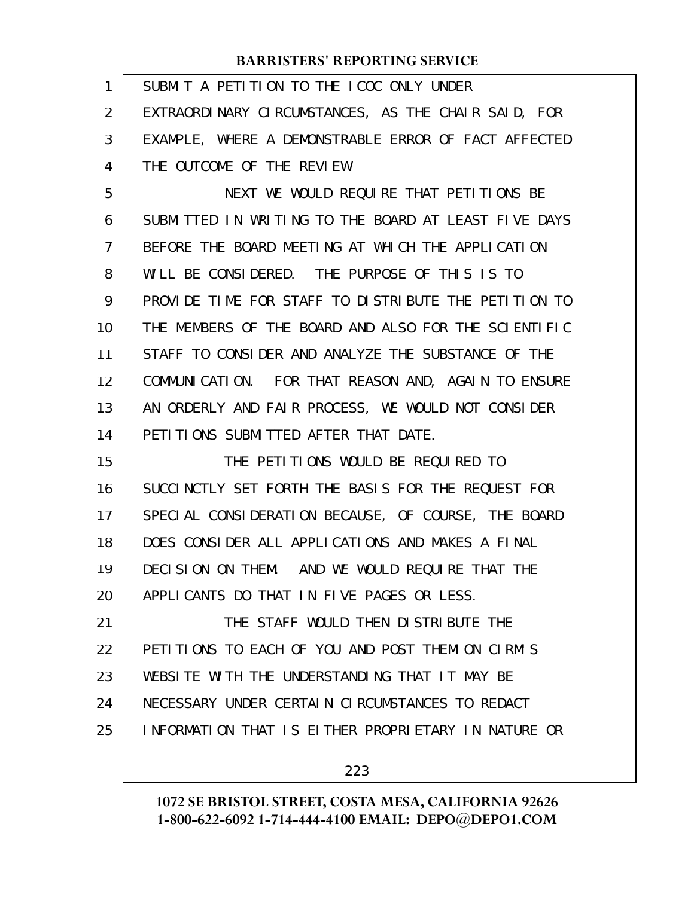SUBMIT A PETITION TO THE ICOC ONLY UNDER EXTRAORDINARY CIRCUMSTANCES, AS THE CHAIR SAID, FOR EXAMPLE, WHERE A DEMONSTRABLE ERROR OF FACT AFFECTED THE OUTCOME OF THE REVIEW.

NEXT WE WOULD REQUIRE THAT PETITIONS BE SUBMITTED IN WRITING TO THE BOARD AT LEAST FIVE DAYS BEFORE THE BOARD MEETING AT WHICH THE APPLICATION WILL BE CONSIDERED. THE PURPOSE OF THIS IS TO PROVIDE TIME FOR STAFF TO DISTRIBUTE THE PETITION TO THE MEMBERS OF THE BOARD AND ALSO FOR THE SCIENTIFIC STAFF TO CONSIDER AND ANALYZE THE SUBSTANCE OF THE COMMUNICATION. FOR THAT REASON AND, AGAIN TO ENSURE AN ORDERLY AND FAIR PROCESS, WE WOULD NOT CONSIDER PETITIONS SUBMITTED AFTER THAT DATE.

THE PETITIONS WOULD BE REQUIRED TO SUCCINCTLY SET FORTH THE BASIS FOR THE REQUEST FOR SPECIAL CONSIDERATION BECAUSE, OF COURSE, THE BOARD DOES CONSIDER ALL APPLICATIONS AND MAKES A FINAL DECISION ON THEM. AND WE WOULD REQUIRE THAT THE APPLICANTS DO THAT IN FIVE PAGES OR LESS.

THE STAFF WOULD THEN DISTRIBUTE THE PETITIONS TO EACH OF YOU AND POST THEM ON CIRM'S WEBSITE WITH THE UNDERSTANDING THAT IT MAY BE NECESSARY UNDER CERTAIN CIRCUMSTANCES TO REDACT INFORMATION THAT IS EITHER PROPRIETARY IN NATURE OR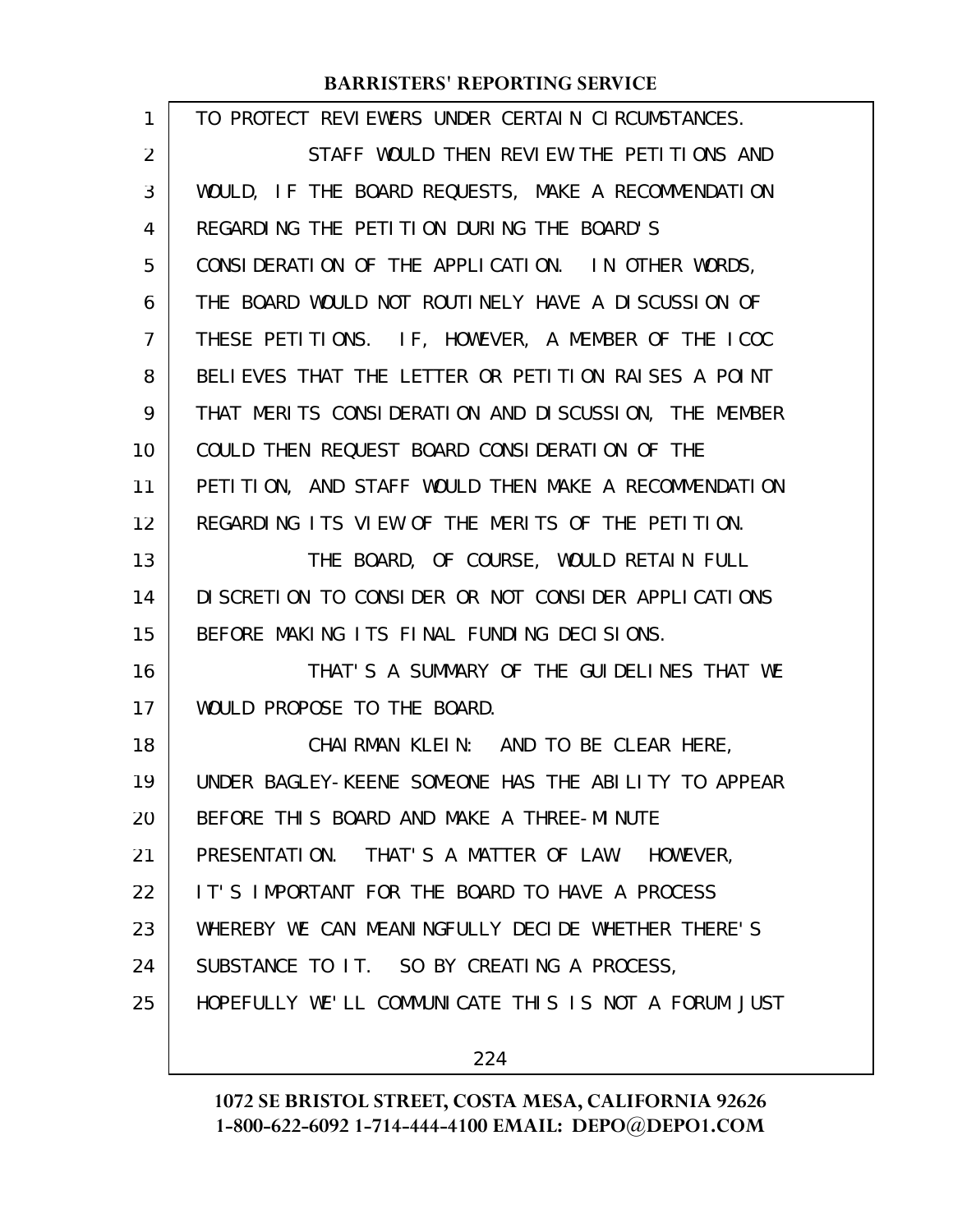TO PROTECT REVIEWERS UNDER CERTAIN CIRCUMSTANCES.

STAFF WOULD THEN REVIEW THE PETITIONS AND WOULD, IF THE BOARD REQUESTS, MAKE A RECOMMENDATION REGARDING THE PETITION DURING THE BOARD'S CONSIDERATION OF THE APPLICATION. IN OTHER WORDS, THE BOARD WOULD NOT ROUTINELY HAVE A DISCUSSION OF THESE PETITIONS. IF, HOWEVER, A MEMBER OF THE ICOC BELIEVES THAT THE LETTER OR PETITION RAISES A POINT THAT MERITS CONSIDERATION AND DISCUSSION, THE MEMBER COULD THEN REQUEST BOARD CONSIDERATION OF THE PETITION, AND STAFF WOULD THEN MAKE A RECOMMENDATION REGARDING ITS VIEW OF THE MERITS OF THE PETITION.

THE BOARD, OF COURSE, WOULD RETAIN FULL DISCRETION TO CONSIDER OR NOT CONSIDER APPLICATIONS BEFORE MAKING ITS FINAL FUNDING DECISIONS.

THAT'S A SUMMARY OF THE GUIDELINES THAT WE WOULD PROPOSE TO THE BOARD.

CHAIRMAN KLEIN: AND TO BE CLEAR HERE, UNDER BAGLEY-KEENE SOMEONE HAS THE ABILITY TO APPEAR BEFORE THIS BOARD AND MAKE A THREE-MINUTE PRESENTATION. THAT'S A MATTER OF LAW. HOWEVER, IT'S IMPORTANT FOR THE BOARD TO HAVE A PROCESS WHEREBY WE CAN MEANINGFULLY DECIDE WHETHER THERE'S SUBSTANCE TO IT. SO BY CREATING A PROCESS, HOPEFULLY WE'LL COMMUNICATE THIS IS NOT A FORUM JUST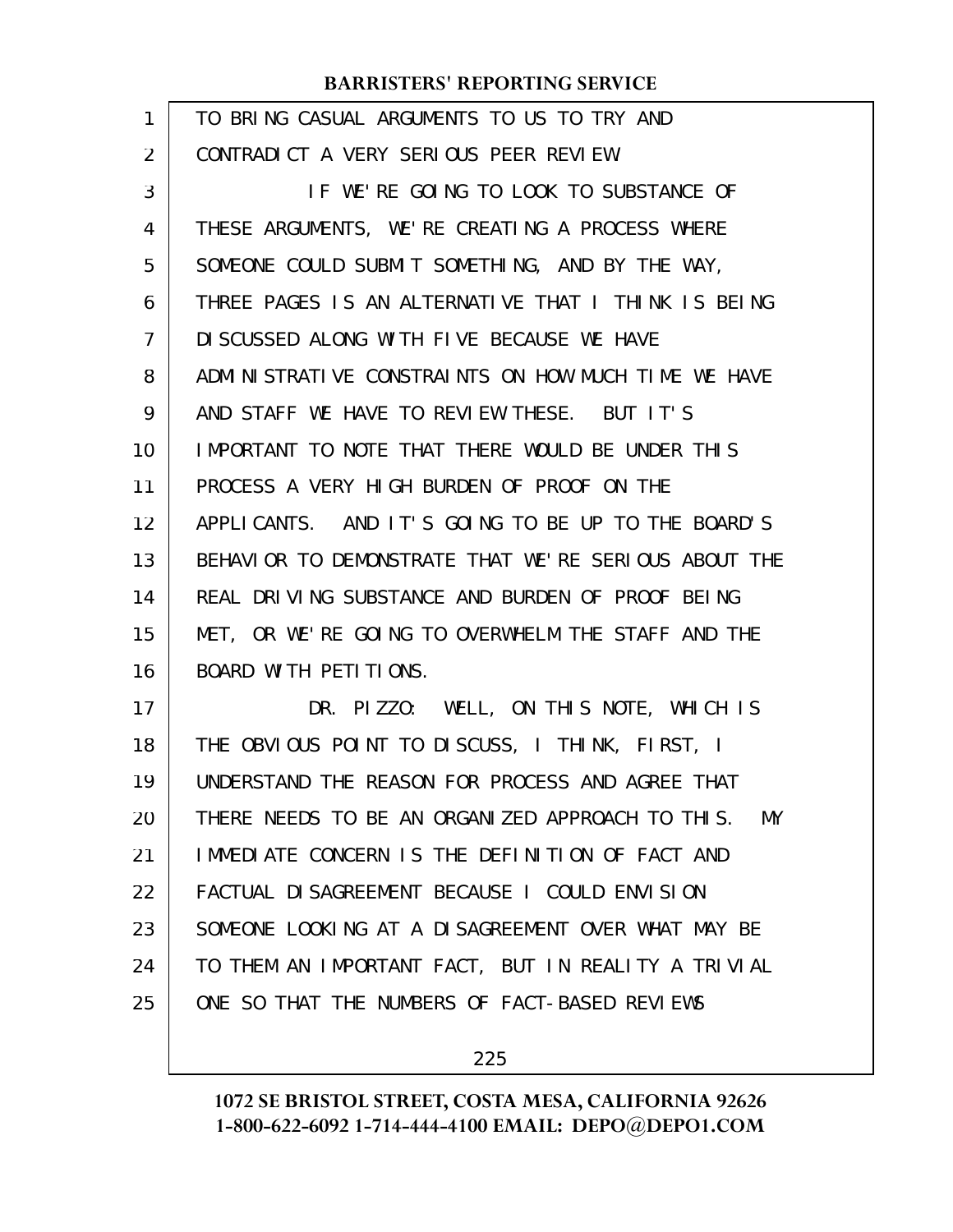TO BRING CASUAL ARGUMENTS TO US TO TRY AND CONTRADICT A VERY SERIOUS PEER REVIEW.

IF WE'RE GOING TO LOOK TO SUBSTANCE OF THESE ARGUMENTS, WE'RE CREATING A PROCESS WHERE SOMEONE COULD SUBMIT SOMETHING, AND BY THE WAY, THREE PAGES IS AN ALTERNATIVE THAT I THINK IS BEING DISCUSSED ALONG WITH FIVE BECAUSE WE HAVE ADMINISTRATIVE CONSTRAINTS ON HOW MUCH TIME WE HAVE AND STAFF WE HAVE TO REVIEW THESE. BUT IT'S IMPORTANT TO NOTE THAT THERE WOULD BE UNDER THIS PROCESS A VERY HIGH BURDEN OF PROOF ON THE APPLICANTS. AND IT'S GOING TO BE UP TO THE BOARD'S BEHAVIOR TO DEMONSTRATE THAT WE'RE SERIOUS ABOUT THE REAL DRIVING SUBSTANCE AND BURDEN OF PROOF BEING MET, OR WE'RE GOING TO OVERWHELM THE STAFF AND THE BOARD WITH PETITIONS.

DR. PIZZO: WELL, ON THIS NOTE, WHICH IS THE OBVIOUS POINT TO DISCUSS, I THINK, FIRST, I UNDERSTAND THE REASON FOR PROCESS AND AGREE THAT THERE NEEDS TO BE AN ORGANIZED APPROACH TO THIS. MY IMMEDIATE CONCERN IS THE DEFINITION OF FACT AND FACTUAL DISAGREEMENT BECAUSE I COULD ENVISION SOMEONE LOOKING AT A DISAGREEMENT OVER WHAT MAY BE TO THEM AN IMPORTANT FACT, BUT IN REALITY A TRIVIAL ONE SO THAT THE NUMBERS OF FACT-BASED REVIEWS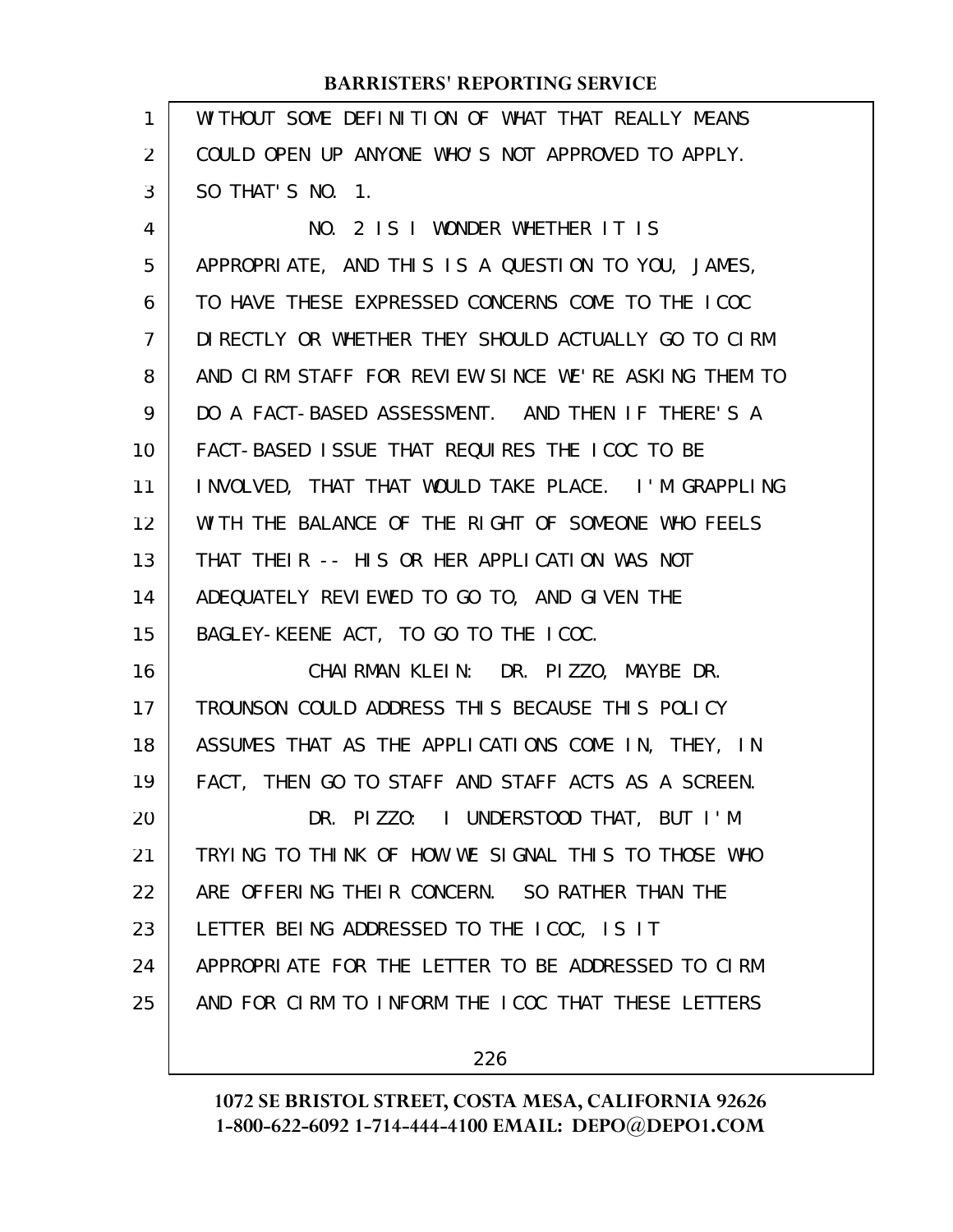WITHOUT SOME DEFINITION OF WHAT THAT REALLY MEANS COULD OPEN UP ANYONE WHO'S NOT APPROVED TO APPLY. SO THAT'S NO. 1.

NO. 2 IS I WONDER WHETHER IT IS APPROPRIATE, AND THIS IS A QUESTION TO YOU, JAMES, TO HAVE THESE EXPRESSED CONCERNS COME TO THE ICOC DIRECTLY OR WHETHER THEY SHOULD ACTUALLY GO TO CIRM AND CIRM STAFF FOR REVIEW SINCE WE'RE ASKING THEM TO DO A FACT-BASED ASSESSMENT. AND THEN IF THERE'S A FACT-BASED ISSUE THAT REQUIRES THE ICOC TO BE INVOLVED, THAT THAT WOULD TAKE PLACE. I'M GRAPPLING WITH THE BALANCE OF THE RIGHT OF SOMEONE WHO FEELS THAT THEIR -- HIS OR HER APPLICATION WAS NOT ADEQUATELY REVIEWED TO GO TO, AND GIVEN THE BAGLEY-KEENE ACT, TO GO TO THE ICOC.

CHAIRMAN KLEIN: DR. PIZZO, MAYBE DR. TROUNSON COULD ADDRESS THIS BECAUSE THIS POLICY ASSUMES THAT AS THE APPLICATIONS COME IN, THEY, IN FACT, THEN GO TO STAFF AND STAFF ACTS AS A SCREEN.

DR. PIZZO: I UNDERSTOOD THAT, BUT I'M TRYING TO THINK OF HOW WE SIGNAL THIS TO THOSE WHO ARE OFFERING THEIR CONCERN. SO RATHER THAN THE LETTER BEING ADDRESSED TO THE ICOC, IS IT APPROPRIATE FOR THE LETTER TO BE ADDRESSED TO CIRM AND FOR CIRM TO INFORM THE ICOC THAT THESE LETTERS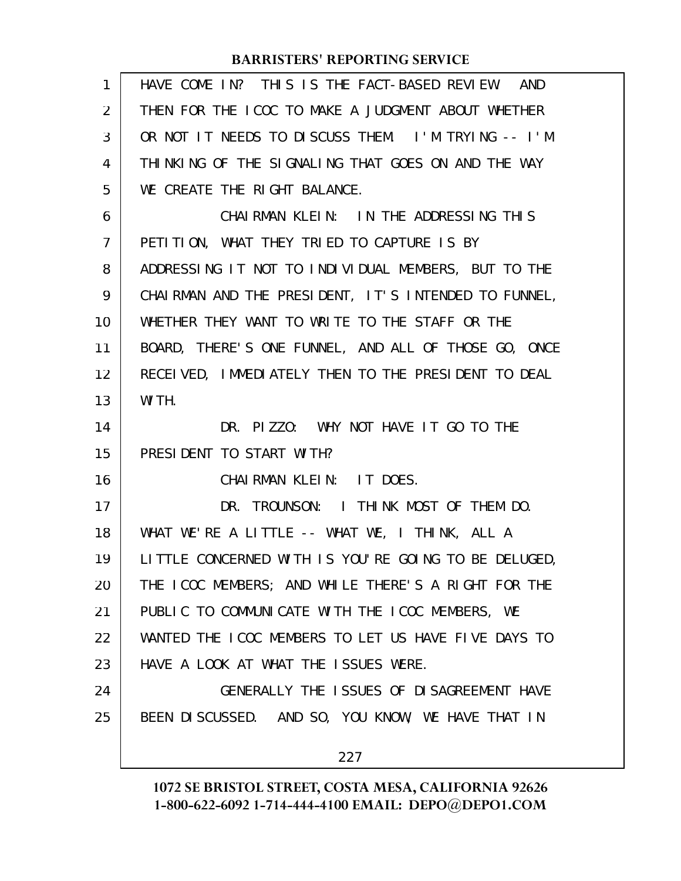HAVE COME IN? THIS IS THE FACT-BASED REVIEW. AND THEN FOR THE ICOC TO MAKE A JUDGMENT ABOUT WHETHER OR NOT IT NEEDS TO DISCUSS THEM. I'M TRYING -- I'M THINKING OF THE SIGNALING THAT GOES ON AND THE WAY WE CREATE THE RIGHT BALANCE.

CHAIRMAN KLEIN: IN THE ADDRESSING THIS PETITION, WHAT THEY TRIED TO CAPTURE IS BY ADDRESSING IT NOT TO INDIVIDUAL MEMBERS, BUT TO THE CHAIRMAN AND THE PRESIDENT, IT'S INTENDED TO FUNNEL, WHETHER THEY WANT TO WRITE TO THE STAFF OR THE BOARD, THERE'S ONE FUNNEL, AND ALL OF THOSE GO, ONCE RECEIVED, IMMEDIATELY THEN TO THE PRESIDENT TO DEAL WITH.

DR. PIZZO: WHY NOT HAVE IT GO TO THE PRESIDENT TO START WITH?

CHAIRMAN KLEIN: IT DOES.

DR. TROUNSON: I THINK MOST OF THEM DO. WHAT WE'RE A LITTLE -- WHAT WE, I THINK, ALL A LITTLE CONCERNED WITH IS YOU'RE GOING TO BE DELUGED, THE ICOC MEMBERS; AND WHILE THERE'S A RIGHT FOR THE PUBLIC TO COMMUNICATE WITH THE ICOC MEMBERS, WE WANTED THE ICOC MEMBERS TO LET US HAVE FIVE DAYS TO HAVE A LOOK AT WHAT THE ISSUES WERE.

GENERALLY THE ISSUES OF DISAGREEMENT HAVE BEEN DISCUSSED. AND SO, YOU KNOW, WE HAVE THAT IN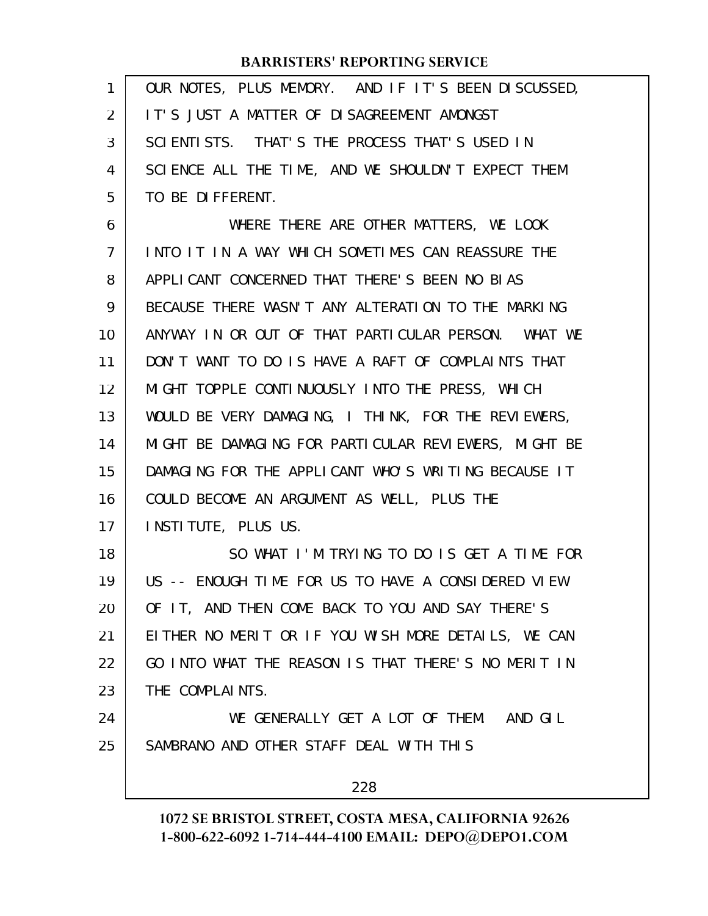OUR NOTES, PLUS MEMORY. AND IF IT'S BEEN DISCUSSED, IT'S JUST A MATTER OF DISAGREEMENT AMONGST SCIENTISTS. THAT'S THE PROCESS THAT'S USED IN SCIENCE ALL THE TIME, AND WE SHOULDN'T EXPECT THEM TO BE DIFFERENT.

WHERE THERE ARE OTHER MATTERS, WE LOOK INTO IT IN A WAY WHICH SOMETIMES CAN REASSURE THE APPLICANT CONCERNED THAT THERE'S BEEN NO BIAS BECAUSE THERE WASN'T ANY ALTERATION TO THE MARKING ANYWAY IN OR OUT OF THAT PARTICULAR PERSON. WHAT WE DON'T WANT TO DO IS HAVE A RAFT OF COMPLAINTS THAT MIGHT TOPPLE CONTINUOUSLY INTO THE PRESS, WHICH WOULD BE VERY DAMAGING, I THINK, FOR THE REVIEWERS, MIGHT BE DAMAGING FOR PARTICULAR REVIEWERS, MIGHT BE DAMAGING FOR THE APPLICANT WHO'S WRITING BECAUSE IT COULD BECOME AN ARGUMENT AS WELL, PLUS THE INSTITUTE, PLUS US.

SO WHAT I'M TRYING TO DO IS GET A TIME FOR US -- ENOUGH TIME FOR US TO HAVE A CONSIDERED VIEW OF IT, AND THEN COME BACK TO YOU AND SAY THERE'S EITHER NO MERIT OR IF YOU WISH MORE DETAILS, WE CAN GO INTO WHAT THE REASON IS THAT THERE'S NO MERIT IN THE COMPLAINTS.

WE GENERALLY GET A LOT OF THEM. AND GIL SAMBRANO AND OTHER STAFF DEAL WITH THIS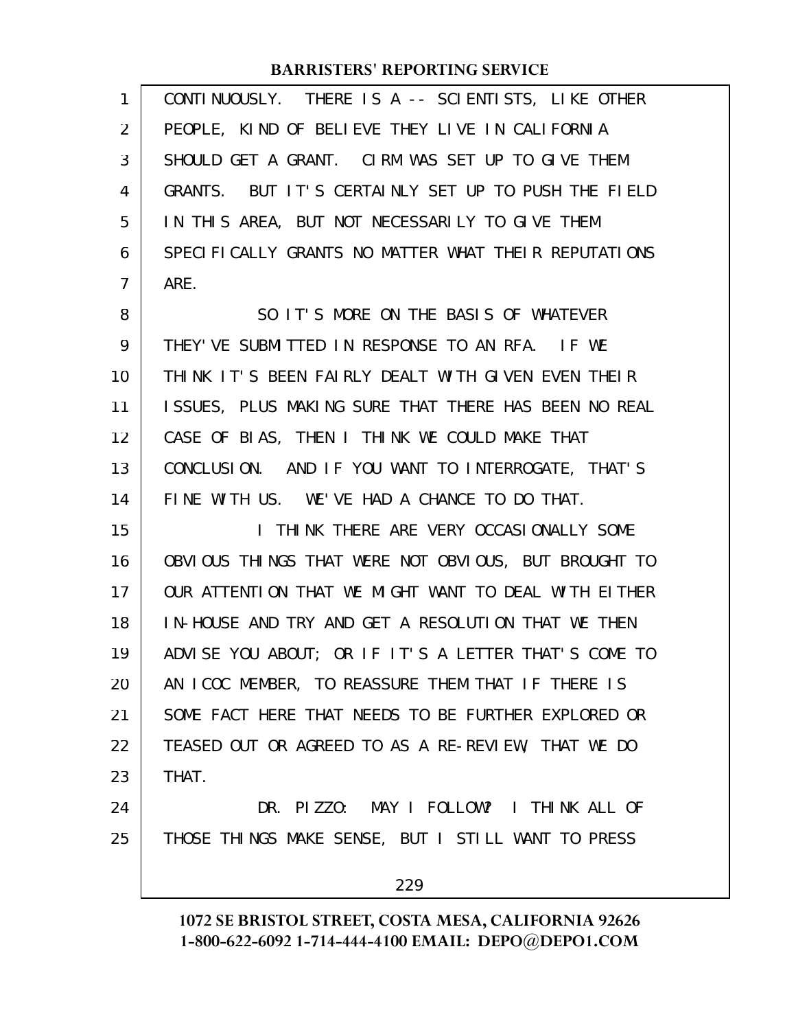CONTINUOUSLY. THERE IS A -- SCIENTISTS, LIKE OTHER PEOPLE, KIND OF BELIEVE THEY LIVE IN CALIFORNIA SHOULD GET A GRANT. CIRM WAS SET UP TO GIVE THEM GRANTS. BUT IT'S CERTAINLY SET UP TO PUSH THE FIELD IN THIS AREA, BUT NOT NECESSARILY TO GIVE THEM SPECIFICALLY GRANTS NO MATTER WHAT THEIR REPUTATIONS ARE.

SO IT'S MORE ON THE BASIS OF WHATEVER THEY'VE SUBMITTED IN RESPONSE TO AN RFA. IF WE THINK IT'S BEEN FAIRLY DEALT WITH GIVEN EVEN THEIR ISSUES, PLUS MAKING SURE THAT THERE HAS BEEN NO REAL CASE OF BIAS, THEN I THINK WE COULD MAKE THAT CONCLUSION. AND IF YOU WANT TO INTERROGATE, THAT'S FINE WITH US. WE'VE HAD A CHANCE TO DO THAT.

I THINK THERE ARE VERY OCCASIONALLY SOME OBVIOUS THINGS THAT WERE NOT OBVIOUS, BUT BROUGHT TO OUR ATTENTION THAT WE MIGHT WANT TO DEAL WITH EITHER IN-HOUSE AND TRY AND GET A RESOLUTION THAT WE THEN ADVISE YOU ABOUT; OR IF IT'S A LETTER THAT'S COME TO AN ICOC MEMBER, TO REASSURE THEM THAT IF THERE IS SOME FACT HERE THAT NEEDS TO BE FURTHER EXPLORED OR TEASED OUT OR AGREED TO AS A RE-REVIEW, THAT WE DO THAT.

DR. PIZZO: MAY I FOLLOW? I THINK ALL OF THOSE THINGS MAKE SENSE, BUT I STILL WANT TO PRESS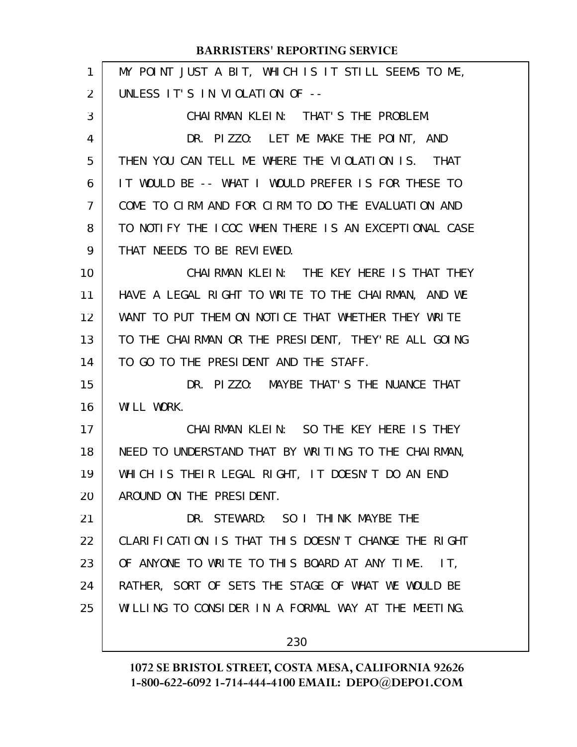MY POINT JUST A BIT, WHICH IS IT STILL SEEMS TO ME, UNLESS IT'S IN VIOLATION OF --

CHAIRMAN KLEIN: THAT'S THE PROBLEM.

DR. PIZZO: LET ME MAKE THE POINT, AND THEN YOU CAN TELL ME WHERE THE VIOLATION IS. THAT IT WOULD BE -- WHAT I WOULD PREFER IS FOR THESE TO COME TO CIRM AND FOR CIRM TO DO THE EVALUATION AND TO NOTIFY THE ICOC WHEN THERE IS AN EXCEPTIONAL CASE THAT NEEDS TO BE REVIEWED.

CHAIRMAN KLEIN: THE KEY HERE IS THAT THEY HAVE A LEGAL RIGHT TO WRITE TO THE CHAIRMAN, AND WE WANT TO PUT THEM ON NOTICE THAT WHETHER THEY WRITE TO THE CHAIRMAN OR THE PRESIDENT, THEY'RE ALL GOING TO GO TO THE PRESIDENT AND THE STAFF.

DR. PIZZO: MAYBE THAT'S THE NUANCE THAT WILL WORK.

CHAIRMAN KLEIN: SO THE KEY HERE IS THEY NEED TO UNDERSTAND THAT BY WRITING TO THE CHAIRMAN, WHICH IS THEIR LEGAL RIGHT, IT DOESN'T DO AN END AROUND ON THE PRESIDENT.

DR. STEWARD: SO I THINK MAYBE THE CLARIFICATION IS THAT THIS DOESN'T CHANGE THE RIGHT OF ANYONE TO WRITE TO THIS BOARD AT ANY TIME. IT, RATHER, SORT OF SETS THE STAGE OF WHAT WE WOULD BE WILLING TO CONSIDER IN A FORMAL WAY AT THE MEETING.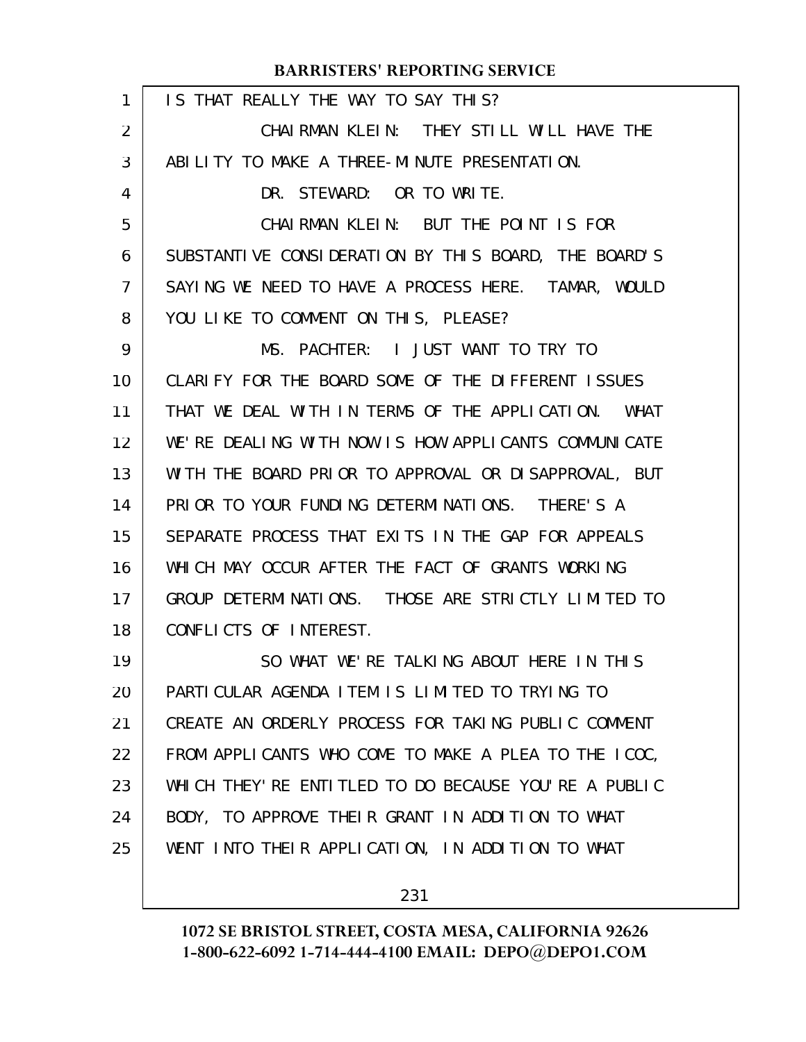IS THAT REALLY THE WAY TO SAY THIS?

CHAIRMAN KLEIN: THEY STILL WILL HAVE THE ABILITY TO MAKE A THREE-MINUTE PRESENTATION.

DR. STEWARD: OR TO WRITE.

CHAIRMAN KLEIN: BUT THE POINT IS FOR SUBSTANTIVE CONSIDERATION BY THIS BOARD, THE BOARD'S SAYING WE NEED TO HAVE A PROCESS HERE. TAMAR, WOULD YOU LIKE TO COMMENT ON THIS, PLEASE?

MS. PACHTER: I JUST WANT TO TRY TO CLARIFY FOR THE BOARD SOME OF THE DIFFERENT ISSUES THAT WE DEAL WITH IN TERMS OF THE APPLICATION. WHAT WE'RE DEALING WITH NOW IS HOW APPLICANTS COMMUNICATE WITH THE BOARD PRIOR TO APPROVAL OR DISAPPROVAL, BUT PRIOR TO YOUR FUNDING DETERMINATIONS. THERE'S A SEPARATE PROCESS THAT EXITS IN THE GAP FOR APPEALS WHICH MAY OCCUR AFTER THE FACT OF GRANTS WORKING GROUP DETERMINATIONS. THOSE ARE STRICTLY LIMITED TO CONFLICTS OF INTEREST.

SO WHAT WE'RE TALKING ABOUT HERE IN THIS PARTICULAR AGENDA ITEM IS LIMITED TO TRYING TO CREATE AN ORDERLY PROCESS FOR TAKING PUBLIC COMMENT FROM APPLICANTS WHO COME TO MAKE A PLEA TO THE ICOC, WHICH THEY'RE ENTITLED TO DO BECAUSE YOU'RE A PUBLIC BODY, TO APPROVE THEIR GRANT IN ADDITION TO WHAT WENT INTO THEIR APPLICATION, IN ADDITION TO WHAT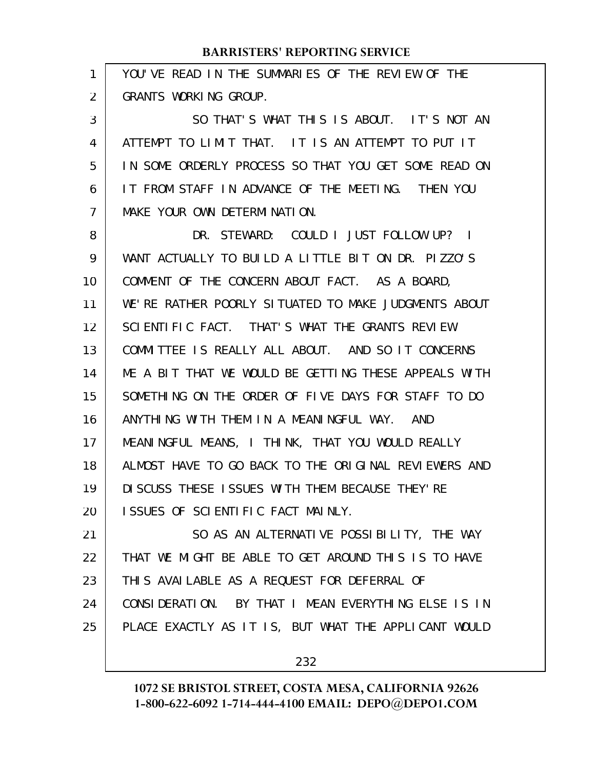YOU'VE READ IN THE SUMMARIES OF THE REVIEW OF THE GRANTS WORKING GROUP.

SO THAT'S WHAT THIS IS ABOUT. IT'S NOT AN ATTEMPT TO LIMIT THAT. IT IS AN ATTEMPT TO PUT IT IN SOME ORDERLY PROCESS SO THAT YOU GET SOME READ ON IT FROM STAFF IN ADVANCE OF THE MEETING. THEN YOU MAKE YOUR OWN DETERMINATION.

DR. STEWARD: COULD I JUST FOLLOW UP? I WANT ACTUALLY TO BUILD A LITTLE BIT ON DR. PIZZO'S COMMENT OF THE CONCERN ABOUT FACT. AS A BOARD, WE'RE RATHER POORLY SITUATED TO MAKE JUDGMENTS ABOUT SCIENTIFIC FACT. THAT'S WHAT THE GRANTS REVIEW COMMITTEE IS REALLY ALL ABOUT. AND SO IT CONCERNS ME A BIT THAT WE WOULD BE GETTING THESE APPEALS WITH SOMETHING ON THE ORDER OF FIVE DAYS FOR STAFF TO DO ANYTHING WITH THEM IN A MEANINGFUL WAY. AND MEANINGFUL MEANS, I THINK, THAT YOU WOULD REALLY ALMOST HAVE TO GO BACK TO THE ORIGINAL REVIEWERS AND DISCUSS THESE ISSUES WITH THEM BECAUSE THEY'RE ISSUES OF SCIENTIFIC FACT MAINLY.

SO AS AN ALTERNATIVE POSSIBILITY, THE WAY THAT WE MIGHT BE ABLE TO GET AROUND THIS IS TO HAVE THIS AVAILABLE AS A REQUEST FOR DEFERRAL OF CONSIDERATION. BY THAT I MEAN EVERYTHING ELSE IS IN PLACE EXACTLY AS IT IS, BUT WHAT THE APPLICANT WOULD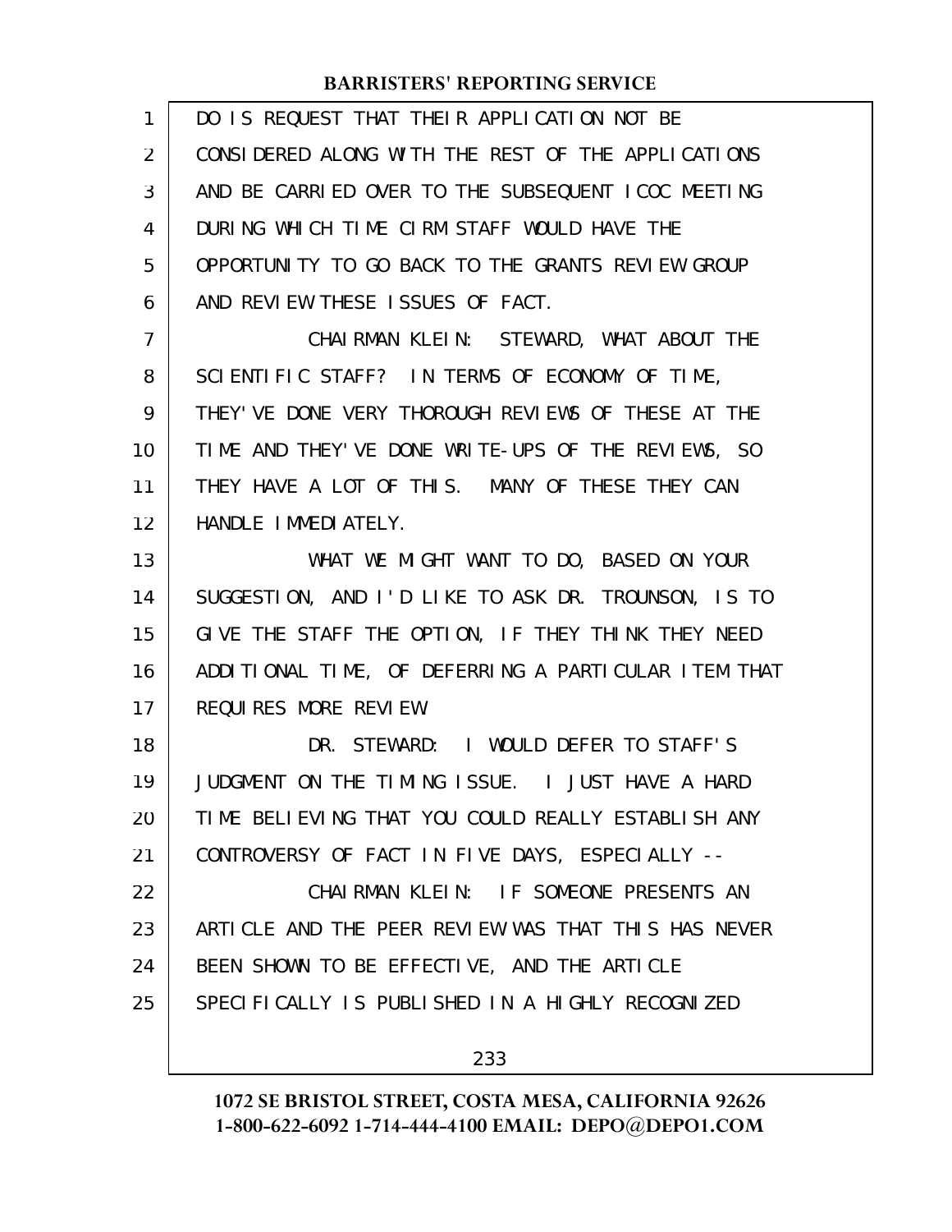DO IS REQUEST THAT THEIR APPLICATION NOT BE CONSIDERED ALONG WITH THE REST OF THE APPLICATIONS AND BE CARRIED OVER TO THE SUBSEQUENT ICOC MEETING DURING WHICH TIME CIRM STAFF WOULD HAVE THE OPPORTUNITY TO GO BACK TO THE GRANTS REVIEW GROUP AND REVIEW THESE ISSUES OF FACT.

CHAIRMAN KLEIN: STEWARD, WHAT ABOUT THE SCIENTIFIC STAFF? IN TERMS OF ECONOMY OF TIME, THEY'VE DONE VERY THOROUGH REVIEWS OF THESE AT THE TIME AND THEY'VE DONE WRITE-UPS OF THE REVIEWS, SO THEY HAVE A LOT OF THIS. MANY OF THESE THEY CAN HANDLE IMMEDIATELY.

WHAT WE MIGHT WANT TO DO, BASED ON YOUR SUGGESTION, AND I'D LIKE TO ASK DR. TROUNSON, IS TO GIVE THE STAFF THE OPTION, IF THEY THINK THEY NEED ADDITIONAL TIME, OF DEFERRING A PARTICULAR ITEM THAT REQUIRES MORE REVIEW.

DR. STEWARD: I WOULD DEFER TO STAFF'S JUDGMENT ON THE TIMING ISSUE. I JUST HAVE A HARD TIME BELIEVING THAT YOU COULD REALLY ESTABLISH ANY CONTROVERSY OF FACT IN FIVE DAYS, ESPECIALLY --

CHAIRMAN KLEIN: IF SOMEONE PRESENTS AN ARTICLE AND THE PEER REVIEW WAS THAT THIS HAS NEVER BEEN SHOWN TO BE EFFECTIVE, AND THE ARTICLE SPECIFICALLY IS PUBLISHED IN A HIGHLY RECOGNIZED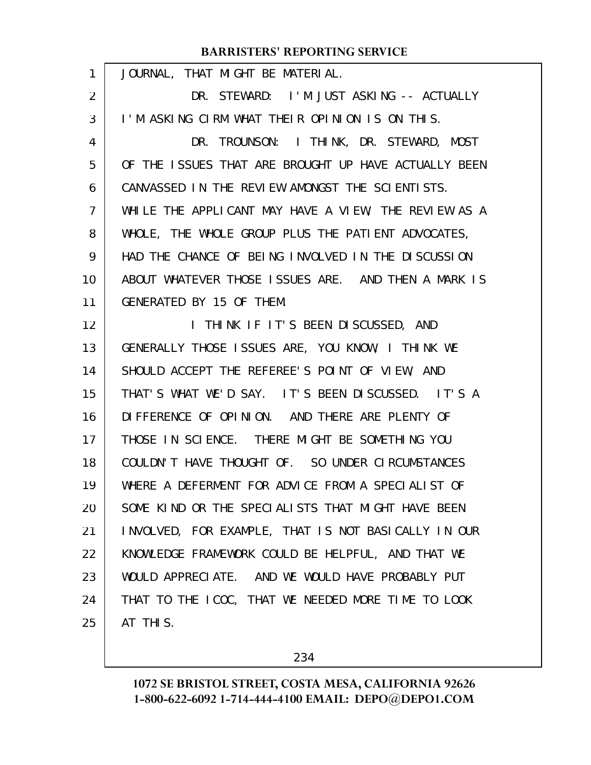JOURNAL, THAT MIGHT BE MATERIAL.

DR. STEWARD: I'M JUST ASKING -- ACTUALLY I'M ASKING CIRM WHAT THEIR OPINION IS ON THIS.

DR. TROUNSON: I THINK, DR. STEWARD, MOST OF THE ISSUES THAT ARE BROUGHT UP HAVE ACTUALLY BEEN CANVASSED IN THE REVIEW AMONGST THE SCIENTISTS. WHILE THE APPLICANT MAY HAVE A VIEW, THE REVIEW AS A WHOLE, THE WHOLE GROUP PLUS THE PATIENT ADVOCATES, HAD THE CHANCE OF BEING INVOLVED IN THE DISCUSSION ABOUT WHATEVER THOSE ISSUES ARE. AND THEN A MARK IS GENERATED BY 15 OF THEM.

I THINK IF IT'S BEEN DISCUSSED, AND GENERALLY THOSE ISSUES ARE, YOU KNOW, I THINK WE SHOULD ACCEPT THE REFEREE'S POINT OF VIEW, AND THAT'S WHAT WE'D SAY. IT'S BEEN DISCUSSED. IT'S A DIFFERENCE OF OPINION. AND THERE ARE PLENTY OF THOSE IN SCIENCE. THERE MIGHT BE SOMETHING YOU COULDN'T HAVE THOUGHT OF. SO UNDER CIRCUMSTANCES WHERE A DEFERMENT FOR ADVICE FROM A SPECIALIST OF SOME KIND OR THE SPECIALISTS THAT MIGHT HAVE BEEN INVOLVED, FOR EXAMPLE, THAT IS NOT BASICALLY IN OUR KNOWLEDGE FRAMEWORK COULD BE HELPFUL, AND THAT WE WOULD APPRECIATE. AND WE WOULD HAVE PROBABLY PUT THAT TO THE ICOC, THAT WE NEEDED MORE TIME TO LOOK AT THIS.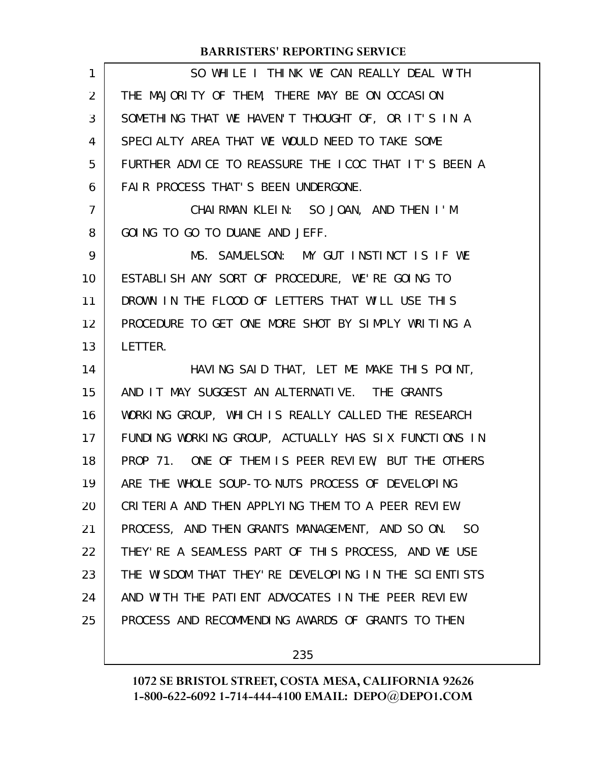SO WHILE I THINK WE CAN REALLY DEAL WITH THE MAJORITY OF THEM, THERE MAY BE ON OCCASION SOMETHING THAT WE HAVEN'T THOUGHT OF, OR IT'S IN A SPECIALTY AREA THAT WE WOULD NEED TO TAKE SOME FURTHER ADVICE TO REASSURE THE ICOC THAT IT'S BEEN A FAIR PROCESS THAT'S BEEN UNDERGONE.

CHAIRMAN KLEIN: SO JOAN, AND THEN I'M GOING TO GO TO DUANE AND JEFF.

MS. SAMUELSON: MY GUT INSTINCT IS IF WE ESTABLISH ANY SORT OF PROCEDURE, WE'RE GOING TO DROWN IN THE FLOOD OF LETTERS THAT WILL USE THIS PROCEDURE TO GET ONE MORE SHOT BY SIMPLY WRITING A LETTER.

HAVING SAID THAT, LET ME MAKE THIS POINT, AND IT MAY SUGGEST AN ALTERNATIVE. THE GRANTS WORKING GROUP, WHICH IS REALLY CALLED THE RESEARCH FUNDING WORKING GROUP, ACTUALLY HAS SIX FUNCTIONS IN PROP 71. ONE OF THEM IS PEER REVIEW, BUT THE OTHERS ARE THE WHOLE SOUP-TO-NUTS PROCESS OF DEVELOPING CRITERIA AND THEN APPLYING THEM TO A PEER REVIEW PROCESS, AND THEN GRANTS MANAGEMENT, AND SO ON. SO THEY'RE A SEAMLESS PART OF THIS PROCESS, AND WE USE THE WISDOM THAT THEY'RE DEVELOPING IN THE SCIENTISTS AND WITH THE PATIENT ADVOCATES IN THE PEER REVIEW PROCESS AND RECOMMENDING AWARDS OF GRANTS TO THEN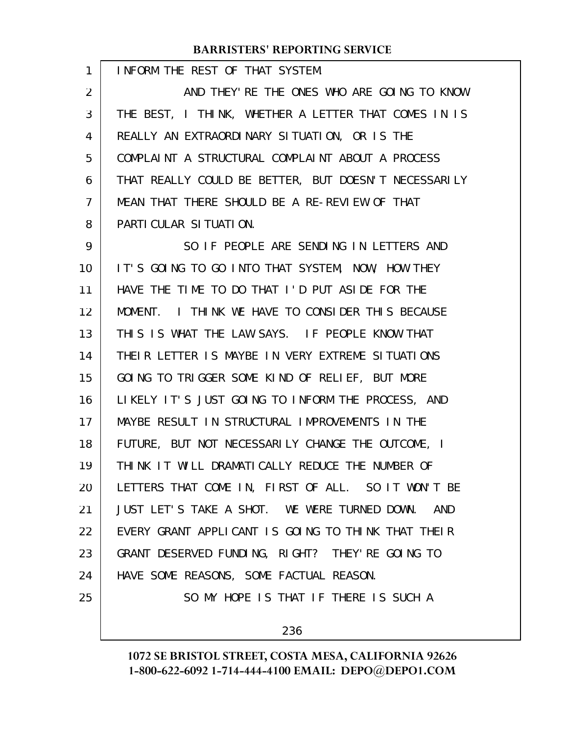INFORM THE REST OF THAT SYSTEM.

AND THEY'RE THE ONES WHO ARE GOING TO KNOW THE BEST, I THINK, WHETHER A LETTER THAT COMES IN IS REALLY AN EXTRAORDINARY SITUATION, OR IS THE COMPLAINT A STRUCTURAL COMPLAINT ABOUT A PROCESS THAT REALLY COULD BE BETTER, BUT DOESN'T NECESSARILY MEAN THAT THERE SHOULD BE A RE-REVIEW OF THAT PARTICULAR SITUATION.

SO IF PEOPLE ARE SENDING IN LETTERS AND IT'S GOING TO GO INTO THAT SYSTEM, NOW, HOW THEY HAVE THE TIME TO DO THAT I'D PUT ASIDE FOR THE MOMENT. I THINK WE HAVE TO CONSIDER THIS BECAUSE THIS IS WHAT THE LAW SAYS. IF PEOPLE KNOW THAT THEIR LETTER IS MAYBE IN VERY EXTREME SITUATIONS GOING TO TRIGGER SOME KIND OF RELIEF, BUT MORE LIKELY IT'S JUST GOING TO INFORM THE PROCESS, AND MAYBE RESULT IN STRUCTURAL IMPROVEMENTS IN THE FUTURE, BUT NOT NECESSARILY CHANGE THE OUTCOME, I THINK IT WILL DRAMATICALLY REDUCE THE NUMBER OF LETTERS THAT COME IN, FIRST OF ALL. SO IT WON'T BE JUST LET'S TAKE A SHOT. WE WERE TURNED DOWN. AND EVERY GRANT APPLICANT IS GOING TO THINK THAT THEIR GRANT DESERVED FUNDING, RIGHT? THEY'RE GOING TO HAVE SOME REASONS, SOME FACTUAL REASON.

SO MY HOPE IS THAT IF THERE IS SUCH A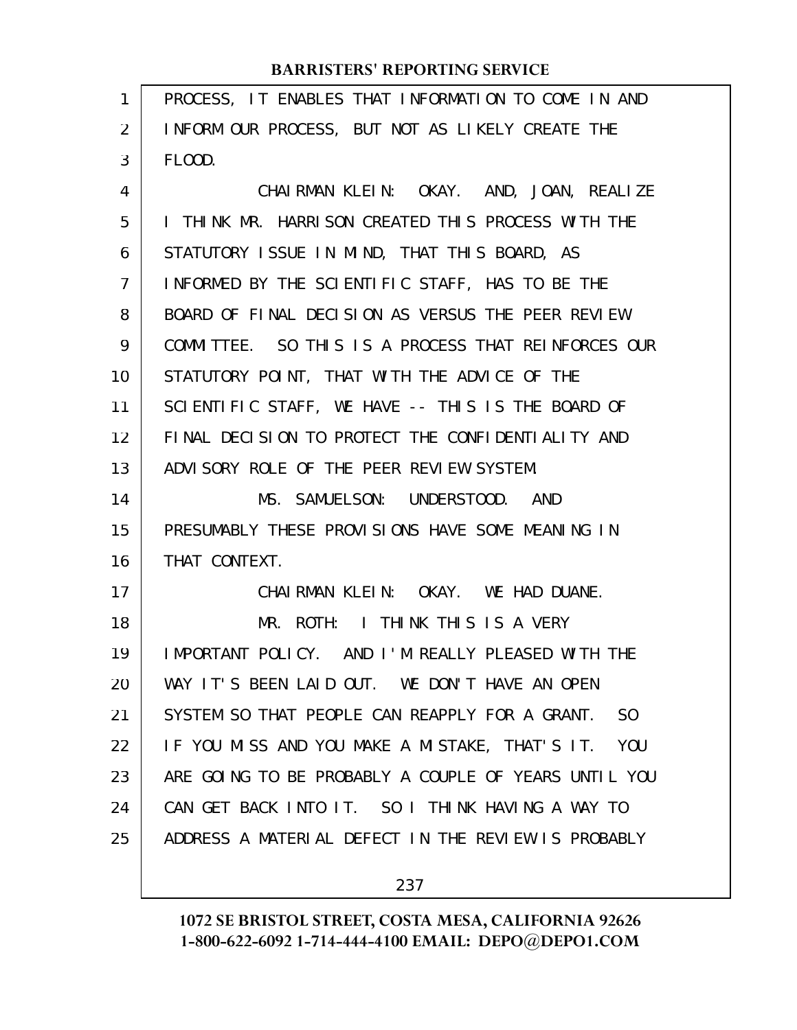PROCESS, IT ENABLES THAT INFORMATION TO COME IN AND INFORM OUR PROCESS, BUT NOT AS LIKELY CREATE THE FLOOD.

CHAIRMAN KLEIN: OKAY. AND, JOAN, REALIZE I THINK MR. HARRISON CREATED THIS PROCESS WITH THE STATUTORY ISSUE IN MIND, THAT THIS BOARD, AS INFORMED BY THE SCIENTIFIC STAFF, HAS TO BE THE BOARD OF FINAL DECISION AS VERSUS THE PEER REVIEW COMMITTEE. SO THIS IS A PROCESS THAT REINFORCES OUR STATUTORY POINT, THAT WITH THE ADVICE OF THE SCIENTIFIC STAFF, WE HAVE -- THIS IS THE BOARD OF FINAL DECISION TO PROTECT THE CONFIDENTIALITY AND ADVISORY ROLE OF THE PEER REVIEW SYSTEM.

MS. SAMUELSON: UNDERSTOOD. AND PRESUMABLY THESE PROVISIONS HAVE SOME MEANING IN THAT CONTEXT.

CHAIRMAN KLEIN: OKAY. WE HAD DUANE.

MR. ROTH: I THINK THIS IS A VERY IMPORTANT POLICY. AND I'M REALLY PLEASED WITH THE WAY IT'S BEEN LAID OUT. WE DON'T HAVE AN OPEN SYSTEM SO THAT PEOPLE CAN REAPPLY FOR A GRANT. SO IF YOU MISS AND YOU MAKE A MISTAKE, THAT'S IT. YOU ARE GOING TO BE PROBABLY A COUPLE OF YEARS UNTIL YOU CAN GET BACK INTO IT. SO I THINK HAVING A WAY TO ADDRESS A MATERIAL DEFECT IN THE REVIEW IS PROBABLY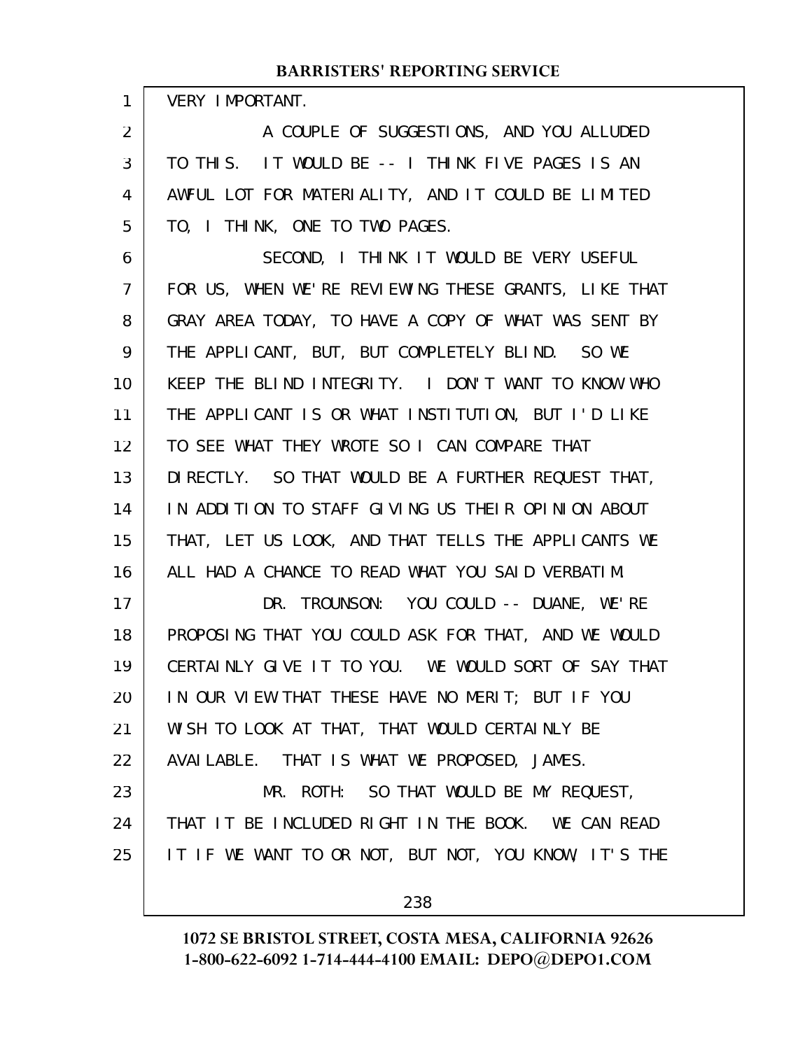VERY IMPORTANT.

A COUPLE OF SUGGESTIONS, AND YOU ALLUDED TO THIS. IT WOULD BE -- I THINK FIVE PAGES IS AN AWFUL LOT FOR MATERIALITY, AND IT COULD BE LIMITED TO, I THINK, ONE TO TWO PAGES.

SECOND, I THINK IT WOULD BE VERY USEFUL FOR US, WHEN WE'RE REVIEWING THESE GRANTS, LIKE THAT GRAY AREA TODAY, TO HAVE A COPY OF WHAT WAS SENT BY THE APPLICANT, BUT, BUT COMPLETELY BLIND. SO WE KEEP THE BLIND INTEGRITY. I DON'T WANT TO KNOW WHO THE APPLICANT IS OR WHAT INSTITUTION, BUT I'D LIKE TO SEE WHAT THEY WROTE SO I CAN COMPARE THAT DIRECTLY. SO THAT WOULD BE A FURTHER REQUEST THAT, IN ADDITION TO STAFF GIVING US THEIR OPINION ABOUT THAT, LET US LOOK, AND THAT TELLS THE APPLICANTS WE ALL HAD A CHANCE TO READ WHAT YOU SAID VERBATIM.

DR. TROUNSON: YOU COULD -- DUANE, WE'RE PROPOSING THAT YOU COULD ASK FOR THAT, AND WE WOULD CERTAINLY GIVE IT TO YOU. WE WOULD SORT OF SAY THAT IN OUR VIEW THAT THESE HAVE NO MERIT; BUT IF YOU WISH TO LOOK AT THAT, THAT WOULD CERTAINLY BE AVAILABLE. THAT IS WHAT WE PROPOSED, JAMES.

MR. ROTH: SO THAT WOULD BE MY REQUEST, THAT IT BE INCLUDED RIGHT IN THE BOOK. WE CAN READ IT IF WE WANT TO OR NOT, BUT NOT, YOU KNOW, IT'S THE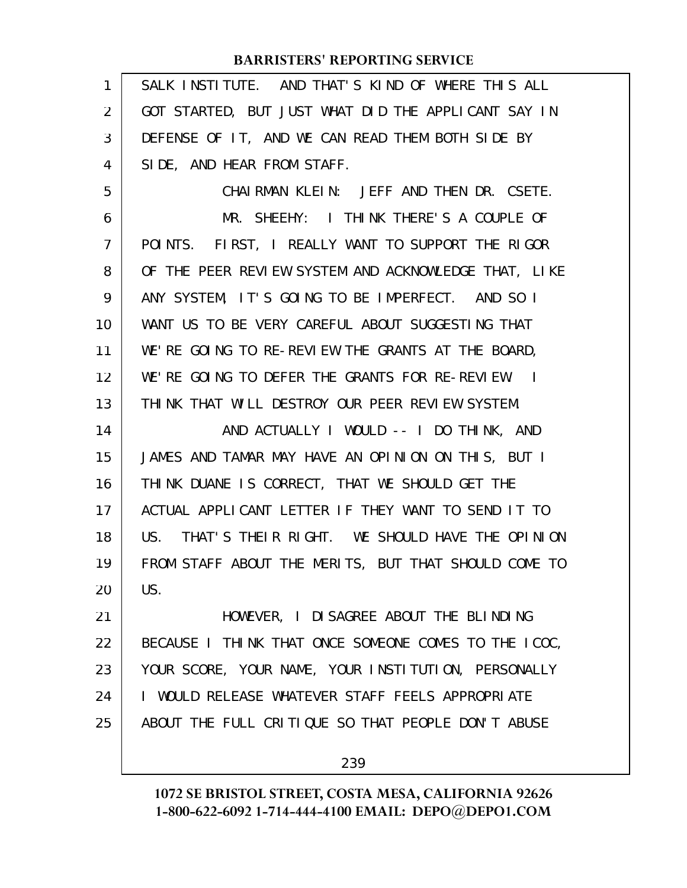SALK INSTITUTE. AND THAT'S KIND OF WHERE THIS ALL GOT STARTED, BUT JUST WHAT DID THE APPLICANT SAY IN DEFENSE OF IT, AND WE CAN READ THEM BOTH SIDE BY SIDE, AND HEAR FROM STAFF.

CHAIRMAN KLEIN: JEFF AND THEN DR. CSETE.

MR. SHEEHY: I THINK THERE'S A COUPLE OF POINTS. FIRST, I REALLY WANT TO SUPPORT THE RIGOR OF THE PEER REVIEW SYSTEM AND ACKNOWLEDGE THAT, LIKE ANY SYSTEM, IT'S GOING TO BE IMPERFECT. AND SO I WANT US TO BE VERY CAREFUL ABOUT SUGGESTING THAT WE'RE GOING TO RE-REVIEW THE GRANTS AT THE BOARD, WE'RE GOING TO DEFER THE GRANTS FOR RE-REVIEW. I THINK THAT WILL DESTROY OUR PEER REVIEW SYSTEM.

AND ACTUALLY I WOULD -- I DO THINK, AND JAMES AND TAMAR MAY HAVE AN OPINION ON THIS, BUT I THINK DUANE IS CORRECT, THAT WE SHOULD GET THE ACTUAL APPLICANT LETTER IF THEY WANT TO SEND IT TO US. THAT'S THEIR RIGHT. WE SHOULD HAVE THE OPINION FROM STAFF ABOUT THE MERITS, BUT THAT SHOULD COME TO US.

HOWEVER, I DISAGREE ABOUT THE BLINDING BECAUSE I THINK THAT ONCE SOMEONE COMES TO THE ICOC, YOUR SCORE, YOUR NAME, YOUR INSTITUTION, PERSONALLY I WOULD RELEASE WHATEVER STAFF FEELS APPROPRIATE ABOUT THE FULL CRITIQUE SO THAT PEOPLE DON'T ABUSE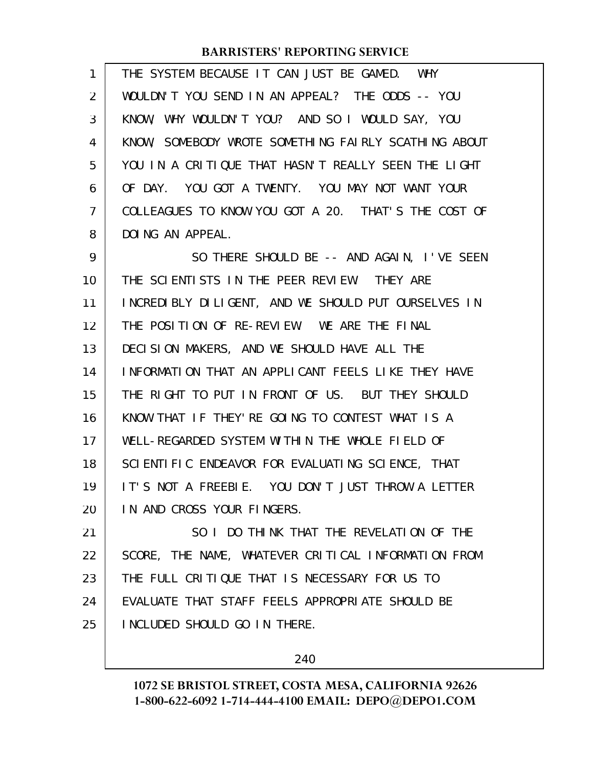THE SYSTEM BECAUSE IT CAN JUST BE GAMED. WHY WOULDN'T YOU SEND IN AN APPEAL? THE ODDS -- YOU KNOW, WHY WOULDN'T YOU? AND SO I WOULD SAY, YOU KNOW, SOMEBODY WROTE SOMETHING FAIRLY SCATHING ABOUT YOU IN A CRITIQUE THAT HASN'T REALLY SEEN THE LIGHT OF DAY. YOU GOT A TWENTY. YOU MAY NOT WANT YOUR COLLEAGUES TO KNOW YOU GOT A 20. THAT'S THE COST OF DOING AN APPEAL.

SO THERE SHOULD BE -- AND AGAIN, I'VE SEEN THE SCIENTISTS IN THE PEER REVIEW. THEY ARE INCREDIBLY DILIGENT, AND WE SHOULD PUT OURSELVES IN THE POSITION OF RE-REVIEW. WE ARE THE FINAL DECISION MAKERS, AND WE SHOULD HAVE ALL THE INFORMATION THAT AN APPLICANT FEELS LIKE THEY HAVE THE RIGHT TO PUT IN FRONT OF US. BUT THEY SHOULD KNOW THAT IF THEY'RE GOING TO CONTEST WHAT IS A WELL-REGARDED SYSTEM WITHIN THE WHOLE FIELD OF SCIENTIFIC ENDEAVOR FOR EVALUATING SCIENCE, THAT IT'S NOT A FREEBIE. YOU DON'T JUST THROW A LETTER IN AND CROSS YOUR FINGERS.

SO I DO THINK THAT THE REVELATION OF THE SCORE, THE NAME, WHATEVER CRITICAL INFORMATION FROM THE FULL CRITIQUE THAT IS NECESSARY FOR US TO EVALUATE THAT STAFF FEELS APPROPRIATE SHOULD BE INCLUDED SHOULD GO IN THERE.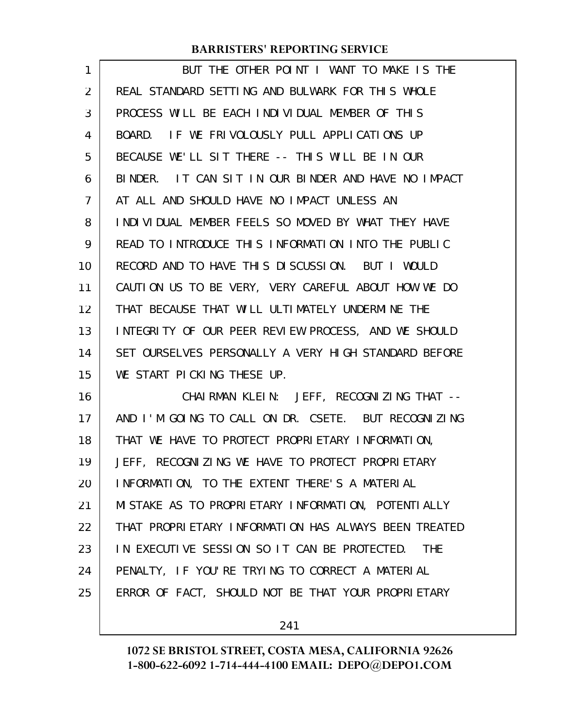BUT THE OTHER POINT I WANT TO MAKE IS THE REAL STANDARD SETTING AND BULWARK FOR THIS WHOLE PROCESS WILL BE EACH INDIVIDUAL MEMBER OF THIS BOARD. IF WE FRIVOLOUSLY PULL APPLICATIONS UP BECAUSE WE'LL SIT THERE -- THIS WILL BE IN OUR BINDER. IT CAN SIT IN OUR BINDER AND HAVE NO IMPACT AT ALL AND SHOULD HAVE NO IMPACT UNLESS AN INDIVIDUAL MEMBER FEELS SO MOVED BY WHAT THEY HAVE READ TO INTRODUCE THIS INFORMATION INTO THE PUBLIC RECORD AND TO HAVE THIS DISCUSSION. BUT I WOULD CAUTION US TO BE VERY, VERY CAREFUL ABOUT HOW WE DO THAT BECAUSE THAT WILL ULTIMATELY UNDERMINE THE INTEGRITY OF OUR PEER REVIEW PROCESS, AND WE SHOULD SET OURSELVES PERSONALLY A VERY HIGH STANDARD BEFORE WE START PICKING THESE UP.

CHAIRMAN KLEIN: JEFF, RECOGNIZING THAT -- AND I'M GOING TO CALL ON DR. CSETE. BUT RECOGNIZING THAT WE HAVE TO PROTECT PROPRIETARY INFORMATION, JEFF, RECOGNIZING WE HAVE TO PROTECT PROPRIETARY INFORMATION, TO THE EXTENT THERE'S A MATERIAL MISTAKE AS TO PROPRIETARY INFORMATION, POTENTIALLY THAT PROPRIETARY INFORMATION HAS ALWAYS BEEN TREATED IN EXECUTIVE SESSION SO IT CAN BE PROTECTED. THE PENALTY, IF YOU'RE TRYING TO CORRECT A MATERIAL ERROR OF FACT, SHOULD NOT BE THAT YOUR PROPRIETARY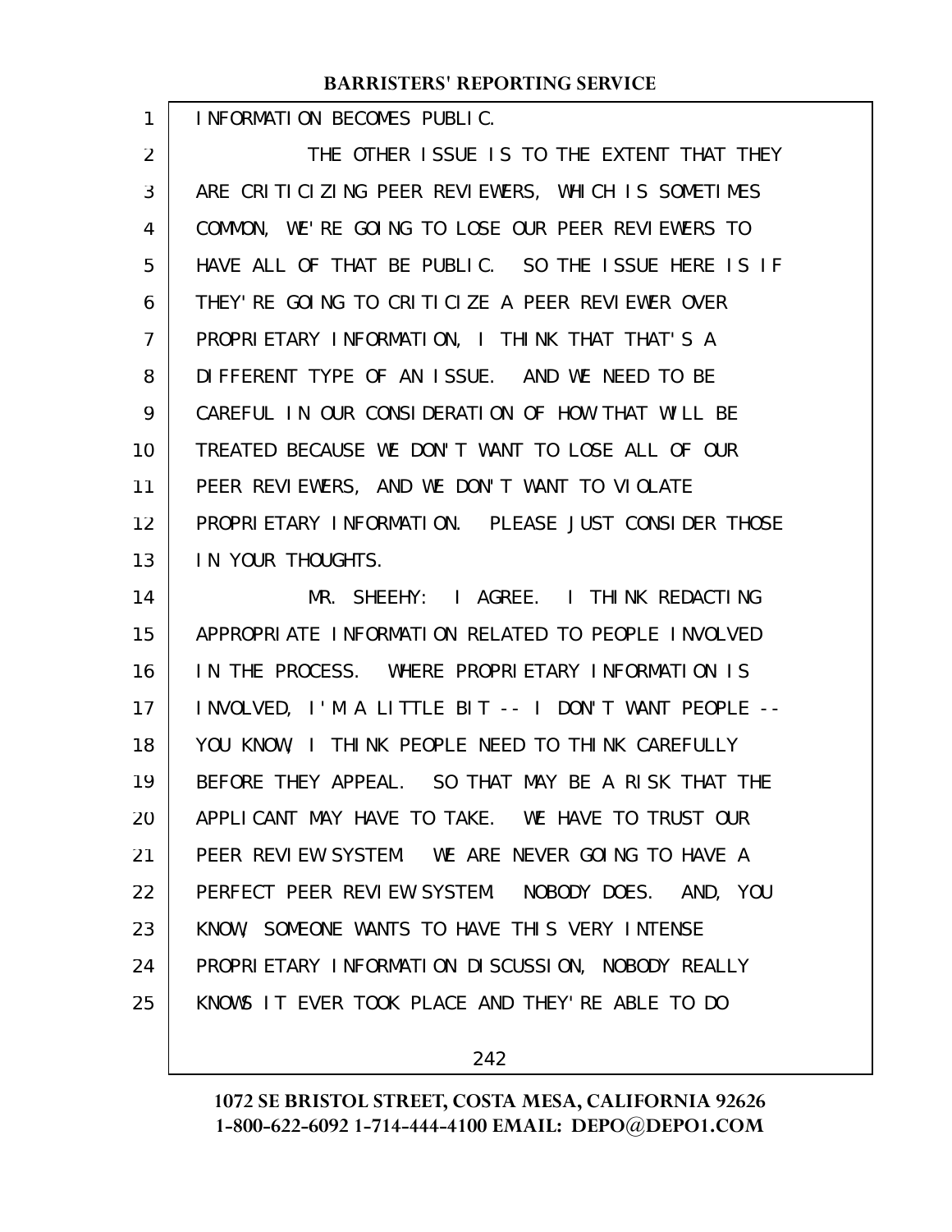INFORMATION BECOMES PUBLIC.

THE OTHER ISSUE IS TO THE EXTENT THAT THEY ARE CRITICIZING PEER REVIEWERS, WHICH IS SOMETIMES COMMON, WE'RE GOING TO LOSE OUR PEER REVIEWERS TO HAVE ALL OF THAT BE PUBLIC. SO THE ISSUE HERE IS IF THEY'RE GOING TO CRITICIZE A PEER REVIEWER OVER PROPRIETARY INFORMATION, I THINK THAT THAT'S A DIFFERENT TYPE OF AN ISSUE. AND WE NEED TO BE CAREFUL IN OUR CONSIDERATION OF HOW THAT WILL BE TREATED BECAUSE WE DON'T WANT TO LOSE ALL OF OUR PEER REVIEWERS, AND WE DON'T WANT TO VIOLATE PROPRIETARY INFORMATION. PLEASE JUST CONSIDER THOSE IN YOUR THOUGHTS.

MR. SHEEHY: I AGREE. I THINK REDACTING APPROPRIATE INFORMATION RELATED TO PEOPLE INVOLVED IN THE PROCESS. WHERE PROPRIETARY INFORMATION IS INVOLVED, I'M A LITTLE BIT -- I DON'T WANT PEOPLE -- YOU KNOW, I THINK PEOPLE NEED TO THINK CAREFULLY BEFORE THEY APPEAL. SO THAT MAY BE A RISK THAT THE APPLICANT MAY HAVE TO TAKE. WE HAVE TO TRUST OUR PEER REVIEW SYSTEM. WE ARE NEVER GOING TO HAVE A PERFECT PEER REVIEW SYSTEM. NOBODY DOES. AND, YOU KNOW, SOMEONE WANTS TO HAVE THIS VERY INTENSE PROPRIETARY INFORMATION DISCUSSION, NOBODY REALLY KNOWS IT EVER TOOK PLACE AND THEY'RE ABLE TO DO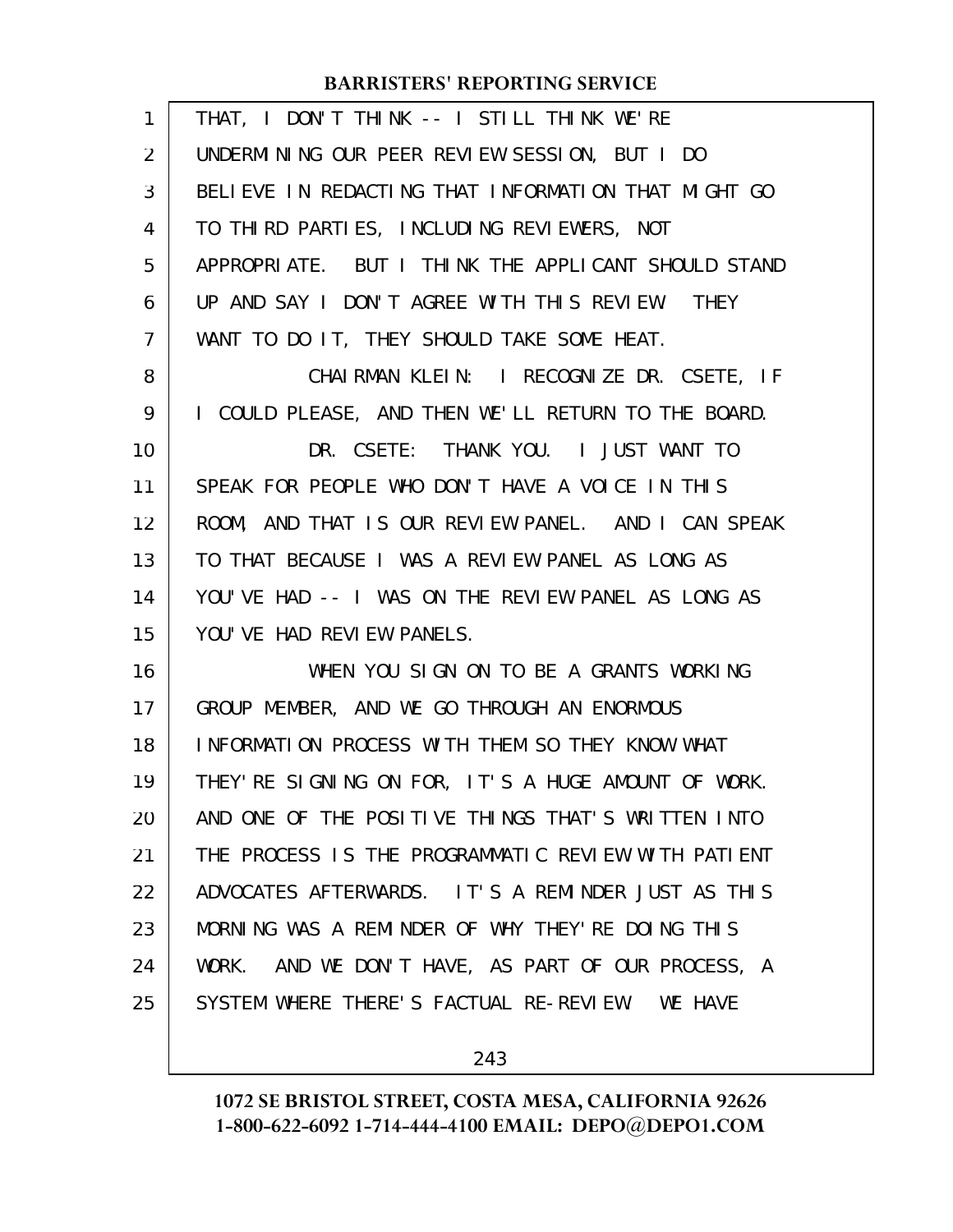THAT, I DON'T THINK -- I STILL THINK WE'RE UNDERMINING OUR PEER REVIEW SESSION, BUT I DO BELIEVE IN REDACTING THAT INFORMATION THAT MIGHT GO TO THIRD PARTIES, INCLUDING REVIEWERS, NOT APPROPRIATE. BUT I THINK THE APPLICANT SHOULD STAND UP AND SAY I DON'T AGREE WITH THIS REVIEW. THEY WANT TO DO IT, THEY SHOULD TAKE SOME HEAT.

CHAIRMAN KLEIN: I RECOGNIZE DR. CSETE, IF I COULD PLEASE, AND THEN WE'LL RETURN TO THE BOARD.

DR. CSETE: THANK YOU. I JUST WANT TO SPEAK FOR PEOPLE WHO DON'T HAVE A VOICE IN THIS ROOM, AND THAT IS OUR REVIEW PANEL. AND I CAN SPEAK TO THAT BECAUSE I WAS A REVIEW PANEL AS LONG AS YOU'VE HAD -- I WAS ON THE REVIEW PANEL AS LONG AS YOU'VE HAD REVIEW PANELS.

WHEN YOU SIGN ON TO BE A GRANTS WORKING GROUP MEMBER, AND WE GO THROUGH AN ENORMOUS INFORMATION PROCESS WITH THEM SO THEY KNOW WHAT THEY'RE SIGNING ON FOR, IT'S A HUGE AMOUNT OF WORK. AND ONE OF THE POSITIVE THINGS THAT'S WRITTEN INTO THE PROCESS IS THE PROGRAMMATIC REVIEW WITH PATIENT ADVOCATES AFTERWARDS. IT'S A REMINDER JUST AS THIS MORNING WAS A REMINDER OF WHY THEY'RE DOING THIS WORK. AND WE DON'T HAVE, AS PART OF OUR PROCESS, A SYSTEM WHERE THERE'S FACTUAL RE-REVIEW. WE HAVE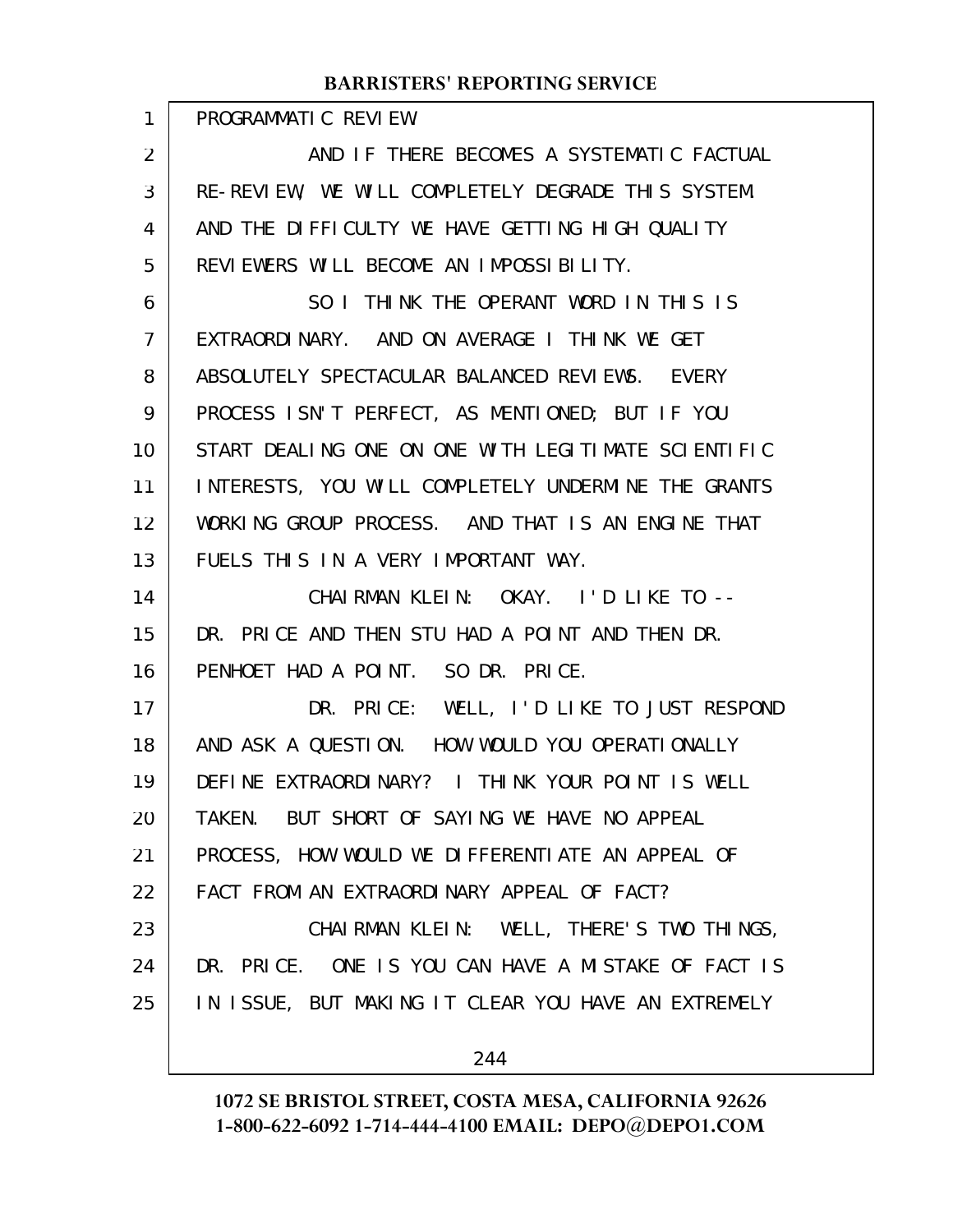PROGRAMMATIC REVIEW.

AND IF THERE BECOMES A SYSTEMATIC FACTUAL RE-REVIEW, WE WILL COMPLETELY DEGRADE THIS SYSTEM AND THE DIFFICULTY WE HAVE GETTING HIGH QUALITY REVIEWERS WILL BECOME AN IMPOSSIBILITY.

SO I THINK THE OPERANT WORD IN THIS IS EXTRAORDINARY. AND ON AVERAGE I THINK WE GET ABSOLUTELY SPECTACULAR BALANCED REVIEWS. EVERY PROCESS ISN'T PERFECT, AS MENTIONED; BUT IF YOU START DEALING ONE ON ONE WITH LEGITIMATE SCIENTIFIC INTERESTS, YOU WILL COMPLETELY UNDERMINE THE GRANTS WORKING GROUP PROCESS. AND THAT IS AN ENGINE THAT FUELS THIS IN A VERY IMPORTANT WAY.

CHAIRMAN KLEIN: OKAY. I'D LIKE TO -- DR. PRICE AND THEN STU HAD A POINT AND THEN DR. PENHOET HAD A POINT. SO DR. PRICE.

DR. PRICE: WELL, I'D LIKE TO JUST RESPOND AND ASK A QUESTION. HOW WOULD YOU OPERATIONALLY DEFINE EXTRAORDINARY? I THINK YOUR POINT IS WELL TAKEN. BUT SHORT OF SAYING WE HAVE NO APPEAL PROCESS, HOW WOULD WE DIFFERENTIATE AN APPEAL OF FACT FROM AN EXTRAORDINARY APPEAL OF FACT?

CHAIRMAN KLEIN: WELL, THERE'S TWO THINGS, DR. PRICE. ONE IS YOU CAN HAVE A MISTAKE OF FACT IS IN ISSUE, BUT MAKING IT CLEAR YOU HAVE AN EXTREMELY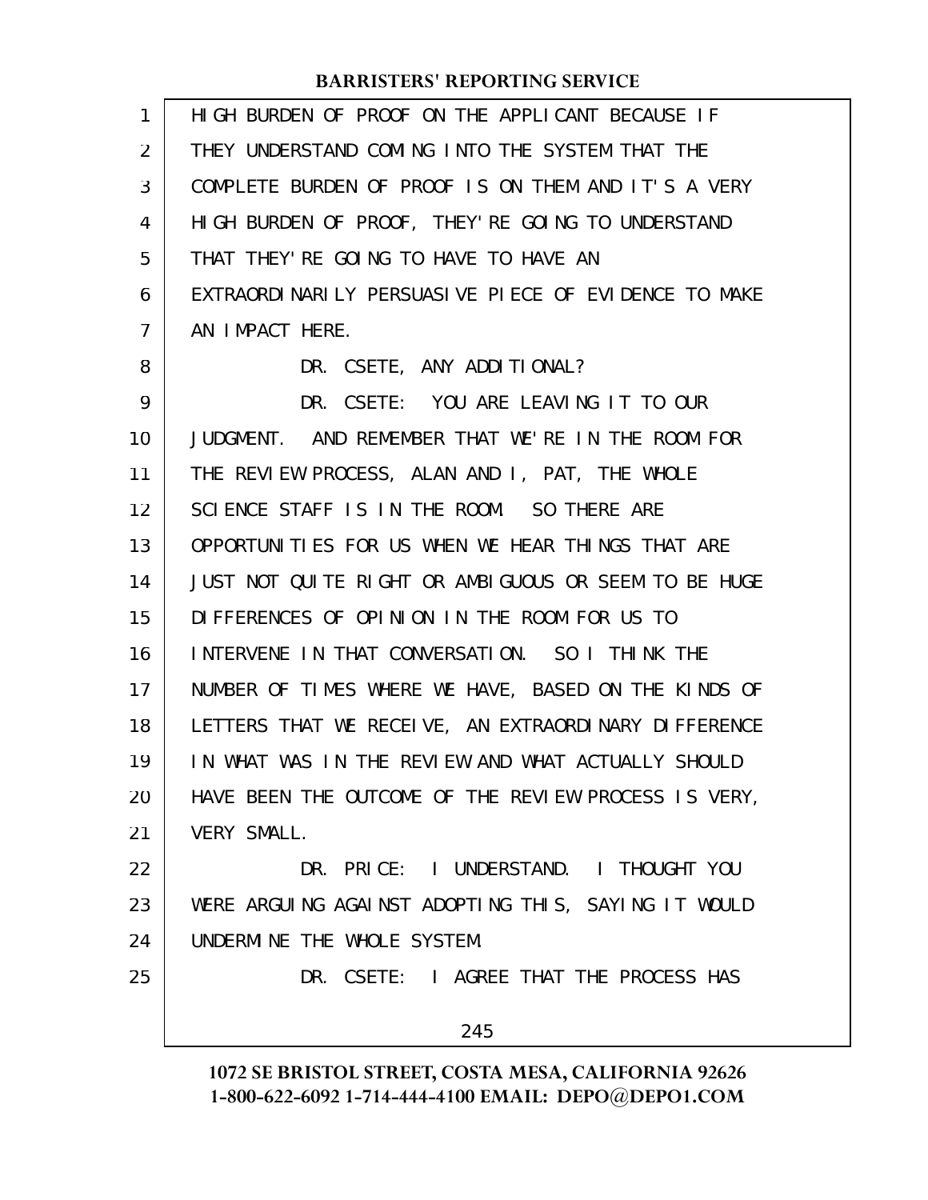HIGH BURDEN OF PROOF ON THE APPLICANT BECAUSE IF THEY UNDERSTAND COMING INTO THE SYSTEM THAT THE COMPLETE BURDEN OF PROOF IS ON THEM AND IT'S A VERY HIGH BURDEN OF PROOF, THEY'RE GOING TO UNDERSTAND THAT THEY'RE GOING TO HAVE TO HAVE AN EXTRAORDINARILY PERSUASIVE PIECE OF EVIDENCE TO MAKE AN IMPACT HERE.

DR. CSETE, ANY ADDITIONAL?

DR. CSETE: YOU ARE LEAVING IT TO OUR JUDGMENT. AND REMEMBER THAT WE'RE IN THE ROOM FOR THE REVIEW PROCESS, ALAN AND I, PAT, THE WHOLE SCIENCE STAFF IS IN THE ROOM. SO THERE ARE OPPORTUNITIES FOR US WHEN WE HEAR THINGS THAT ARE JUST NOT QUITE RIGHT OR AMBIGUOUS OR SEEM TO BE HUGE DIFFERENCES OF OPINION IN THE ROOM FOR US TO INTERVENE IN THAT CONVERSATION. SO I THINK THE NUMBER OF TIMES WHERE WE HAVE, BASED ON THE KINDS OF LETTERS THAT WE RECEIVE, AN EXTRAORDINARY DIFFERENCE IN WHAT WAS IN THE REVIEW AND WHAT ACTUALLY SHOULD HAVE BEEN THE OUTCOME OF THE REVIEW PROCESS IS VERY, VERY SMALL.

DR. PRICE: I UNDERSTAND. I THOUGHT YOU WERE ARGUING AGAINST ADOPTING THIS, SAYING IT WOULD UNDERMINE THE WHOLE SYSTEM.

DR. CSETE: I AGREE THAT THE PROCESS HAS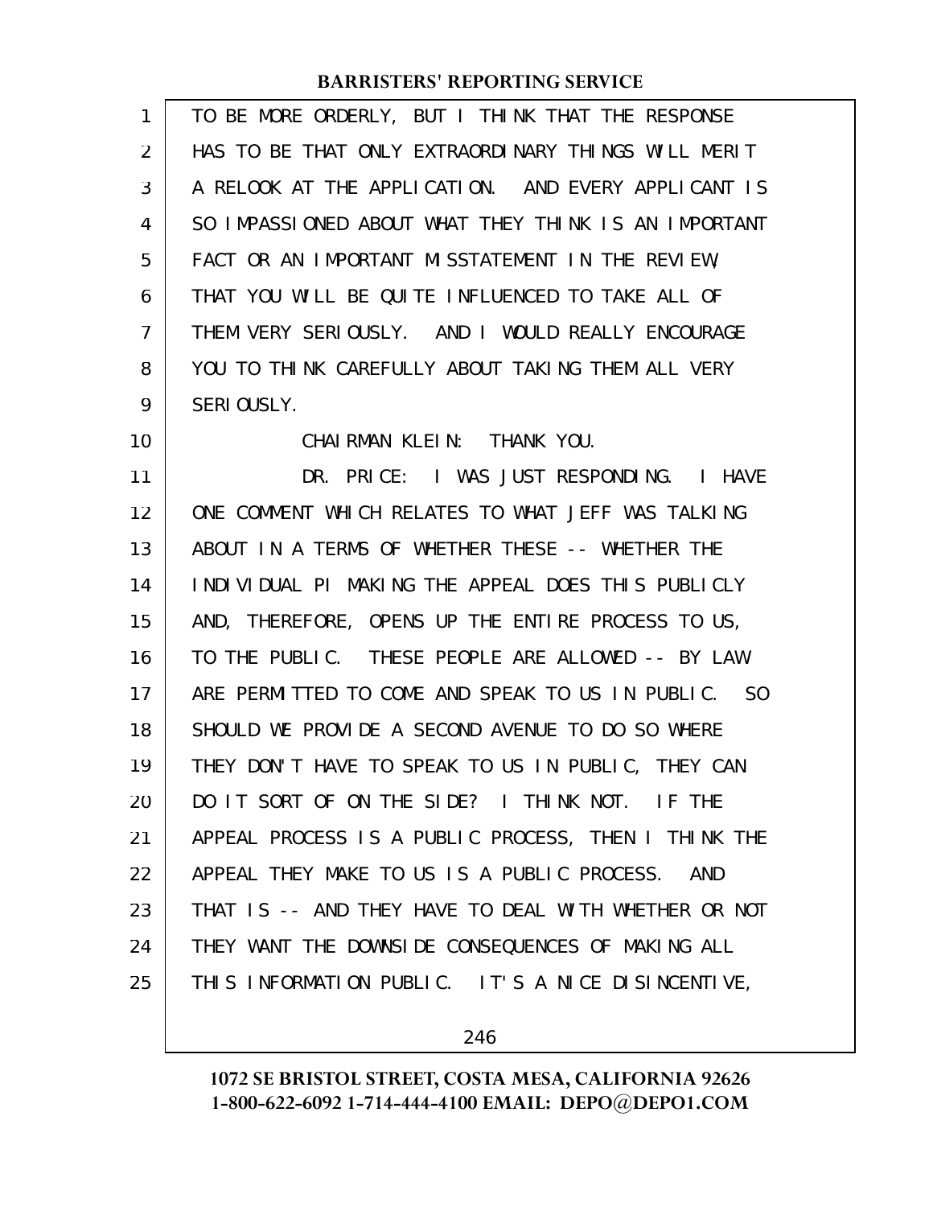TO BE MORE ORDERLY, BUT I THINK THAT THE RESPONSE HAS TO BE THAT ONLY EXTRAORDINARY THINGS WILL MERIT A RELOOK AT THE APPLICATION. AND EVERY APPLICANT IS SO IMPASSIONED ABOUT WHAT THEY THINK IS AN IMPORTANT FACT OR AN IMPORTANT MISSTATEMENT IN THE REVIEW, THAT YOU WILL BE QUITE INFLUENCED TO TAKE ALL OF THEM VERY SERIOUSLY. AND I WOULD REALLY ENCOURAGE YOU TO THINK CAREFULLY ABOUT TAKING THEM ALL VERY SERIOUSLY.

CHAIRMAN KLEIN: THANK YOU.

DR. PRICE: I WAS JUST RESPONDING. I HAVE ONE COMMENT WHICH RELATES TO WHAT JEFF WAS TALKING ABOUT IN A TERMS OF WHETHER THESE -- WHETHER THE INDIVIDUAL PI MAKING THE APPEAL DOES THIS PUBLICLY AND, THEREFORE, OPENS UP THE ENTIRE PROCESS TO US, TO THE PUBLIC. THESE PEOPLE ARE ALLOWED -- BY LAW ARE PERMITTED TO COME AND SPEAK TO US IN PUBLIC. SO SHOULD WE PROVIDE A SECOND AVENUE TO DO SO WHERE THEY DON'T HAVE TO SPEAK TO US IN PUBLIC, THEY CAN DO IT SORT OF ON THE SIDE? I THINK NOT. IF THE APPEAL PROCESS IS A PUBLIC PROCESS, THEN I THINK THE APPEAL THEY MAKE TO US IS A PUBLIC PROCESS. AND THAT IS -- AND THEY HAVE TO DEAL WITH WHETHER OR NOT THEY WANT THE DOWNSIDE CONSEQUENCES OF MAKING ALL THIS INFORMATION PUBLIC. IT'S A NICE DISINCENTIVE,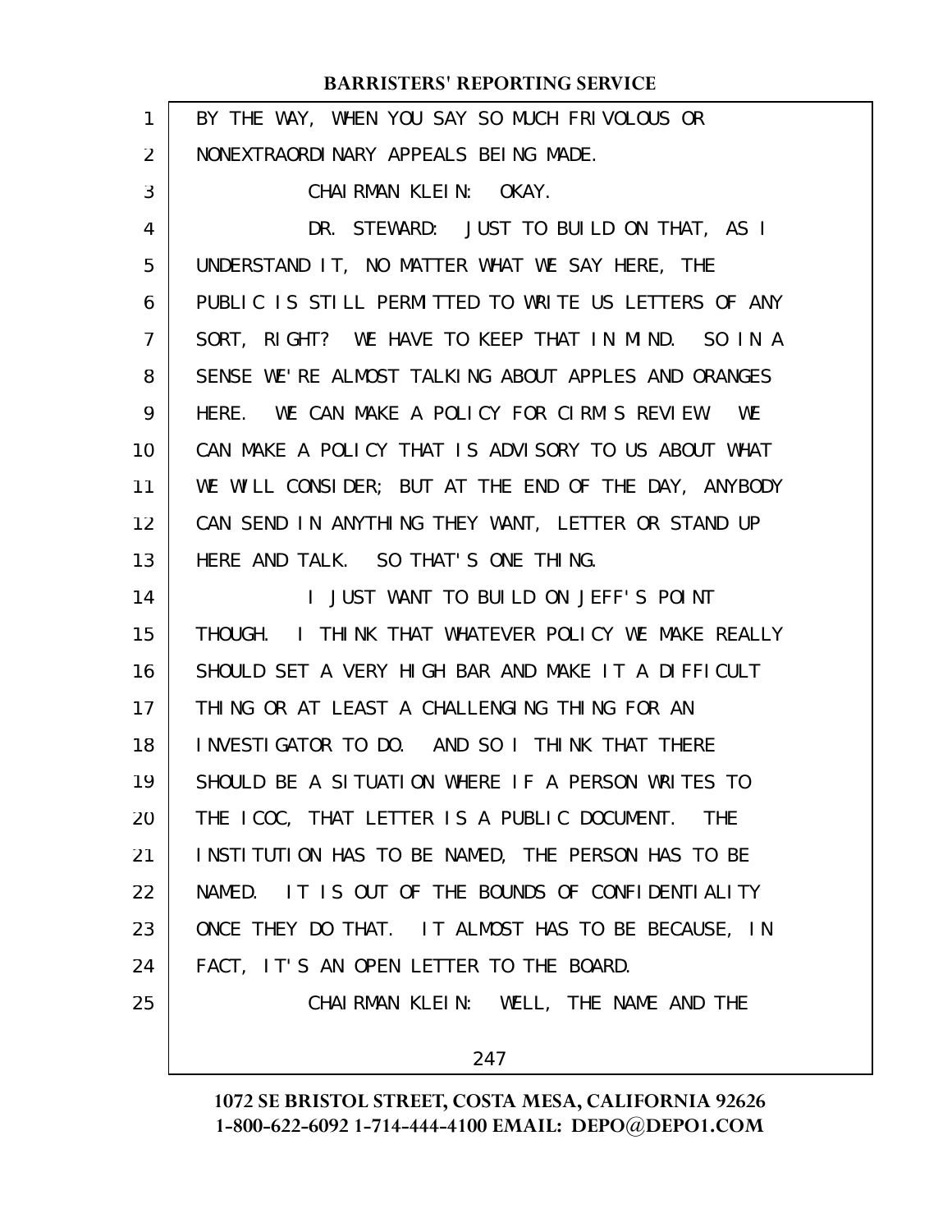BY THE WAY, WHEN YOU SAY SO MUCH FRIVOLOUS OR NONEXTRAORDINARY APPEALS BEING MADE.

CHAIRMAN KLEIN: OKAY.

DR. STEWARD: JUST TO BUILD ON THAT, AS I UNDERSTAND IT, NO MATTER WHAT WE SAY HERE, THE PUBLIC IS STILL PERMITTED TO WRITE US LETTERS OF ANY SORT, RIGHT? WE HAVE TO KEEP THAT IN MIND. SO IN A SENSE WE'RE ALMOST TALKING ABOUT APPLES AND ORANGES HERE. WE CAN MAKE A POLICY FOR CIRM'S REVIEW. WE CAN MAKE A POLICY THAT IS ADVISORY TO US ABOUT WHAT WE WILL CONSIDER; BUT AT THE END OF THE DAY, ANYBODY CAN SEND IN ANYTHING THEY WANT, LETTER OR STAND UP HERE AND TALK. SO THAT'S ONE THING.

I JUST WANT TO BUILD ON JEFF'S POINT THOUGH. I THINK THAT WHATEVER POLICY WE MAKE REALLY SHOULD SET A VERY HIGH BAR AND MAKE IT A DIFFICULT THING OR AT LEAST A CHALLENGING THING FOR AN INVESTIGATOR TO DO. AND SO I THINK THAT THERE SHOULD BE A SITUATION WHERE IF A PERSON WRITES TO THE ICOC, THAT LETTER IS A PUBLIC DOCUMENT. THE INSTITUTION HAS TO BE NAMED, THE PERSON HAS TO BE NAMED. IT IS OUT OF THE BOUNDS OF CONFIDENTIALITY ONCE THEY DO THAT. IT ALMOST HAS TO BE BECAUSE, IN FACT, IT'S AN OPEN LETTER TO THE BOARD.

CHAIRMAN KLEIN: WELL, THE NAME AND THE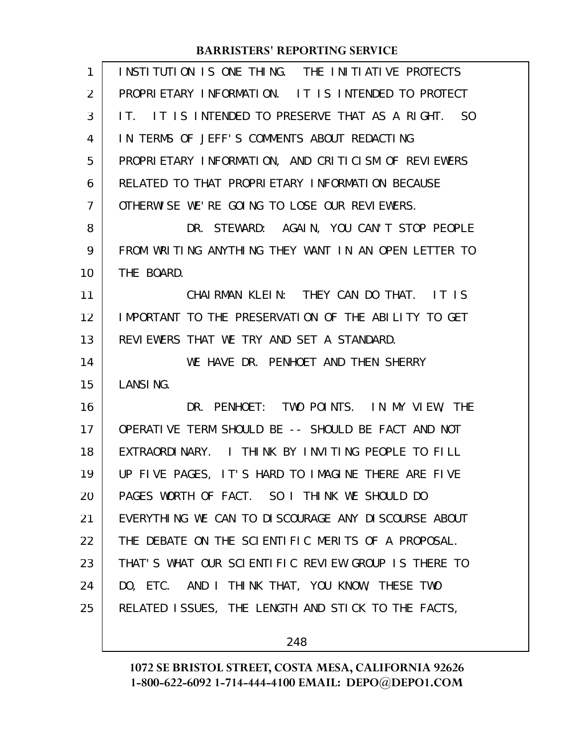INSTITUTION IS ONE THING. THE INITIATIVE PROTECTS PROPRIETARY INFORMATION. IT IS INTENDED TO PROTECT IT. IT IS INTENDED TO PRESERVE THAT AS A RIGHT. SO IN TERMS OF JEFF'S COMMENTS ABOUT REDACTING PROPRIETARY INFORMATION, AND CRITICISM OF REVIEWERS RELATED TO THAT PROPRIETARY INFORMATION BECAUSE OTHERWISE WE'RE GOING TO LOSE OUR REVIEWERS.

DR. STEWARD: AGAIN, YOU CAN'T STOP PEOPLE FROM WRITING ANYTHING THEY WANT IN AN OPEN LETTER TO THE BOARD.

CHAIRMAN KLEIN: THEY CAN DO THAT. IT IS IMPORTANT TO THE PRESERVATION OF THE ABILITY TO GET REVIEWERS THAT WE TRY AND SET A STANDARD.

WE HAVE DR. PENHOET AND THEN SHERRY LANSING.

DR. PENHOET: TWO POINTS. IN MY VIEW, THE OPERATIVE TERM SHOULD BE -- SHOULD BE FACT AND NOT EXTRAORDINARY. I THINK BY INVITING PEOPLE TO FILL UP FIVE PAGES, IT'S HARD TO IMAGINE THERE ARE FIVE PAGES WORTH OF FACT. SO I THINK WE SHOULD DO EVERYTHING WE CAN TO DISCOURAGE ANY DISCOURSE ABOUT THE DEBATE ON THE SCIENTIFIC MERITS OF A PROPOSAL. THAT'S WHAT OUR SCIENTIFIC REVIEW GROUP IS THERE TO DO, ETC. AND I THINK THAT, YOU KNOW, THESE TWO RELATED ISSUES, THE LENGTH AND STICK TO THE FACTS,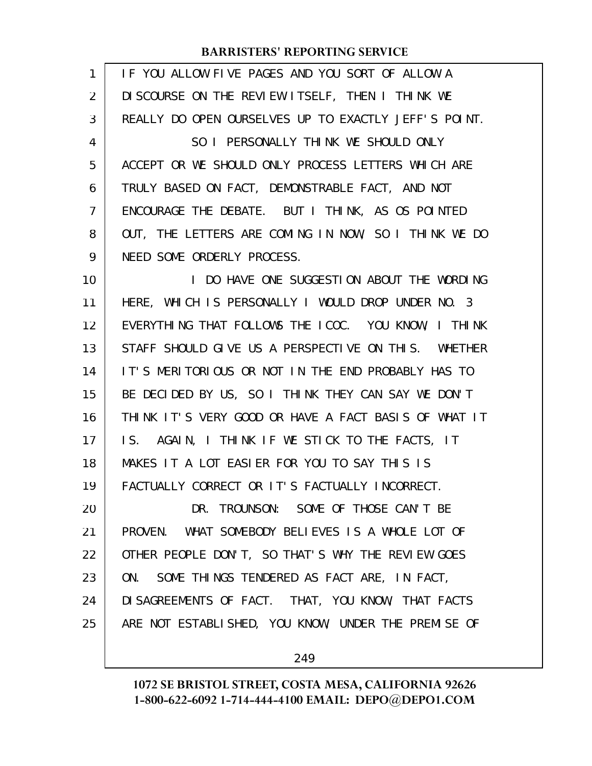IF YOU ALLOW FIVE PAGES AND YOU SORT OF ALLOW A DISCOURSE ON THE REVIEW ITSELF, THEN I THINK WE REALLY DO OPEN OURSELVES UP TO EXACTLY JEFF'S POINT.

SO I PERSONALLY THINK WE SHOULD ONLY ACCEPT OR WE SHOULD ONLY PROCESS LETTERS WHICH ARE TRULY BASED ON FACT, DEMONSTRABLE FACT, AND NOT ENCOURAGE THE DEBATE. BUT I THINK, AS OS POINTED OUT, THE LETTERS ARE COMING IN NOW, SO I THINK WE DO NEED SOME ORDERLY PROCESS.

I DO HAVE ONE SUGGESTION ABOUT THE WORDING HERE, WHICH IS PERSONALLY I WOULD DROP UNDER NO. 3 EVERYTHING THAT FOLLOWS THE ICOC. YOU KNOW, I THINK STAFF SHOULD GIVE US A PERSPECTIVE ON THIS. WHETHER IT'S MERITORIOUS OR NOT IN THE END PROBABLY HAS TO BE DECIDED BY US, SO I THINK THEY CAN SAY WE DON'T THINK IT'S VERY GOOD OR HAVE A FACT BASIS OF WHAT IT IS. AGAIN, I THINK IF WE STICK TO THE FACTS, IT MAKES IT A LOT EASIER FOR YOU TO SAY THIS IS FACTUALLY CORRECT OR IT'S FACTUALLY INCORRECT.

DR. TROUNSON: SOME OF THOSE CAN'T BE PROVEN. WHAT SOMEBODY BELIEVES IS A WHOLE LOT OF OTHER PEOPLE DON'T, SO THAT'S WHY THE REVIEW GOES ON. SOME THINGS TENDERED AS FACT ARE, IN FACT, DISAGREEMENTS OF FACT. THAT, YOU KNOW, THAT FACTS ARE NOT ESTABLISHED, YOU KNOW, UNDER THE PREMISE OF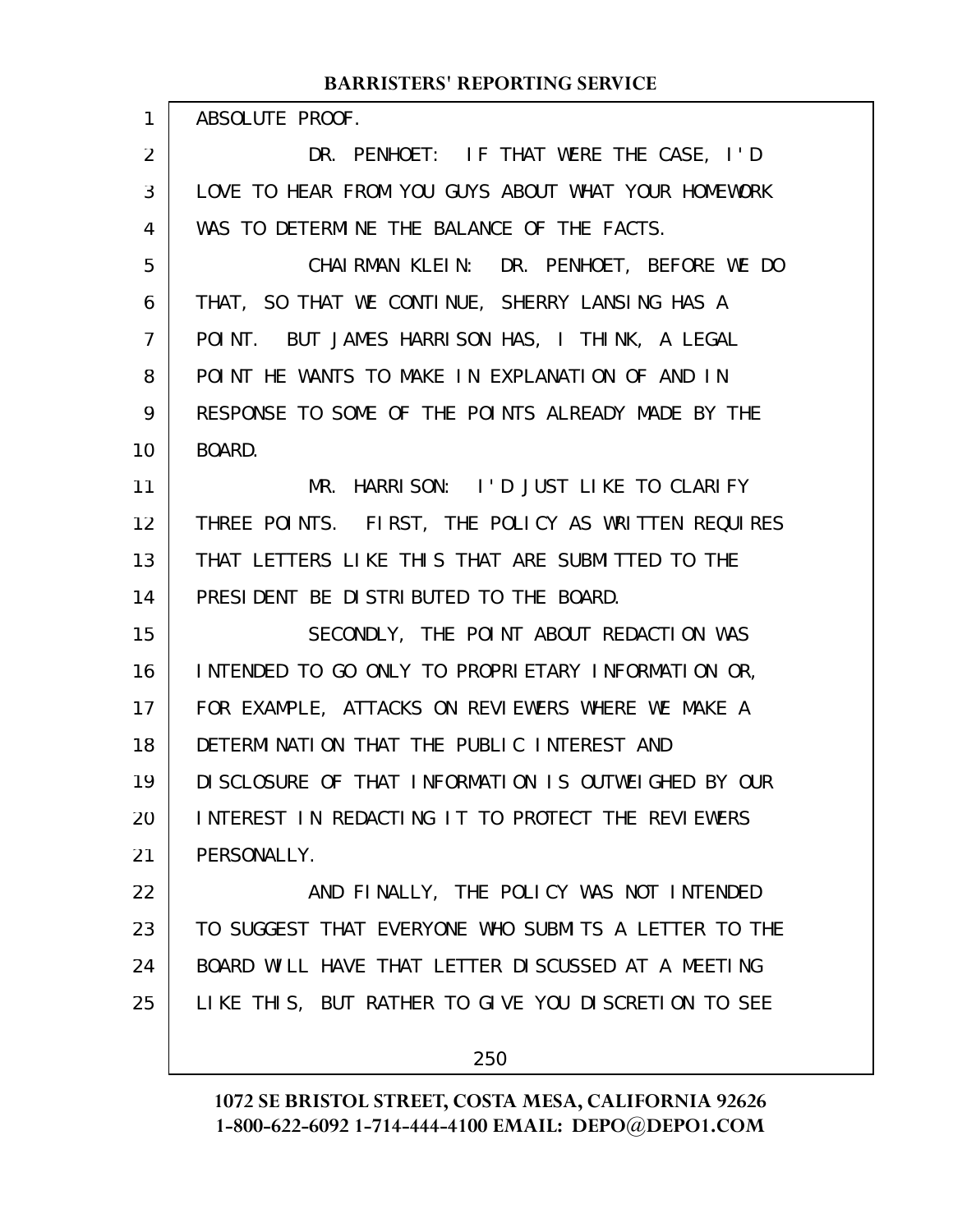ABSOLUTE PROOF.

DR. PENHOET: IF THAT WERE THE CASE, I'D LOVE TO HEAR FROM YOU GUYS ABOUT WHAT YOUR HOMEWORK WAS TO DETERMINE THE BALANCE OF THE FACTS.

CHAIRMAN KLEIN: DR. PENHOET, BEFORE WE DO THAT, SO THAT WE CONTINUE, SHERRY LANSING HAS A POINT. BUT JAMES HARRISON HAS, I THINK, A LEGAL POINT HE WANTS TO MAKE IN EXPLANATION OF AND IN RESPONSE TO SOME OF THE POINTS ALREADY MADE BY THE BOARD.

MR. HARRISON: I'D JUST LIKE TO CLARIFY THREE POINTS. FIRST, THE POLICY AS WRITTEN REQUIRES THAT LETTERS LIKE THIS THAT ARE SUBMITTED TO THE PRESIDENT BE DISTRIBUTED TO THE BOARD.

SECONDLY, THE POINT ABOUT REDACTION WAS INTENDED TO GO ONLY TO PROPRIETARY INFORMATION OR, FOR EXAMPLE, ATTACKS ON REVIEWERS WHERE WE MAKE A DETERMINATION THAT THE PUBLIC INTEREST AND DISCLOSURE OF THAT INFORMATION IS OUTWEIGHED BY OUR INTEREST IN REDACTING IT TO PROTECT THE REVIEWERS PERSONALLY.

AND FINALLY, THE POLICY WAS NOT INTENDED TO SUGGEST THAT EVERYONE WHO SUBMITS A LETTER TO THE BOARD WILL HAVE THAT LETTER DISCUSSED AT A MEETING LIKE THIS, BUT RATHER TO GIVE YOU DISCRETION TO SEE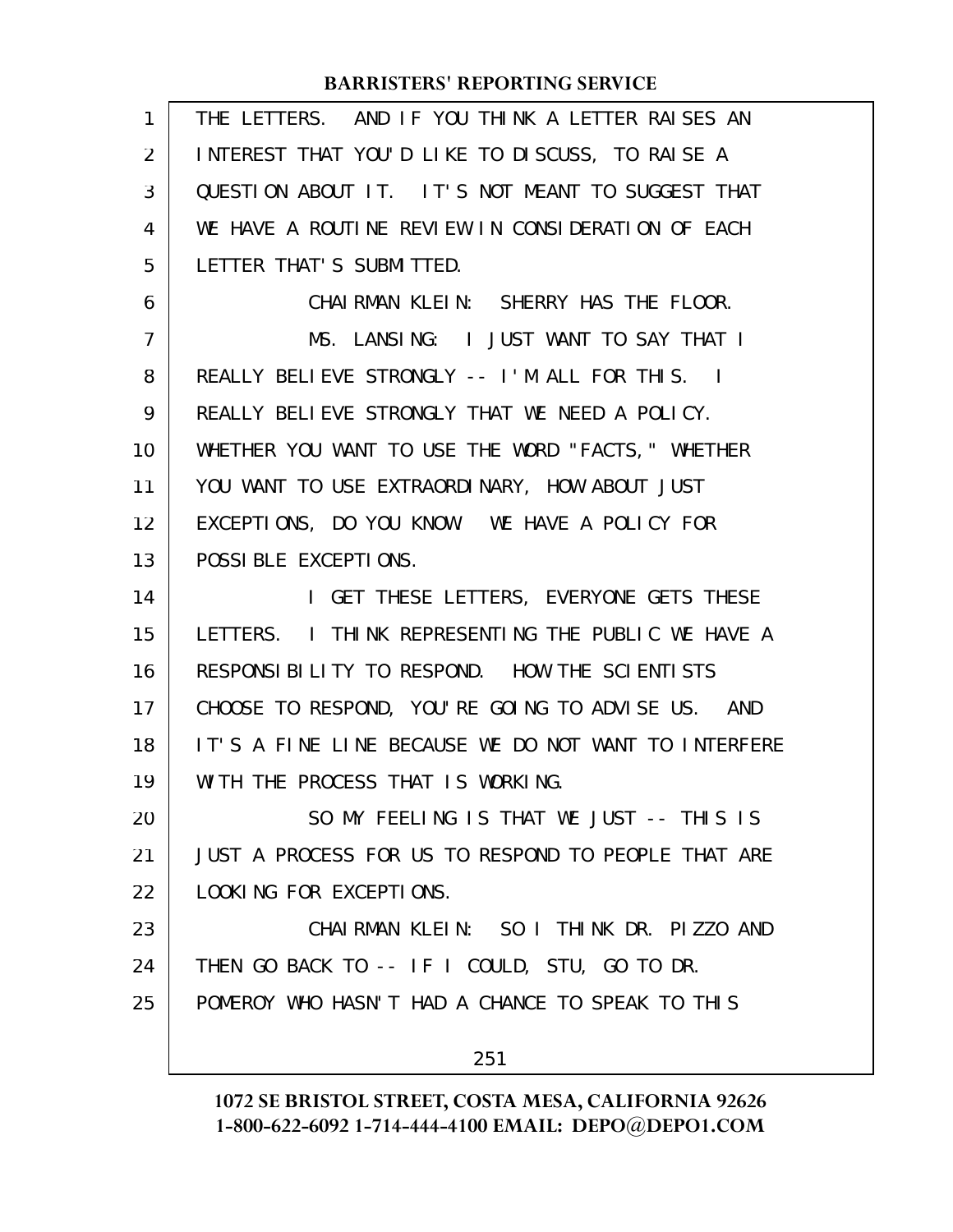THE LETTERS. AND IF YOU THINK A LETTER RAISES AN INTEREST THAT YOU'D LIKE TO DISCUSS, TO RAISE A QUESTION ABOUT IT. IT'S NOT MEANT TO SUGGEST THAT WE HAVE A ROUTINE REVIEW IN CONSIDERATION OF EACH LETTER THAT'S SUBMITTED.

CHAIRMAN KLEIN: SHERRY HAS THE FLOOR.

MS. LANSING: I JUST WANT TO SAY THAT I REALLY BELIEVE STRONGLY -- I'M ALL FOR THIS. I REALLY BELIEVE STRONGLY THAT WE NEED A POLICY. WHETHER YOU WANT TO USE THE WORD "FACTS," WHETHER YOU WANT TO USE EXTRAORDINARY, HOW ABOUT JUST EXCEPTIONS, DO YOU KNOW. WE HAVE A POLICY FOR POSSIBLE EXCEPTIONS.

I GET THESE LETTERS, EVERYONE GETS THESE LETTERS. I THINK REPRESENTING THE PUBLIC WE HAVE A RESPONSIBILITY TO RESPOND. HOW THE SCIENTISTS CHOOSE TO RESPOND, YOU'RE GOING TO ADVISE US. AND IT'S A FINE LINE BECAUSE WE DO NOT WANT TO INTERFERE WITH THE PROCESS THAT IS WORKING.

SO MY FEELING IS THAT WE JUST -- THIS IS JUST A PROCESS FOR US TO RESPOND TO PEOPLE THAT ARE LOOKING FOR EXCEPTIONS.

CHAIRMAN KLEIN: SO I THINK DR. PIZZO AND THEN GO BACK TO -- IF I COULD, STU, GO TO DR. POMEROY WHO HASN'T HAD A CHANCE TO SPEAK TO THIS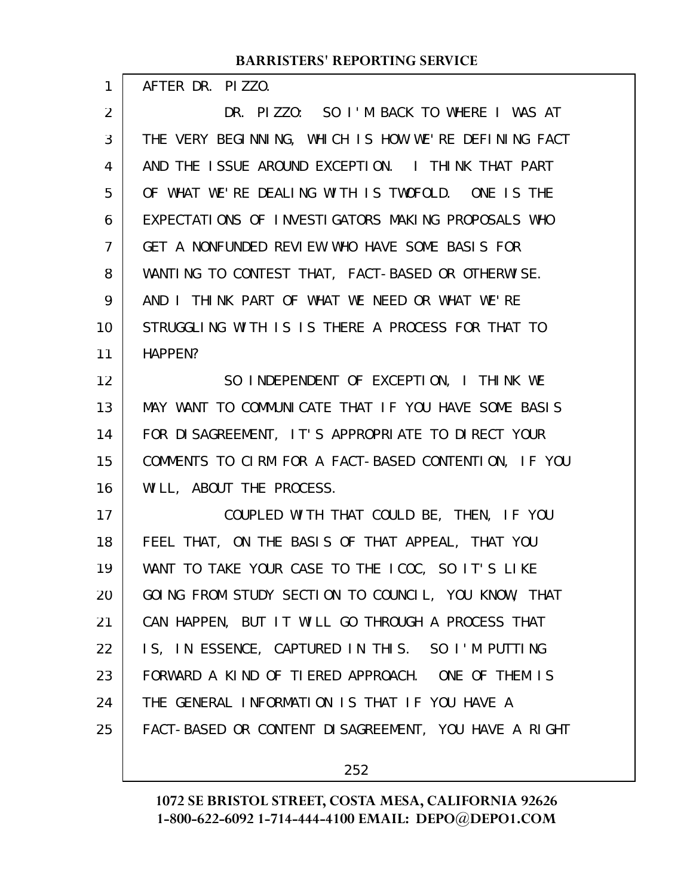AFTER DR. PIZZO.

DR. PIZZO: SO I'M BACK TO WHERE I WAS AT THE VERY BEGINNING, WHICH IS HOW WE'RE DEFINING FACT AND THE ISSUE AROUND EXCEPTION. I THINK THAT PART OF WHAT WE'RE DEALING WITH IS TWOFOLD. ONE IS THE EXPECTATIONS OF INVESTIGATORS MAKING PROPOSALS WHO GET A NONFUNDED REVIEW WHO HAVE SOME BASIS FOR WANTING TO CONTEST THAT, FACT-BASED OR OTHERWISE. AND I THINK PART OF WHAT WE NEED OR WHAT WE'RE STRUGGLING WITH IS IS THERE A PROCESS FOR THAT TO HAPPEN?

SO INDEPENDENT OF EXCEPTION, I THINK WE MAY WANT TO COMMUNICATE THAT IF YOU HAVE SOME BASIS FOR DISAGREEMENT, IT'S APPROPRIATE TO DIRECT YOUR COMMENTS TO CIRM FOR A FACT-BASED CONTENTION, IF YOU WILL, ABOUT THE PROCESS.

COUPLED WITH THAT COULD BE, THEN, IF YOU FEEL THAT, ON THE BASIS OF THAT APPEAL, THAT YOU WANT TO TAKE YOUR CASE TO THE ICOC, SO IT'S LIKE GOING FROM STUDY SECTION TO COUNCIL, YOU KNOW, THAT CAN HAPPEN, BUT IT WILL GO THROUGH A PROCESS THAT IS, IN ESSENCE, CAPTURED IN THIS. SO I'M PUTTING FORWARD A KIND OF TIERED APPROACH. ONE OF THEM IS THE GENERAL INFORMATION IS THAT IF YOU HAVE A FACT-BASED OR CONTENT DISAGREEMENT, YOU HAVE A RIGHT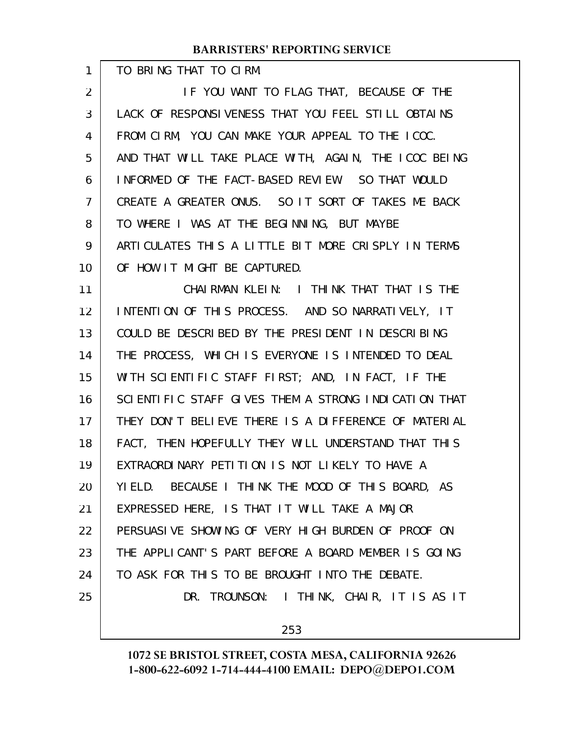TO BRING THAT TO CIRM.

IF YOU WANT TO FLAG THAT, BECAUSE OF THE LACK OF RESPONSIVENESS THAT YOU FEEL STILL OBTAINS FROM CIRM, YOU CAN MAKE YOUR APPEAL TO THE ICOC. AND THAT WILL TAKE PLACE WITH, AGAIN, THE ICOC BEING INFORMED OF THE FACT-BASED REVIEW. SO THAT WOULD CREATE A GREATER ONUS. SO IT SORT OF TAKES ME BACK TO WHERE I WAS AT THE BEGINNING, BUT MAYBE ARTICULATES THIS A LITTLE BIT MORE CRISPLY IN TERMS OF HOW IT MIGHT BE CAPTURED.

CHAIRMAN KLEIN: I THINK THAT THAT IS THE INTENTION OF THIS PROCESS. AND SO NARRATIVELY, IT COULD BE DESCRIBED BY THE PRESIDENT IN DESCRIBING THE PROCESS, WHICH IS EVERYONE IS INTENDED TO DEAL WITH SCIENTIFIC STAFF FIRST; AND, IN FACT, IF THE SCIENTIFIC STAFF GIVES THEM A STRONG INDICATION THAT THEY DON'T BELIEVE THERE IS A DIFFERENCE OF MATERIAL FACT, THEN HOPEFULLY THEY WILL UNDERSTAND THAT THIS EXTRAORDINARY PETITION IS NOT LIKELY TO HAVE A YIELD. BECAUSE I THINK THE MOOD OF THIS BOARD, AS EXPRESSED HERE, IS THAT IT WILL TAKE A MAJOR PERSUASIVE SHOWING OF VERY HIGH BURDEN OF PROOF ON THE APPLICANT'S PART BEFORE A BOARD MEMBER IS GOING TO ASK FOR THIS TO BE BROUGHT INTO THE DEBATE.

DR. TROUNSON: I THINK, CHAIR, IT IS AS IT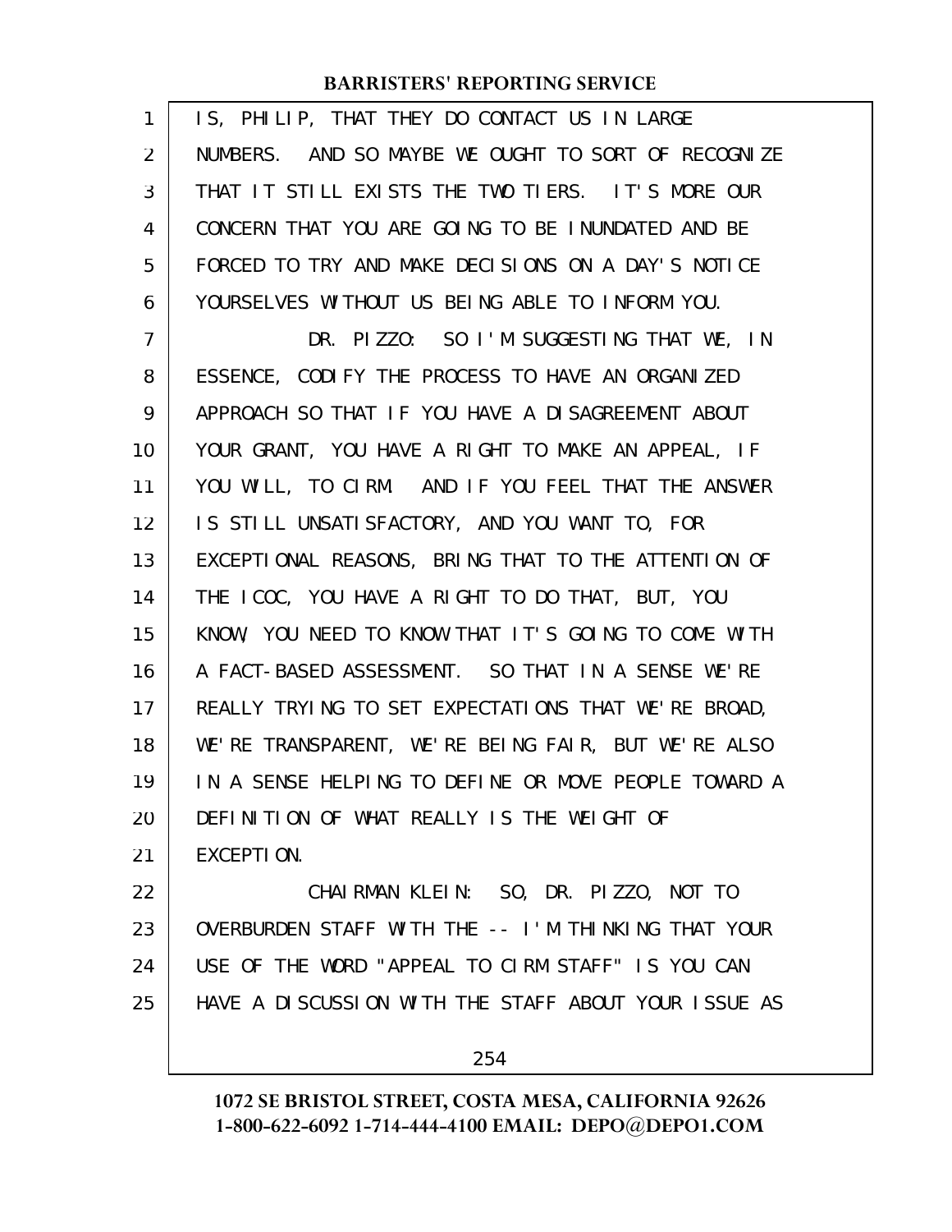IS, PHILIP, THAT THEY DO CONTACT US IN LARGE NUMBERS. AND SO MAYBE WE OUGHT TO SORT OF RECOGNIZE THAT IT STILL EXISTS THE TWO TIERS. IT'S MORE OUR CONCERN THAT YOU ARE GOING TO BE INUNDATED AND BE FORCED TO TRY AND MAKE DECISIONS ON A DAY'S NOTICE YOURSELVES WITHOUT US BEING ABLE TO INFORM YOU.

DR. PIZZO: SO I'M SUGGESTING THAT WE, IN ESSENCE, CODIFY THE PROCESS TO HAVE AN ORGANIZED APPROACH SO THAT IF YOU HAVE A DISAGREEMENT ABOUT YOUR GRANT, YOU HAVE A RIGHT TO MAKE AN APPEAL, IF YOU WILL, TO CIRM. AND IF YOU FEEL THAT THE ANSWER IS STILL UNSATISFACTORY, AND YOU WANT TO, FOR EXCEPTIONAL REASONS, BRING THAT TO THE ATTENTION OF THE ICOC, YOU HAVE A RIGHT TO DO THAT, BUT, YOU KNOW, YOU NEED TO KNOW THAT IT'S GOING TO COME WITH A FACT-BASED ASSESSMENT. SO THAT IN A SENSE WE'RE REALLY TRYING TO SET EXPECTATIONS THAT WE'RE BROAD, WE'RE TRANSPARENT, WE'RE BEING FAIR, BUT WE'RE ALSO IN A SENSE HELPING TO DEFINE OR MOVE PEOPLE TOWARD A DEFINITION OF WHAT REALLY IS THE WEIGHT OF EXCEPTION.

CHAIRMAN KLEIN: SO, DR. PIZZO, NOT TO OVERBURDEN STAFF WITH THE -- I'M THINKING THAT YOUR USE OF THE WORD "APPEAL TO CIRM STAFF" IS YOU CAN HAVE A DISCUSSION WITH THE STAFF ABOUT YOUR ISSUE AS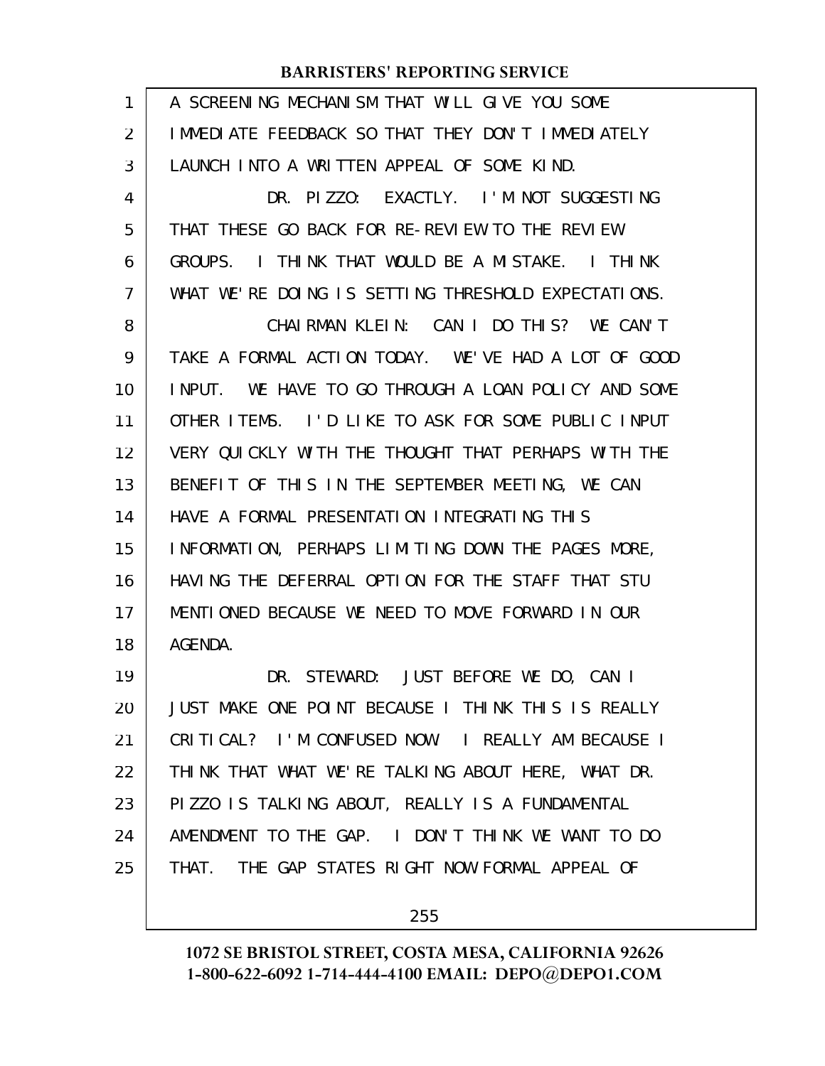A SCREENING MECHANISM THAT WILL GIVE YOU SOME IMMEDIATE FEEDBACK SO THAT THEY DON'T IMMEDIATELY LAUNCH INTO A WRITTEN APPEAL OF SOME KIND.

DR. PIZZO: EXACTLY. I'M NOT SUGGESTING THAT THESE GO BACK FOR RE-REVIEW TO THE REVIEW GROUPS. I THINK THAT WOULD BE A MISTAKE. I THINK WHAT WE'RE DOING IS SETTING THRESHOLD EXPECTATIONS.

CHAIRMAN KLEIN: CAN I DO THIS? WE CAN'T TAKE A FORMAL ACTION TODAY. WE'VE HAD A LOT OF GOOD INPUT. WE HAVE TO GO THROUGH A LOAN POLICY AND SOME OTHER ITEMS. I'D LIKE TO ASK FOR SOME PUBLIC INPUT VERY QUICKLY WITH THE THOUGHT THAT PERHAPS WITH THE BENEFIT OF THIS IN THE SEPTEMBER MEETING, WE CAN HAVE A FORMAL PRESENTATION INTEGRATING THIS INFORMATION, PERHAPS LIMITING DOWN THE PAGES MORE, HAVING THE DEFERRAL OPTION FOR THE STAFF THAT STU MENTIONED BECAUSE WE NEED TO MOVE FORWARD IN OUR AGENDA.

DR. STEWARD: JUST BEFORE WE DO, CAN I JUST MAKE ONE POINT BECAUSE I THINK THIS IS REALLY CRITICAL? I'M CONFUSED NOW. I REALLY AM BECAUSE I THINK THAT WHAT WE'RE TALKING ABOUT HERE, WHAT DR. PIZZO IS TALKING ABOUT, REALLY IS A FUNDAMENTAL AMENDMENT TO THE GAP. I DON'T THINK WE WANT TO DO THAT. THE GAP STATES RIGHT NOW FORMAL APPEAL OF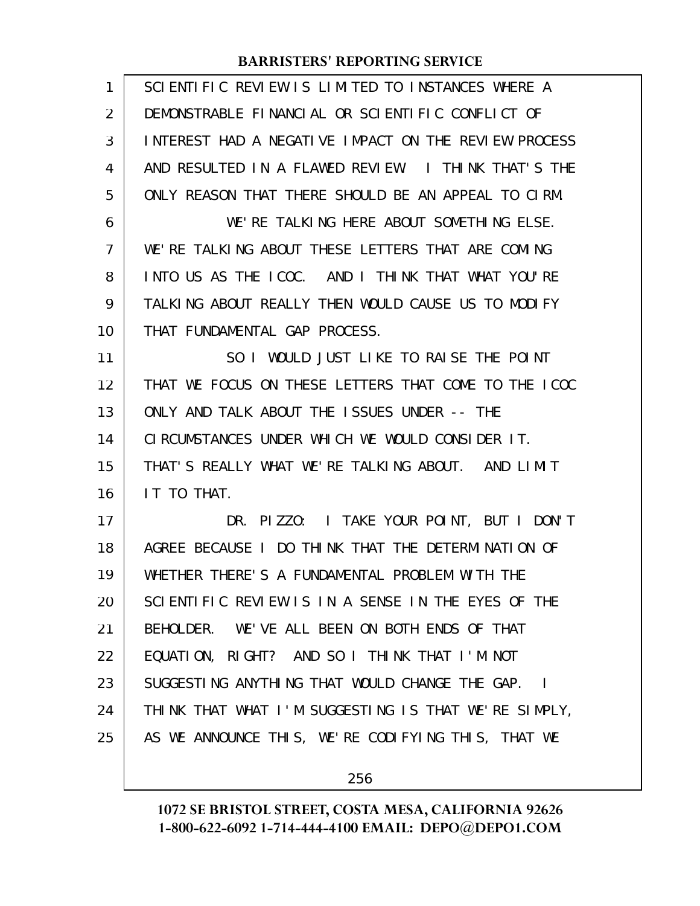SCIENTIFIC REVIEW IS LIMITED TO INSTANCES WHERE A DEMONSTRABLE FINANCIAL OR SCIENTIFIC CONFLICT OF INTEREST HAD A NEGATIVE IMPACT ON THE REVIEW PROCESS AND RESULTED IN A FLAWED REVIEW. I THINK THAT'S THE ONLY REASON THAT THERE SHOULD BE AN APPEAL TO CIRM.

WE'RE TALKING HERE ABOUT SOMETHING ELSE. WE'RE TALKING ABOUT THESE LETTERS THAT ARE COMING INTO US AS THE ICOC. AND I THINK THAT WHAT YOU'RE TALKING ABOUT REALLY THEN WOULD CAUSE US TO MODIFY THAT FUNDAMENTAL GAP PROCESS.

SO I WOULD JUST LIKE TO RAISE THE POINT THAT WE FOCUS ON THESE LETTERS THAT COME TO THE ICOC ONLY AND TALK ABOUT THE ISSUES UNDER -- THE CIRCUMSTANCES UNDER WHICH WE WOULD CONSIDER IT. THAT'S REALLY WHAT WE'RE TALKING ABOUT. AND LIMIT IT TO THAT.

DR. PIZZO: I TAKE YOUR POINT, BUT I DON'T AGREE BECAUSE I DO THINK THAT THE DETERMINATION OF WHETHER THERE'S A FUNDAMENTAL PROBLEM WITH THE SCIENTIFIC REVIEW IS IN A SENSE IN THE EYES OF THE BEHOLDER. WE'VE ALL BEEN ON BOTH ENDS OF THAT EQUATION, RIGHT? AND SO I THINK THAT I'M NOT SUGGESTING ANYTHING THAT WOULD CHANGE THE GAP. I THINK THAT WHAT I'M SUGGESTING IS THAT WE'RE SIMPLY, AS WE ANNOUNCE THIS, WE'RE CODIFYING THIS, THAT WE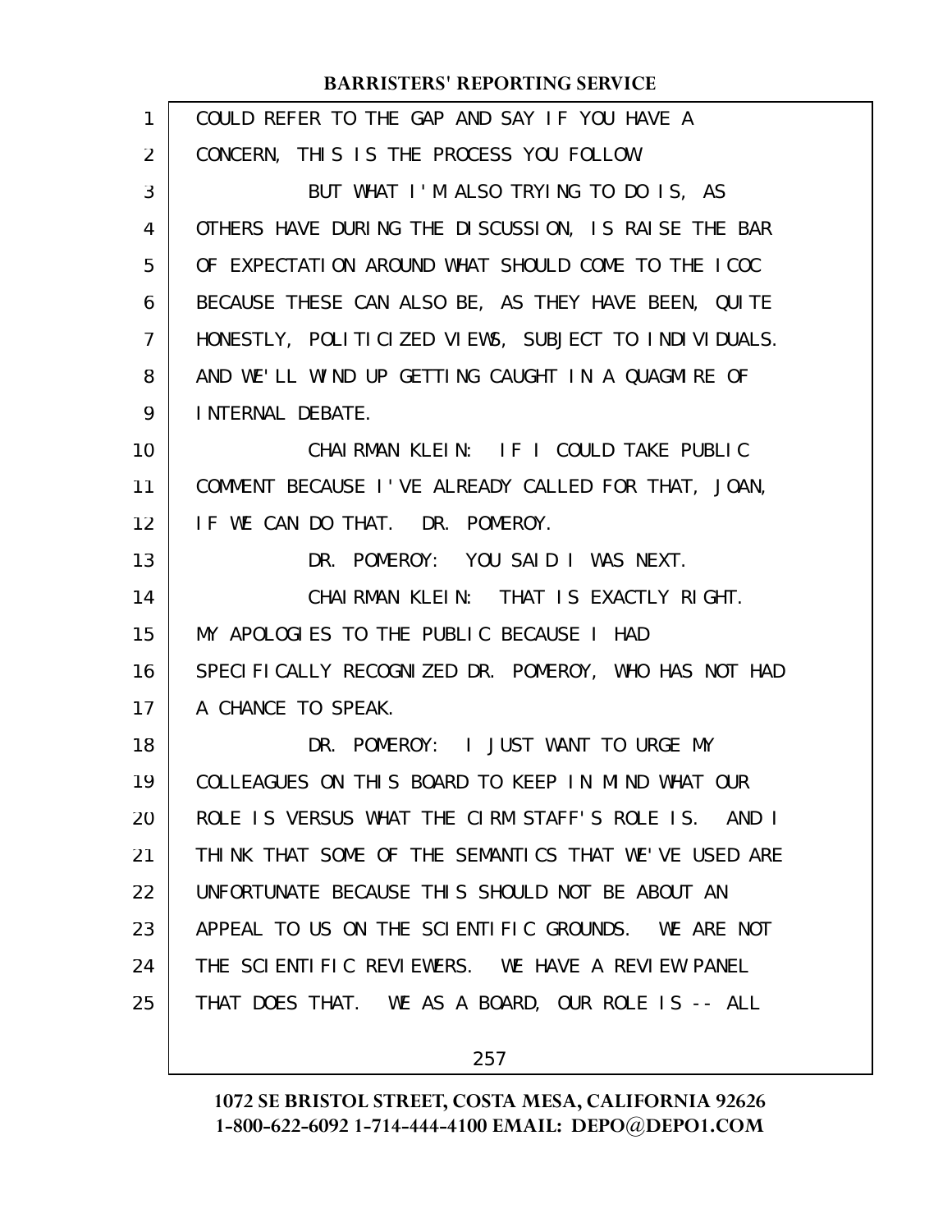COULD REFER TO THE GAP AND SAY IF YOU HAVE A CONCERN, THIS IS THE PROCESS YOU FOLLOW.

BUT WHAT I'M ALSO TRYING TO DO IS, AS OTHERS HAVE DURING THE DISCUSSION, IS RAISE THE BAR OF EXPECTATION AROUND WHAT SHOULD COME TO THE ICOC BECAUSE THESE CAN ALSO BE, AS THEY HAVE BEEN, QUITE HONESTLY, POLITICIZED VIEWS, SUBJECT TO INDIVIDUALS. AND WE'LL WIND UP GETTING CAUGHT IN A QUAGMIRE OF INTERNAL DEBATE.

CHAIRMAN KLEIN: IF I COULD TAKE PUBLIC COMMENT BECAUSE I'VE ALREADY CALLED FOR THAT, JOAN, IF WE CAN DO THAT. DR. POMEROY.

DR. POMEROY: YOU SAID I WAS NEXT.

CHAIRMAN KLEIN: THAT IS EXACTLY RIGHT. MY APOLOGIES TO THE PUBLIC BECAUSE I HAD SPECIFICALLY RECOGNIZED DR. POMEROY, WHO HAS NOT HAD A CHANCE TO SPEAK.

DR. POMEROY: I JUST WANT TO URGE MY COLLEAGUES ON THIS BOARD TO KEEP IN MIND WHAT OUR ROLE IS VERSUS WHAT THE CIRM STAFF'S ROLE IS. AND I THINK THAT SOME OF THE SEMANTICS THAT WE'VE USED ARE UNFORTUNATE BECAUSE THIS SHOULD NOT BE ABOUT AN APPEAL TO US ON THE SCIENTIFIC GROUNDS. WE ARE NOT THE SCIENTIFIC REVIEWERS. WE HAVE A REVIEW PANEL THAT DOES THAT. WE AS A BOARD, OUR ROLE IS -- ALL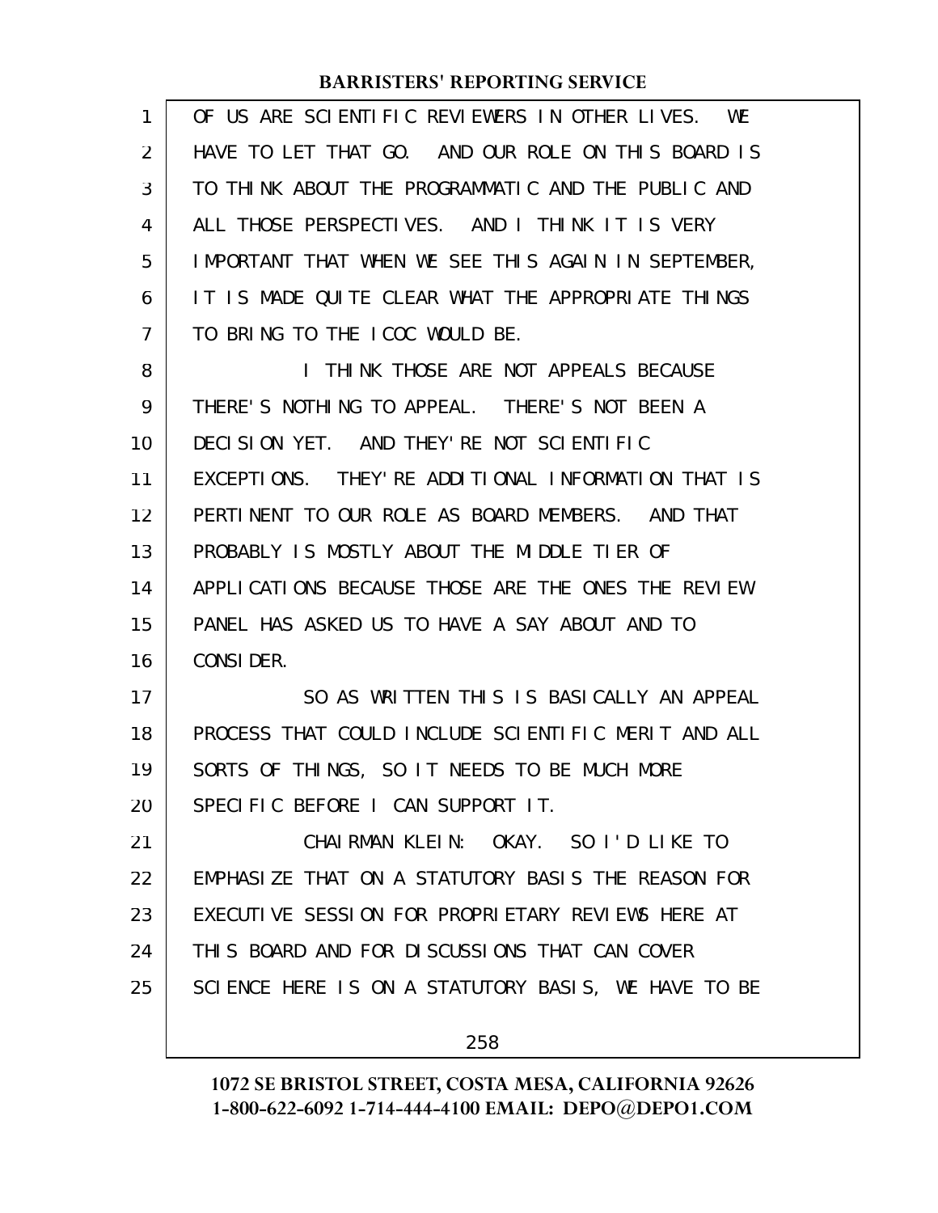OF US ARE SCIENTIFIC REVIEWERS IN OTHER LIVES. WE HAVE TO LET THAT GO. AND OUR ROLE ON THIS BOARD IS TO THINK ABOUT THE PROGRAMMATIC AND THE PUBLIC AND ALL THOSE PERSPECTIVES. AND I THINK IT IS VERY IMPORTANT THAT WHEN WE SEE THIS AGAIN IN SEPTEMBER, IT IS MADE QUITE CLEAR WHAT THE APPROPRIATE THINGS TO BRING TO THE ICOC WOULD BE.

I THINK THOSE ARE NOT APPEALS BECAUSE THERE'S NOTHING TO APPEAL. THERE'S NOT BEEN A DECISION YET. AND THEY'RE NOT SCIENTIFIC EXCEPTIONS. THEY'RE ADDITIONAL INFORMATION THAT IS PERTINENT TO OUR ROLE AS BOARD MEMBERS. AND THAT PROBABLY IS MOSTLY ABOUT THE MIDDLE TIER OF APPLICATIONS BECAUSE THOSE ARE THE ONES THE REVIEW PANEL HAS ASKED US TO HAVE A SAY ABOUT AND TO CONSIDER.

SO AS WRITTEN THIS IS BASICALLY AN APPEAL PROCESS THAT COULD INCLUDE SCIENTIFIC MERIT AND ALL SORTS OF THINGS, SO IT NEEDS TO BE MUCH MORE SPECIFIC BEFORE I CAN SUPPORT IT.

CHAIRMAN KLEIN: OKAY. SO I'D LIKE TO EMPHASIZE THAT ON A STATUTORY BASIS THE REASON FOR EXECUTIVE SESSION FOR PROPRIETARY REVIEWS HERE AT THIS BOARD AND FOR DISCUSSIONS THAT CAN COVER SCIENCE HERE IS ON A STATUTORY BASIS, WE HAVE TO BE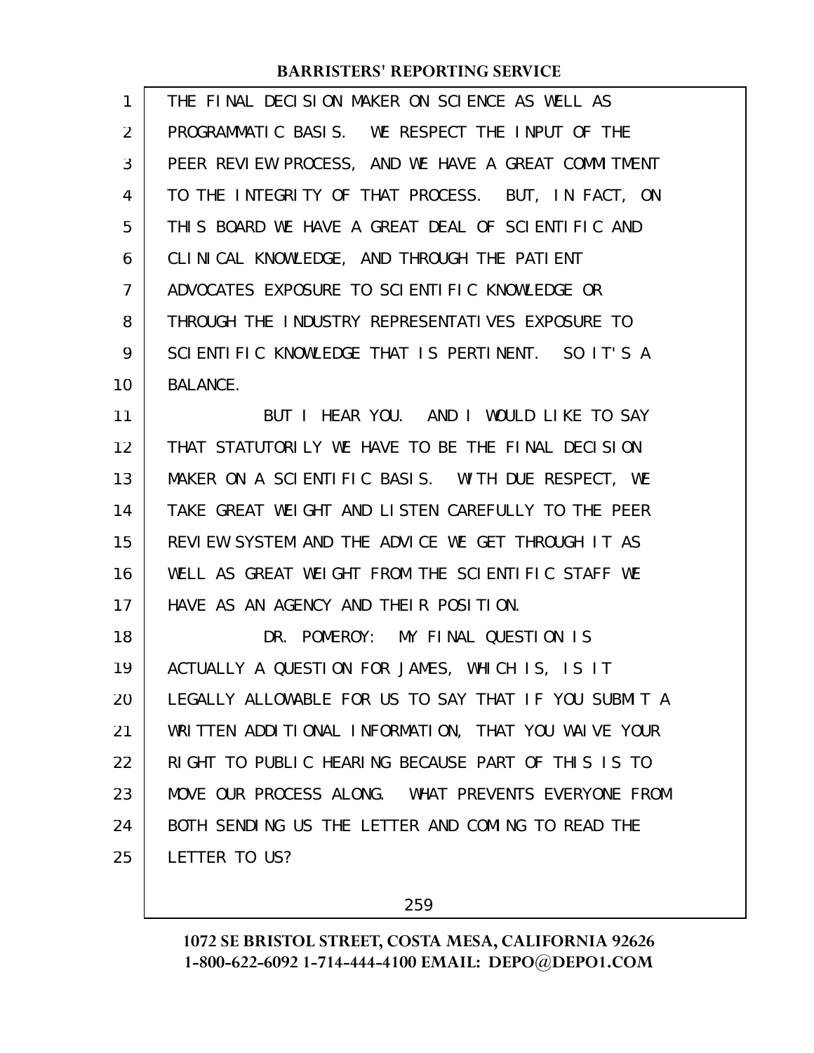THE FINAL DECISION MAKER ON SCIENCE AS WELL AS PROGRAMMATIC BASIS. WE RESPECT THE INPUT OF THE PEER REVIEW PROCESS, AND WE HAVE A GREAT COMMITMENT TO THE INTEGRITY OF THAT PROCESS. BUT, IN FACT, ON THIS BOARD WE HAVE A GREAT DEAL OF SCIENTIFIC AND CLINICAL KNOWLEDGE, AND THROUGH THE PATIENT ADVOCATES EXPOSURE TO SCIENTIFIC KNOWLEDGE OR THROUGH THE INDUSTRY REPRESENTATIVES EXPOSURE TO SCIENTIFIC KNOWLEDGE THAT IS PERTINENT. SO IT'S A BALANCE.

BUT I HEAR YOU. AND I WOULD LIKE TO SAY THAT STATUTORILY WE HAVE TO BE THE FINAL DECISION MAKER ON A SCIENTIFIC BASIS. WITH DUE RESPECT, WE TAKE GREAT WEIGHT AND LISTEN CAREFULLY TO THE PEER REVIEW SYSTEM AND THE ADVICE WE GET THROUGH IT AS WELL AS GREAT WEIGHT FROM THE SCIENTIFIC STAFF WE HAVE AS AN AGENCY AND THEIR POSITION.

DR. POMEROY: MY FINAL QUESTION IS ACTUALLY A QUESTION FOR JAMES, WHICH IS, IS IT LEGALLY ALLOWABLE FOR US TO SAY THAT IF YOU SUBMIT A WRITTEN ADDITIONAL INFORMATION, THAT YOU WAIVE YOUR RIGHT TO PUBLIC HEARING BECAUSE PART OF THIS IS TO MOVE OUR PROCESS ALONG. WHAT PREVENTS EVERYONE FROM BOTH SENDING US THE LETTER AND COMING TO READ THE LETTER TO US?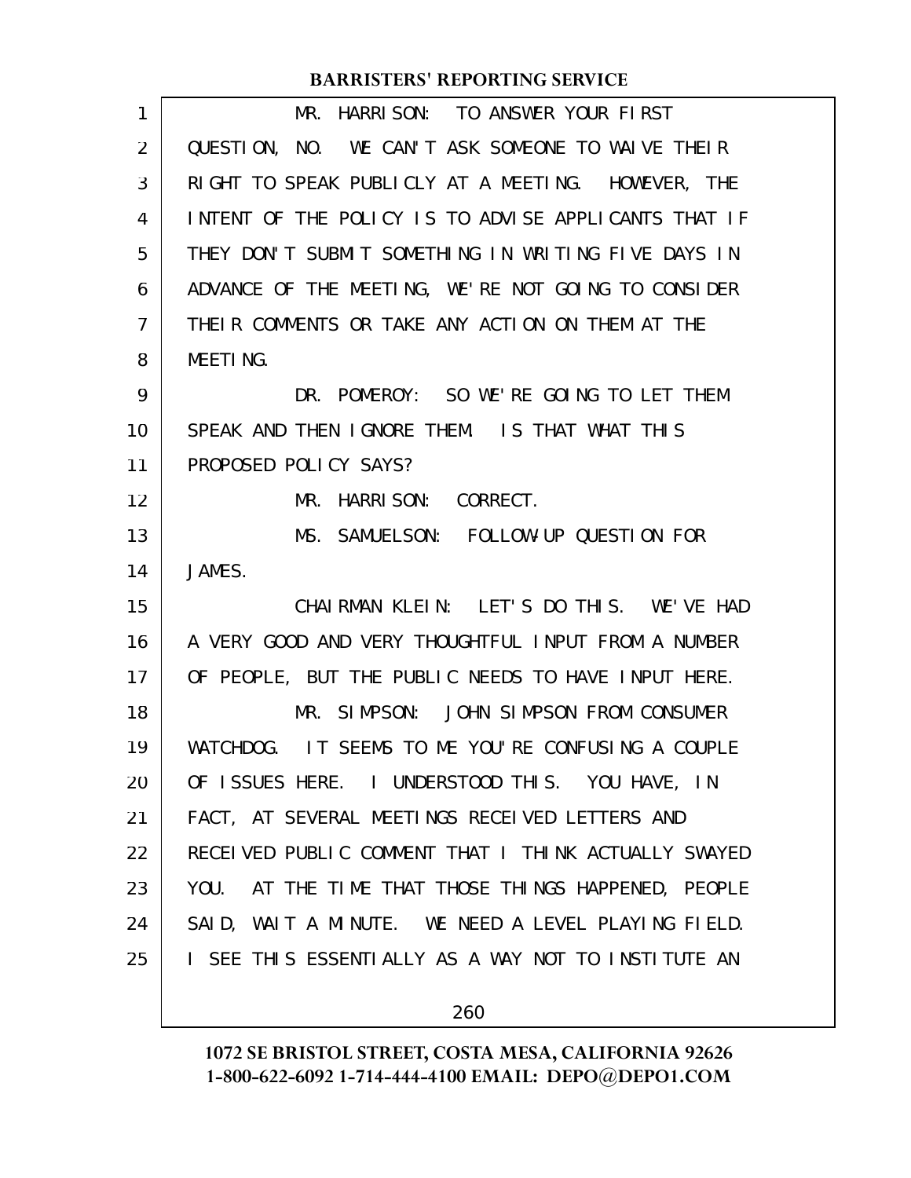MR. HARRISON: TO ANSWER YOUR FIRST QUESTION, NO. WE CAN'T ASK SOMEONE TO WAIVE THEIR RIGHT TO SPEAK PUBLICLY AT A MEETING. HOWEVER, THE INTENT OF THE POLICY IS TO ADVISE APPLICANTS THAT IF THEY DON'T SUBMIT SOMETHING IN WRITING FIVE DAYS IN ADVANCE OF THE MEETING, WE'RE NOT GOING TO CONSIDER THEIR COMMENTS OR TAKE ANY ACTION ON THEM AT THE MEETING.

DR. POMEROY: SO WE'RE GOING TO LET THEM SPEAK AND THEN IGNORE THEM. IS THAT WHAT THIS PROPOSED POLICY SAYS?

MR. HARRISON: CORRECT.

MS. SAMUELSON: FOLLOW-UP QUESTION FOR JAMES.

CHAIRMAN KLEIN: LET'S DO THIS. WE'VE HAD A VERY GOOD AND VERY THOUGHTFUL INPUT FROM A NUMBER OF PEOPLE, BUT THE PUBLIC NEEDS TO HAVE INPUT HERE.

MR. SIMPSON: JOHN SIMPSON FROM CONSUMER WATCHDOG. IT SEEMS TO ME YOU'RE CONFUSING A COUPLE OF ISSUES HERE. I UNDERSTOOD THIS. YOU HAVE, IN FACT, AT SEVERAL MEETINGS RECEIVED LETTERS AND RECEIVED PUBLIC COMMENT THAT I THINK ACTUALLY SWAYED YOU. AT THE TIME THAT THOSE THINGS HAPPENED, PEOPLE SAID, WAIT A MINUTE. WE NEED A LEVEL PLAYING FIELD. I SEE THIS ESSENTIALLY AS A WAY NOT TO INSTITUTE AN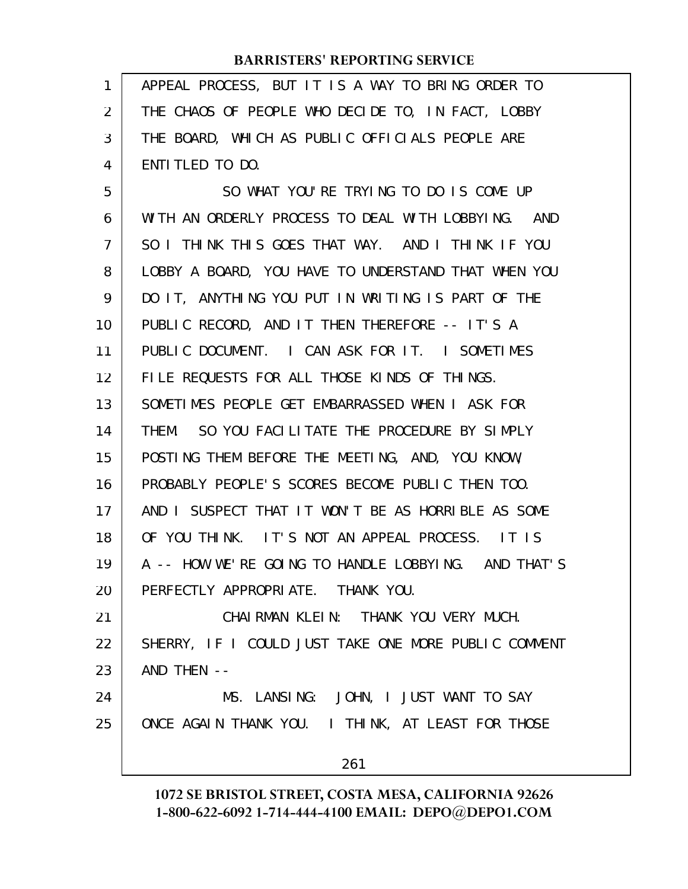APPEAL PROCESS, BUT IT IS A WAY TO BRING ORDER TO THE CHAOS OF PEOPLE WHO DECIDE TO, IN FACT, LOBBY THE BOARD, WHICH AS PUBLIC OFFICIALS PEOPLE ARE ENTITLED TO DO.

SO WHAT YOU'RE TRYING TO DO IS COME UP WITH AN ORDERLY PROCESS TO DEAL WITH LOBBYING. AND SO I THINK THIS GOES THAT WAY. AND I THINK IF YOU LOBBY A BOARD, YOU HAVE TO UNDERSTAND THAT WHEN YOU DO IT, ANYTHING YOU PUT IN WRITING IS PART OF THE PUBLIC RECORD, AND IT THEN THEREFORE -- IT'S A PUBLIC DOCUMENT. I CAN ASK FOR IT. I SOMETIMES FILE REQUESTS FOR ALL THOSE KINDS OF THINGS. SOMETIMES PEOPLE GET EMBARRASSED WHEN I ASK FOR THEM. SO YOU FACILITATE THE PROCEDURE BY SIMPLY POSTING THEM BEFORE THE MEETING, AND, YOU KNOW, PROBABLY PEOPLE'S SCORES BECOME PUBLIC THEN TOO. AND I SUSPECT THAT IT WON'T BE AS HORRIBLE AS SOME OF YOU THINK. IT'S NOT AN APPEAL PROCESS. IT IS A -- HOW WE'RE GOING TO HANDLE LOBBYING. AND THAT'S PERFECTLY APPROPRIATE. THANK YOU.

CHAIRMAN KLEIN: THANK YOU VERY MUCH. SHERRY, IF I COULD JUST TAKE ONE MORE PUBLIC COMMENT AND THEN --

MS. LANSING: JOHN, I JUST WANT TO SAY ONCE AGAIN THANK YOU. I THINK, AT LEAST FOR THOSE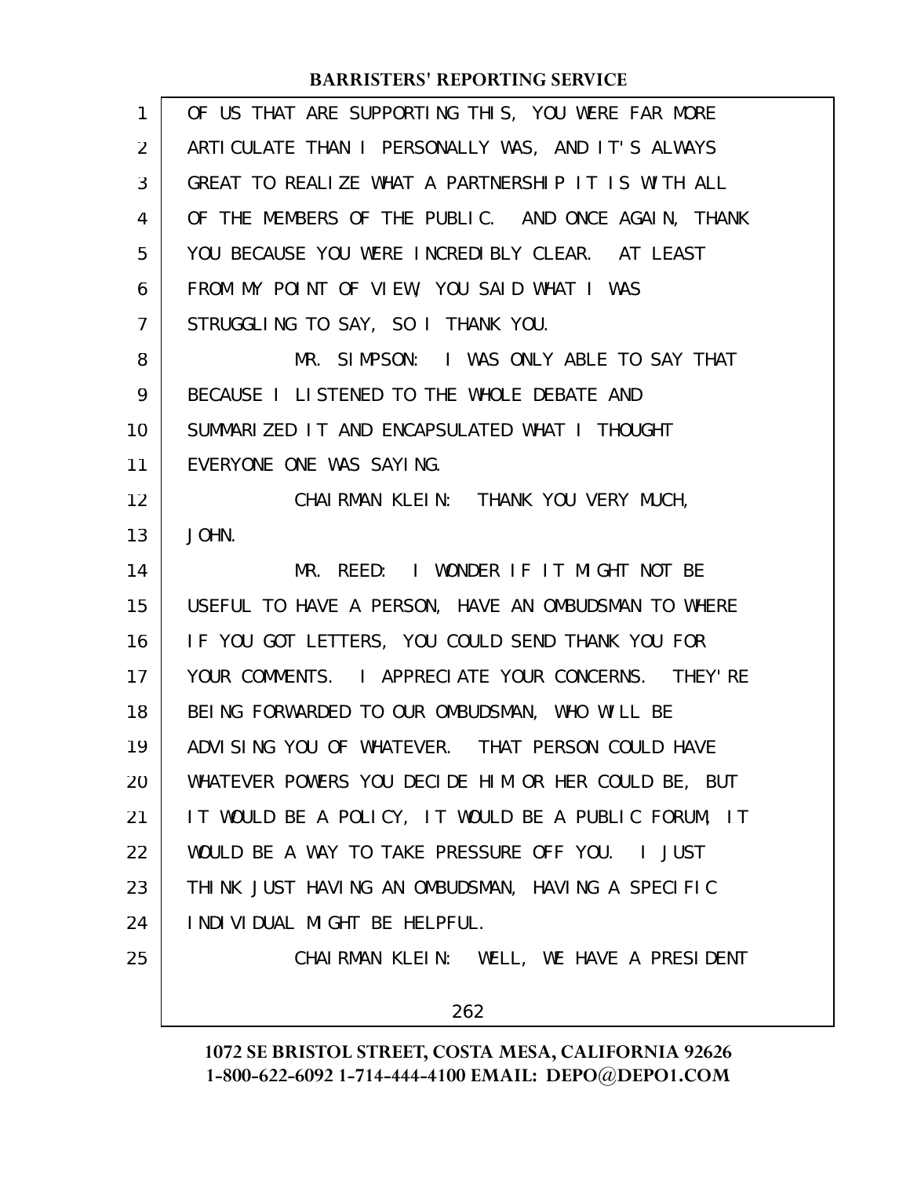OF US THAT ARE SUPPORTING THIS, YOU WERE FAR MORE ARTICULATE THAN I PERSONALLY WAS, AND IT'S ALWAYS GREAT TO REALIZE WHAT A PARTNERSHIP IT IS WITH ALL OF THE MEMBERS OF THE PUBLIC. AND ONCE AGAIN, THANK YOU BECAUSE YOU WERE INCREDIBLY CLEAR. AT LEAST FROM MY POINT OF VIEW, YOU SAID WHAT I WAS STRUGGLING TO SAY, SO I THANK YOU.

MR. SIMPSON: I WAS ONLY ABLE TO SAY THAT BECAUSE I LISTENED TO THE WHOLE DEBATE AND SUMMARIZED IT AND ENCAPSULATED WHAT I THOUGHT EVERYONE ONE WAS SAYING.

CHAIRMAN KLEIN: THANK YOU VERY MUCH, JOHN.

MR. REED: I WONDER IF IT MIGHT NOT BE USEFUL TO HAVE A PERSON, HAVE AN OMBUDSMAN TO WHERE IF YOU GOT LETTERS, YOU COULD SEND THANK YOU FOR YOUR COMMENTS. I APPRECIATE YOUR CONCERNS. THEY'RE BEING FORWARDED TO OUR OMBUDSMAN, WHO WILL BE ADVISING YOU OF WHATEVER. THAT PERSON COULD HAVE WHATEVER POWERS YOU DECIDE HIM OR HER COULD BE, BUT IT WOULD BE A POLICY, IT WOULD BE A PUBLIC FORUM, IT WOULD BE A WAY TO TAKE PRESSURE OFF YOU. I JUST THINK JUST HAVING AN OMBUDSMAN, HAVING A SPECIFIC INDIVIDUAL MIGHT BE HELPFUL.

CHAIRMAN KLEIN: WELL, WE HAVE A PRESIDENT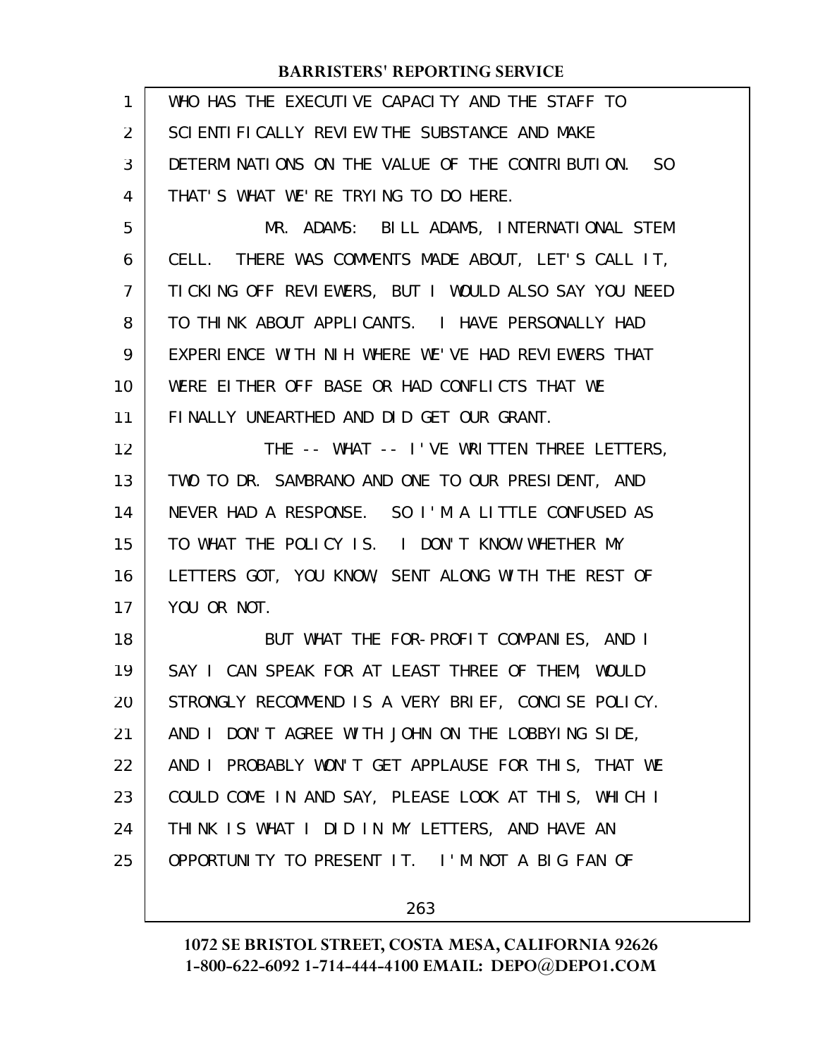WHO HAS THE EXECUTIVE CAPACITY AND THE STAFF TO SCIENTIFICALLY REVIEW THE SUBSTANCE AND MAKE DETERMINATIONS ON THE VALUE OF THE CONTRIBUTION. SO THAT'S WHAT WE'RE TRYING TO DO HERE.

MR. ADAMS: BILL ADAMS, INTERNATIONAL STEM CELL. THERE WAS COMMENTS MADE ABOUT, LET'S CALL IT, TICKING OFF REVIEWERS, BUT I WOULD ALSO SAY YOU NEED TO THINK ABOUT APPLICANTS. I HAVE PERSONALLY HAD EXPERIENCE WITH NIH WHERE WE'VE HAD REVIEWERS THAT WERE EITHER OFF BASE OR HAD CONFLICTS THAT WE FINALLY UNEARTHED AND DID GET OUR GRANT.

THE -- WHAT -- I'VE WRITTEN THREE LETTERS, TWO TO DR. SAMBRANO AND ONE TO OUR PRESIDENT, AND NEVER HAD A RESPONSE. SO I'M A LITTLE CONFUSED AS TO WHAT THE POLICY IS. I DON'T KNOW WHETHER MY LETTERS GOT, YOU KNOW, SENT ALONG WITH THE REST OF YOU OR NOT.

BUT WHAT THE FOR-PROFIT COMPANIES, AND I SAY I CAN SPEAK FOR AT LEAST THREE OF THEM, WOULD STRONGLY RECOMMEND IS A VERY BRIEF, CONCISE POLICY. AND I DON'T AGREE WITH JOHN ON THE LOBBYING SIDE, AND I PROBABLY WON'T GET APPLAUSE FOR THIS, THAT WE COULD COME IN AND SAY, PLEASE LOOK AT THIS, WHICH I THINK IS WHAT I DID IN MY LETTERS, AND HAVE AN OPPORTUNITY TO PRESENT IT. I'M NOT A BIG FAN OF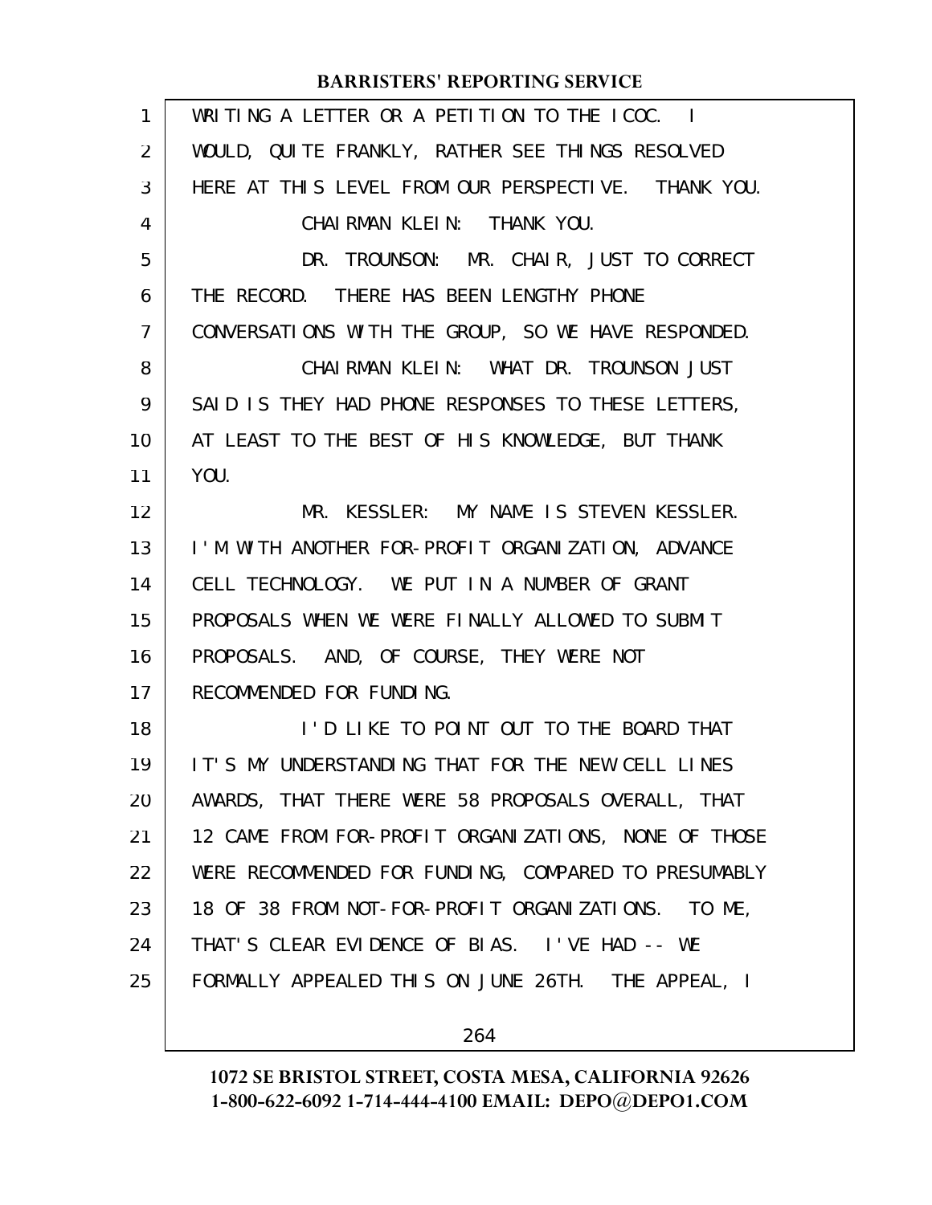WRITING A LETTER OR A PETITION TO THE ICOC. I WOULD, QUITE FRANKLY, RATHER SEE THINGS RESOLVED HERE AT THIS LEVEL FROM OUR PERSPECTIVE. THANK YOU.

CHAIRMAN KLEIN: THANK YOU.

DR. TROUNSON: MR. CHAIR, JUST TO CORRECT THE RECORD. THERE HAS BEEN LENGTHY PHONE CONVERSATIONS WITH THE GROUP, SO WE HAVE RESPONDED.

CHAIRMAN KLEIN: WHAT DR. TROUNSON JUST SAID IS THEY HAD PHONE RESPONSES TO THESE LETTERS, AT LEAST TO THE BEST OF HIS KNOWLEDGE, BUT THANK YOU.

MR. KESSLER: MY NAME IS STEVEN KESSLER. I'M WITH ANOTHER FOR-PROFIT ORGANIZATION, ADVANCE CELL TECHNOLOGY. WE PUT IN A NUMBER OF GRANT PROPOSALS WHEN WE WERE FINALLY ALLOWED TO SUBMIT PROPOSALS. AND, OF COURSE, THEY WERE NOT RECOMMENDED FOR FUNDING.

I'D LIKE TO POINT OUT TO THE BOARD THAT IT'S MY UNDERSTANDING THAT FOR THE NEW CELL LINES AWARDS, THAT THERE WERE 58 PROPOSALS OVERALL, THAT 12 CAME FROM FOR-PROFIT ORGANIZATIONS, NONE OF THOSE WERE RECOMMENDED FOR FUNDING, COMPARED TO PRESUMABLY 18 OF 38 FROM NOT-FOR-PROFIT ORGANIZATIONS. TO ME, THAT'S CLEAR EVIDENCE OF BIAS. I'VE HAD -- WE FORMALLY APPEALED THIS ON JUNE 26TH. THE APPEAL, I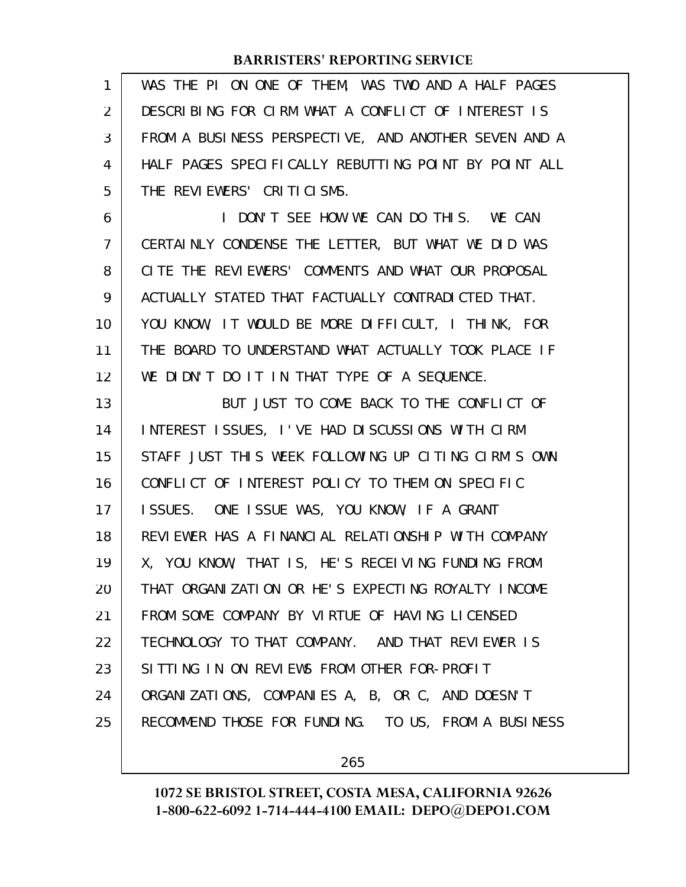WAS THE PI ON ONE OF THEM, WAS TWO AND A HALF PAGES DESCRIBING FOR CIRM WHAT A CONFLICT OF INTEREST IS FROM A BUSINESS PERSPECTIVE, AND ANOTHER SEVEN AND A HALF PAGES SPECIFICALLY REBUTTING POINT BY POINT ALL THE REVIEWERS' CRITICISMS.

I DON'T SEE HOW WE CAN DO THIS. WE CAN CERTAINLY CONDENSE THE LETTER, BUT WHAT WE DID WAS CITE THE REVIEWERS' COMMENTS AND WHAT OUR PROPOSAL ACTUALLY STATED THAT FACTUALLY CONTRADICTED THAT. YOU KNOW, IT WOULD BE MORE DIFFICULT, I THINK, FOR THE BOARD TO UNDERSTAND WHAT ACTUALLY TOOK PLACE IF WE DIDN'T DO IT IN THAT TYPE OF A SEQUENCE.

BUT JUST TO COME BACK TO THE CONFLICT OF INTEREST ISSUES, I'VE HAD DISCUSSIONS WITH CIRM STAFF JUST THIS WEEK FOLLOWING UP CITING CIRM'S OWN CONFLICT OF INTEREST POLICY TO THEM ON SPECIFIC ISSUES. ONE ISSUE WAS, YOU KNOW, IF A GRANT REVIEWER HAS A FINANCIAL RELATIONSHIP WITH COMPANY X, YOU KNOW, THAT IS, HE'S RECEIVING FUNDING FROM THAT ORGANIZATION OR HE'S EXPECTING ROYALTY INCOME FROM SOME COMPANY BY VIRTUE OF HAVING LICENSED TECHNOLOGY TO THAT COMPANY. AND THAT REVIEWER IS SITTING IN ON REVIEWS FROM OTHER FOR-PROFIT ORGANIZATIONS, COMPANIES A, B, OR C, AND DOESN'T RECOMMEND THOSE FOR FUNDING. TO US, FROM A BUSINESS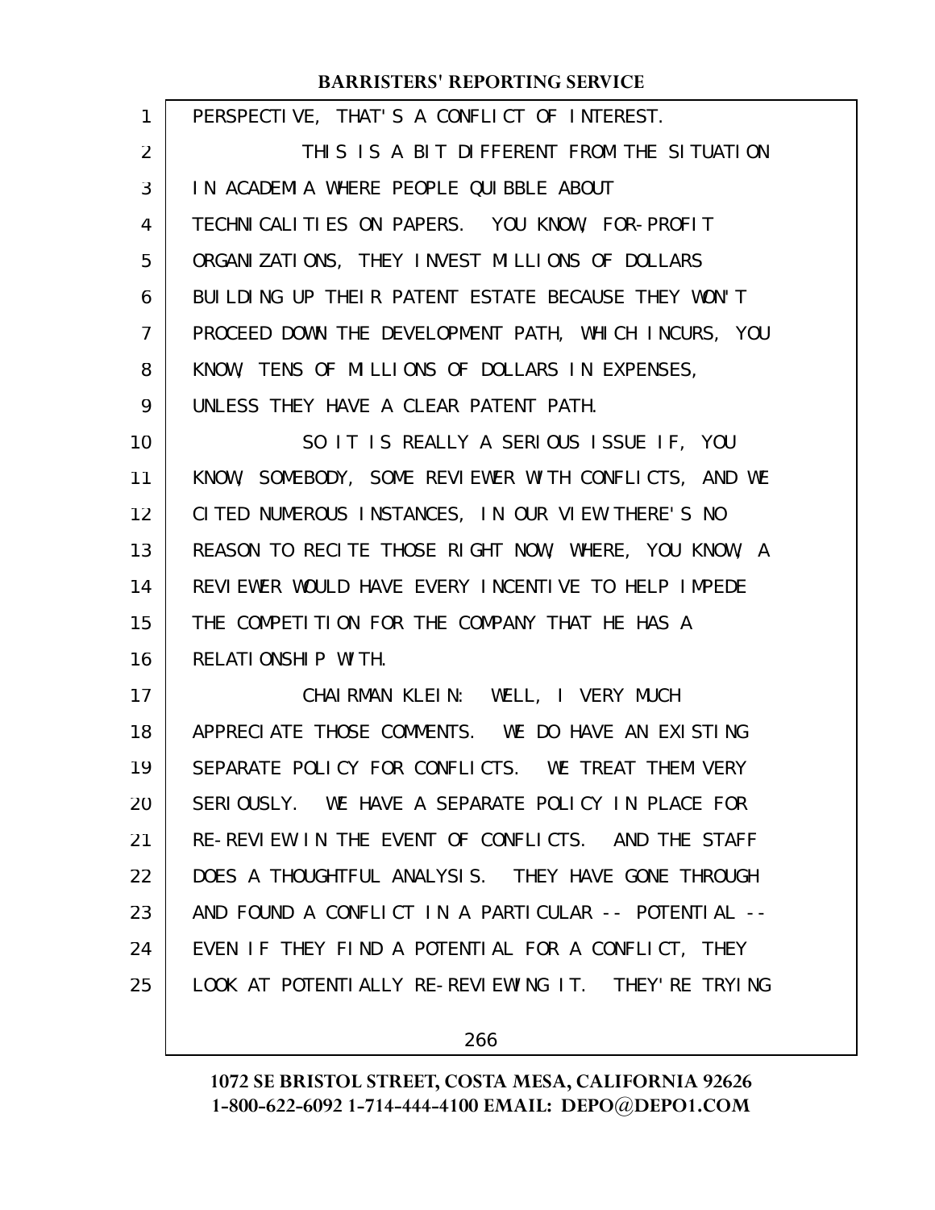PERSPECTIVE, THAT'S A CONFLICT OF INTEREST.

THIS IS A BIT DIFFERENT FROM THE SITUATION IN ACADEMIA WHERE PEOPLE QUIBBLE ABOUT TECHNICALITIES ON PAPERS. YOU KNOW, FOR-PROFIT ORGANIZATIONS, THEY INVEST MILLIONS OF DOLLARS BUILDING UP THEIR PATENT ESTATE BECAUSE THEY WON'T PROCEED DOWN THE DEVELOPMENT PATH, WHICH INCURS, YOU KNOW, TENS OF MILLIONS OF DOLLARS IN EXPENSES, UNLESS THEY HAVE A CLEAR PATENT PATH.

SO IT IS REALLY A SERIOUS ISSUE IF, YOU KNOW, SOMEBODY, SOME REVIEWER WITH CONFLICTS, AND WE CITED NUMEROUS INSTANCES, IN OUR VIEW THERE'S NO REASON TO RECITE THOSE RIGHT NOW, WHERE, YOU KNOW, A REVIEWER WOULD HAVE EVERY INCENTIVE TO HELP IMPEDE THE COMPETITION FOR THE COMPANY THAT HE HAS A RELATIONSHIP WITH.

CHAIRMAN KLEIN: WELL, I VERY MUCH APPRECIATE THOSE COMMENTS. WE DO HAVE AN EXISTING SEPARATE POLICY FOR CONFLICTS. WE TREAT THEM VERY SERIOUSLY. WE HAVE A SEPARATE POLICY IN PLACE FOR RE-REVIEW IN THE EVENT OF CONFLICTS. AND THE STAFF DOES A THOUGHTFUL ANALYSIS. THEY HAVE GONE THROUGH AND FOUND A CONFLICT IN A PARTICULAR -- POTENTIAL -- EVEN IF THEY FIND A POTENTIAL FOR A CONFLICT, THEY LOOK AT POTENTIALLY RE-REVIEWING IT. THEY'RE TRYING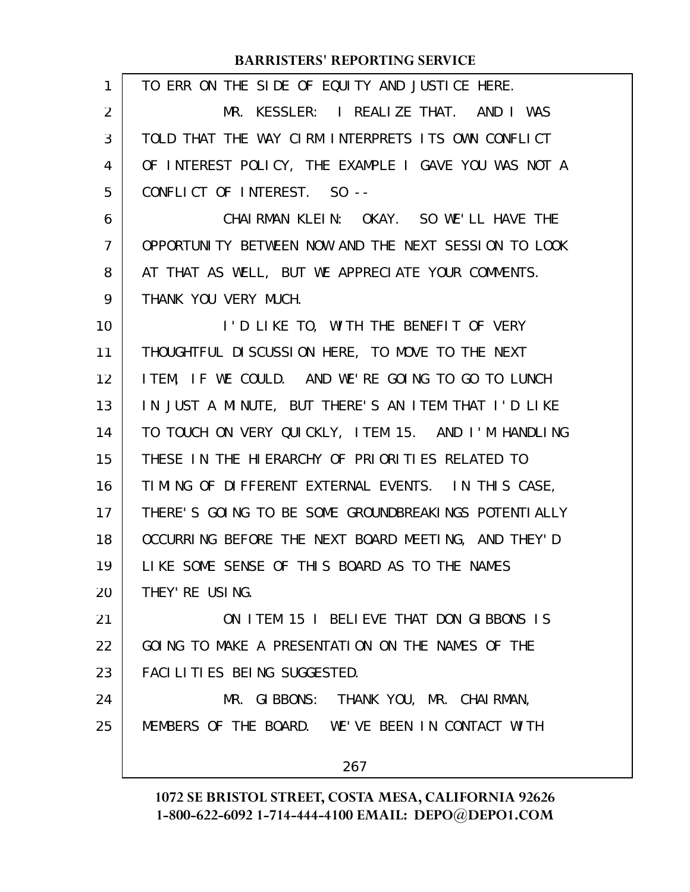TO ERR ON THE SIDE OF EQUITY AND JUSTICE HERE.

MR. KESSLER: I REALIZE THAT. AND I WAS TOLD THAT THE WAY CIRM INTERPRETS ITS OWN CONFLICT OF INTEREST POLICY, THE EXAMPLE I GAVE YOU WAS NOT A CONFLICT OF INTEREST. SO --

CHAIRMAN KLEIN: OKAY. SO WE'LL HAVE THE OPPORTUNITY BETWEEN NOW AND THE NEXT SESSION TO LOOK AT THAT AS WELL, BUT WE APPRECIATE YOUR COMMENTS. THANK YOU VERY MUCH.

I'D LIKE TO, WITH THE BENEFIT OF VERY THOUGHTFUL DISCUSSION HERE, TO MOVE TO THE NEXT ITEM, IF WE COULD. AND WE'RE GOING TO GO TO LUNCH IN JUST A MINUTE, BUT THERE'S AN ITEM THAT I'D LIKE TO TOUCH ON VERY QUICKLY, ITEM 15. AND I'M HANDLING THESE IN THE HIERARCHY OF PRIORITIES RELATED TO TIMING OF DIFFERENT EXTERNAL EVENTS. IN THIS CASE, THERE'S GOING TO BE SOME GROUNDBREAKINGS POTENTIALLY OCCURRING BEFORE THE NEXT BOARD MEETING, AND THEY'D LIKE SOME SENSE OF THIS BOARD AS TO THE NAMES THEY'RE USING.

ON ITEM 15 I BELIEVE THAT DON GIBBONS IS GOING TO MAKE A PRESENTATION ON THE NAMES OF THE FACILITIES BEING SUGGESTED.

MR. GIBBONS: THANK YOU, MR. CHAIRMAN, MEMBERS OF THE BOARD. WE'VE BEEN IN CONTACT WITH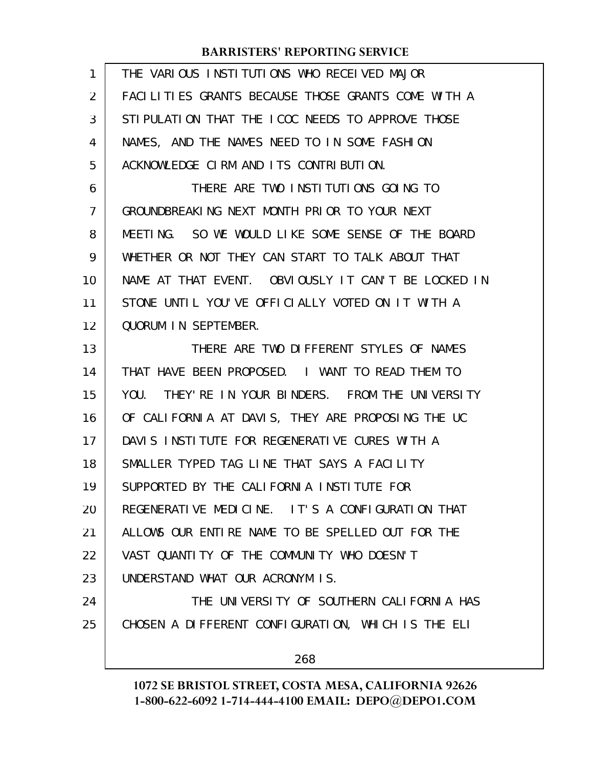THE VARIOUS INSTITUTIONS WHO RECEIVED MAJOR FACILITIES GRANTS BECAUSE THOSE GRANTS COME WITH A STIPULATION THAT THE ICOC NEEDS TO APPROVE THOSE NAMES, AND THE NAMES NEED TO IN SOME FASHION ACKNOWLEDGE CIRM AND ITS CONTRIBUTION.

THERE ARE TWO INSTITUTIONS GOING TO GROUNDBREAKING NEXT MONTH PRIOR TO YOUR NEXT MEETING. SO WE WOULD LIKE SOME SENSE OF THE BOARD WHETHER OR NOT THEY CAN START TO TALK ABOUT THAT NAME AT THAT EVENT. OBVIOUSLY IT CAN'T BE LOCKED IN STONE UNTIL YOU'VE OFFICIALLY VOTED ON IT WITH A QUORUM IN SEPTEMBER.

THERE ARE TWO DIFFERENT STYLES OF NAMES THAT HAVE BEEN PROPOSED. I WANT TO READ THEM TO YOU. THEY'RE IN YOUR BINDERS. FROM THE UNIVERSITY OF CALIFORNIA AT DAVIS, THEY ARE PROPOSING THE UC DAVIS INSTITUTE FOR REGENERATIVE CURES WITH A SMALLER TYPED TAG LINE THAT SAYS A FACILITY SUPPORTED BY THE CALIFORNIA INSTITUTE FOR REGENERATIVE MEDICINE. IT'S A CONFIGURATION THAT ALLOWS OUR ENTIRE NAME TO BE SPELLED OUT FOR THE VAST QUANTITY OF THE COMMUNITY WHO DOESN'T UNDERSTAND WHAT OUR ACRONYM IS.

THE UNIVERSITY OF SOUTHERN CALIFORNIA HAS CHOSEN A DIFFERENT CONFIGURATION, WHICH IS THE ELI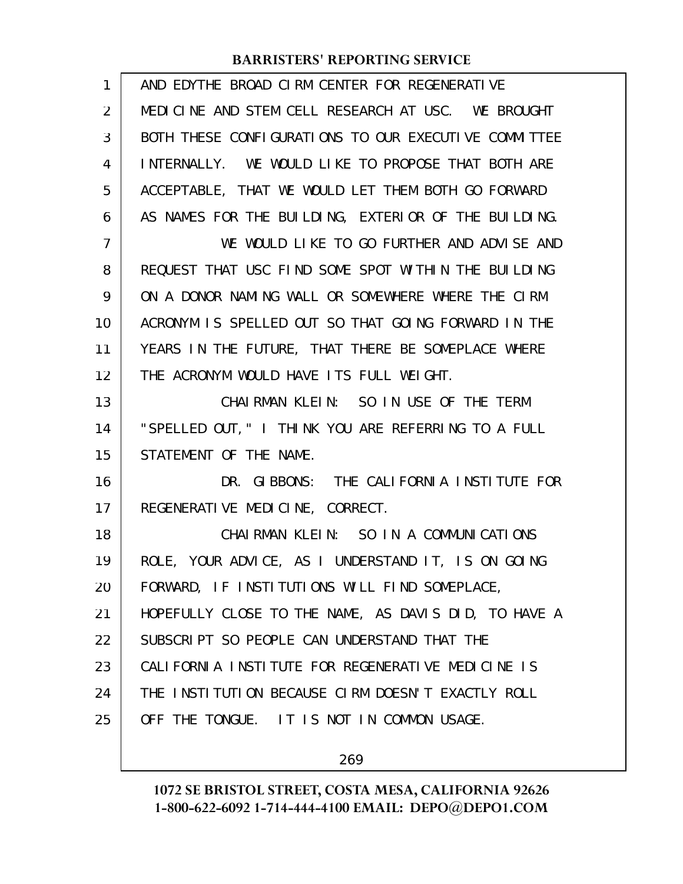AND EDYTHE BROAD CIRM CENTER FOR REGENERATIVE MEDICINE AND STEM CELL RESEARCH AT USC. WE BROUGHT BOTH THESE CONFIGURATIONS TO OUR EXECUTIVE COMMITTEE INTERNALLY. WE WOULD LIKE TO PROPOSE THAT BOTH ARE ACCEPTABLE, THAT WE WOULD LET THEM BOTH GO FORWARD AS NAMES FOR THE BUILDING, EXTERIOR OF THE BUILDING.

WE WOULD LIKE TO GO FURTHER AND ADVISE AND REQUEST THAT USC FIND SOME SPOT WITHIN THE BUILDING ON A DONOR NAMING WALL OR SOMEWHERE WHERE THE CIRM ACRONYM IS SPELLED OUT SO THAT GOING FORWARD IN THE YEARS IN THE FUTURE, THAT THERE BE SOMEPLACE WHERE THE ACRONYM WOULD HAVE ITS FULL WEIGHT.

CHAIRMAN KLEIN: SO IN USE OF THE TERM "SPELLED OUT," I THINK YOU ARE REFERRING TO A FULL STATEMENT OF THE NAME.

DR. GIBBONS: THE CALIFORNIA INSTITUTE FOR REGENERATIVE MEDICINE, CORRECT.

CHAIRMAN KLEIN: SO IN A COMMUNICATIONS ROLE, YOUR ADVICE, AS I UNDERSTAND IT, IS ON GOING FORWARD, IF INSTITUTIONS WILL FIND SOMEPLACE, HOPEFULLY CLOSE TO THE NAME, AS DAVIS DID, TO HAVE A SUBSCRIPT SO PEOPLE CAN UNDERSTAND THAT THE CALIFORNIA INSTITUTE FOR REGENERATIVE MEDICINE IS THE INSTITUTION BECAUSE CIRM DOESN'T EXACTLY ROLL OFF THE TONGUE. IT IS NOT IN COMMON USAGE.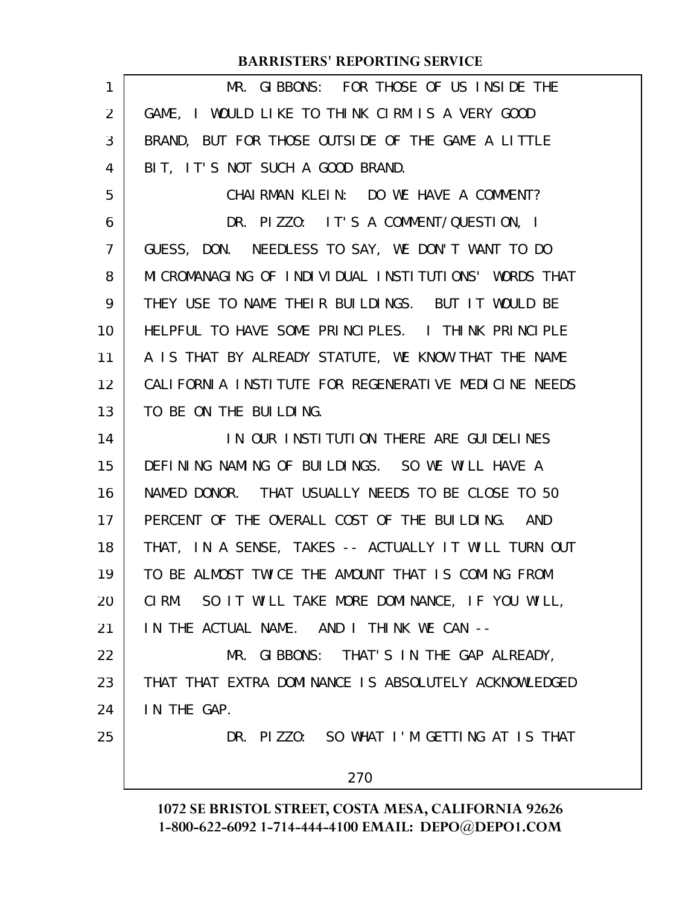MR. GIBBONS: FOR THOSE OF US INSIDE THE GAME, I WOULD LIKE TO THINK CIRM IS A VERY GOOD BRAND, BUT FOR THOSE OUTSIDE OF THE GAME A LITTLE BIT, IT'S NOT SUCH A GOOD BRAND.

CHAIRMAN KLEIN: DO WE HAVE A COMMENT?

DR. PIZZO: IT'S A COMMENT/QUESTION, I GUESS, DON. NEEDLESS TO SAY, WE DON'T WANT TO DO MICROMANAGING OF INDIVIDUAL INSTITUTIONS' WORDS THAT THEY USE TO NAME THEIR BUILDINGS. BUT IT WOULD BE HELPFUL TO HAVE SOME PRINCIPLES. I THINK PRINCIPLE A IS THAT BY ALREADY STATUTE, WE KNOW THAT THE NAME CALIFORNIA INSTITUTE FOR REGENERATIVE MEDICINE NEEDS TO BE ON THE BUILDING.

IN OUR INSTITUTION THERE ARE GUIDELINES DEFINING NAMING OF BUILDINGS. SO WE WILL HAVE A NAMED DONOR. THAT USUALLY NEEDS TO BE CLOSE TO 50 PERCENT OF THE OVERALL COST OF THE BUILDING. AND THAT, IN A SENSE, TAKES -- ACTUALLY IT WILL TURN OUT TO BE ALMOST TWICE THE AMOUNT THAT IS COMING FROM CIRM. SO IT WILL TAKE MORE DOMINANCE, IF YOU WILL, IN THE ACTUAL NAME. AND I THINK WE CAN --

MR. GIBBONS: THAT'S IN THE GAP ALREADY, THAT THAT EXTRA DOMINANCE IS ABSOLUTELY ACKNOWLEDGED IN THE GAP.

DR. PIZZO: SO WHAT I'M GETTING AT IS THAT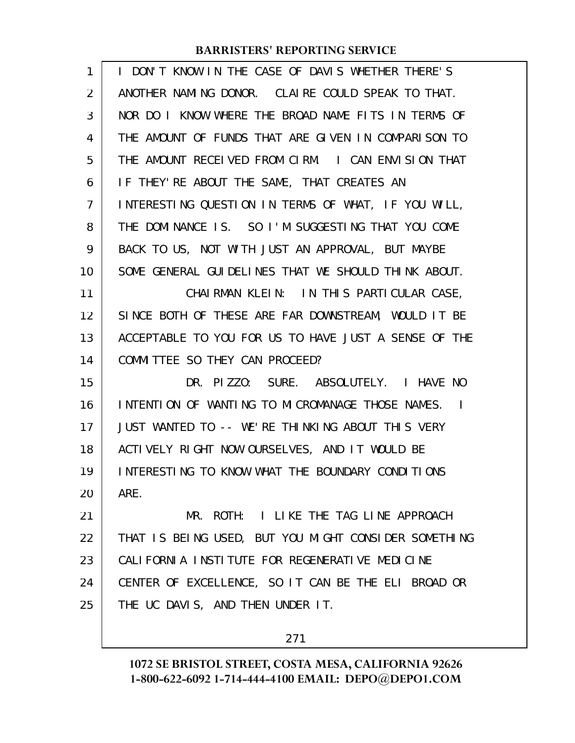I DON'T KNOW IN THE CASE OF DAVIS WHETHER THERE'S ANOTHER NAMING DONOR. CLAIRE COULD SPEAK TO THAT. NOR DO I KNOW WHERE THE BROAD NAME FITS IN TERMS OF THE AMOUNT OF FUNDS THAT ARE GIVEN IN COMPARISON TO THE AMOUNT RECEIVED FROM CIRM. I CAN ENVISION THAT IF THEY'RE ABOUT THE SAME, THAT CREATES AN INTERESTING QUESTION IN TERMS OF WHAT, IF YOU WILL, THE DOMINANCE IS. SO I'M SUGGESTING THAT YOU COME BACK TO US, NOT WITH JUST AN APPROVAL, BUT MAYBE SOME GENERAL GUIDELINES THAT WE SHOULD THINK ABOUT.

CHAIRMAN KLEIN: IN THIS PARTICULAR CASE, SINCE BOTH OF THESE ARE FAR DOWNSTREAM, WOULD IT BE ACCEPTABLE TO YOU FOR US TO HAVE JUST A SENSE OF THE COMMITTEE SO THEY CAN PROCEED?

DR. PIZZO: SURE. ABSOLUTELY. I HAVE NO INTENTION OF WANTING TO MICROMANAGE THOSE NAMES. I JUST WANTED TO -- WE'RE THINKING ABOUT THIS VERY ACTIVELY RIGHT NOW OURSELVES, AND IT WOULD BE INTERESTING TO KNOW WHAT THE BOUNDARY CONDITIONS ARE.

MR. ROTH: I LIKE THE TAG LINE APPROACH THAT IS BEING USED, BUT YOU MIGHT CONSIDER SOMETHING CALIFORNIA INSTITUTE FOR REGENERATIVE MEDICINE CENTER OF EXCELLENCE, SO IT CAN BE THE ELI BROAD OR THE UC DAVIS, AND THEN UNDER IT.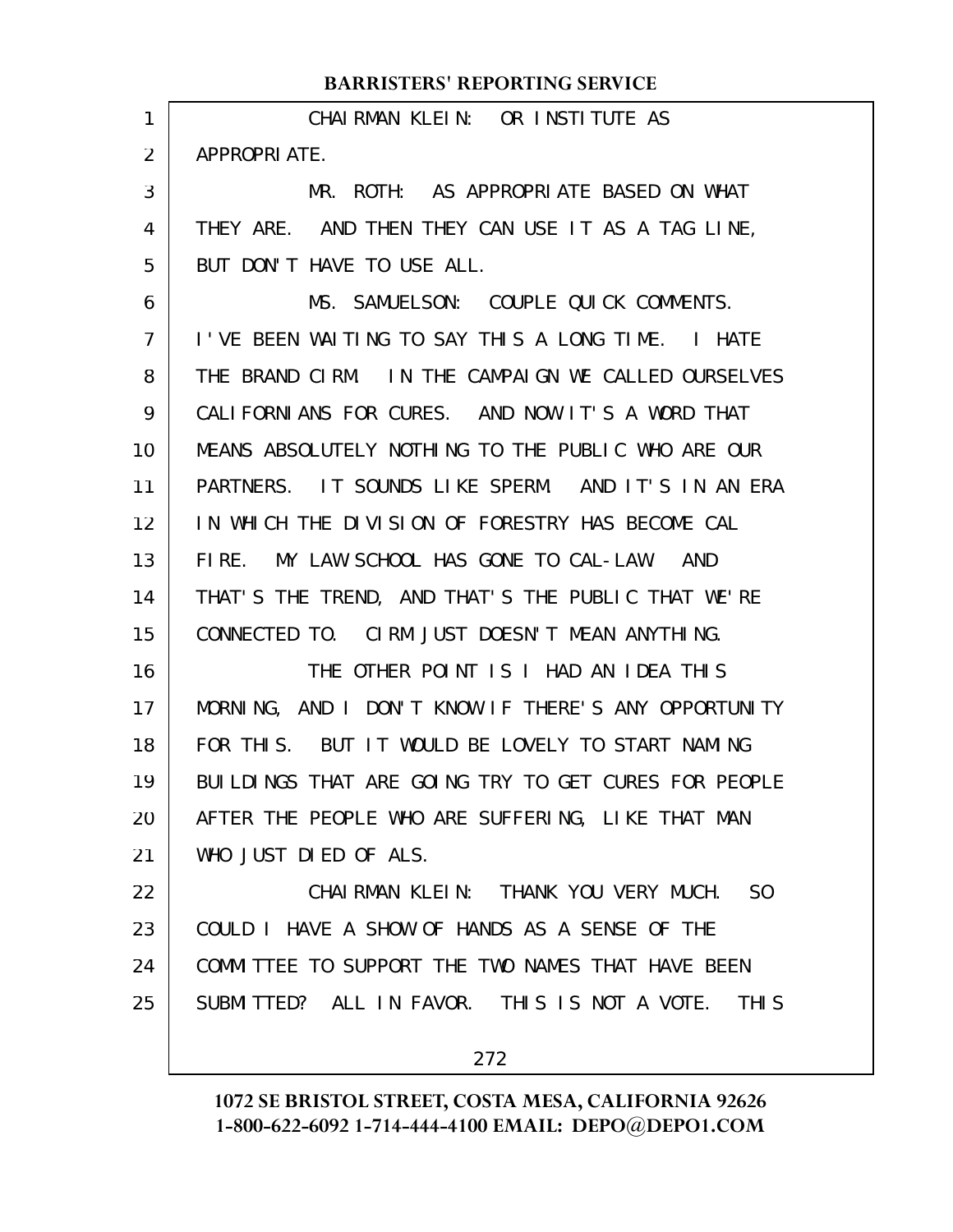CHAIRMAN KLEIN: OR INSTITUTE AS APPROPRIATE.

MR. ROTH: AS APPROPRIATE BASED ON WHAT THEY ARE. AND THEN THEY CAN USE IT AS A TAG LINE, BUT DON'T HAVE TO USE ALL.

MS. SAMUELSON: COUPLE QUICK COMMENTS. I'VE BEEN WAITING TO SAY THIS A LONG TIME. I HATE THE BRAND CIRM. IN THE CAMPAIGN WE CALLED OURSELVES CALIFORNIANS FOR CURES. AND NOW IT'S A WORD THAT MEANS ABSOLUTELY NOTHING TO THE PUBLIC WHO ARE OUR PARTNERS. IT SOUNDS LIKE SPERM. AND IT'S IN AN ERA IN WHICH THE DIVISION OF FORESTRY HAS BECOME CAL FIRE. MY LAW SCHOOL HAS GONE TO CAL-LAW. AND THAT'S THE TREND, AND THAT'S THE PUBLIC THAT WE'RE CONNECTED TO. CIRM JUST DOESN'T MEAN ANYTHING.

THE OTHER POINT IS I HAD AN IDEA THIS MORNING, AND I DON'T KNOW IF THERE'S ANY OPPORTUNITY FOR THIS. BUT IT WOULD BE LOVELY TO START NAMING BUILDINGS THAT ARE GOING TRY TO GET CURES FOR PEOPLE AFTER THE PEOPLE WHO ARE SUFFERING, LIKE THAT MAN WHO JUST DIED OF ALS.

CHAIRMAN KLEIN: THANK YOU VERY MUCH. SO COULD I HAVE A SHOW OF HANDS AS A SENSE OF THE COMMITTEE TO SUPPORT THE TWO NAMES THAT HAVE BEEN SUBMITTED? ALL IN FAVOR. THIS IS NOT A VOTE. THIS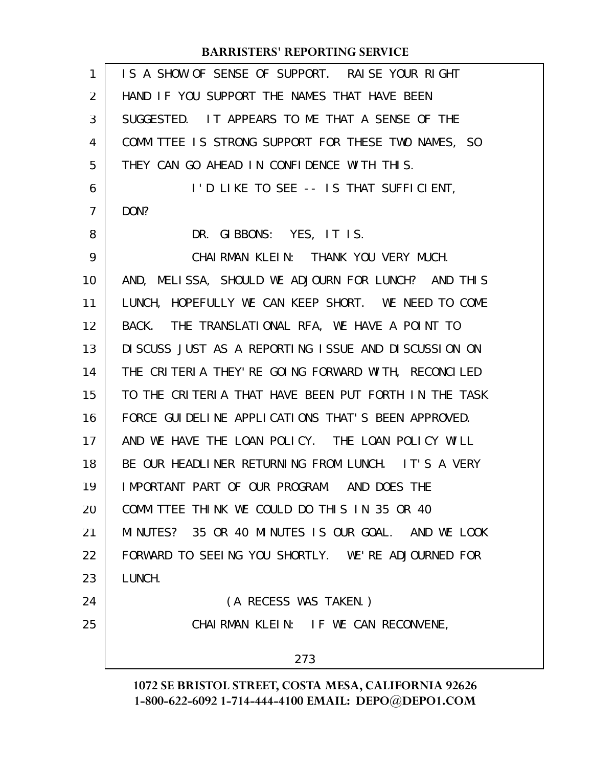IS A SHOW OF SENSE OF SUPPORT. RAISE YOUR RIGHT HAND IF YOU SUPPORT THE NAMES THAT HAVE BEEN SUGGESTED. IT APPEARS TO ME THAT A SENSE OF THE COMMITTEE IS STRONG SUPPORT FOR THESE TWO NAMES, SO THEY CAN GO AHEAD IN CONFIDENCE WITH THIS.

I'D LIKE TO SEE -- IS THAT SUFFICIENT, DON?

DR. GIBBONS: YES, IT IS.

CHAIRMAN KLEIN: THANK YOU VERY MUCH. AND, MELISSA, SHOULD WE ADJOURN FOR LUNCH? AND THIS LUNCH, HOPEFULLY WE CAN KEEP SHORT. WE NEED TO COME BACK. THE TRANSLATIONAL RFA, WE HAVE A POINT TO DISCUSS JUST AS A REPORTING ISSUE AND DISCUSSION ON THE CRITERIA THEY'RE GOING FORWARD WITH, RECONCILED TO THE CRITERIA THAT HAVE BEEN PUT FORTH IN THE TASK FORCE GUIDELINE APPLICATIONS THAT'S BEEN APPROVED. AND WE HAVE THE LOAN POLICY. THE LOAN POLICY WILL BE OUR HEADLINER RETURNING FROM LUNCH. IT'S A VERY IMPORTANT PART OF OUR PROGRAM. AND DOES THE COMMITTEE THINK WE COULD DO THIS IN 35 OR 40 MINUTES? 35 OR 40 MINUTES IS OUR GOAL. AND WE LOOK FORWARD TO SEEING YOU SHORTLY. WE'RE ADJOURNED FOR LUNCH.

(A RECESS WAS TAKEN.)

CHAIRMAN KLEIN: IF WE CAN RECONVENE,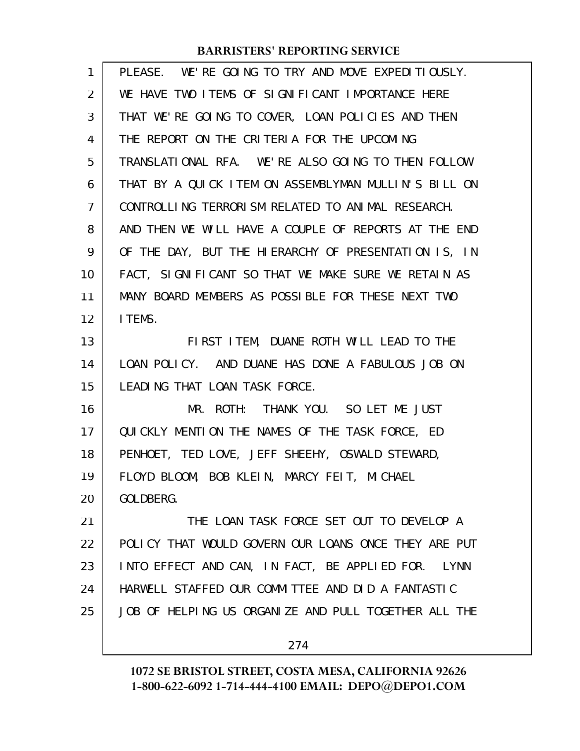PLEASE. WE'RE GOING TO TRY AND MOVE EXPEDITIOUSLY. WE HAVE TWO ITEMS OF SIGNIFICANT IMPORTANCE HERE THAT WE'RE GOING TO COVER, LOAN POLICIES AND THEN THE REPORT ON THE CRITERIA FOR THE UPCOMING TRANSLATIONAL RFA. WE'RE ALSO GOING TO THEN FOLLOW THAT BY A QUICK ITEM ON ASSEMBLYMAN MULLIN'S BILL ON CONTROLLING TERRORISM RELATED TO ANIMAL RESEARCH. AND THEN WE WILL HAVE A COUPLE OF REPORTS AT THE END OF THE DAY, BUT THE HIERARCHY OF PRESENTATION IS, IN FACT, SIGNIFICANT SO THAT WE MAKE SURE WE RETAIN AS MANY BOARD MEMBERS AS POSSIBLE FOR THESE NEXT TWO ITEMS.

FIRST ITEM, DUANE ROTH WILL LEAD TO THE LOAN POLICY. AND DUANE HAS DONE A FABULOUS JOB ON LEADING THAT LOAN TASK FORCE.

MR. ROTH: THANK YOU. SO LET ME JUST QUICKLY MENTION THE NAMES OF THE TASK FORCE, ED PENHOET, TED LOVE, JEFF SHEEHY, OSWALD STEWARD, FLOYD BLOOM, BOB KLEIN, MARCY FEIT, MICHAEL GOLDBERG.

THE LOAN TASK FORCE SET OUT TO DEVELOP A POLICY THAT WOULD GOVERN OUR LOANS ONCE THEY ARE PUT INTO EFFECT AND CAN, IN FACT, BE APPLIED FOR. LYNN HARWELL STAFFED OUR COMMITTEE AND DID A FANTASTIC JOB OF HELPING US ORGANIZE AND PULL TOGETHER ALL THE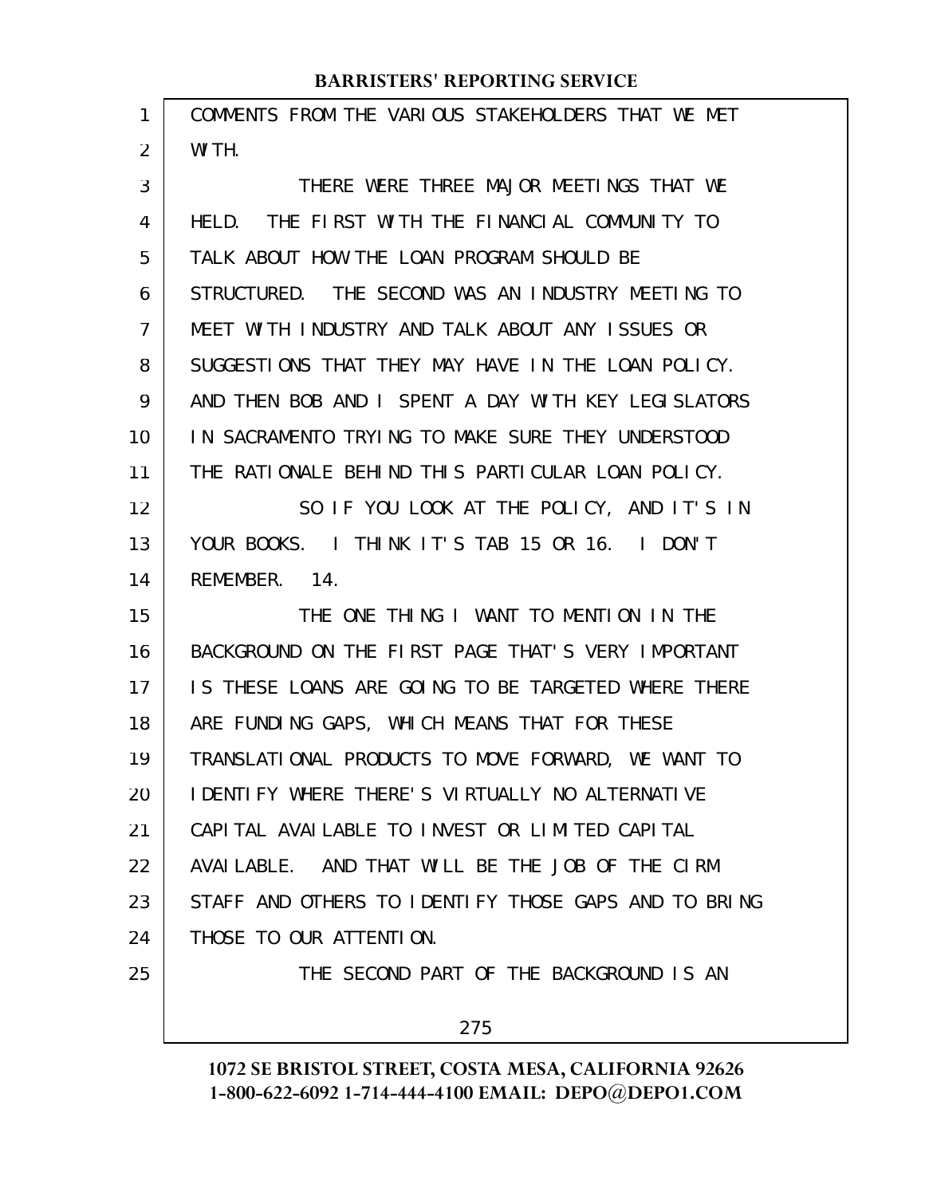COMMENTS FROM THE VARIOUS STAKEHOLDERS THAT WE MET WITH.

THERE WERE THREE MAJOR MEETINGS THAT WE HELD. THE FIRST WITH THE FINANCIAL COMMUNITY TO TALK ABOUT HOW THE LOAN PROGRAM SHOULD BE STRUCTURED. THE SECOND WAS AN INDUSTRY MEETING TO MEET WITH INDUSTRY AND TALK ABOUT ANY ISSUES OR SUGGESTIONS THAT THEY MAY HAVE IN THE LOAN POLICY. AND THEN BOB AND I SPENT A DAY WITH KEY LEGISLATORS IN SACRAMENTO TRYING TO MAKE SURE THEY UNDERSTOOD THE RATIONALE BEHIND THIS PARTICULAR LOAN POLICY.

SO IF YOU LOOK AT THE POLICY, AND IT'S IN YOUR BOOKS. I THINK IT'S TAB 15 OR 16. I DON'T REMEMBER. 14.

THE ONE THING I WANT TO MENTION IN THE BACKGROUND ON THE FIRST PAGE THAT'S VERY IMPORTANT IS THESE LOANS ARE GOING TO BE TARGETED WHERE THERE ARE FUNDING GAPS, WHICH MEANS THAT FOR THESE TRANSLATIONAL PRODUCTS TO MOVE FORWARD, WE WANT TO IDENTIFY WHERE THERE'S VIRTUALLY NO ALTERNATIVE CAPITAL AVAILABLE TO INVEST OR LIMITED CAPITAL AVAILABLE. AND THAT WILL BE THE JOB OF THE CIRM STAFF AND OTHERS TO IDENTIFY THOSE GAPS AND TO BRING THOSE TO OUR ATTENTION.

THE SECOND PART OF THE BACKGROUND IS AN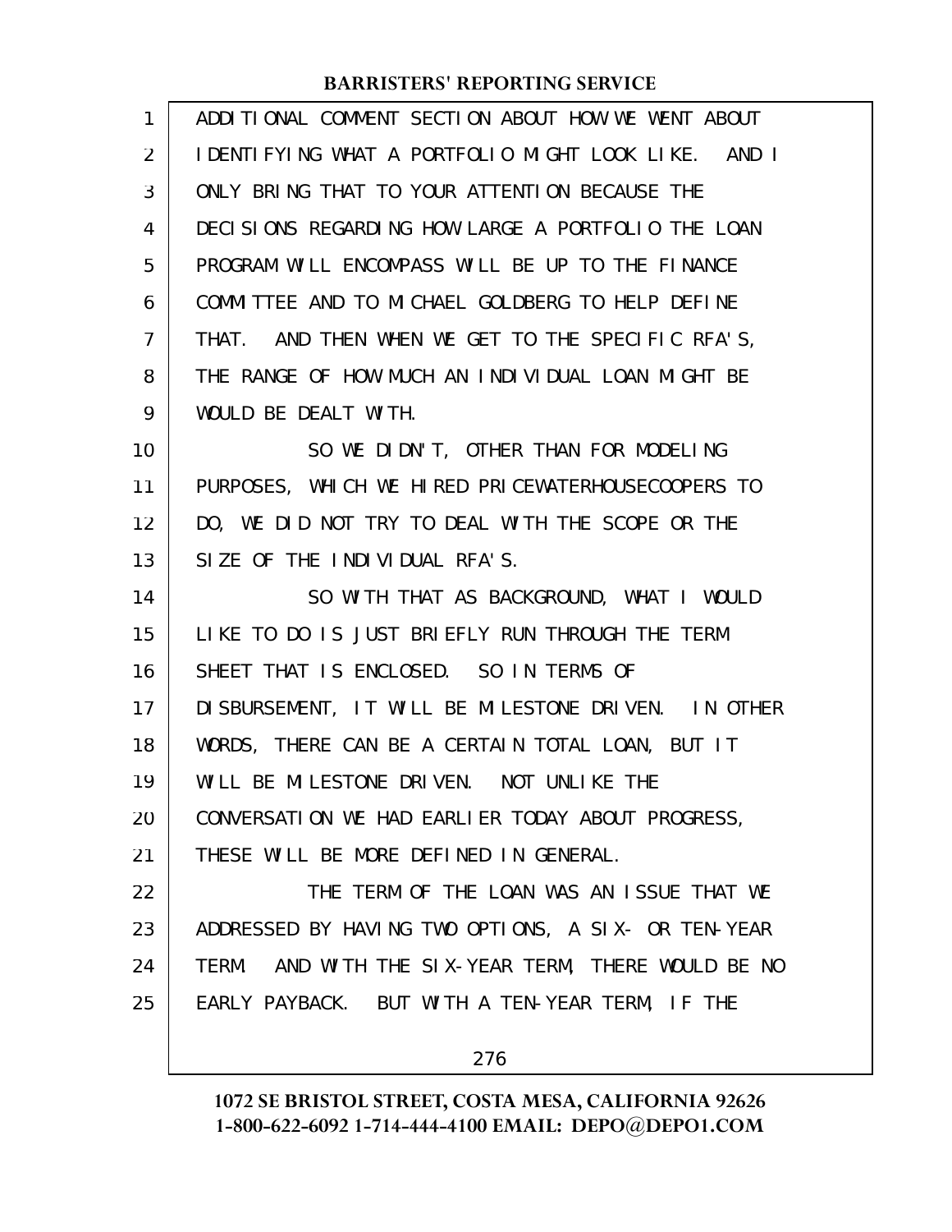ADDITIONAL COMMENT SECTION ABOUT HOW WE WENT ABOUT IDENTIFYING WHAT A PORTFOLIO MIGHT LOOK LIKE. AND I ONLY BRING THAT TO YOUR ATTENTION BECAUSE THE DECISIONS REGARDING HOW LARGE A PORTFOLIO THE LOAN PROGRAM WILL ENCOMPASS WILL BE UP TO THE FINANCE COMMITTEE AND TO MICHAEL GOLDBERG TO HELP DEFINE THAT. AND THEN WHEN WE GET TO THE SPECIFIC RFA'S, THE RANGE OF HOW MUCH AN INDIVIDUAL LOAN MIGHT BE WOULD BE DEALT WITH.

SO WE DIDN'T, OTHER THAN FOR MODELING PURPOSES, WHICH WE HIRED PRICEWATERHOUSECOOPERS TO DO, WE DID NOT TRY TO DEAL WITH THE SCOPE OR THE SIZE OF THE INDIVIDUAL RFA'S.

SO WITH THAT AS BACKGROUND, WHAT I WOULD LIKE TO DO IS JUST BRIEFLY RUN THROUGH THE TERM SHEET THAT IS ENCLOSED. SO IN TERMS OF DISBURSEMENT, IT WILL BE MILESTONE DRIVEN. IN OTHER WORDS, THERE CAN BE A CERTAIN TOTAL LOAN, BUT IT WILL BE MILESTONE DRIVEN. NOT UNLIKE THE CONVERSATION WE HAD EARLIER TODAY ABOUT PROGRESS, THESE WILL BE MORE DEFINED IN GENERAL.

THE TERM OF THE LOAN WAS AN ISSUE THAT WE ADDRESSED BY HAVING TWO OPTIONS, A SIX- OR TEN-YEAR TERM. AND WITH THE SIX-YEAR TERM, THERE WOULD BE NO EARLY PAYBACK. BUT WITH A TEN-YEAR TERM, IF THE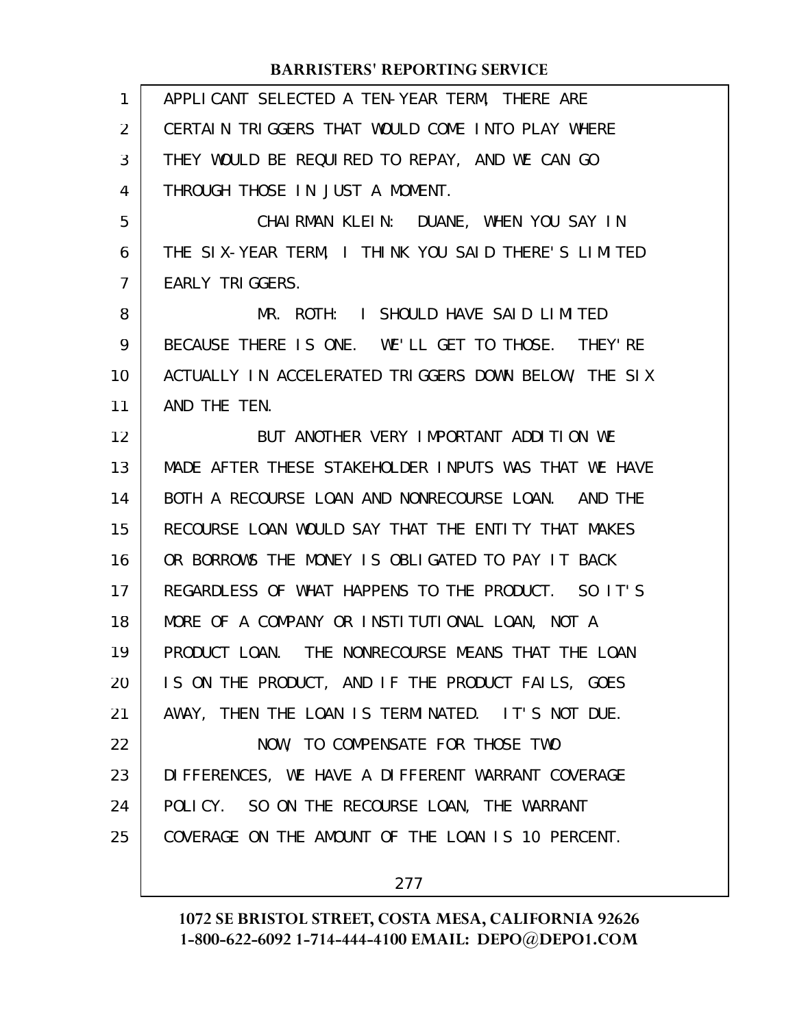APPLICANT SELECTED A TEN-YEAR TERM, THERE ARE CERTAIN TRIGGERS THAT WOULD COME INTO PLAY WHERE THEY WOULD BE REQUIRED TO REPAY, AND WE CAN GO THROUGH THOSE IN JUST A MOMENT.

CHAIRMAN KLEIN: DUANE, WHEN YOU SAY IN THE SIX-YEAR TERM, I THINK YOU SAID THERE'S LIMITED EARLY TRIGGERS.

MR. ROTH: I SHOULD HAVE SAID LIMITED BECAUSE THERE IS ONE. WE'LL GET TO THOSE. THEY'RE ACTUALLY IN ACCELERATED TRIGGERS DOWN BELOW, THE SIX AND THE TEN.

BUT ANOTHER VERY IMPORTANT ADDITION WE MADE AFTER THESE STAKEHOLDER INPUTS WAS THAT WE HAVE BOTH A RECOURSE LOAN AND NONRECOURSE LOAN. AND THE RECOURSE LOAN WOULD SAY THAT THE ENTITY THAT MAKES OR BORROWS THE MONEY IS OBLIGATED TO PAY IT BACK REGARDLESS OF WHAT HAPPENS TO THE PRODUCT. SO IT'S MORE OF A COMPANY OR INSTITUTIONAL LOAN, NOT A PRODUCT LOAN. THE NONRECOURSE MEANS THAT THE LOAN IS ON THE PRODUCT, AND IF THE PRODUCT FAILS, GOES AWAY, THEN THE LOAN IS TERMINATED. IT'S NOT DUE.

NOW, TO COMPENSATE FOR THOSE TWO DIFFERENCES, WE HAVE A DIFFERENT WARRANT COVERAGE POLICY. SO ON THE RECOURSE LOAN, THE WARRANT COVERAGE ON THE AMOUNT OF THE LOAN IS 10 PERCENT.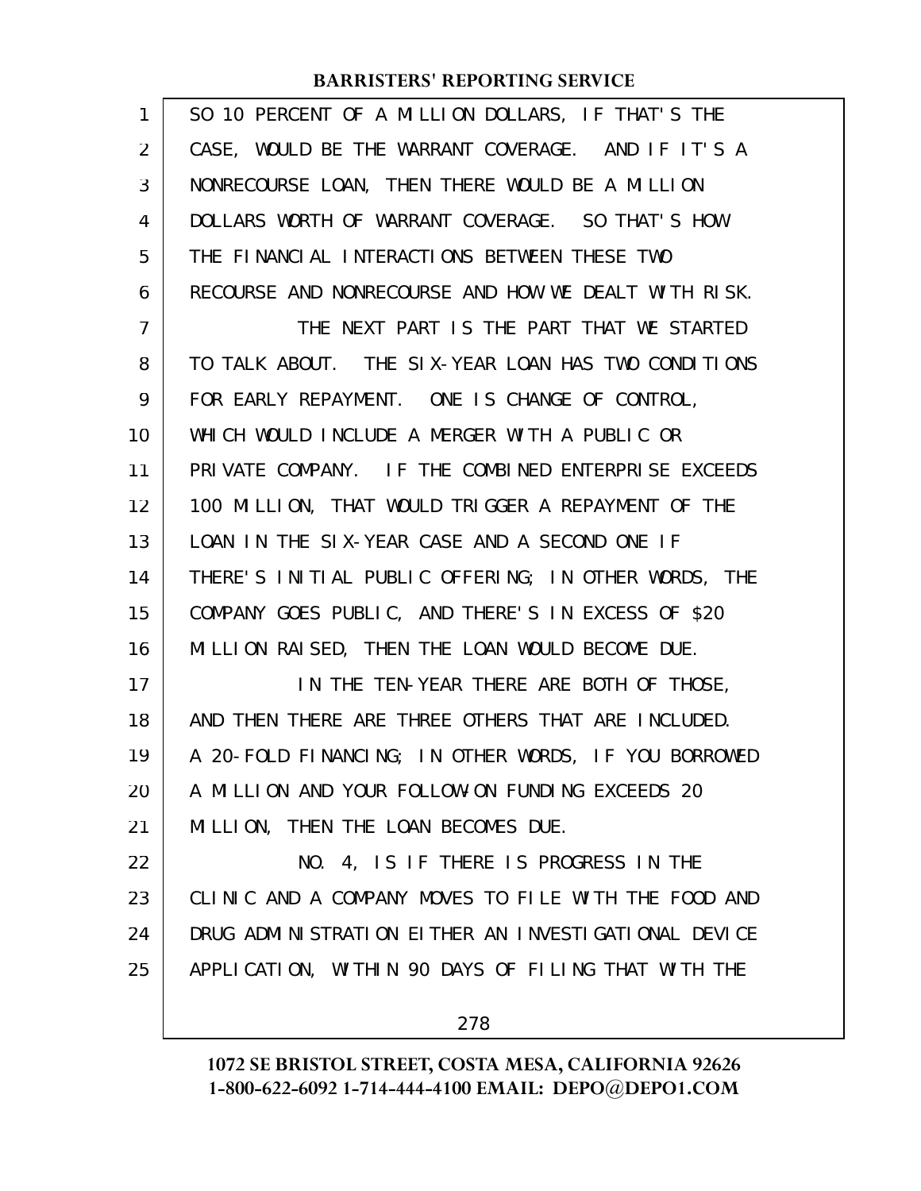SO 10 PERCENT OF A MILLION DOLLARS, IF THAT'S THE CASE, WOULD BE THE WARRANT COVERAGE. AND IF IT'S A NONRECOURSE LOAN, THEN THERE WOULD BE A MILLION DOLLARS WORTH OF WARRANT COVERAGE. SO THAT'S HOW THE FINANCIAL INTERACTIONS BETWEEN THESE TWO RECOURSE AND NONRECOURSE AND HOW WE DEALT WITH RISK.

THE NEXT PART IS THE PART THAT WE STARTED TO TALK ABOUT. THE SIX-YEAR LOAN HAS TWO CONDITIONS FOR EARLY REPAYMENT. ONE IS CHANGE OF CONTROL, WHICH WOULD INCLUDE A MERGER WITH A PUBLIC OR PRIVATE COMPANY. IF THE COMBINED ENTERPRISE EXCEEDS 100 MILLION, THAT WOULD TRIGGER A REPAYMENT OF THE LOAN IN THE SIX-YEAR CASE AND A SECOND ONE IF THERE'S INITIAL PUBLIC OFFERING; IN OTHER WORDS, THE COMPANY GOES PUBLIC, AND THERE'S IN EXCESS OF $20 MILLION RAISED, THEN THE LOAN WOULD BECOME DUE.

IN THE TEN-YEAR THERE ARE BOTH OF THOSE, AND THEN THERE ARE THREE OTHERS THAT ARE INCLUDED. A 20-FOLD FINANCING; IN OTHER WORDS, IF YOU BORROWED A MILLION AND YOUR FOLLOW-ON FUNDING EXCEEDS 20 MILLION, THEN THE LOAN BECOMES DUE.

NO. 4, IS IF THERE IS PROGRESS IN THE CLINIC AND A COMPANY MOVES TO FILE WITH THE FOOD AND DRUG ADMINISTRATION EITHER AN INVESTIGATIONAL DEVICE APPLICATION, WITHIN 90 DAYS OF FILING THAT WITH THE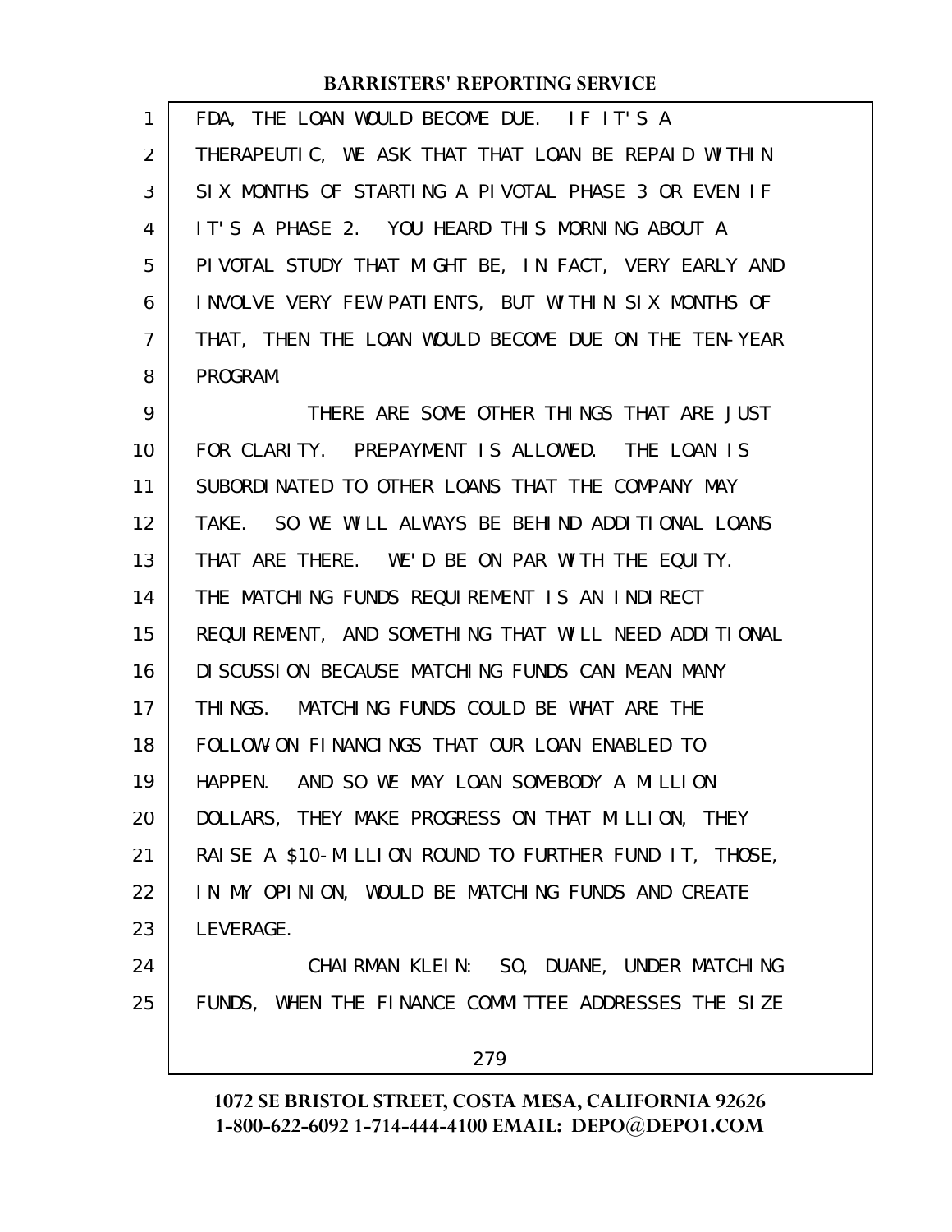FDA, THE LOAN WOULD BECOME DUE. IF IT'S A THERAPEUTIC, WE ASK THAT THAT LOAN BE REPAID WITHIN SIX MONTHS OF STARTING A PIVOTAL PHASE 3 OR EVEN IF IT'S A PHASE 2. YOU HEARD THIS MORNING ABOUT A PIVOTAL STUDY THAT MIGHT BE, IN FACT, VERY EARLY AND INVOLVE VERY FEW PATIENTS, BUT WITHIN SIX MONTHS OF THAT, THEN THE LOAN WOULD BECOME DUE ON THE TEN-YEAR PROGRAM.

THERE ARE SOME OTHER THINGS THAT ARE JUST FOR CLARITY. PREPAYMENT IS ALLOWED. THE LOAN IS SUBORDINATED TO OTHER LOANS THAT THE COMPANY MAY TAKE. SO WE WILL ALWAYS BE BEHIND ADDITIONAL LOANS THAT ARE THERE. WE'D BE ON PAR WITH THE EQUITY. THE MATCHING FUNDS REQUIREMENT IS AN INDIRECT REQUIREMENT, AND SOMETHING THAT WILL NEED ADDITIONAL DISCUSSION BECAUSE MATCHING FUNDS CAN MEAN MANY THINGS. MATCHING FUNDS COULD BE WHAT ARE THE FOLLOW-ON FINANCINGS THAT OUR LOAN ENABLED TO HAPPEN. AND SO WE MAY LOAN SOMEBODY A MILLION DOLLARS, THEY MAKE PROGRESS ON THAT MILLION, THEY RAISE A $10-MILLION ROUND TO FURTHER FUND IT, THOSE, IN MY OPINION, WOULD BE MATCHING FUNDS AND CREATE LEVERAGE.

CHAIRMAN KLEIN: SO, DUANE, UNDER MATCHING FUNDS, WHEN THE FINANCE COMMITTEE ADDRESSES THE SIZE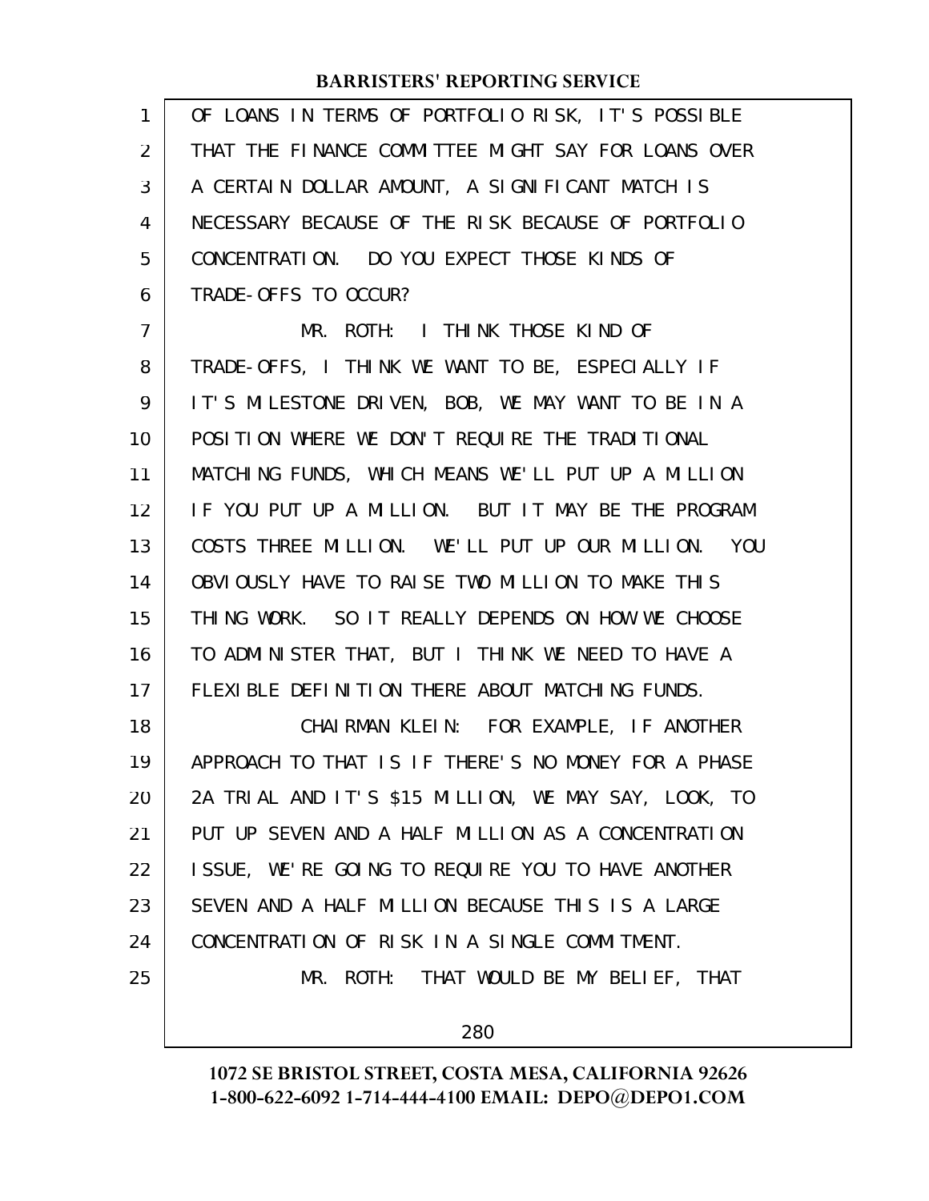OF LOANS IN TERMS OF PORTFOLIO RISK, IT'S POSSIBLE THAT THE FINANCE COMMITTEE MIGHT SAY FOR LOANS OVER A CERTAIN DOLLAR AMOUNT, A SIGNIFICANT MATCH IS NECESSARY BECAUSE OF THE RISK BECAUSE OF PORTFOLIO CONCENTRATION. DO YOU EXPECT THOSE KINDS OF TRADE-OFFS TO OCCUR?

MR. ROTH: I THINK THOSE KIND OF TRADE-OFFS, I THINK WE WANT TO BE, ESPECIALLY IF IT'S MILESTONE DRIVEN, BOB, WE MAY WANT TO BE IN A POSITION WHERE WE DON'T REQUIRE THE TRADITIONAL MATCHING FUNDS, WHICH MEANS WE'LL PUT UP A MILLION IF YOU PUT UP A MILLION. BUT IT MAY BE THE PROGRAM COSTS THREE MILLION. WE'LL PUT UP OUR MILLION. YOU OBVIOUSLY HAVE TO RAISE TWO MILLION TO MAKE THIS THING WORK. SO IT REALLY DEPENDS ON HOW WE CHOOSE TO ADMINISTER THAT, BUT I THINK WE NEED TO HAVE A FLEXIBLE DEFINITION THERE ABOUT MATCHING FUNDS.

CHAIRMAN KLEIN: FOR EXAMPLE, IF ANOTHER APPROACH TO THAT IS IF THERE'S NO MONEY FOR A PHASE 2A TRIAL AND IT'S $15 MILLION, WE MAY SAY, LOOK, TO PUT UP SEVEN AND A HALF MILLION AS A CONCENTRATION ISSUE, WE'RE GOING TO REQUIRE YOU TO HAVE ANOTHER SEVEN AND A HALF MILLION BECAUSE THIS IS A LARGE CONCENTRATION OF RISK IN A SINGLE COMMITMENT.

MR. ROTH: THAT WOULD BE MY BELIEF, THAT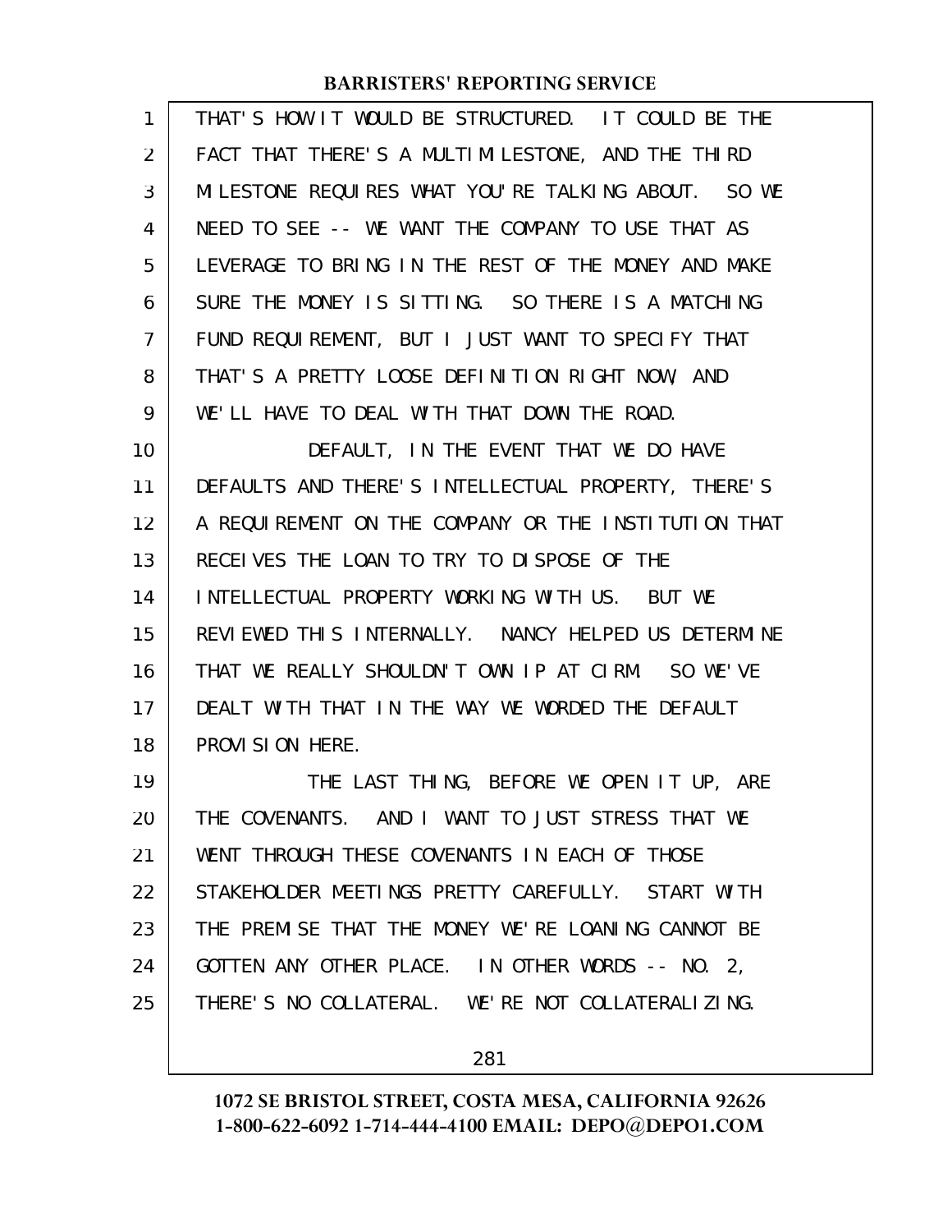THAT'S HOW IT WOULD BE STRUCTURED. IT COULD BE THE FACT THAT THERE'S A MULTIMILESTONE, AND THE THIRD MILESTONE REQUIRES WHAT YOU'RE TALKING ABOUT. SO WE NEED TO SEE -- WE WANT THE COMPANY TO USE THAT AS LEVERAGE TO BRING IN THE REST OF THE MONEY AND MAKE SURE THE MONEY IS SITTING. SO THERE IS A MATCHING FUND REQUIREMENT, BUT I JUST WANT TO SPECIFY THAT THAT'S A PRETTY LOOSE DEFINITION RIGHT NOW, AND WE'LL HAVE TO DEAL WITH THAT DOWN THE ROAD.

DEFAULT, IN THE EVENT THAT WE DO HAVE DEFAULTS AND THERE'S INTELLECTUAL PROPERTY, THERE'S A REQUIREMENT ON THE COMPANY OR THE INSTITUTION THAT RECEIVES THE LOAN TO TRY TO DISPOSE OF THE INTELLECTUAL PROPERTY WORKING WITH US. BUT WE REVIEWED THIS INTERNALLY. NANCY HELPED US DETERMINE THAT WE REALLY SHOULDN'T OWN IP AT CIRM. SO WE'VE DEALT WITH THAT IN THE WAY WE WORDED THE DEFAULT PROVISION HERE.

THE LAST THING, BEFORE WE OPEN IT UP, ARE THE COVENANTS. AND I WANT TO JUST STRESS THAT WE WENT THROUGH THESE COVENANTS IN EACH OF THOSE STAKEHOLDER MEETINGS PRETTY CAREFULLY. START WITH THE PREMISE THAT THE MONEY WE'RE LOANING CANNOT BE GOTTEN ANY OTHER PLACE. IN OTHER WORDS -- NO. 2, THERE'S NO COLLATERAL. WE'RE NOT COLLATERALIZING.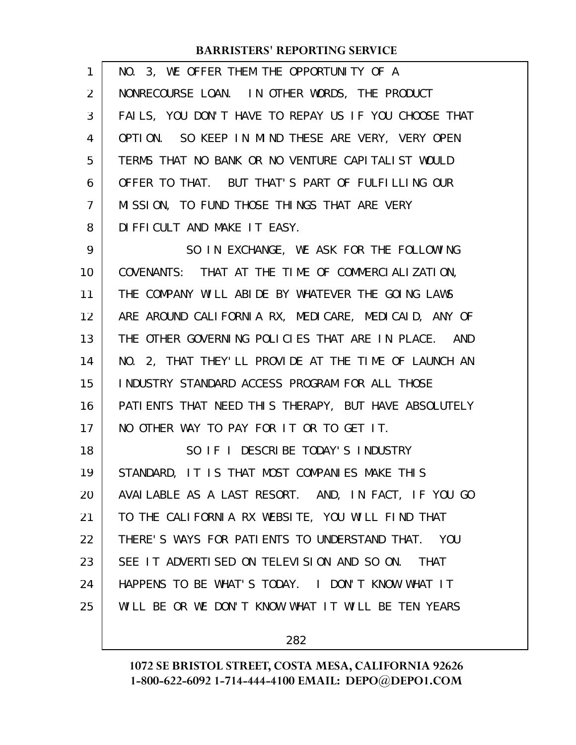NO. 3, WE OFFER THEM THE OPPORTUNITY OF A NONRECOURSE LOAN. IN OTHER WORDS, THE PRODUCT FAILS, YOU DON'T HAVE TO REPAY US IF YOU CHOOSE THAT OPTION. SO KEEP IN MIND THESE ARE VERY, VERY OPEN TERMS THAT NO BANK OR NO VENTURE CAPITALIST WOULD OFFER TO THAT. BUT THAT'S PART OF FULFILLING OUR MISSION, TO FUND THOSE THINGS THAT ARE VERY DIFFICULT AND MAKE IT EASY.

SO IN EXCHANGE, WE ASK FOR THE FOLLOWING COVENANTS: THAT AT THE TIME OF COMMERCIALIZATION, THE COMPANY WILL ABIDE BY WHATEVER THE GOING LAWS ARE AROUND CALIFORNIA RX, MEDICARE, MEDICAID, ANY OF THE OTHER GOVERNING POLICIES THAT ARE IN PLACE. AND NO. 2, THAT THEY'LL PROVIDE AT THE TIME OF LAUNCH AN INDUSTRY STANDARD ACCESS PROGRAM FOR ALL THOSE PATIENTS THAT NEED THIS THERAPY, BUT HAVE ABSOLUTELY NO OTHER WAY TO PAY FOR IT OR TO GET IT.

SO IF I DESCRIBE TODAY'S INDUSTRY STANDARD, IT IS THAT MOST COMPANIES MAKE THIS AVAILABLE AS A LAST RESORT. AND, IN FACT, IF YOU GO TO THE CALIFORNIA RX WEBSITE, YOU WILL FIND THAT THERE'S WAYS FOR PATIENTS TO UNDERSTAND THAT. YOU SEE IT ADVERTISED ON TELEVISION AND SO ON. THAT HAPPENS TO BE WHAT'S TODAY. I DON'T KNOW WHAT IT WILL BE OR WE DON'T KNOW WHAT IT WILL BE TEN YEARS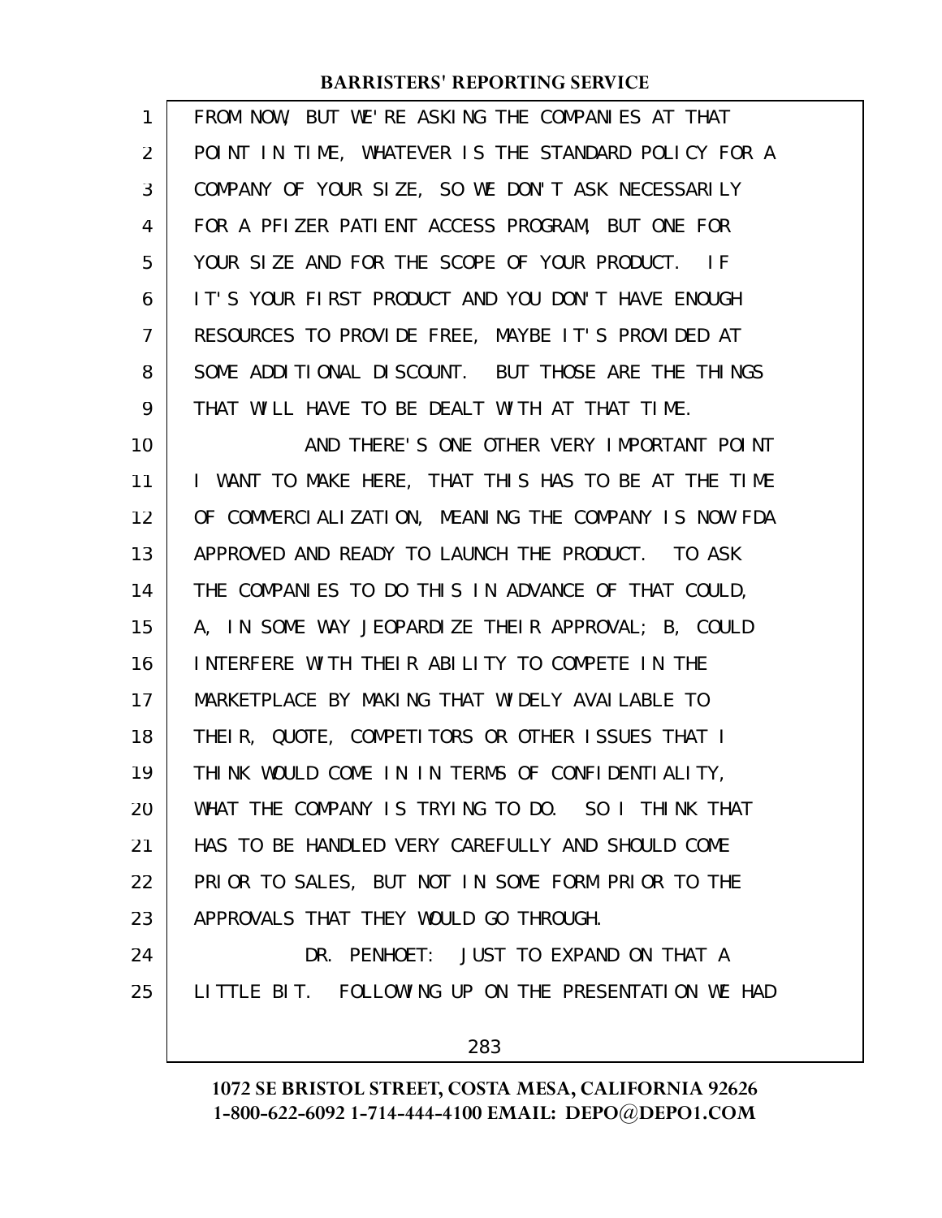FROM NOW, BUT WE'RE ASKING THE COMPANIES AT THAT POINT IN TIME, WHATEVER IS THE STANDARD POLICY FOR A COMPANY OF YOUR SIZE, SO WE DON'T ASK NECESSARILY FOR A PFIZER PATIENT ACCESS PROGRAM, BUT ONE FOR YOUR SIZE AND FOR THE SCOPE OF YOUR PRODUCT. IF IT'S YOUR FIRST PRODUCT AND YOU DON'T HAVE ENOUGH RESOURCES TO PROVIDE FREE, MAYBE IT'S PROVIDED AT SOME ADDITIONAL DISCOUNT. BUT THOSE ARE THE THINGS THAT WILL HAVE TO BE DEALT WITH AT THAT TIME.

AND THERE'S ONE OTHER VERY IMPORTANT POINT I WANT TO MAKE HERE, THAT THIS HAS TO BE AT THE TIME OF COMMERCIALIZATION, MEANING THE COMPANY IS NOW FDA APPROVED AND READY TO LAUNCH THE PRODUCT. TO ASK THE COMPANIES TO DO THIS IN ADVANCE OF THAT COULD, A, IN SOME WAY JEOPARDIZE THEIR APPROVAL; B, COULD INTERFERE WITH THEIR ABILITY TO COMPETE IN THE MARKETPLACE BY MAKING THAT WIDELY AVAILABLE TO THEIR, QUOTE, COMPETITORS OR OTHER ISSUES THAT I THINK WOULD COME IN IN TERMS OF CONFIDENTIALITY, WHAT THE COMPANY IS TRYING TO DO. SO I THINK THAT HAS TO BE HANDLED VERY CAREFULLY AND SHOULD COME PRIOR TO SALES, BUT NOT IN SOME FORM PRIOR TO THE APPROVALS THAT THEY WOULD GO THROUGH.

DR. PENHOET: JUST TO EXPAND ON THAT A LITTLE BIT. FOLLOWING UP ON THE PRESENTATION WE HAD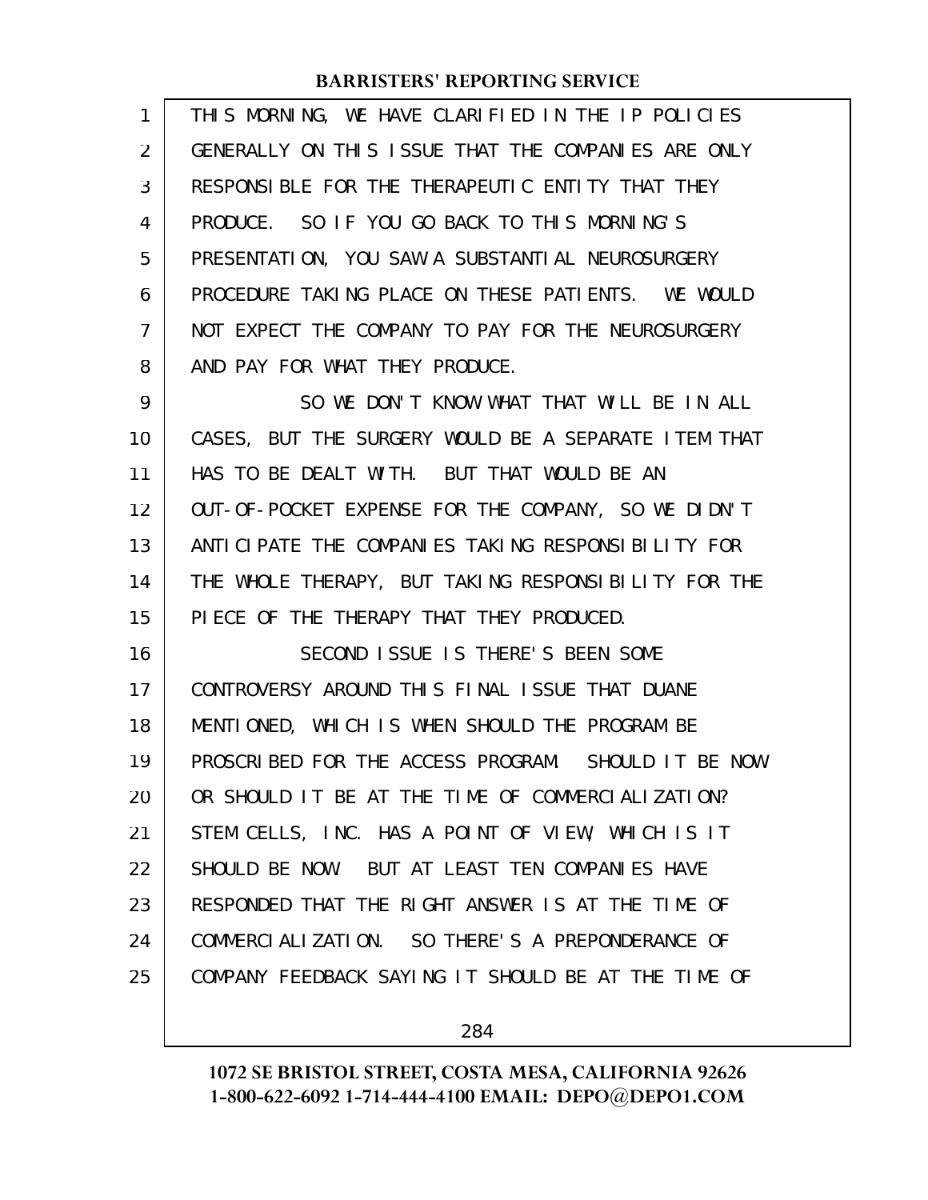THIS MORNING, WE HAVE CLARIFIED IN THE IP POLICIES GENERALLY ON THIS ISSUE THAT THE COMPANIES ARE ONLY RESPONSIBLE FOR THE THERAPEUTIC ENTITY THAT THEY PRODUCE. SO IF YOU GO BACK TO THIS MORNING'S PRESENTATION, YOU SAW A SUBSTANTIAL NEUROSURGERY PROCEDURE TAKING PLACE ON THESE PATIENTS. WE WOULD NOT EXPECT THE COMPANY TO PAY FOR THE NEUROSURGERY AND PAY FOR WHAT THEY PRODUCE.

SO WE DON'T KNOW WHAT THAT WILL BE IN ALL CASES, BUT THE SURGERY WOULD BE A SEPARATE ITEM THAT HAS TO BE DEALT WITH. BUT THAT WOULD BE AN OUT-OF-POCKET EXPENSE FOR THE COMPANY, SO WE DIDN'T ANTICIPATE THE COMPANIES TAKING RESPONSIBILITY FOR THE WHOLE THERAPY, BUT TAKING RESPONSIBILITY FOR THE PIECE OF THE THERAPY THAT THEY PRODUCED.

SECOND ISSUE IS THERE'S BEEN SOME CONTROVERSY AROUND THIS FINAL ISSUE THAT DUANE MENTIONED, WHICH IS WHEN SHOULD THE PROGRAM BE PROSCRIBED FOR THE ACCESS PROGRAM. SHOULD IT BE NOW OR SHOULD IT BE AT THE TIME OF COMMERCIALIZATION? STEM CELLS, INC. HAS A POINT OF VIEW, WHICH IS IT SHOULD BE NOW. BUT AT LEAST TEN COMPANIES HAVE RESPONDED THAT THE RIGHT ANSWER IS AT THE TIME OF COMMERCIALIZATION. SO THERE'S A PREPONDERANCE OF COMPANY FEEDBACK SAYING IT SHOULD BE AT THE TIME OF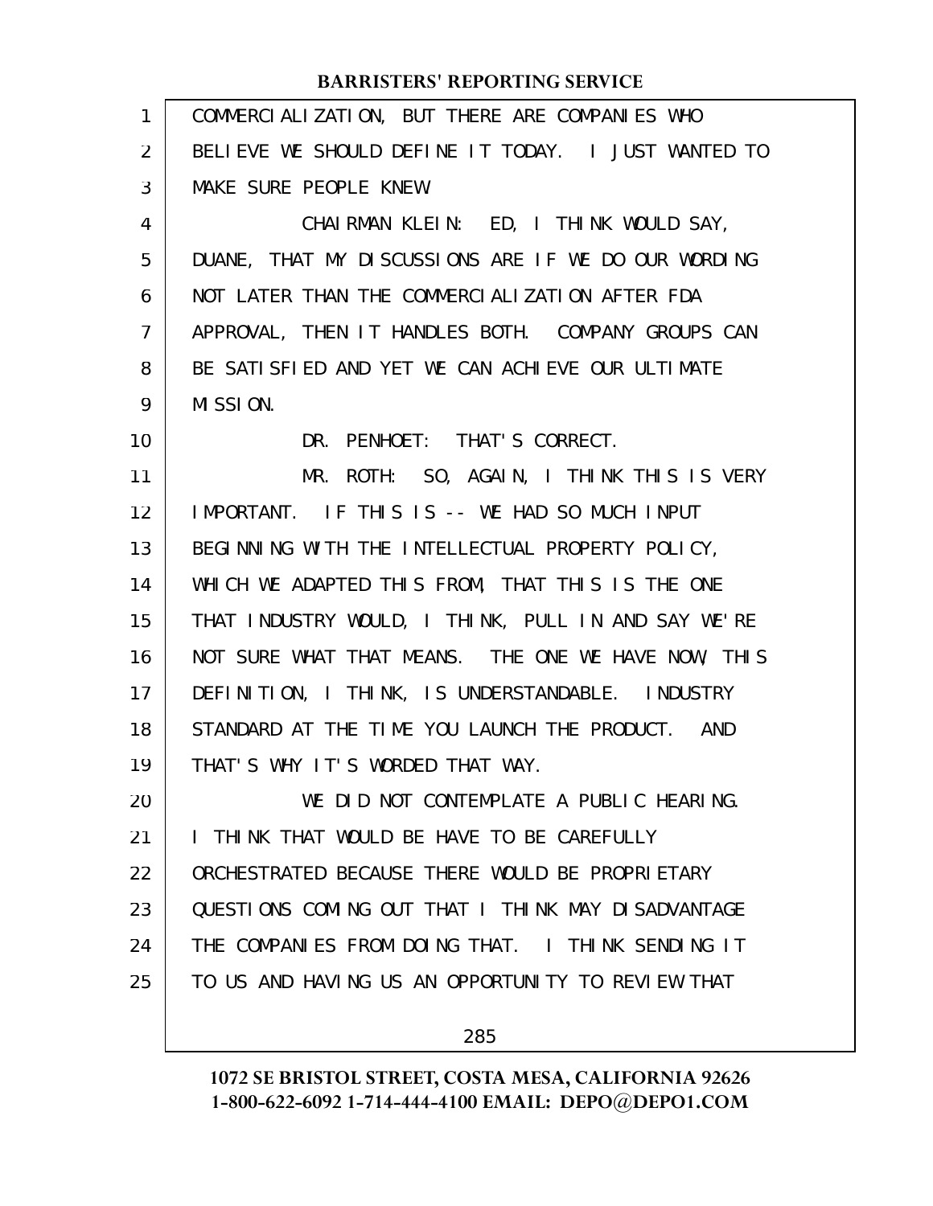COMMERCIALIZATION, BUT THERE ARE COMPANIES WHO BELIEVE WE SHOULD DEFINE IT TODAY. I JUST WANTED TO MAKE SURE PEOPLE KNEW.

CHAIRMAN KLEIN: ED, I THINK WOULD SAY, DUANE, THAT MY DISCUSSIONS ARE IF WE DO OUR WORDING NOT LATER THAN THE COMMERCIALIZATION AFTER FDA APPROVAL, THEN IT HANDLES BOTH. COMPANY GROUPS CAN BE SATISFIED AND YET WE CAN ACHIEVE OUR ULTIMATE MISSION.

DR. PENHOET: THAT'S CORRECT.

MR. ROTH: SO, AGAIN, I THINK THIS IS VERY IMPORTANT. IF THIS IS -- WE HAD SO MUCH INPUT BEGINNING WITH THE INTELLECTUAL PROPERTY POLICY, WHICH WE ADAPTED THIS FROM, THAT THIS IS THE ONE THAT INDUSTRY WOULD, I THINK, PULL IN AND SAY WE'RE NOT SURE WHAT THAT MEANS. THE ONE WE HAVE NOW, THIS DEFINITION, I THINK, IS UNDERSTANDABLE. INDUSTRY STANDARD AT THE TIME YOU LAUNCH THE PRODUCT. AND THAT'S WHY IT'S WORDED THAT WAY.

WE DID NOT CONTEMPLATE A PUBLIC HEARING. I THINK THAT WOULD BE HAVE TO BE CAREFULLY ORCHESTRATED BECAUSE THERE WOULD BE PROPRIETARY QUESTIONS COMING OUT THAT I THINK MAY DISADVANTAGE THE COMPANIES FROM DOING THAT. I THINK SENDING IT TO US AND HAVING US AN OPPORTUNITY TO REVIEW THAT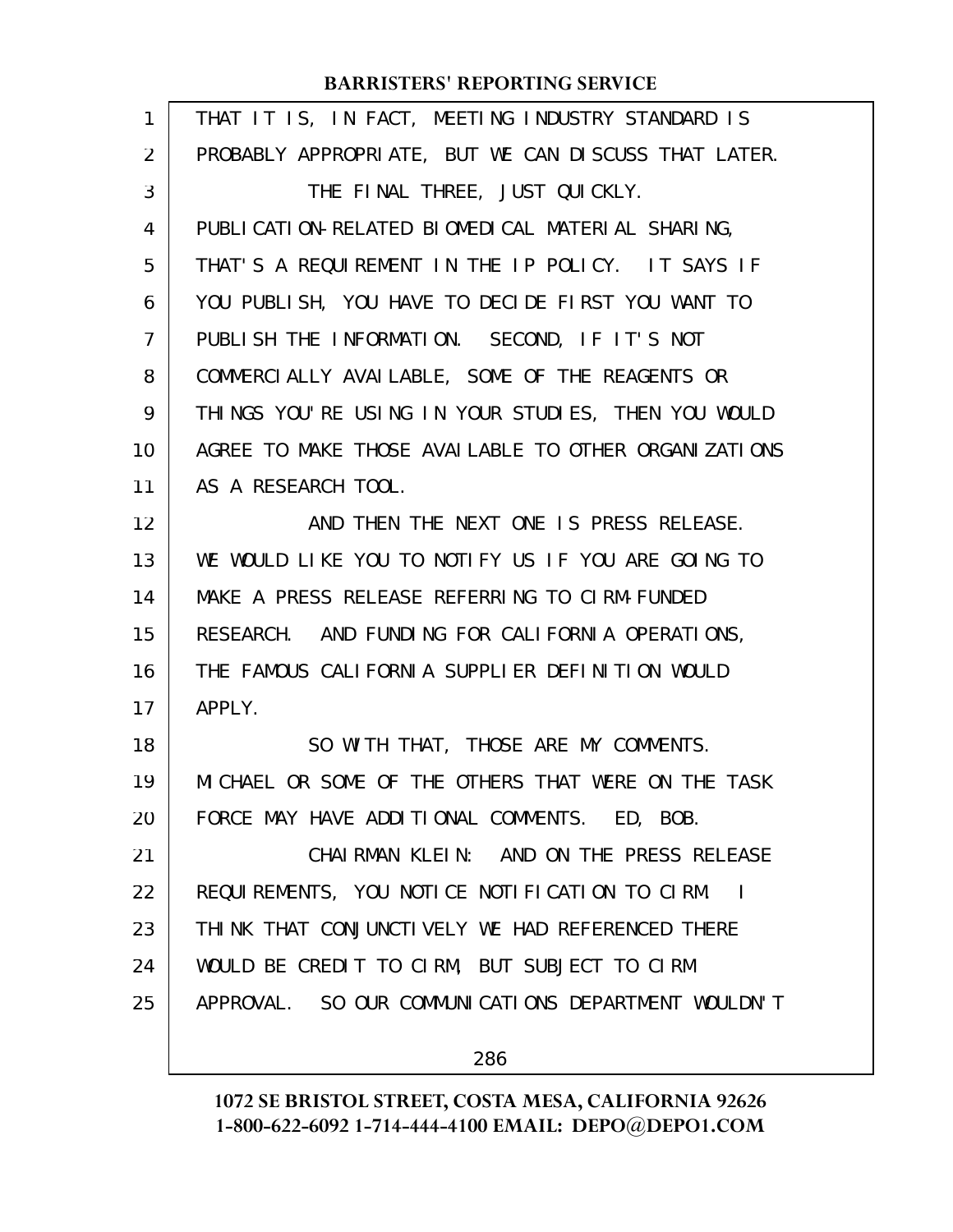THAT IT IS, IN FACT, MEETING INDUSTRY STANDARD IS PROBABLY APPROPRIATE, BUT WE CAN DISCUSS THAT LATER.

THE FINAL THREE, JUST QUICKLY. PUBLICATION-RELATED BIOMEDICAL MATERIAL SHARING, THAT'S A REQUIREMENT IN THE IP POLICY. IT SAYS IF YOU PUBLISH, YOU HAVE TO DECIDE FIRST YOU WANT TO PUBLISH THE INFORMATION. SECOND, IF IT'S NOT COMMERCIALLY AVAILABLE, SOME OF THE REAGENTS OR THINGS YOU'RE USING IN YOUR STUDIES, THEN YOU WOULD AGREE TO MAKE THOSE AVAILABLE TO OTHER ORGANIZATIONS AS A RESEARCH TOOL.

AND THEN THE NEXT ONE IS PRESS RELEASE. WE WOULD LIKE YOU TO NOTIFY US IF YOU ARE GOING TO MAKE A PRESS RELEASE REFERRING TO CIRM-FUNDED RESEARCH. AND FUNDING FOR CALIFORNIA OPERATIONS, THE FAMOUS CALIFORNIA SUPPLIER DEFINITION WOULD APPLY.

SO WITH THAT, THOSE ARE MY COMMENTS. MICHAEL OR SOME OF THE OTHERS THAT WERE ON THE TASK FORCE MAY HAVE ADDITIONAL COMMENTS. ED, BOB.

CHAIRMAN KLEIN: AND ON THE PRESS RELEASE REQUIREMENTS, YOU NOTICE NOTIFICATION TO CIRM. I THINK THAT CONJUNCTIVELY WE HAD REFERENCED THERE WOULD BE CREDIT TO CIRM, BUT SUBJECT TO CIRM APPROVAL. SO OUR COMMUNICATIONS DEPARTMENT WOULDN'T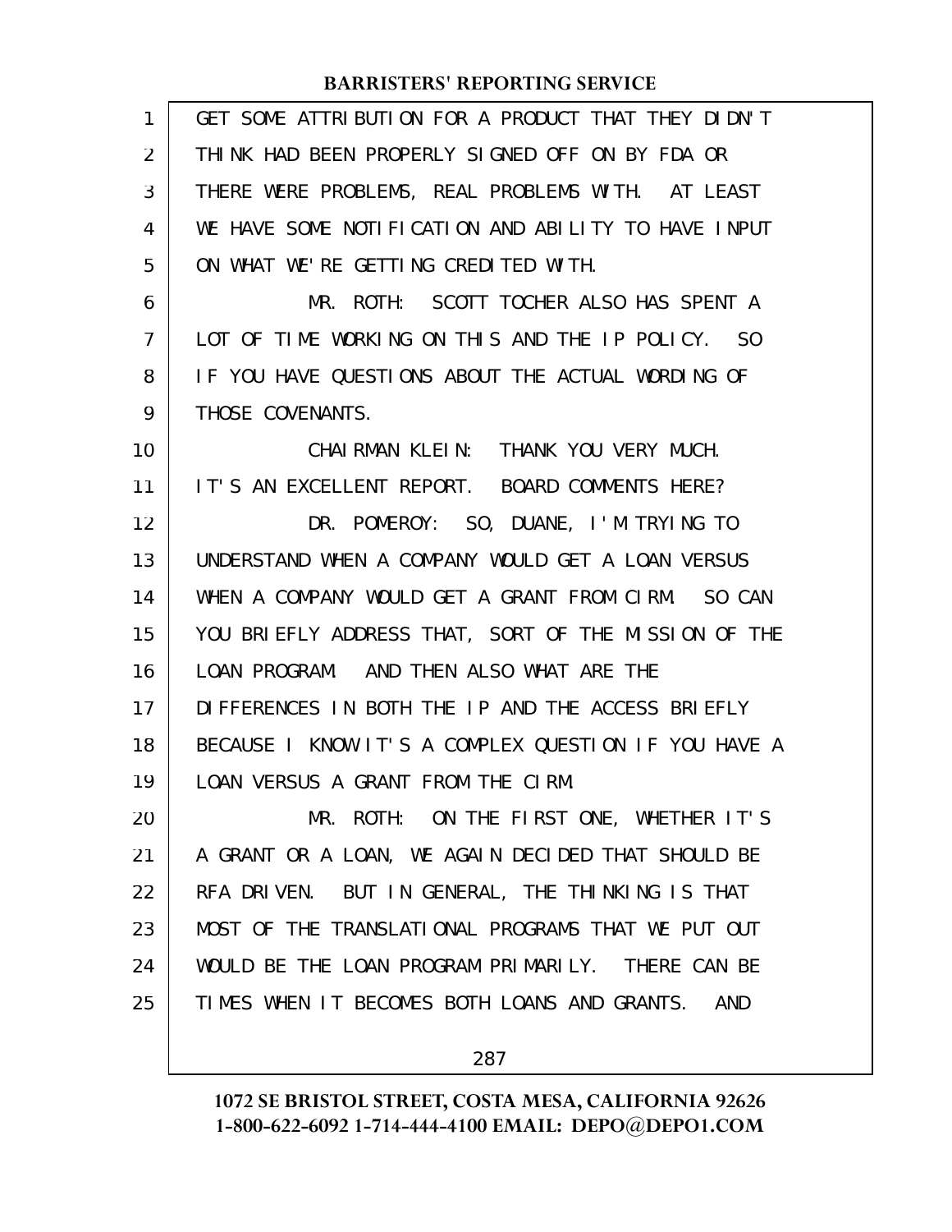GET SOME ATTRIBUTION FOR A PRODUCT THAT THEY DIDN'T THINK HAD BEEN PROPERLY SIGNED OFF ON BY FDA OR THERE WERE PROBLEMS, REAL PROBLEMS WITH. AT LEAST WE HAVE SOME NOTIFICATION AND ABILITY TO HAVE INPUT ON WHAT WE'RE GETTING CREDITED WITH.

MR. ROTH: SCOTT TOCHER ALSO HAS SPENT A LOT OF TIME WORKING ON THIS AND THE IP POLICY. SO IF YOU HAVE QUESTIONS ABOUT THE ACTUAL WORDING OF THOSE COVENANTS.

CHAIRMAN KLEIN: THANK YOU VERY MUCH. IT'S AN EXCELLENT REPORT. BOARD COMMENTS HERE?

DR. POMEROY: SO, DUANE, I'M TRYING TO UNDERSTAND WHEN A COMPANY WOULD GET A LOAN VERSUS WHEN A COMPANY WOULD GET A GRANT FROM CIRM. SO CAN YOU BRIEFLY ADDRESS THAT, SORT OF THE MISSION OF THE LOAN PROGRAM. AND THEN ALSO WHAT ARE THE DIFFERENCES IN BOTH THE IP AND THE ACCESS BRIEFLY BECAUSE I KNOW IT'S A COMPLEX QUESTION IF YOU HAVE A LOAN VERSUS A GRANT FROM THE CIRM.

MR. ROTH: ON THE FIRST ONE, WHETHER IT'S A GRANT OR A LOAN, WE AGAIN DECIDED THAT SHOULD BE RFA DRIVEN. BUT IN GENERAL, THE THINKING IS THAT MOST OF THE TRANSLATIONAL PROGRAMS THAT WE PUT OUT WOULD BE THE LOAN PROGRAM PRIMARILY. THERE CAN BE TIMES WHEN IT BECOMES BOTH LOANS AND GRANTS. AND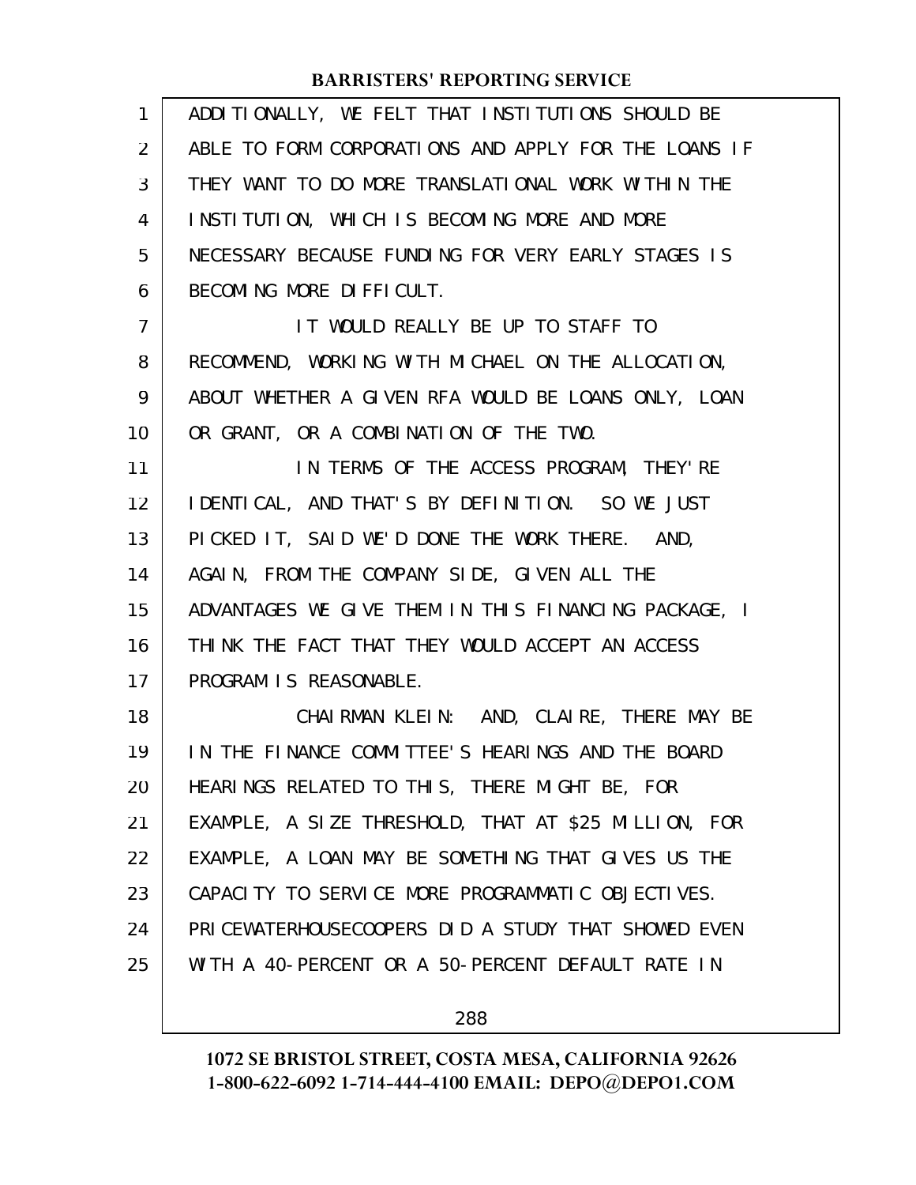ADDITIONALLY, WE FELT THAT INSTITUTIONS SHOULD BE ABLE TO FORM CORPORATIONS AND APPLY FOR THE LOANS IF THEY WANT TO DO MORE TRANSLATIONAL WORK WITHIN THE INSTITUTION, WHICH IS BECOMING MORE AND MORE NECESSARY BECAUSE FUNDING FOR VERY EARLY STAGES IS BECOMING MORE DIFFICULT.

IT WOULD REALLY BE UP TO STAFF TO RECOMMEND, WORKING WITH MICHAEL ON THE ALLOCATION, ABOUT WHETHER A GIVEN RFA WOULD BE LOANS ONLY, LOAN OR GRANT, OR A COMBINATION OF THE TWO.

IN TERMS OF THE ACCESS PROGRAM, THEY'RE IDENTICAL, AND THAT'S BY DEFINITION. SO WE JUST PICKED IT, SAID WE'D DONE THE WORK THERE. AND, AGAIN, FROM THE COMPANY SIDE, GIVEN ALL THE ADVANTAGES WE GIVE THEM IN THIS FINANCING PACKAGE, I THINK THE FACT THAT THEY WOULD ACCEPT AN ACCESS PROGRAM IS REASONABLE.

CHAIRMAN KLEIN: AND, CLAIRE, THERE MAY BE IN THE FINANCE COMMITTEE'S HEARINGS AND THE BOARD HEARINGS RELATED TO THIS, THERE MIGHT BE, FOR EXAMPLE, A SIZE THRESHOLD, THAT AT $25 MILLION, FOR EXAMPLE, A LOAN MAY BE SOMETHING THAT GIVES US THE CAPACITY TO SERVICE MORE PROGRAMMATIC OBJECTIVES. PRICEWATERHOUSECOOPERS DID A STUDY THAT SHOWED EVEN WITH A 40-PERCENT OR A 50-PERCENT DEFAULT RATE IN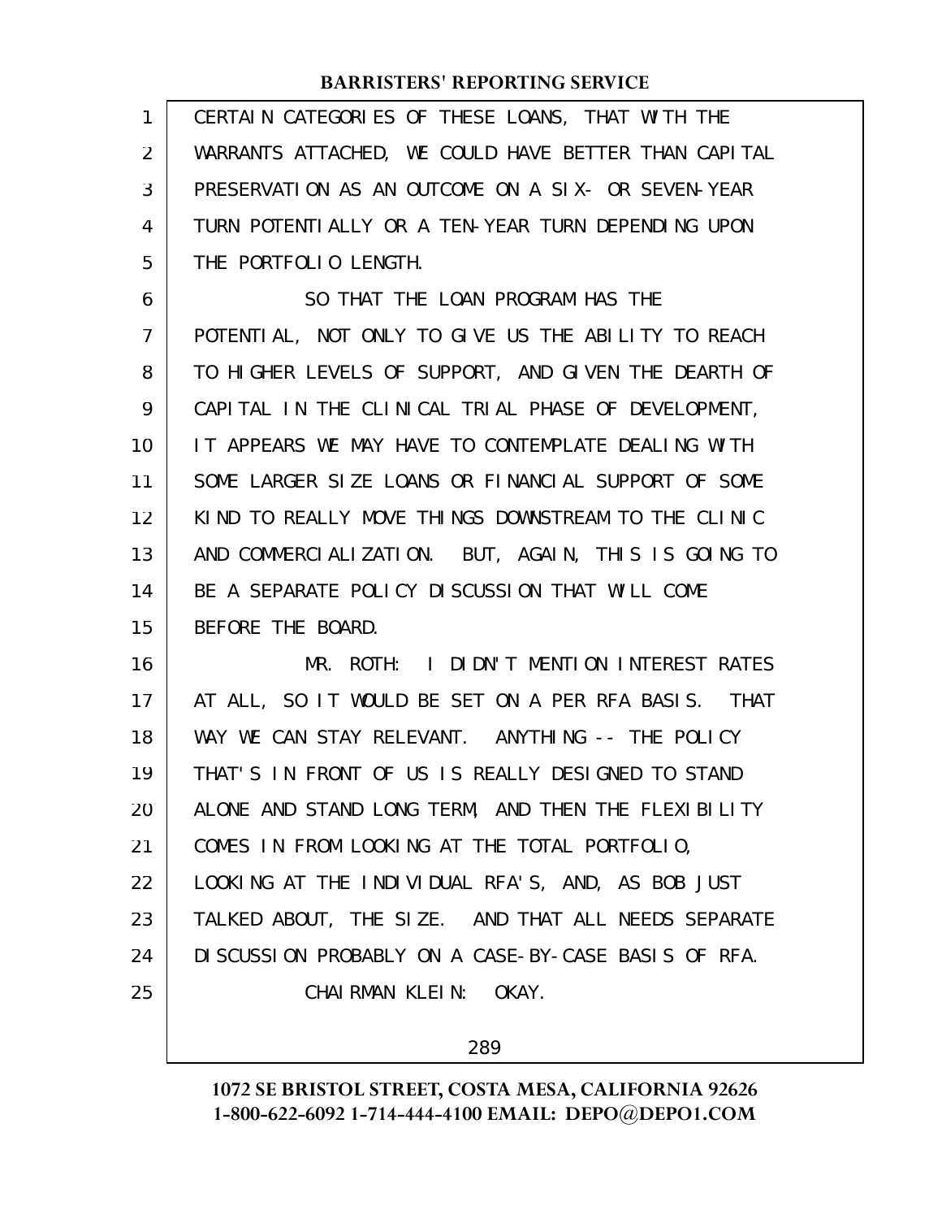CERTAIN CATEGORIES OF THESE LOANS, THAT WITH THE WARRANTS ATTACHED, WE COULD HAVE BETTER THAN CAPITAL PRESERVATION AS AN OUTCOME ON A SIX- OR SEVEN-YEAR TURN POTENTIALLY OR A TEN-YEAR TURN DEPENDING UPON THE PORTFOLIO LENGTH.

SO THAT THE LOAN PROGRAM HAS THE POTENTIAL, NOT ONLY TO GIVE US THE ABILITY TO REACH TO HIGHER LEVELS OF SUPPORT, AND GIVEN THE DEARTH OF CAPITAL IN THE CLINICAL TRIAL PHASE OF DEVELOPMENT, IT APPEARS WE MAY HAVE TO CONTEMPLATE DEALING WITH SOME LARGER SIZE LOANS OR FINANCIAL SUPPORT OF SOME KIND TO REALLY MOVE THINGS DOWNSTREAM TO THE CLINIC AND COMMERCIALIZATION. BUT, AGAIN, THIS IS GOING TO BE A SEPARATE POLICY DISCUSSION THAT WILL COME BEFORE THE BOARD.

MR. ROTH: I DIDN'T MENTION INTEREST RATES AT ALL, SO IT WOULD BE SET ON A PER RFA BASIS. THAT WAY WE CAN STAY RELEVANT. ANYTHING -- THE POLICY THAT'S IN FRONT OF US IS REALLY DESIGNED TO STAND ALONE AND STAND LONG TERM, AND THEN THE FLEXIBILITY COMES IN FROM LOOKING AT THE TOTAL PORTFOLIO, LOOKING AT THE INDIVIDUAL RFA'S, AND, AS BOB JUST TALKED ABOUT, THE SIZE. AND THAT ALL NEEDS SEPARATE DISCUSSION PROBABLY ON A CASE-BY-CASE BASIS OF RFA.

CHAIRMAN KLEIN: OKAY.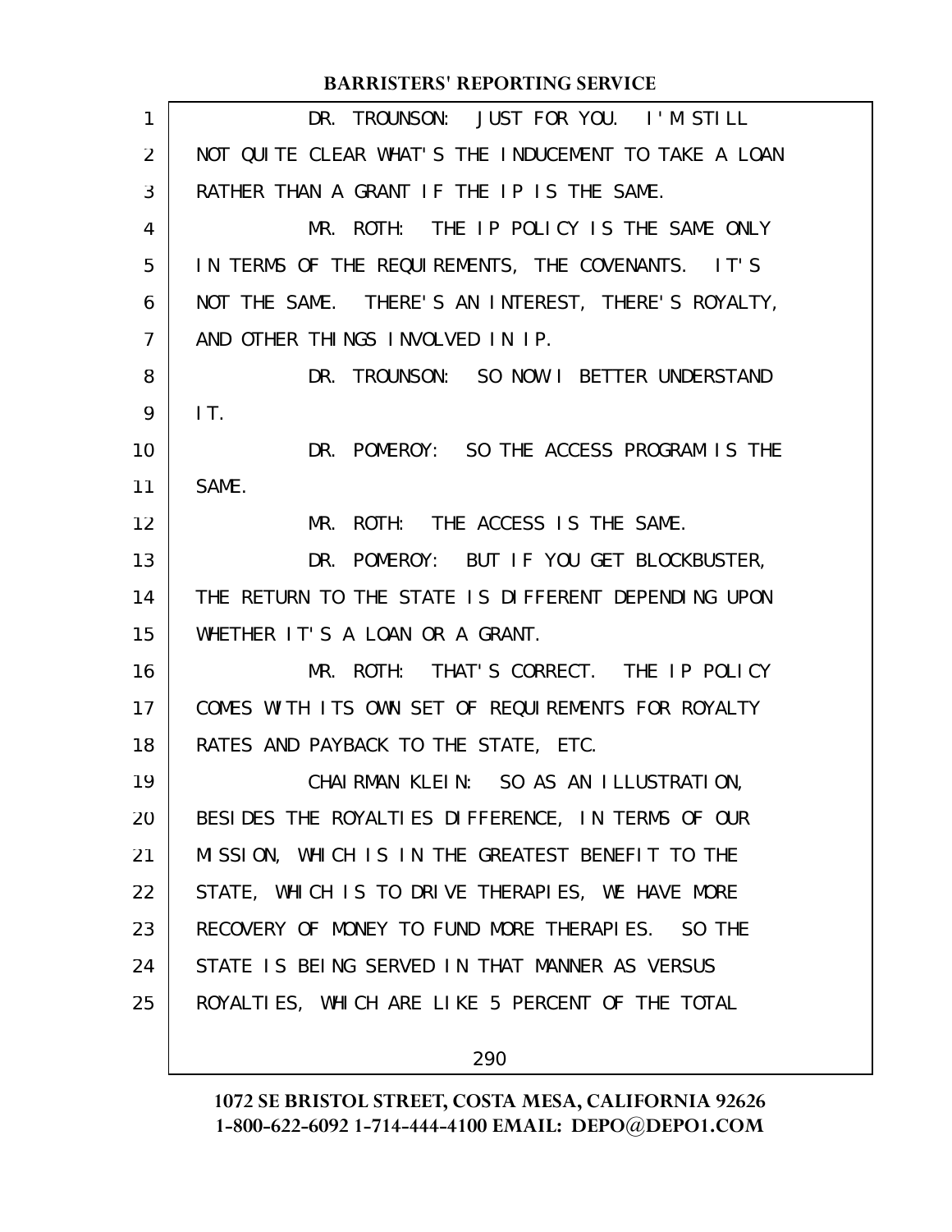DR. TROUNSON: JUST FOR YOU. I'M STILL NOT QUITE CLEAR WHAT'S THE INDUCEMENT TO TAKE A LOAN RATHER THAN A GRANT IF THE IP IS THE SAME.

MR. ROTH: THE IP POLICY IS THE SAME ONLY IN TERMS OF THE REQUIREMENTS, THE COVENANTS. IT'S NOT THE SAME. THERE'S AN INTEREST, THERE'S ROYALTY, AND OTHER THINGS INVOLVED IN IP.

DR. TROUNSON: SO NOW I BETTER UNDERSTAND IT.

DR. POMEROY: SO THE ACCESS PROGRAM IS THE SAME.

MR. ROTH: THE ACCESS IS THE SAME.

DR. POMEROY: BUT IF YOU GET BLOCKBUSTER, THE RETURN TO THE STATE IS DIFFERENT DEPENDING UPON WHETHER IT'S A LOAN OR A GRANT.

MR. ROTH: THAT'S CORRECT. THE IP POLICY COMES WITH ITS OWN SET OF REQUIREMENTS FOR ROYALTY RATES AND PAYBACK TO THE STATE, ETC.

CHAIRMAN KLEIN: SO AS AN ILLUSTRATION, BESIDES THE ROYALTIES DIFFERENCE, IN TERMS OF OUR MISSION, WHICH IS IN THE GREATEST BENEFIT TO THE STATE, WHICH IS TO DRIVE THERAPIES, WE HAVE MORE RECOVERY OF MONEY TO FUND MORE THERAPIES. SO THE STATE IS BEING SERVED IN THAT MANNER AS VERSUS ROYALTIES, WHICH ARE LIKE 5 PERCENT OF THE TOTAL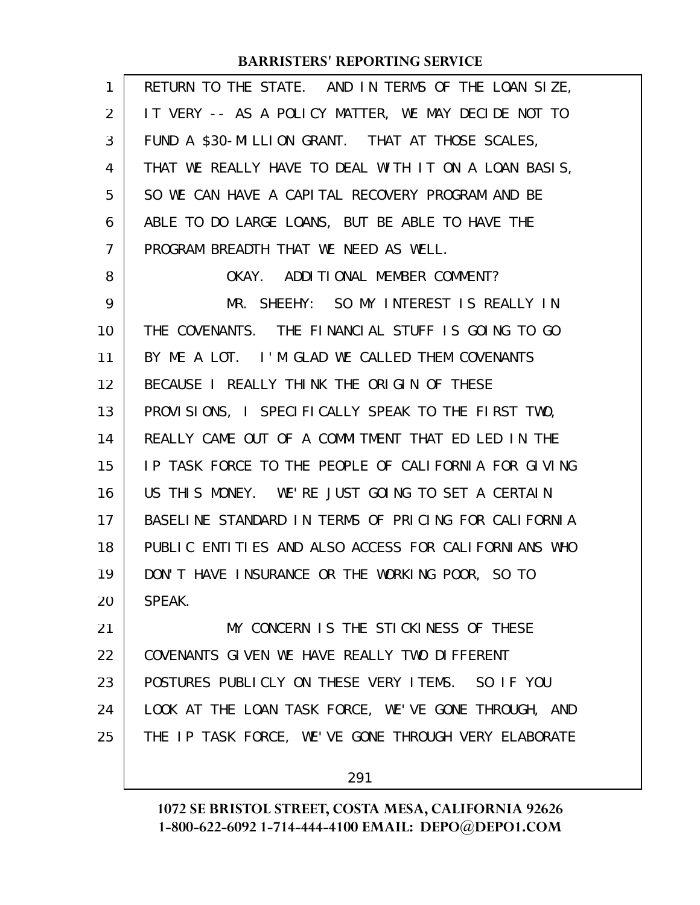RETURN TO THE STATE. AND IN TERMS OF THE LOAN SIZE, IT VERY -- AS A POLICY MATTER, WE MAY DECIDE NOT TO FUND A $30-MILLION GRANT. THAT AT THOSE SCALES, THAT WE REALLY HAVE TO DEAL WITH IT ON A LOAN BASIS, SO WE CAN HAVE A CAPITAL RECOVERY PROGRAM AND BE ABLE TO DO LARGE LOANS, BUT BE ABLE TO HAVE THE PROGRAM BREADTH THAT WE NEED AS WELL.

OKAY. ADDITIONAL MEMBER COMMENT?

MR. SHEEHY: SO MY INTEREST IS REALLY IN THE COVENANTS. THE FINANCIAL STUFF IS GOING TO GO BY ME A LOT. I'M GLAD WE CALLED THEM COVENANTS BECAUSE I REALLY THINK THE ORIGIN OF THESE PROVISIONS, I SPECIFICALLY SPEAK TO THE FIRST TWO, REALLY CAME OUT OF A COMMITMENT THAT ED LED IN THE IP TASK FORCE TO THE PEOPLE OF CALIFORNIA FOR GIVING US THIS MONEY. WE'RE JUST GOING TO SET A CERTAIN BASELINE STANDARD IN TERMS OF PRICING FOR CALIFORNIA PUBLIC ENTITIES AND ALSO ACCESS FOR CALIFORNIANS WHO DON'T HAVE INSURANCE OR THE WORKING POOR, SO TO SPEAK.

MY CONCERN IS THE STICKINESS OF THESE COVENANTS GIVEN WE HAVE REALLY TWO DIFFERENT POSTURES PUBLICLY ON THESE VERY ITEMS. SO IF YOU LOOK AT THE LOAN TASK FORCE, WE'VE GONE THROUGH, AND THE IP TASK FORCE, WE'VE GONE THROUGH VERY ELABORATE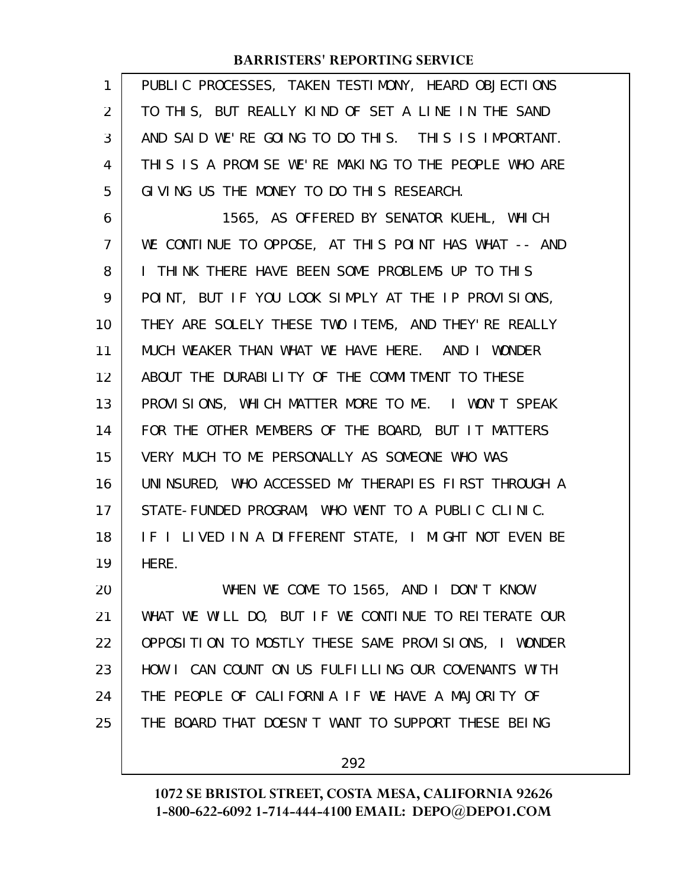PUBLIC PROCESSES, TAKEN TESTIMONY, HEARD OBJECTIONS TO THIS, BUT REALLY KIND OF SET A LINE IN THE SAND AND SAID WE'RE GOING TO DO THIS. THIS IS IMPORTANT. THIS IS A PROMISE WE'RE MAKING TO THE PEOPLE WHO ARE GIVING US THE MONEY TO DO THIS RESEARCH.

1565, AS OFFERED BY SENATOR KUEHL, WHICH WE CONTINUE TO OPPOSE, AT THIS POINT HAS WHAT -- AND I THINK THERE HAVE BEEN SOME PROBLEMS UP TO THIS POINT, BUT IF YOU LOOK SIMPLY AT THE IP PROVISIONS, THEY ARE SOLELY THESE TWO ITEMS, AND THEY'RE REALLY MUCH WEAKER THAN WHAT WE HAVE HERE. AND I WONDER ABOUT THE DURABILITY OF THE COMMITMENT TO THESE PROVISIONS, WHICH MATTER MORE TO ME. I WON'T SPEAK FOR THE OTHER MEMBERS OF THE BOARD, BUT IT MATTERS VERY MUCH TO ME PERSONALLY AS SOMEONE WHO WAS UNINSURED, WHO ACCESSED MY THERAPIES FIRST THROUGH A STATE-FUNDED PROGRAM, WHO WENT TO A PUBLIC CLINIC. IF I LIVED IN A DIFFERENT STATE, I MIGHT NOT EVEN BE HERE.

WHEN WE COME TO 1565, AND I DON'T KNOW WHAT WE WILL DO, BUT IF WE CONTINUE TO REITERATE OUR OPPOSITION TO MOSTLY THESE SAME PROVISIONS, I WONDER HOW I CAN COUNT ON US FULFILLING OUR COVENANTS WITH THE PEOPLE OF CALIFORNIA IF WE HAVE A MAJORITY OF THE BOARD THAT DOESN'T WANT TO SUPPORT THESE BEING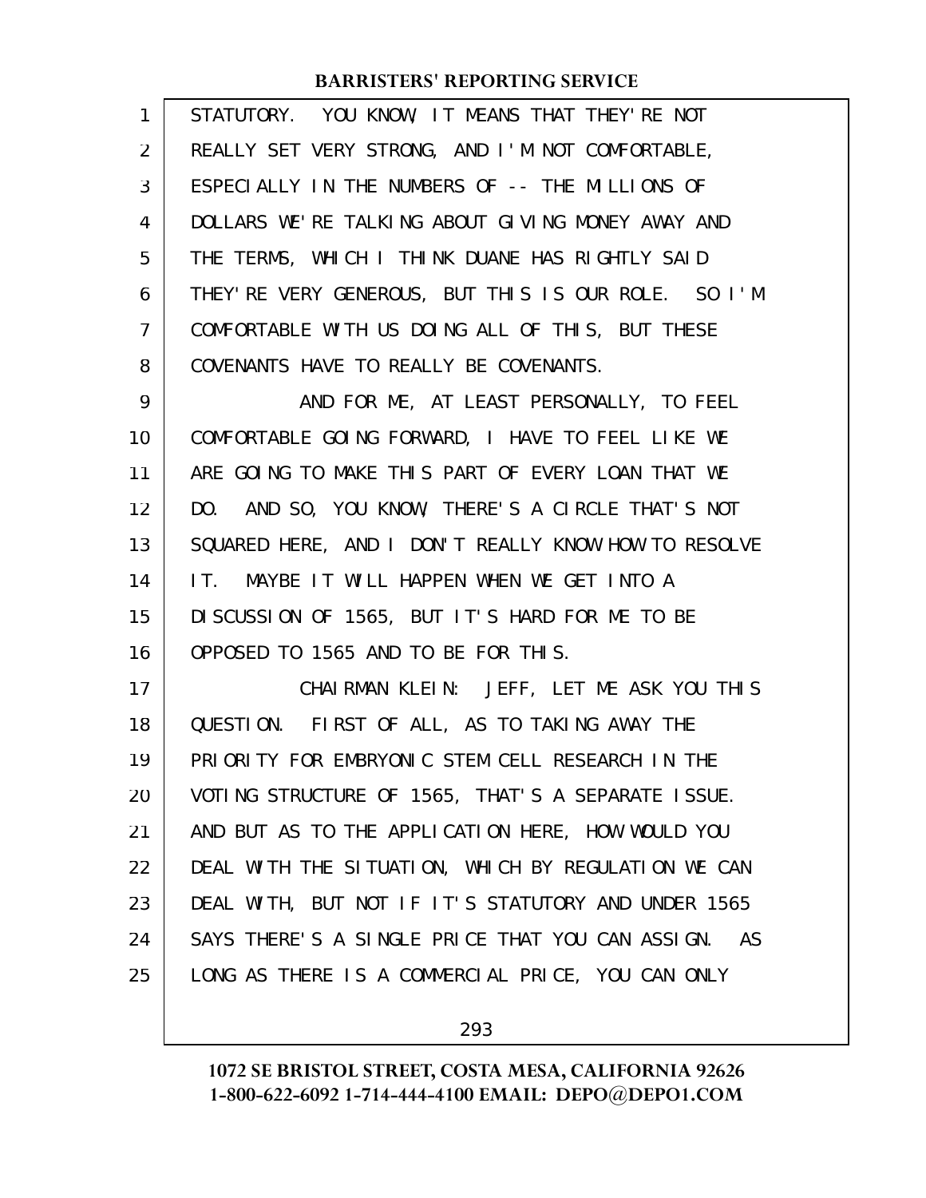STATUTORY. YOU KNOW, IT MEANS THAT THEY'RE NOT REALLY SET VERY STRONG, AND I'M NOT COMFORTABLE, ESPECIALLY IN THE NUMBERS OF -- THE MILLIONS OF DOLLARS WE'RE TALKING ABOUT GIVING MONEY AWAY AND THE TERMS, WHICH I THINK DUANE HAS RIGHTLY SAID THEY'RE VERY GENEROUS, BUT THIS IS OUR ROLE. SO I'M COMFORTABLE WITH US DOING ALL OF THIS, BUT THESE COVENANTS HAVE TO REALLY BE COVENANTS.

AND FOR ME, AT LEAST PERSONALLY, TO FEEL COMFORTABLE GOING FORWARD, I HAVE TO FEEL LIKE WE ARE GOING TO MAKE THIS PART OF EVERY LOAN THAT WE DO. AND SO, YOU KNOW, THERE'S A CIRCLE THAT'S NOT SQUARED HERE, AND I DON'T REALLY KNOW HOW TO RESOLVE IT. MAYBE IT WILL HAPPEN WHEN WE GET INTO A DISCUSSION OF 1565, BUT IT'S HARD FOR ME TO BE OPPOSED TO 1565 AND TO BE FOR THIS.

CHAIRMAN KLEIN: JEFF, LET ME ASK YOU THIS QUESTION. FIRST OF ALL, AS TO TAKING AWAY THE PRIORITY FOR EMBRYONIC STEM CELL RESEARCH IN THE VOTING STRUCTURE OF 1565, THAT'S A SEPARATE ISSUE. AND BUT AS TO THE APPLICATION HERE, HOW WOULD YOU DEAL WITH THE SITUATION, WHICH BY REGULATION WE CAN DEAL WITH, BUT NOT IF IT'S STATUTORY AND UNDER 1565 SAYS THERE'S A SINGLE PRICE THAT YOU CAN ASSIGN. AS LONG AS THERE IS A COMMERCIAL PRICE, YOU CAN ONLY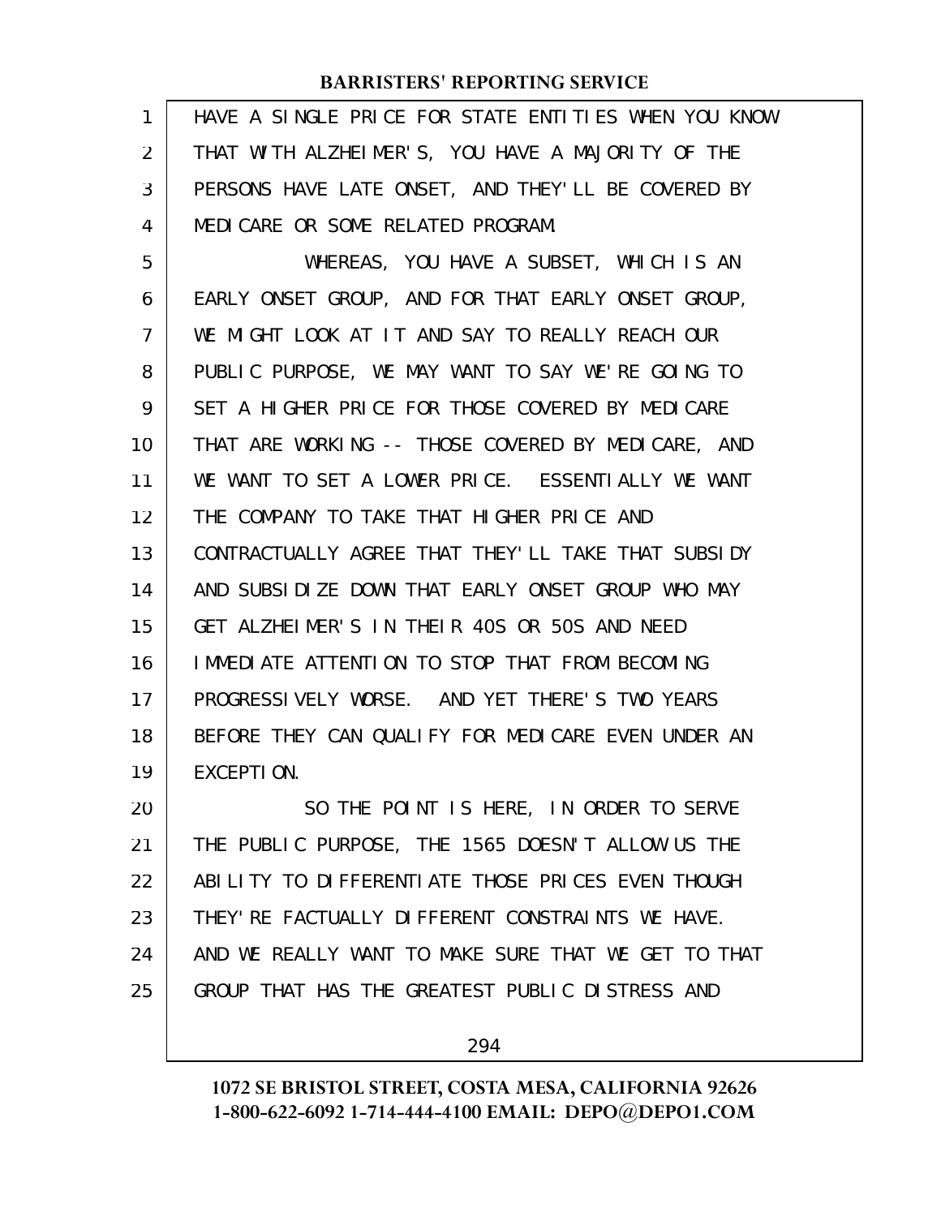HAVE A SINGLE PRICE FOR STATE ENTITIES WHEN YOU KNOW THAT WITH ALZHEIMER'S, YOU HAVE A MAJORITY OF THE PERSONS HAVE LATE ONSET, AND THEY'LL BE COVERED BY MEDICARE OR SOME RELATED PROGRAM.

WHEREAS, YOU HAVE A SUBSET, WHICH IS AN EARLY ONSET GROUP, AND FOR THAT EARLY ONSET GROUP, WE MIGHT LOOK AT IT AND SAY TO REALLY REACH OUR PUBLIC PURPOSE, WE MAY WANT TO SAY WE'RE GOING TO SET A HIGHER PRICE FOR THOSE COVERED BY MEDICARE THAT ARE WORKING -- THOSE COVERED BY MEDICARE, AND WE WANT TO SET A LOWER PRICE. ESSENTIALLY WE WANT THE COMPANY TO TAKE THAT HIGHER PRICE AND CONTRACTUALLY AGREE THAT THEY'LL TAKE THAT SUBSIDY AND SUBSIDIZE DOWN THAT EARLY ONSET GROUP WHO MAY GET ALZHEIMER'S IN THEIR 40S OR 50S AND NEED IMMEDIATE ATTENTION TO STOP THAT FROM BECOMING PROGRESSIVELY WORSE. AND YET THERE'S TWO YEARS BEFORE THEY CAN QUALIFY FOR MEDICARE EVEN UNDER AN EXCEPTION.

SO THE POINT IS HERE, IN ORDER TO SERVE THE PUBLIC PURPOSE, THE 1565 DOESN'T ALLOW US THE ABILITY TO DIFFERENTIATE THOSE PRICES EVEN THOUGH THEY'RE FACTUALLY DIFFERENT CONSTRAINTS WE HAVE. AND WE REALLY WANT TO MAKE SURE THAT WE GET TO THAT GROUP THAT HAS THE GREATEST PUBLIC DISTRESS AND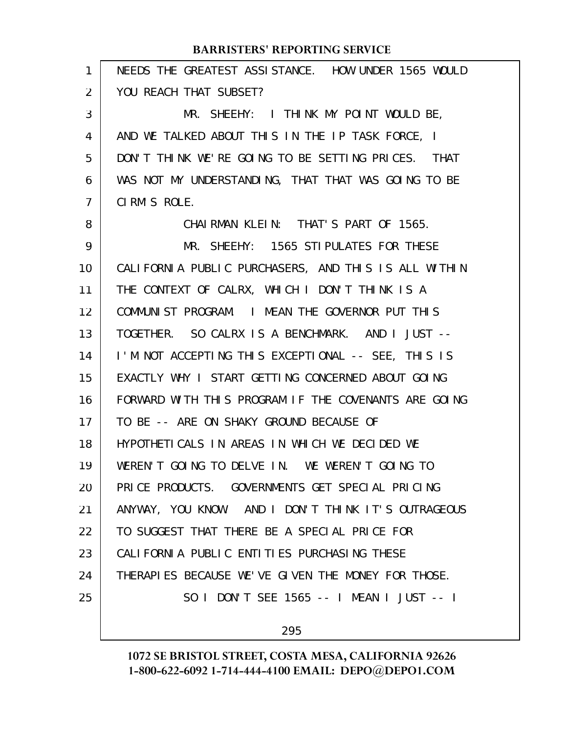NEEDS THE GREATEST ASSISTANCE. HOW UNDER 1565 WOULD YOU REACH THAT SUBSET?

MR. SHEEHY: I THINK MY POINT WOULD BE, AND WE TALKED ABOUT THIS IN THE IP TASK FORCE, I DON'T THINK WE'RE GOING TO BE SETTING PRICES. THAT WAS NOT MY UNDERSTANDING, THAT THAT WAS GOING TO BE CIRM'S ROLE.

CHAIRMAN KLEIN: THAT'S PART OF 1565.

MR. SHEEHY: 1565 STIPULATES FOR THESE CALIFORNIA PUBLIC PURCHASERS, AND THIS IS ALL WITHIN THE CONTEXT OF CALRX, WHICH I DON'T THINK IS A COMMUNIST PROGRAM. I MEAN THE GOVERNOR PUT THIS TOGETHER. SO CALRX IS A BENCHMARK. AND I JUST -- I'M NOT ACCEPTING THIS EXCEPTIONAL -- SEE, THIS IS EXACTLY WHY I START GETTING CONCERNED ABOUT GOING FORWARD WITH THIS PROGRAM IF THE COVENANTS ARE GOING TO BE -- ARE ON SHAKY GROUND BECAUSE OF HYPOTHETICALS IN AREAS IN WHICH WE DECIDED WE WEREN'T GOING TO DELVE IN. WE WEREN'T GOING TO PRICE PRODUCTS. GOVERNMENTS GET SPECIAL PRICING ANYWAY, YOU KNOW. AND I DON'T THINK IT'S OUTRAGEOUS TO SUGGEST THAT THERE BE A SPECIAL PRICE FOR CALIFORNIA PUBLIC ENTITIES PURCHASING THESE THERAPIES BECAUSE WE'VE GIVEN THE MONEY FOR THOSE.

SO I DON'T SEE 1565 -- I MEAN I JUST -- I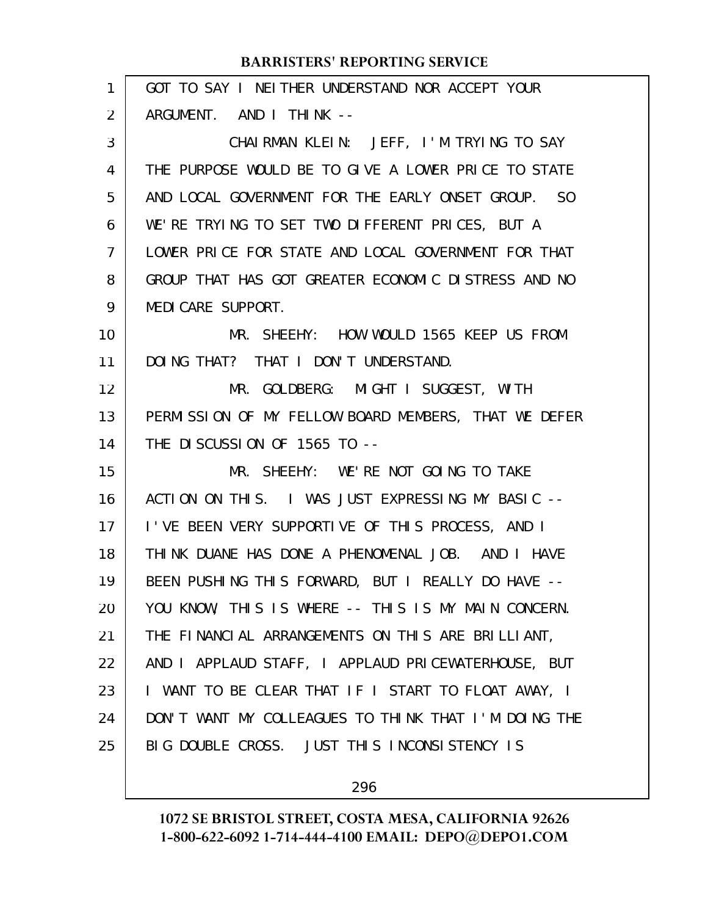GOT TO SAY I NEITHER UNDERSTAND NOR ACCEPT YOUR ARGUMENT. AND I THINK --

CHAIRMAN KLEIN: JEFF, I'M TRYING TO SAY THE PURPOSE WOULD BE TO GIVE A LOWER PRICE TO STATE AND LOCAL GOVERNMENT FOR THE EARLY ONSET GROUP. SO WE'RE TRYING TO SET TWO DIFFERENT PRICES, BUT A LOWER PRICE FOR STATE AND LOCAL GOVERNMENT FOR THAT GROUP THAT HAS GOT GREATER ECONOMIC DISTRESS AND NO MEDICARE SUPPORT.

MR. SHEEHY: HOW WOULD 1565 KEEP US FROM DOING THAT? THAT I DON'T UNDERSTAND.

MR. GOLDBERG: MIGHT I SUGGEST, WITH PERMISSION OF MY FELLOW BOARD MEMBERS, THAT WE DEFER THE DISCUSSION OF 1565 TO --

MR. SHEEHY: WE'RE NOT GOING TO TAKE ACTION ON THIS. I WAS JUST EXPRESSING MY BASIC -- I'VE BEEN VERY SUPPORTIVE OF THIS PROCESS, AND I THINK DUANE HAS DONE A PHENOMENAL JOB. AND I HAVE BEEN PUSHING THIS FORWARD, BUT I REALLY DO HAVE -- YOU KNOW, THIS IS WHERE -- THIS IS MY MAIN CONCERN. THE FINANCIAL ARRANGEMENTS ON THIS ARE BRILLIANT, AND I APPLAUD STAFF, I APPLAUD PRICEWATERHOUSE, BUT I WANT TO BE CLEAR THAT IF I START TO FLOAT AWAY, I DON'T WANT MY COLLEAGUES TO THINK THAT I'M DOING THE BIG DOUBLE CROSS. JUST THIS INCONSISTENCY IS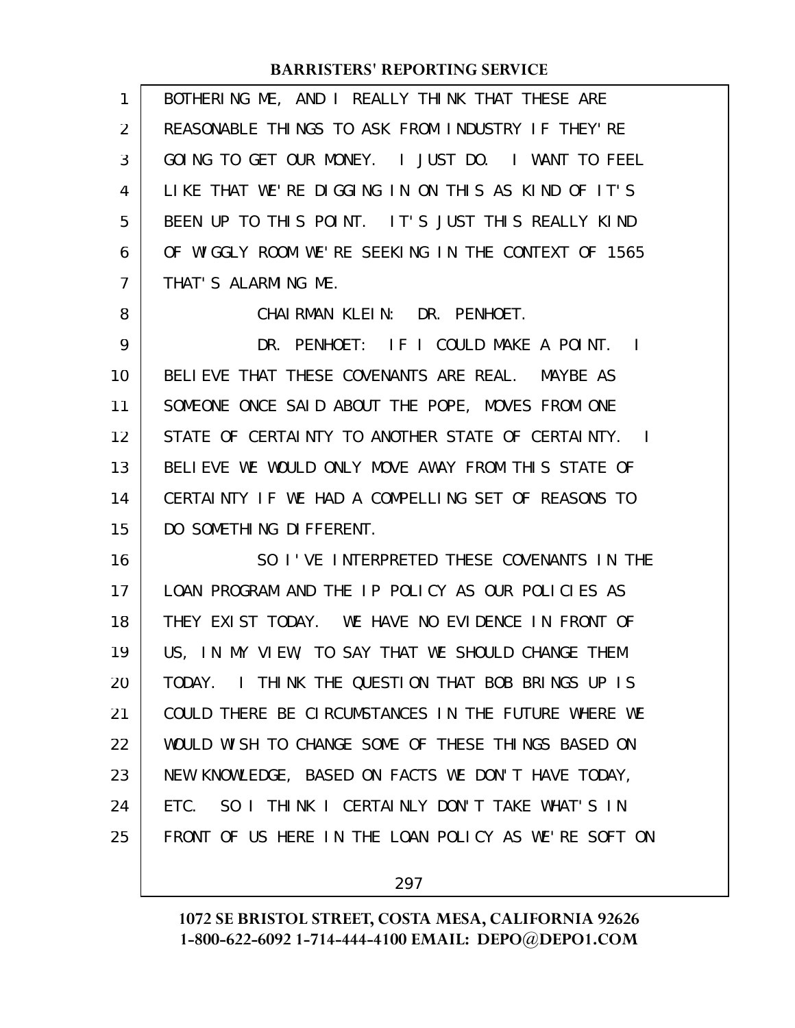BOTHERING ME, AND I REALLY THINK THAT THESE ARE REASONABLE THINGS TO ASK FROM INDUSTRY IF THEY'RE GOING TO GET OUR MONEY. I JUST DO. I WANT TO FEEL LIKE THAT WE'RE DIGGING IN ON THIS AS KIND OF IT'S BEEN UP TO THIS POINT. IT'S JUST THIS REALLY KIND OF WIGGLY ROOM WE'RE SEEKING IN THE CONTEXT OF 1565 THAT'S ALARMING ME.

CHAIRMAN KLEIN: DR. PENHOET.

DR. PENHOET: IF I COULD MAKE A POINT. I BELIEVE THAT THESE COVENANTS ARE REAL. MAYBE AS SOMEONE ONCE SAID ABOUT THE POPE, MOVES FROM ONE STATE OF CERTAINTY TO ANOTHER STATE OF CERTAINTY. I BELIEVE WE WOULD ONLY MOVE AWAY FROM THIS STATE OF CERTAINTY IF WE HAD A COMPELLING SET OF REASONS TO DO SOMETHING DIFFERENT.

SO I'VE INTERPRETED THESE COVENANTS IN THE LOAN PROGRAM AND THE IP POLICY AS OUR POLICIES AS THEY EXIST TODAY. WE HAVE NO EVIDENCE IN FRONT OF US, IN MY VIEW, TO SAY THAT WE SHOULD CHANGE THEM TODAY. I THINK THE QUESTION THAT BOB BRINGS UP IS COULD THERE BE CIRCUMSTANCES IN THE FUTURE WHERE WE WOULD WISH TO CHANGE SOME OF THESE THINGS BASED ON NEW KNOWLEDGE, BASED ON FACTS WE DON'T HAVE TODAY, ETC. SO I THINK I CERTAINLY DON'T TAKE WHAT'S IN FRONT OF US HERE IN THE LOAN POLICY AS WE'RE SOFT ON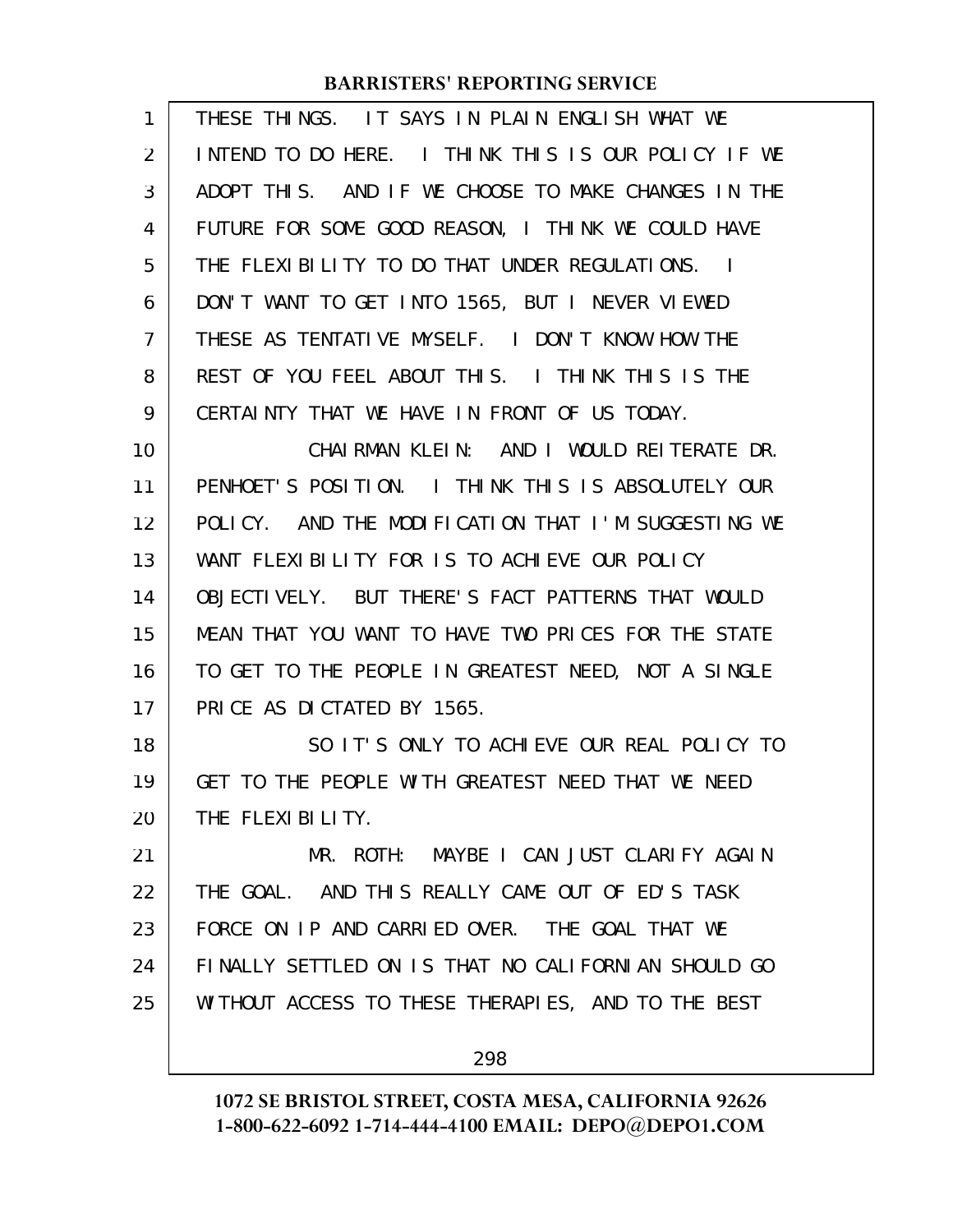THESE THINGS. IT SAYS IN PLAIN ENGLISH WHAT WE INTEND TO DO HERE. I THINK THIS IS OUR POLICY IF WE ADOPT THIS. AND IF WE CHOOSE TO MAKE CHANGES IN THE FUTURE FOR SOME GOOD REASON, I THINK WE COULD HAVE THE FLEXIBILITY TO DO THAT UNDER REGULATIONS. I DON'T WANT TO GET INTO 1565, BUT I NEVER VIEWED THESE AS TENTATIVE MYSELF. I DON'T KNOW HOW THE REST OF YOU FEEL ABOUT THIS. I THINK THIS IS THE CERTAINTY THAT WE HAVE IN FRONT OF US TODAY.

CHAIRMAN KLEIN: AND I WOULD REITERATE DR. PENHOET'S POSITION. I THINK THIS IS ABSOLUTELY OUR POLICY. AND THE MODIFICATION THAT I'M SUGGESTING WE WANT FLEXIBILITY FOR IS TO ACHIEVE OUR POLICY OBJECTIVELY. BUT THERE'S FACT PATTERNS THAT WOULD MEAN THAT YOU WANT TO HAVE TWO PRICES FOR THE STATE TO GET TO THE PEOPLE IN GREATEST NEED, NOT A SINGLE PRICE AS DICTATED BY 1565.

SO IT'S ONLY TO ACHIEVE OUR REAL POLICY TO GET TO THE PEOPLE WITH GREATEST NEED THAT WE NEED THE FLEXIBILITY.

MR. ROTH: MAYBE I CAN JUST CLARIFY AGAIN THE GOAL. AND THIS REALLY CAME OUT OF ED'S TASK FORCE ON IP AND CARRIED OVER. THE GOAL THAT WE FINALLY SETTLED ON IS THAT NO CALIFORNIAN SHOULD GO WITHOUT ACCESS TO THESE THERAPIES, AND TO THE BEST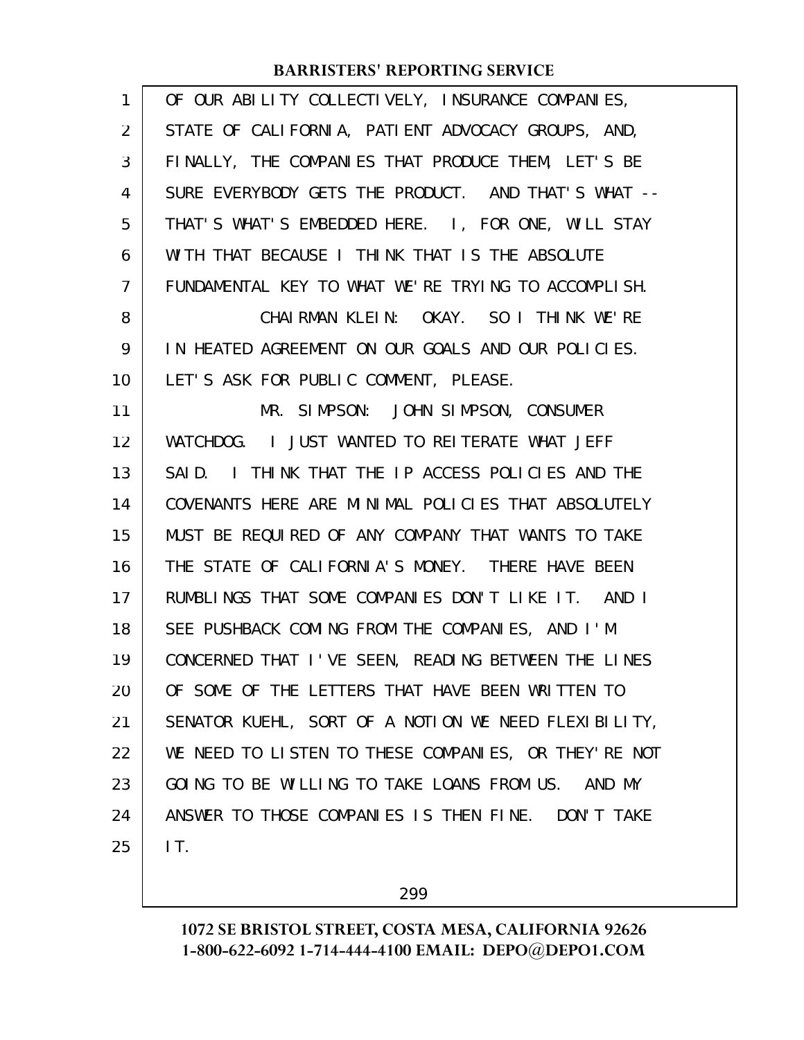OF OUR ABILITY COLLECTIVELY, INSURANCE COMPANIES, STATE OF CALIFORNIA, PATIENT ADVOCACY GROUPS, AND, FINALLY, THE COMPANIES THAT PRODUCE THEM, LET'S BE SURE EVERYBODY GETS THE PRODUCT. AND THAT'S WHAT -- THAT'S WHAT'S EMBEDDED HERE. I, FOR ONE, WILL STAY WITH THAT BECAUSE I THINK THAT IS THE ABSOLUTE FUNDAMENTAL KEY TO WHAT WE'RE TRYING TO ACCOMPLISH.

CHAIRMAN KLEIN: OKAY. SO I THINK WE'RE IN HEATED AGREEMENT ON OUR GOALS AND OUR POLICIES. LET'S ASK FOR PUBLIC COMMENT, PLEASE.

MR. SIMPSON: JOHN SIMPSON, CONSUMER WATCHDOG. I JUST WANTED TO REITERATE WHAT JEFF SAID. I THINK THAT THE IP ACCESS POLICIES AND THE COVENANTS HERE ARE MINIMAL POLICIES THAT ABSOLUTELY MUST BE REQUIRED OF ANY COMPANY THAT WANTS TO TAKE THE STATE OF CALIFORNIA'S MONEY. THERE HAVE BEEN RUMBLINGS THAT SOME COMPANIES DON'T LIKE IT. AND I SEE PUSHBACK COMING FROM THE COMPANIES, AND I'M CONCERNED THAT I'VE SEEN, READING BETWEEN THE LINES OF SOME OF THE LETTERS THAT HAVE BEEN WRITTEN TO SENATOR KUEHL, SORT OF A NOTION WE NEED FLEXIBILITY, WE NEED TO LISTEN TO THESE COMPANIES, OR THEY'RE NOT GOING TO BE WILLING TO TAKE LOANS FROM US. AND MY ANSWER TO THOSE COMPANIES IS THEN FINE. DON'T TAKE IT.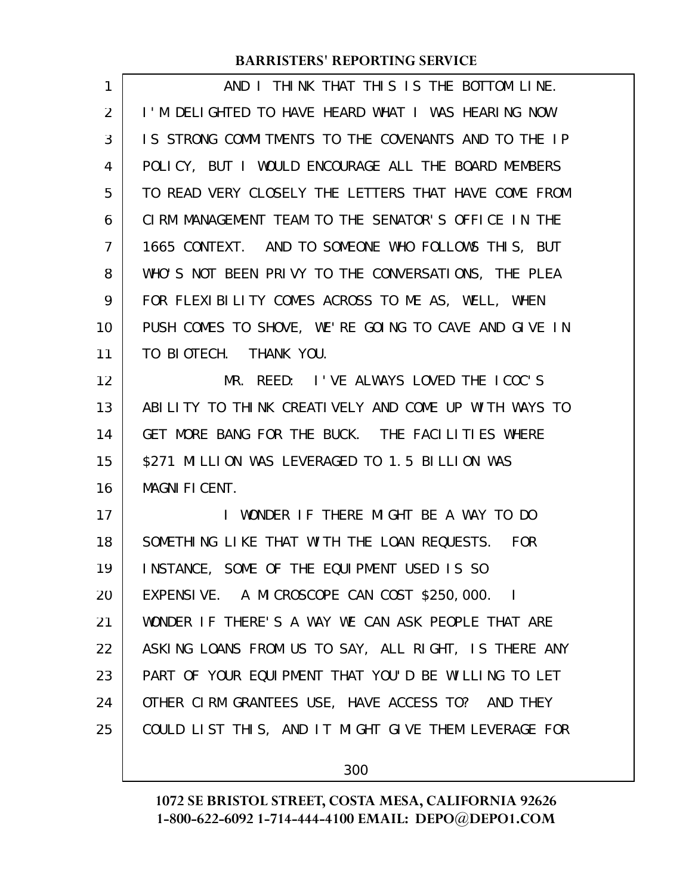AND I THINK THAT THIS IS THE BOTTOM LINE. I'M DELIGHTED TO HAVE HEARD WHAT I WAS HEARING NOW IS STRONG COMMITMENTS TO THE COVENANTS AND TO THE IP POLICY, BUT I WOULD ENCOURAGE ALL THE BOARD MEMBERS TO READ VERY CLOSELY THE LETTERS THAT HAVE COME FROM CIRM MANAGEMENT TEAM TO THE SENATOR'S OFFICE IN THE 1665 CONTEXT. AND TO SOMEONE WHO FOLLOWS THIS, BUT WHO'S NOT BEEN PRIVY TO THE CONVERSATIONS, THE PLEA FOR FLEXIBILITY COMES ACROSS TO ME AS, WELL, WHEN PUSH COMES TO SHOVE, WE'RE GOING TO CAVE AND GIVE IN TO BIOTECH. THANK YOU.

MR. REED: I'VE ALWAYS LOVED THE ICOC'S ABILITY TO THINK CREATIVELY AND COME UP WITH WAYS TO GET MORE BANG FOR THE BUCK. THE FACILITIES WHERE $271 MILLION WAS LEVERAGED TO 1.5 BILLION WAS MAGNIFICENT.

I WONDER IF THERE MIGHT BE A WAY TO DO SOMETHING LIKE THAT WITH THE LOAN REQUESTS. FOR INSTANCE, SOME OF THE EQUIPMENT USED IS SO EXPENSIVE. A MICROSCOPE CAN COST $250,000. I WONDER IF THERE'S A WAY WE CAN ASK PEOPLE THAT ARE ASKING LOANS FROM US TO SAY, ALL RIGHT, IS THERE ANY PART OF YOUR EQUIPMENT THAT YOU'D BE WILLING TO LET OTHER CIRM GRANTEES USE, HAVE ACCESS TO? AND THEY COULD LIST THIS, AND IT MIGHT GIVE THEM LEVERAGE FOR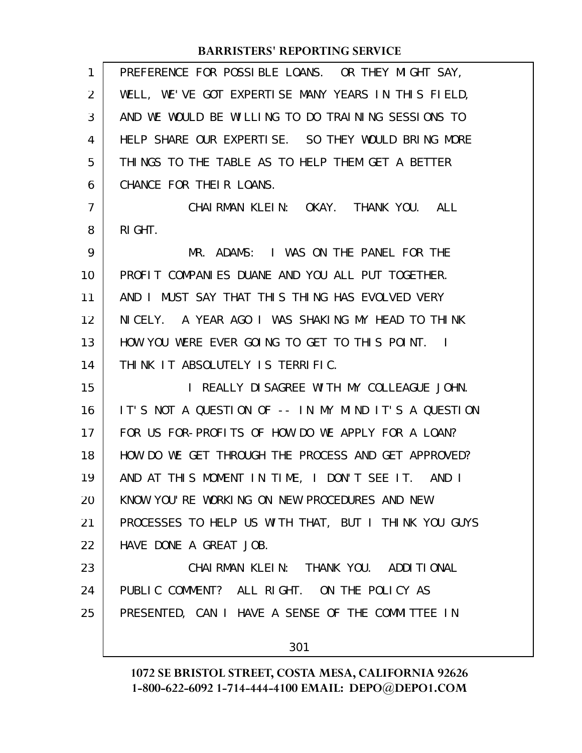PREFERENCE FOR POSSIBLE LOANS. OR THEY MIGHT SAY, WELL, WE'VE GOT EXPERTISE MANY YEARS IN THIS FIELD, AND WE WOULD BE WILLING TO DO TRAINING SESSIONS TO HELP SHARE OUR EXPERTISE. SO THEY WOULD BRING MORE THINGS TO THE TABLE AS TO HELP THEM GET A BETTER CHANCE FOR THEIR LOANS.

CHAIRMAN KLEIN: OKAY. THANK YOU. ALL RIGHT.

MR. ADAMS: I WAS ON THE PANEL FOR THE PROFIT COMPANIES DUANE AND YOU ALL PUT TOGETHER. AND I MUST SAY THAT THIS THING HAS EVOLVED VERY NICELY. A YEAR AGO I WAS SHAKING MY HEAD TO THINK HOW YOU WERE EVER GOING TO GET TO THIS POINT. I THINK IT ABSOLUTELY IS TERRIFIC.

I REALLY DISAGREE WITH MY COLLEAGUE JOHN. IT'S NOT A QUESTION OF -- IN MY MIND IT'S A QUESTION FOR US FOR-PROFITS OF HOW DO WE APPLY FOR A LOAN? HOW DO WE GET THROUGH THE PROCESS AND GET APPROVED? AND AT THIS MOMENT IN TIME, I DON'T SEE IT. AND I KNOW YOU'RE WORKING ON NEW PROCEDURES AND NEW PROCESSES TO HELP US WITH THAT, BUT I THINK YOU GUYS HAVE DONE A GREAT JOB.

CHAIRMAN KLEIN: THANK YOU. ADDITIONAL PUBLIC COMMENT? ALL RIGHT. ON THE POLICY AS PRESENTED, CAN I HAVE A SENSE OF THE COMMITTEE IN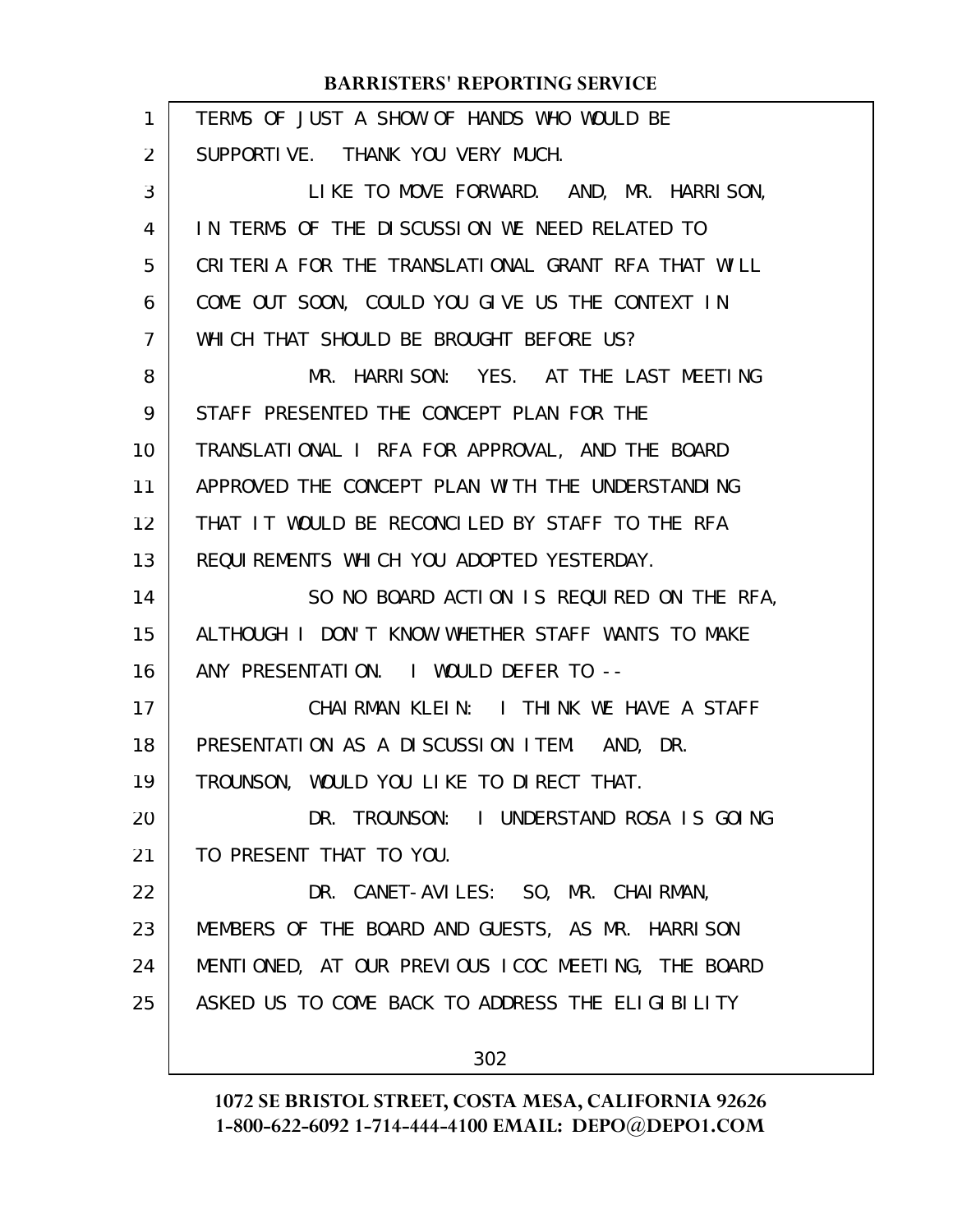TERMS OF JUST A SHOW OF HANDS WHO WOULD BE SUPPORTIVE. THANK YOU VERY MUCH.

LIKE TO MOVE FORWARD. AND, MR. HARRISON, IN TERMS OF THE DISCUSSION WE NEED RELATED TO CRITERIA FOR THE TRANSLATIONAL GRANT RFA THAT WILL COME OUT SOON, COULD YOU GIVE US THE CONTEXT IN WHICH THAT SHOULD BE BROUGHT BEFORE US?

MR. HARRISON: YES. AT THE LAST MEETING STAFF PRESENTED THE CONCEPT PLAN FOR THE TRANSLATIONAL I RFA FOR APPROVAL, AND THE BOARD APPROVED THE CONCEPT PLAN WITH THE UNDERSTANDING THAT IT WOULD BE RECONCILED BY STAFF TO THE RFA REQUIREMENTS WHICH YOU ADOPTED YESTERDAY.

SO NO BOARD ACTION IS REQUIRED ON THE RFA, ALTHOUGH I DON'T KNOW WHETHER STAFF WANTS TO MAKE ANY PRESENTATION. I WOULD DEFER TO --

CHAIRMAN KLEIN: I THINK WE HAVE A STAFF PRESENTATION AS A DISCUSSION ITEM. AND, DR. TROUNSON, WOULD YOU LIKE TO DIRECT THAT.

DR. TROUNSON: I UNDERSTAND ROSA IS GOING TO PRESENT THAT TO YOU.

DR. CANET-AVILES: SO, MR. CHAIRMAN, MEMBERS OF THE BOARD AND GUESTS, AS MR. HARRISON MENTIONED, AT OUR PREVIOUS ICOC MEETING, THE BOARD ASKED US TO COME BACK TO ADDRESS THE ELIGIBILITY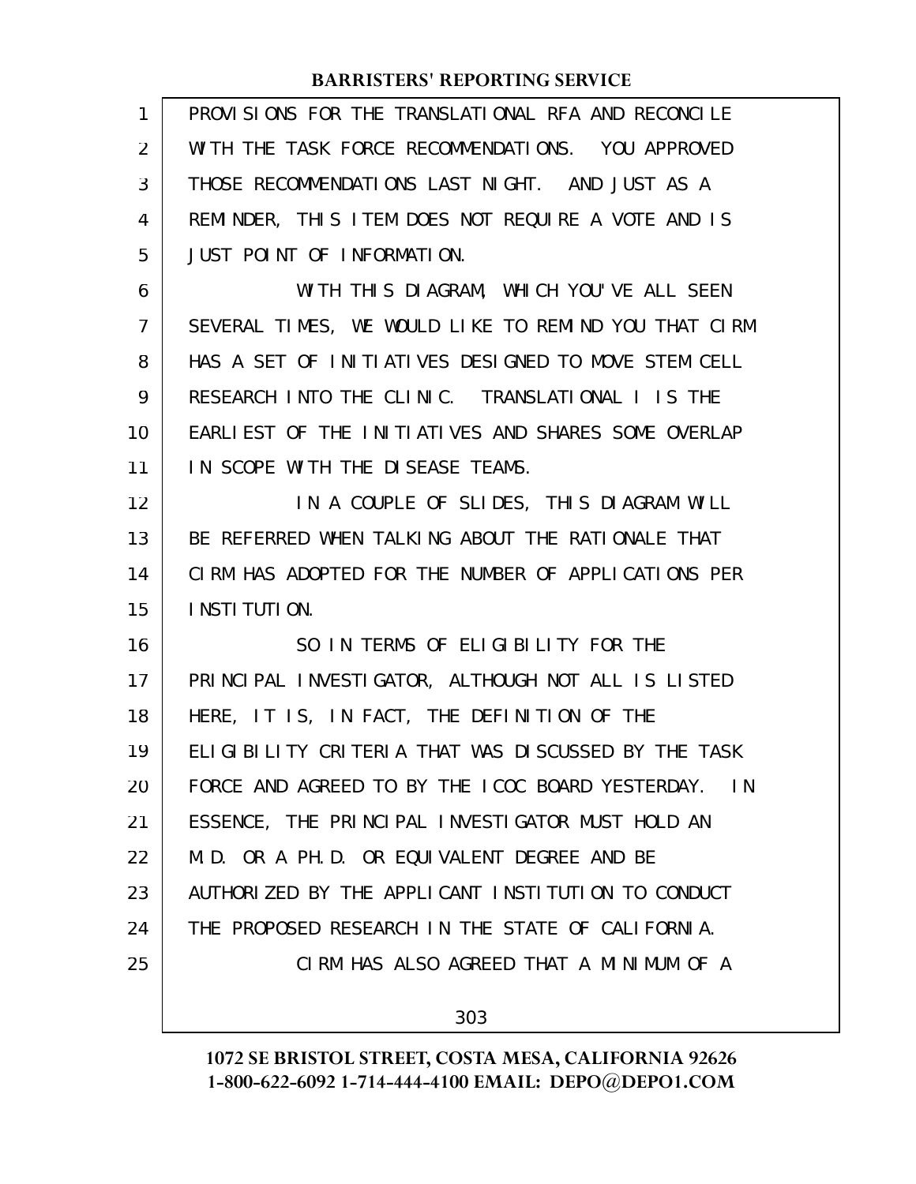PROVISIONS FOR THE TRANSLATIONAL RFA AND RECONCILE WITH THE TASK FORCE RECOMMENDATIONS. YOU APPROVED THOSE RECOMMENDATIONS LAST NIGHT. AND JUST AS A REMINDER, THIS ITEM DOES NOT REQUIRE A VOTE AND IS JUST POINT OF INFORMATION.

WITH THIS DIAGRAM, WHICH YOU'VE ALL SEEN SEVERAL TIMES, WE WOULD LIKE TO REMIND YOU THAT CIRM HAS A SET OF INITIATIVES DESIGNED TO MOVE STEM CELL RESEARCH INTO THE CLINIC. TRANSLATIONAL I IS THE EARLIEST OF THE INITIATIVES AND SHARES SOME OVERLAP IN SCOPE WITH THE DISEASE TEAMS.

IN A COUPLE OF SLIDES, THIS DIAGRAM WILL BE REFERRED WHEN TALKING ABOUT THE RATIONALE THAT CIRM HAS ADOPTED FOR THE NUMBER OF APPLICATIONS PER INSTITUTION.

SO IN TERMS OF ELIGIBILITY FOR THE PRINCIPAL INVESTIGATOR, ALTHOUGH NOT ALL IS LISTED HERE, IT IS, IN FACT, THE DEFINITION OF THE ELIGIBILITY CRITERIA THAT WAS DISCUSSED BY THE TASK FORCE AND AGREED TO BY THE ICOC BOARD YESTERDAY. IN ESSENCE, THE PRINCIPAL INVESTIGATOR MUST HOLD AN M.D. OR A PH.D. OR EQUIVALENT DEGREE AND BE AUTHORIZED BY THE APPLICANT INSTITUTION TO CONDUCT THE PROPOSED RESEARCH IN THE STATE OF CALIFORNIA.

CIRM HAS ALSO AGREED THAT A MINIMUM OF A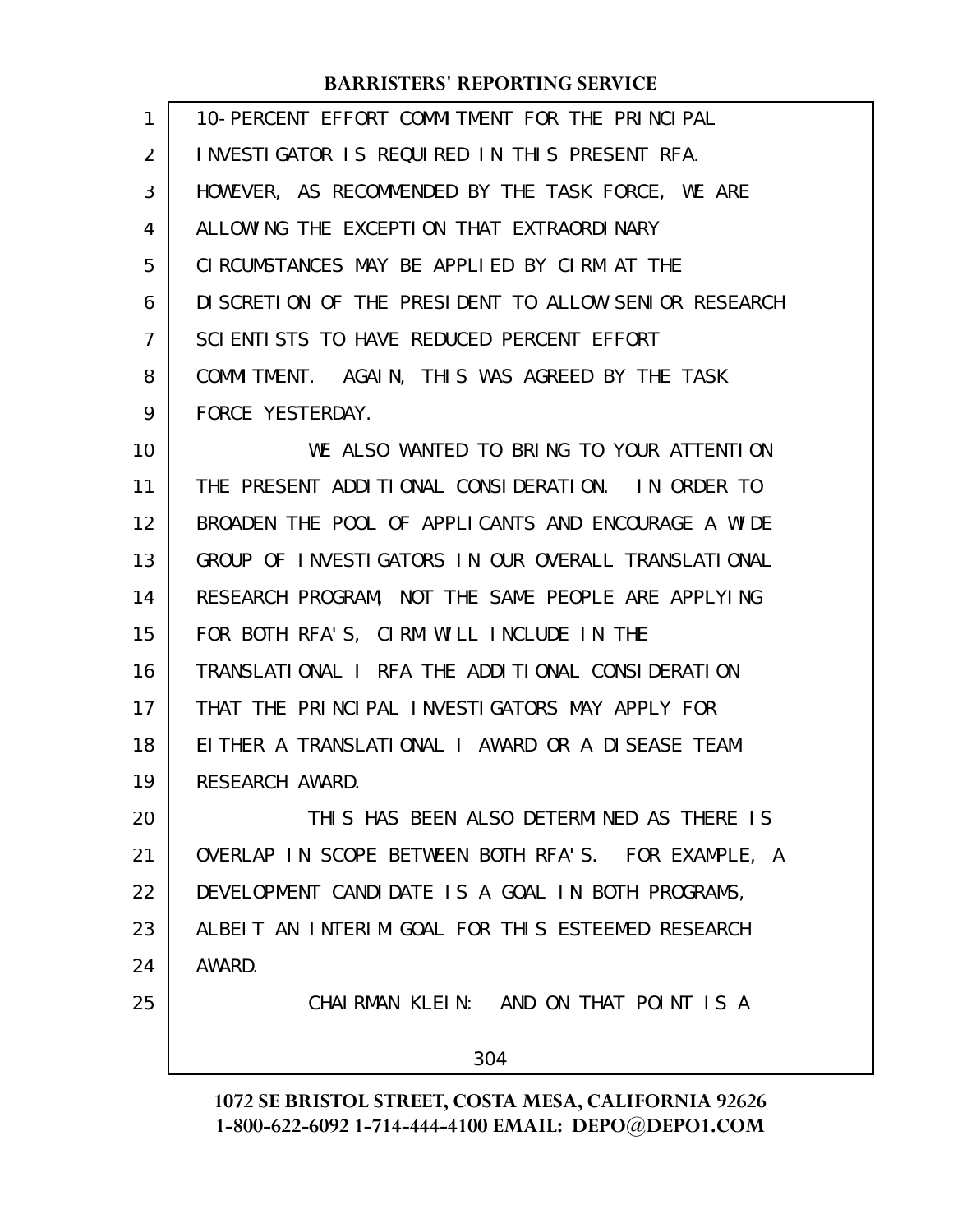10-PERCENT EFFORT COMMITMENT FOR THE PRINCIPAL INVESTIGATOR IS REQUIRED IN THIS PRESENT RFA. HOWEVER, AS RECOMMENDED BY THE TASK FORCE, WE ARE ALLOWING THE EXCEPTION THAT EXTRAORDINARY CIRCUMSTANCES MAY BE APPLIED BY CIRM AT THE DISCRETION OF THE PRESIDENT TO ALLOW SENIOR RESEARCH SCIENTISTS TO HAVE REDUCED PERCENT EFFORT COMMITMENT. AGAIN, THIS WAS AGREED BY THE TASK FORCE YESTERDAY.

WE ALSO WANTED TO BRING TO YOUR ATTENTION THE PRESENT ADDITIONAL CONSIDERATION. IN ORDER TO BROADEN THE POOL OF APPLICANTS AND ENCOURAGE A WIDE GROUP OF INVESTIGATORS IN OUR OVERALL TRANSLATIONAL RESEARCH PROGRAM, NOT THE SAME PEOPLE ARE APPLYING FOR BOTH RFA'S, CIRM WILL INCLUDE IN THE TRANSLATIONAL I RFA THE ADDITIONAL CONSIDERATION THAT THE PRINCIPAL INVESTIGATORS MAY APPLY FOR EITHER A TRANSLATIONAL I AWARD OR A DISEASE TEAM RESEARCH AWARD.

THIS HAS BEEN ALSO DETERMINED AS THERE IS OVERLAP IN SCOPE BETWEEN BOTH RFA'S. FOR EXAMPLE, A DEVELOPMENT CANDIDATE IS A GOAL IN BOTH PROGRAMS, ALBEIT AN INTERIM GOAL FOR THIS ESTEEMED RESEARCH AWARD.

CHAIRMAN KLEIN: AND ON THAT POINT IS A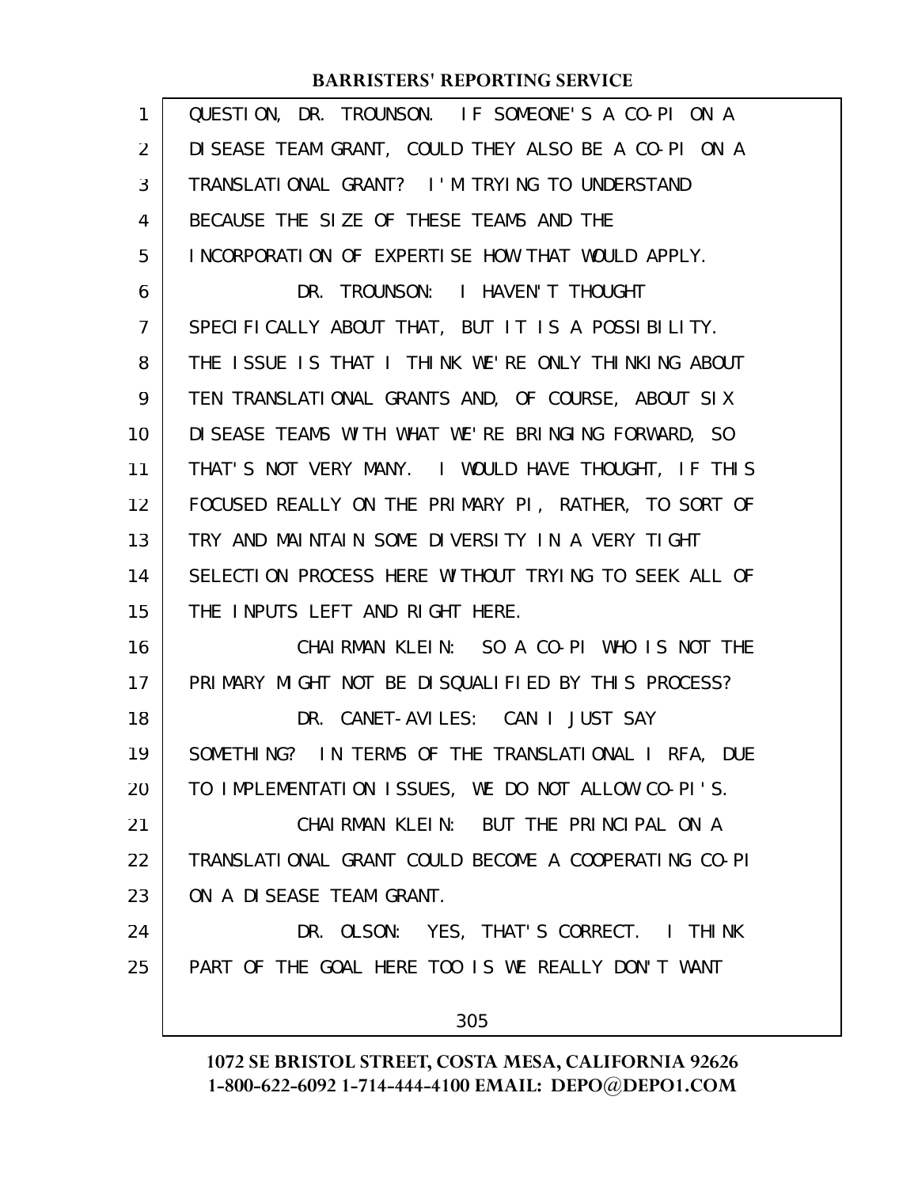QUESTION, DR. TROUNSON. IF SOMEONE'S A CO-PI ON A DISEASE TEAM GRANT, COULD THEY ALSO BE A CO-PI ON A TRANSLATIONAL GRANT? I'M TRYING TO UNDERSTAND BECAUSE THE SIZE OF THESE TEAMS AND THE INCORPORATION OF EXPERTISE HOW THAT WOULD APPLY.

DR. TROUNSON: I HAVEN'T THOUGHT SPECIFICALLY ABOUT THAT, BUT IT IS A POSSIBILITY. THE ISSUE IS THAT I THINK WE'RE ONLY THINKING ABOUT TEN TRANSLATIONAL GRANTS AND, OF COURSE, ABOUT SIX DISEASE TEAMS WITH WHAT WE'RE BRINGING FORWARD, SO THAT'S NOT VERY MANY. I WOULD HAVE THOUGHT, IF THIS FOCUSED REALLY ON THE PRIMARY PI, RATHER, TO SORT OF TRY AND MAINTAIN SOME DIVERSITY IN A VERY TIGHT SELECTION PROCESS HERE WITHOUT TRYING TO SEEK ALL OF THE INPUTS LEFT AND RIGHT HERE.

CHAIRMAN KLEIN: SO A CO-PI WHO IS NOT THE PRIMARY MIGHT NOT BE DISQUALIFIED BY THIS PROCESS?

DR. CANET-AVILES: CAN I JUST SAY SOMETHING? IN TERMS OF THE TRANSLATIONAL I RFA, DUE TO IMPLEMENTATION ISSUES, WE DO NOT ALLOW CO-PI'S.

CHAIRMAN KLEIN: BUT THE PRINCIPAL ON A TRANSLATIONAL GRANT COULD BECOME A COOPERATING CO-PI ON A DISEASE TEAM GRANT.

DR. OLSON: YES, THAT'S CORRECT. I THINK PART OF THE GOAL HERE TOO IS WE REALLY DON'T WANT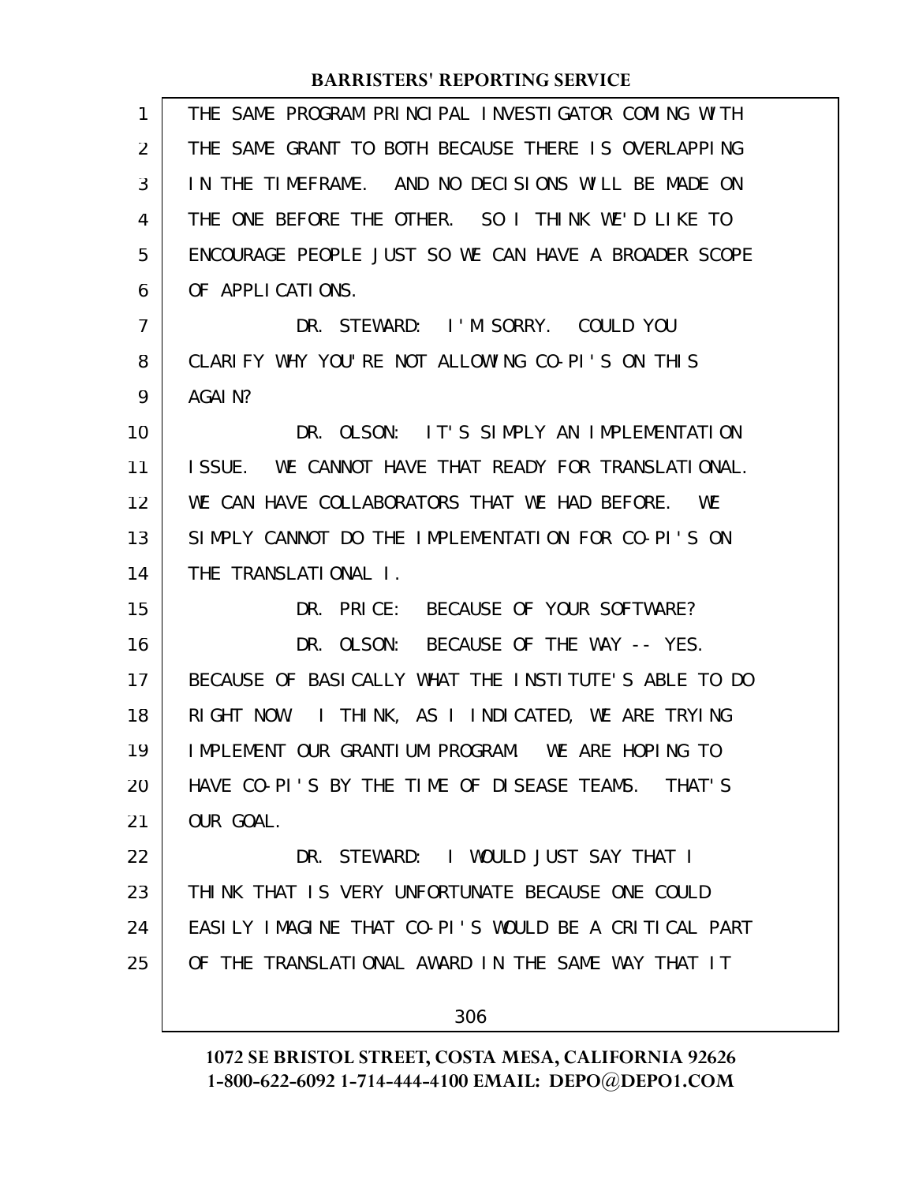THE SAME PROGRAM PRINCIPAL INVESTIGATOR COMING WITH THE SAME GRANT TO BOTH BECAUSE THERE IS OVERLAPPING IN THE TIMEFRAME. AND NO DECISIONS WILL BE MADE ON THE ONE BEFORE THE OTHER. SO I THINK WE'D LIKE TO ENCOURAGE PEOPLE JUST SO WE CAN HAVE A BROADER SCOPE OF APPLICATIONS.

DR. STEWARD: I'M SORRY. COULD YOU CLARIFY WHY YOU'RE NOT ALLOWING CO-PI'S ON THIS AGAIN?

DR. OLSON: IT'S SIMPLY AN IMPLEMENTATION ISSUE. WE CANNOT HAVE THAT READY FOR TRANSLATIONAL. WE CAN HAVE COLLABORATORS THAT WE HAD BEFORE. WE SIMPLY CANNOT DO THE IMPLEMENTATION FOR CO-PI'S ON THE TRANSLATIONAL I.

DR. PRICE: BECAUSE OF YOUR SOFTWARE?

DR. OLSON: BECAUSE OF THE WAY -- YES. BECAUSE OF BASICALLY WHAT THE INSTITUTE'S ABLE TO DO RIGHT NOW. I THINK, AS I INDICATED, WE ARE TRYING IMPLEMENT OUR GRANTIUM PROGRAM. WE ARE HOPING TO HAVE CO-PI'S BY THE TIME OF DISEASE TEAMS. THAT'S OUR GOAL.

DR. STEWARD: I WOULD JUST SAY THAT I THINK THAT IS VERY UNFORTUNATE BECAUSE ONE COULD EASILY IMAGINE THAT CO-PI'S WOULD BE A CRITICAL PART OF THE TRANSLATIONAL AWARD IN THE SAME WAY THAT IT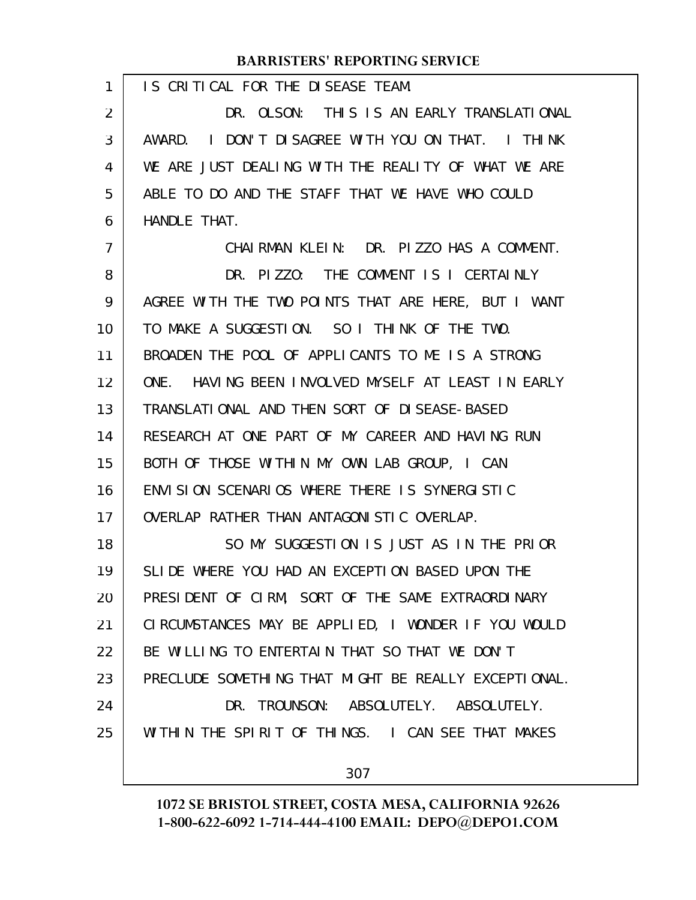IS CRITICAL FOR THE DISEASE TEAM.

DR. OLSON: THIS IS AN EARLY TRANSLATIONAL AWARD. I DON'T DISAGREE WITH YOU ON THAT. I THINK WE ARE JUST DEALING WITH THE REALITY OF WHAT WE ARE ABLE TO DO AND THE STAFF THAT WE HAVE WHO COULD HANDLE THAT.

CHAIRMAN KLEIN: DR. PIZZO HAS A COMMENT.

DR. PIZZO: THE COMMENT IS I CERTAINLY AGREE WITH THE TWO POINTS THAT ARE HERE, BUT I WANT TO MAKE A SUGGESTION. SO I THINK OF THE TWO. BROADEN THE POOL OF APPLICANTS TO ME IS A STRONG ONE. HAVING BEEN INVOLVED MYSELF AT LEAST IN EARLY TRANSLATIONAL AND THEN SORT OF DISEASE-BASED RESEARCH AT ONE PART OF MY CAREER AND HAVING RUN BOTH OF THOSE WITHIN MY OWN LAB GROUP, I CAN ENVISION SCENARIOS WHERE THERE IS SYNERGISTIC OVERLAP RATHER THAN ANTAGONISTIC OVERLAP.

SO MY SUGGESTION IS JUST AS IN THE PRIOR SLIDE WHERE YOU HAD AN EXCEPTION BASED UPON THE PRESIDENT OF CIRM, SORT OF THE SAME EXTRAORDINARY CIRCUMSTANCES MAY BE APPLIED, I WONDER IF YOU WOULD BE WILLING TO ENTERTAIN THAT SO THAT WE DON'T PRECLUDE SOMETHING THAT MIGHT BE REALLY EXCEPTIONAL.

DR. TROUNSON: ABSOLUTELY. ABSOLUTELY. WITHIN THE SPIRIT OF THINGS. I CAN SEE THAT MAKES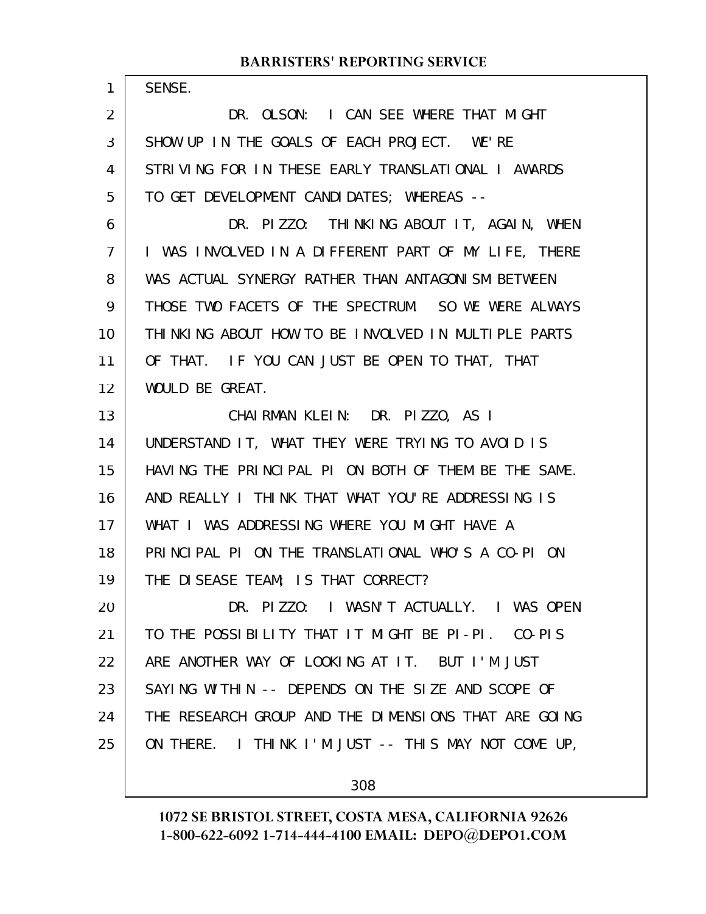SENSE.

DR. OLSON: I CAN SEE WHERE THAT MIGHT SHOW UP IN THE GOALS OF EACH PROJECT. WE'RE STRIVING FOR IN THESE EARLY TRANSLATIONAL I AWARDS TO GET DEVELOPMENT CANDIDATES; WHEREAS --

DR. PIZZO: THINKING ABOUT IT, AGAIN, WHEN I WAS INVOLVED IN A DIFFERENT PART OF MY LIFE, THERE WAS ACTUAL SYNERGY RATHER THAN ANTAGONISM BETWEEN THOSE TWO FACETS OF THE SPECTRUM. SO WE WERE ALWAYS THINKING ABOUT HOW TO BE INVOLVED IN MULTIPLE PARTS OF THAT. IF YOU CAN JUST BE OPEN TO THAT, THAT WOULD BE GREAT.

CHAIRMAN KLEIN: DR. PIZZO, AS I UNDERSTAND IT, WHAT THEY WERE TRYING TO AVOID IS HAVING THE PRINCIPAL PI ON BOTH OF THEM BE THE SAME. AND REALLY I THINK THAT WHAT YOU'RE ADDRESSING IS WHAT I WAS ADDRESSING WHERE YOU MIGHT HAVE A PRINCIPAL PI ON THE TRANSLATIONAL WHO'S A CO-PI ON THE DISEASE TEAM; IS THAT CORRECT?

DR. PIZZO: I WASN'T ACTUALLY. I WAS OPEN TO THE POSSIBILITY THAT IT MIGHT BE PI-PI. CO-PIS ARE ANOTHER WAY OF LOOKING AT IT. BUT I'M JUST SAYING WITHIN -- DEPENDS ON THE SIZE AND SCOPE OF THE RESEARCH GROUP AND THE DIMENSIONS THAT ARE GOING ON THERE. I THINK I'M JUST -- THIS MAY NOT COME UP,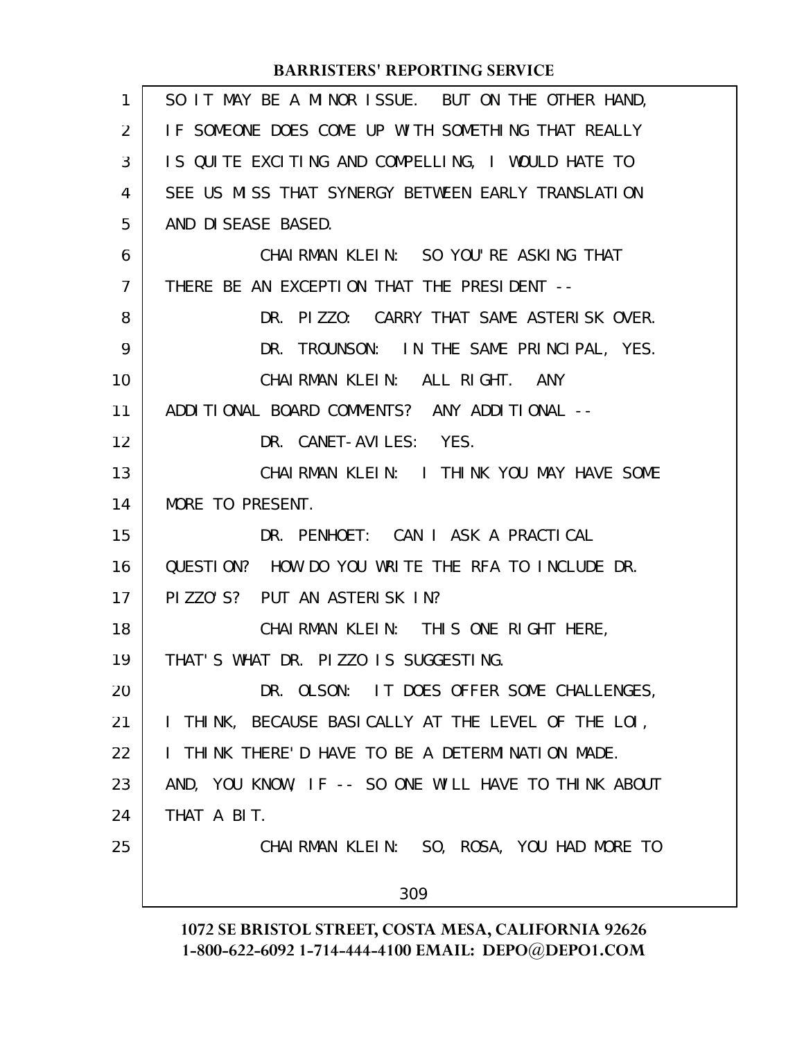SO IT MAY BE A MINOR ISSUE. BUT ON THE OTHER HAND, IF SOMEONE DOES COME UP WITH SOMETHING THAT REALLY IS QUITE EXCITING AND COMPELLING, I WOULD HATE TO SEE US MISS THAT SYNERGY BETWEEN EARLY TRANSLATION AND DISEASE BASED.

CHAIRMAN KLEIN: SO YOU'RE ASKING THAT THERE BE AN EXCEPTION THAT THE PRESIDENT --

DR. PIZZO: CARRY THAT SAME ASTERISK OVER.

DR. TROUNSON: IN THE SAME PRINCIPAL, YES.

CHAIRMAN KLEIN: ALL RIGHT. ANY ADDITIONAL BOARD COMMENTS? ANY ADDITIONAL --

DR. CANET-AVILES: YES.

CHAIRMAN KLEIN: I THINK YOU MAY HAVE SOME MORE TO PRESENT.

DR. PENHOET: CAN I ASK A PRACTICAL QUESTION? HOW DO YOU WRITE THE RFA TO INCLUDE DR. PIZZO'S? PUT AN ASTERISK IN?

CHAIRMAN KLEIN: THIS ONE RIGHT HERE, THAT'S WHAT DR. PIZZO IS SUGGESTING.

DR. OLSON: IT DOES OFFER SOME CHALLENGES, I THINK, BECAUSE BASICALLY AT THE LEVEL OF THE LOI, I THINK THERE'D HAVE TO BE A DETERMINATION MADE. AND, YOU KNOW, IF -- SO ONE WILL HAVE TO THINK ABOUT THAT A BIT.

CHAIRMAN KLEIN: SO, ROSA, YOU HAD MORE TO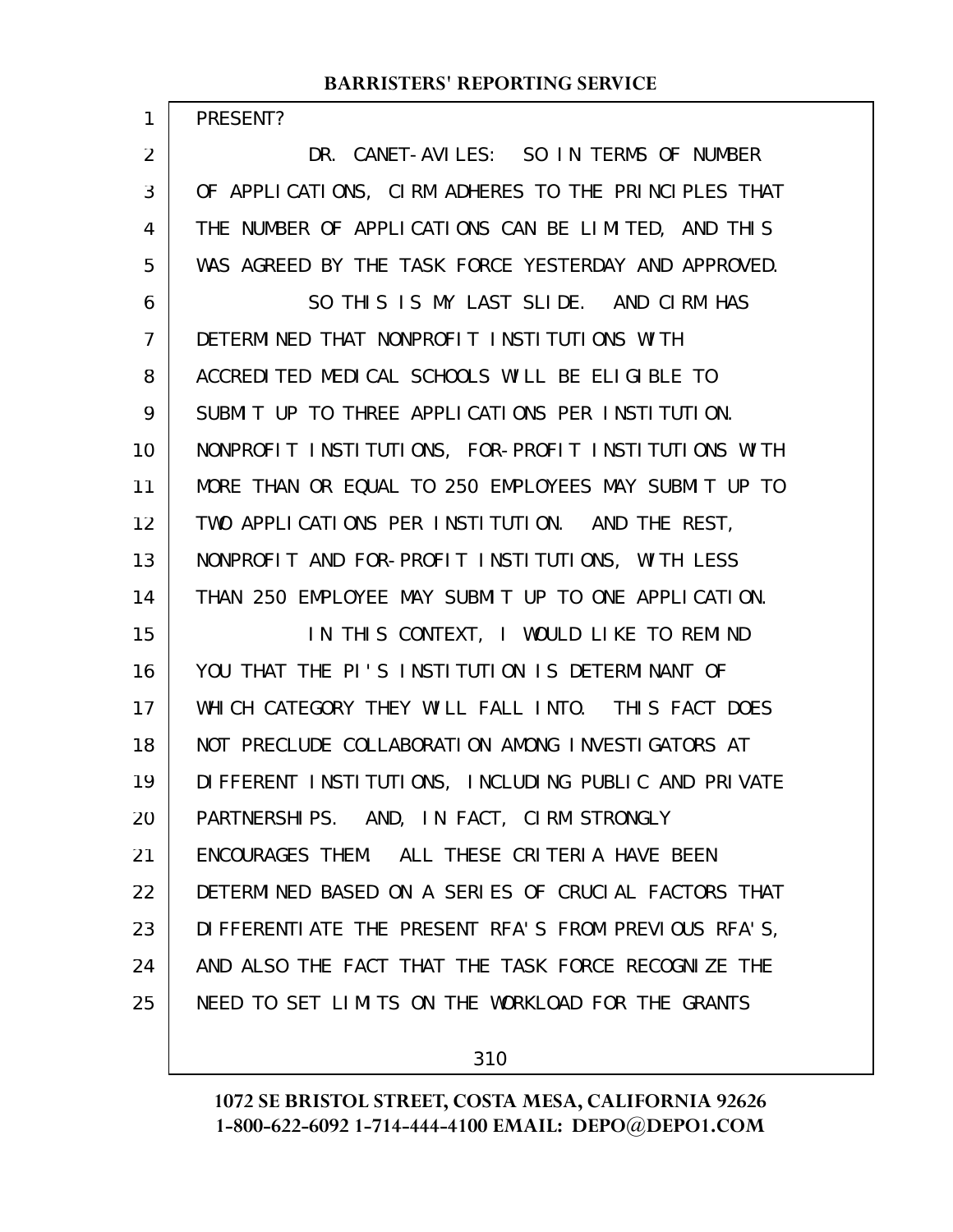PRESENT?

DR. CANET-AVILES: SO IN TERMS OF NUMBER OF APPLICATIONS, CIRM ADHERES TO THE PRINCIPLES THAT THE NUMBER OF APPLICATIONS CAN BE LIMITED, AND THIS WAS AGREED BY THE TASK FORCE YESTERDAY AND APPROVED.

SO THIS IS MY LAST SLIDE. AND CIRM HAS DETERMINED THAT NONPROFIT INSTITUTIONS WITH ACCREDITED MEDICAL SCHOOLS WILL BE ELIGIBLE TO SUBMIT UP TO THREE APPLICATIONS PER INSTITUTION. NONPROFIT INSTITUTIONS, FOR-PROFIT INSTITUTIONS WITH MORE THAN OR EQUAL TO 250 EMPLOYEES MAY SUBMIT UP TO TWO APPLICATIONS PER INSTITUTION. AND THE REST, NONPROFIT AND FOR-PROFIT INSTITUTIONS, WITH LESS THAN 250 EMPLOYEE MAY SUBMIT UP TO ONE APPLICATION.

IN THIS CONTEXT, I WOULD LIKE TO REMIND YOU THAT THE PI'S INSTITUTION IS DETERMINANT OF WHICH CATEGORY THEY WILL FALL INTO. THIS FACT DOES NOT PRECLUDE COLLABORATION AMONG INVESTIGATORS AT DIFFERENT INSTITUTIONS, INCLUDING PUBLIC AND PRIVATE PARTNERSHIPS. AND, IN FACT, CIRM STRONGLY ENCOURAGES THEM. ALL THESE CRITERIA HAVE BEEN DETERMINED BASED ON A SERIES OF CRUCIAL FACTORS THAT DIFFERENTIATE THE PRESENT RFA'S FROM PREVIOUS RFA'S, AND ALSO THE FACT THAT THE TASK FORCE RECOGNIZE THE NEED TO SET LIMITS ON THE WORKLOAD FOR THE GRANTS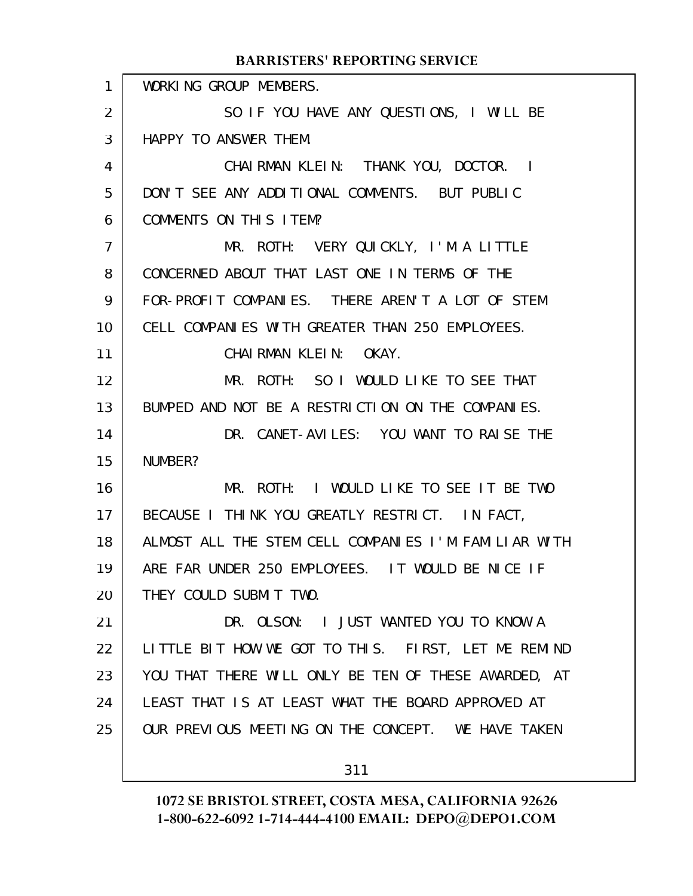WORKING GROUP MEMBERS.

SO IF YOU HAVE ANY QUESTIONS, I WILL BE HAPPY TO ANSWER THEM.

CHAIRMAN KLEIN: THANK YOU, DOCTOR. I DON'T SEE ANY ADDITIONAL COMMENTS. BUT PUBLIC COMMENTS ON THIS ITEM?

MR. ROTH: VERY QUICKLY, I'M A LITTLE CONCERNED ABOUT THAT LAST ONE IN TERMS OF THE FOR-PROFIT COMPANIES. THERE AREN'T A LOT OF STEM CELL COMPANIES WITH GREATER THAN 250 EMPLOYEES.

CHAIRMAN KLEIN: OKAY.

MR. ROTH: SO I WOULD LIKE TO SEE THAT BUMPED AND NOT BE A RESTRICTION ON THE COMPANIES.

DR. CANET-AVILES: YOU WANT TO RAISE THE NUMBER?

MR. ROTH: I WOULD LIKE TO SEE IT BE TWO BECAUSE I THINK YOU GREATLY RESTRICT. IN FACT, ALMOST ALL THE STEM CELL COMPANIES I'M FAMILIAR WITH ARE FAR UNDER 250 EMPLOYEES. IT WOULD BE NICE IF THEY COULD SUBMIT TWO.

DR. OLSON: I JUST WANTED YOU TO KNOW A LITTLE BIT HOW WE GOT TO THIS. FIRST, LET ME REMIND YOU THAT THERE WILL ONLY BE TEN OF THESE AWARDED, AT LEAST THAT IS AT LEAST WHAT THE BOARD APPROVED AT OUR PREVIOUS MEETING ON THE CONCEPT. WE HAVE TAKEN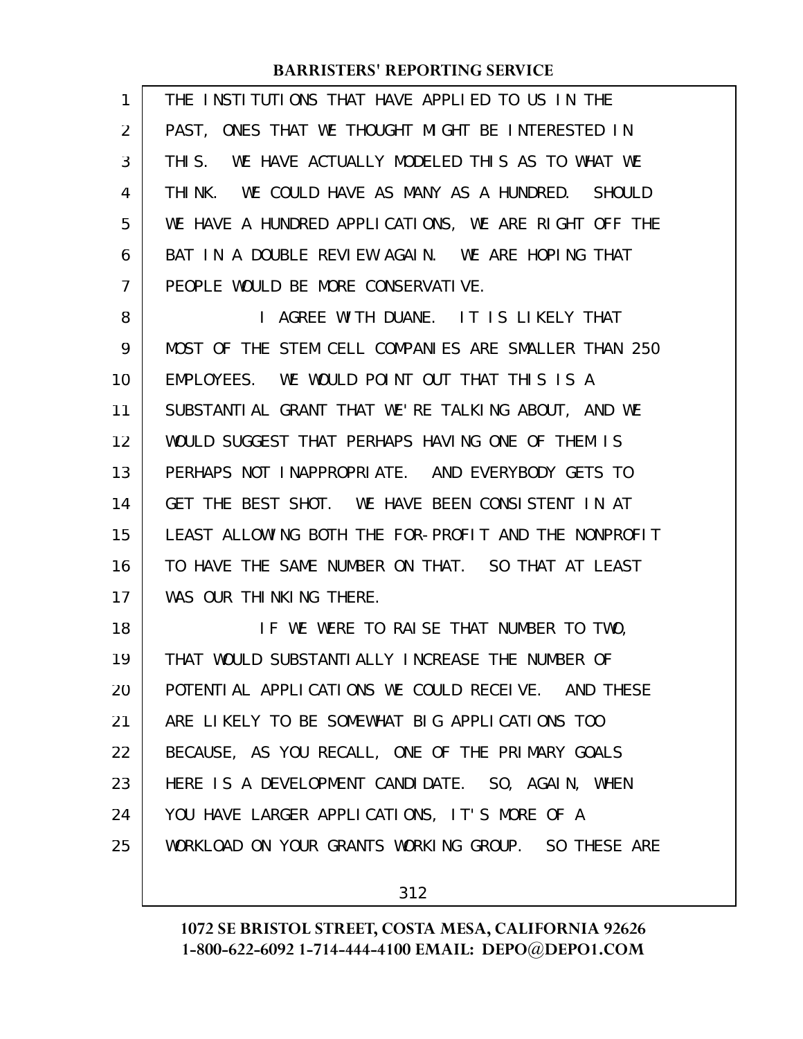THE INSTITUTIONS THAT HAVE APPLIED TO US IN THE PAST, ONES THAT WE THOUGHT MIGHT BE INTERESTED IN THIS. WE HAVE ACTUALLY MODELED THIS AS TO WHAT WE THINK. WE COULD HAVE AS MANY AS A HUNDRED. SHOULD WE HAVE A HUNDRED APPLICATIONS, WE ARE RIGHT OFF THE BAT IN A DOUBLE REVIEW AGAIN. WE ARE HOPING THAT PEOPLE WOULD BE MORE CONSERVATIVE.

I AGREE WITH DUANE. IT IS LIKELY THAT MOST OF THE STEM CELL COMPANIES ARE SMALLER THAN 250 EMPLOYEES. WE WOULD POINT OUT THAT THIS IS A SUBSTANTIAL GRANT THAT WE'RE TALKING ABOUT, AND WE WOULD SUGGEST THAT PERHAPS HAVING ONE OF THEM IS PERHAPS NOT INAPPROPRIATE. AND EVERYBODY GETS TO GET THE BEST SHOT. WE HAVE BEEN CONSISTENT IN AT LEAST ALLOWING BOTH THE FOR-PROFIT AND THE NONPROFIT TO HAVE THE SAME NUMBER ON THAT. SO THAT AT LEAST WAS OUR THINKING THERE.

IF WE WERE TO RAISE THAT NUMBER TO TWO, THAT WOULD SUBSTANTIALLY INCREASE THE NUMBER OF POTENTIAL APPLICATIONS WE COULD RECEIVE. AND THESE ARE LIKELY TO BE SOMEWHAT BIG APPLICATIONS TOO BECAUSE, AS YOU RECALL, ONE OF THE PRIMARY GOALS HERE IS A DEVELOPMENT CANDIDATE. SO, AGAIN, WHEN YOU HAVE LARGER APPLICATIONS, IT'S MORE OF A WORKLOAD ON YOUR GRANTS WORKING GROUP. SO THESE ARE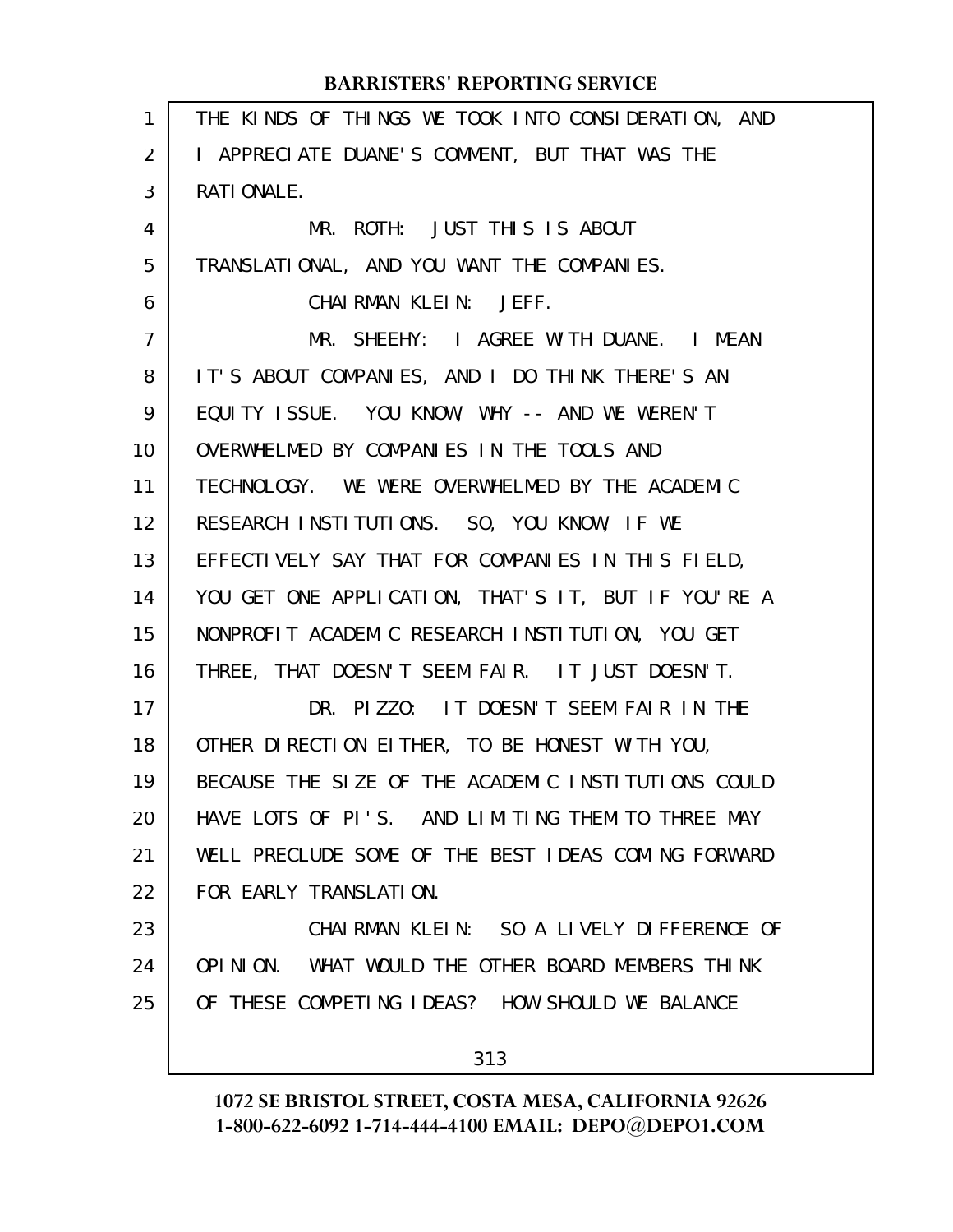THE KINDS OF THINGS WE TOOK INTO CONSIDERATION, AND I APPRECIATE DUANE'S COMMENT, BUT THAT WAS THE RATIONALE.

MR. ROTH: JUST THIS IS ABOUT TRANSLATIONAL, AND YOU WANT THE COMPANIES.

CHAIRMAN KLEIN: JEFF.

MR. SHEEHY: I AGREE WITH DUANE. I MEAN IT'S ABOUT COMPANIES, AND I DO THINK THERE'S AN EQUITY ISSUE. YOU KNOW, WHY -- AND WE WEREN'T OVERWHELMED BY COMPANIES IN THE TOOLS AND TECHNOLOGY. WE WERE OVERWHELMED BY THE ACADEMIC RESEARCH INSTITUTIONS. SO, YOU KNOW, IF WE EFFECTIVELY SAY THAT FOR COMPANIES IN THIS FIELD, YOU GET ONE APPLICATION, THAT'S IT, BUT IF YOU'RE A NONPROFIT ACADEMIC RESEARCH INSTITUTION, YOU GET THREE, THAT DOESN'T SEEM FAIR. IT JUST DOESN'T.

DR. PIZZO: IT DOESN'T SEEM FAIR IN THE OTHER DIRECTION EITHER, TO BE HONEST WITH YOU, BECAUSE THE SIZE OF THE ACADEMIC INSTITUTIONS COULD HAVE LOTS OF PI'S. AND LIMITING THEM TO THREE MAY WELL PRECLUDE SOME OF THE BEST IDEAS COMING FORWARD FOR EARLY TRANSLATION.

CHAIRMAN KLEIN: SO A LIVELY DIFFERENCE OF OPINION. WHAT WOULD THE OTHER BOARD MEMBERS THINK OF THESE COMPETING IDEAS? HOW SHOULD WE BALANCE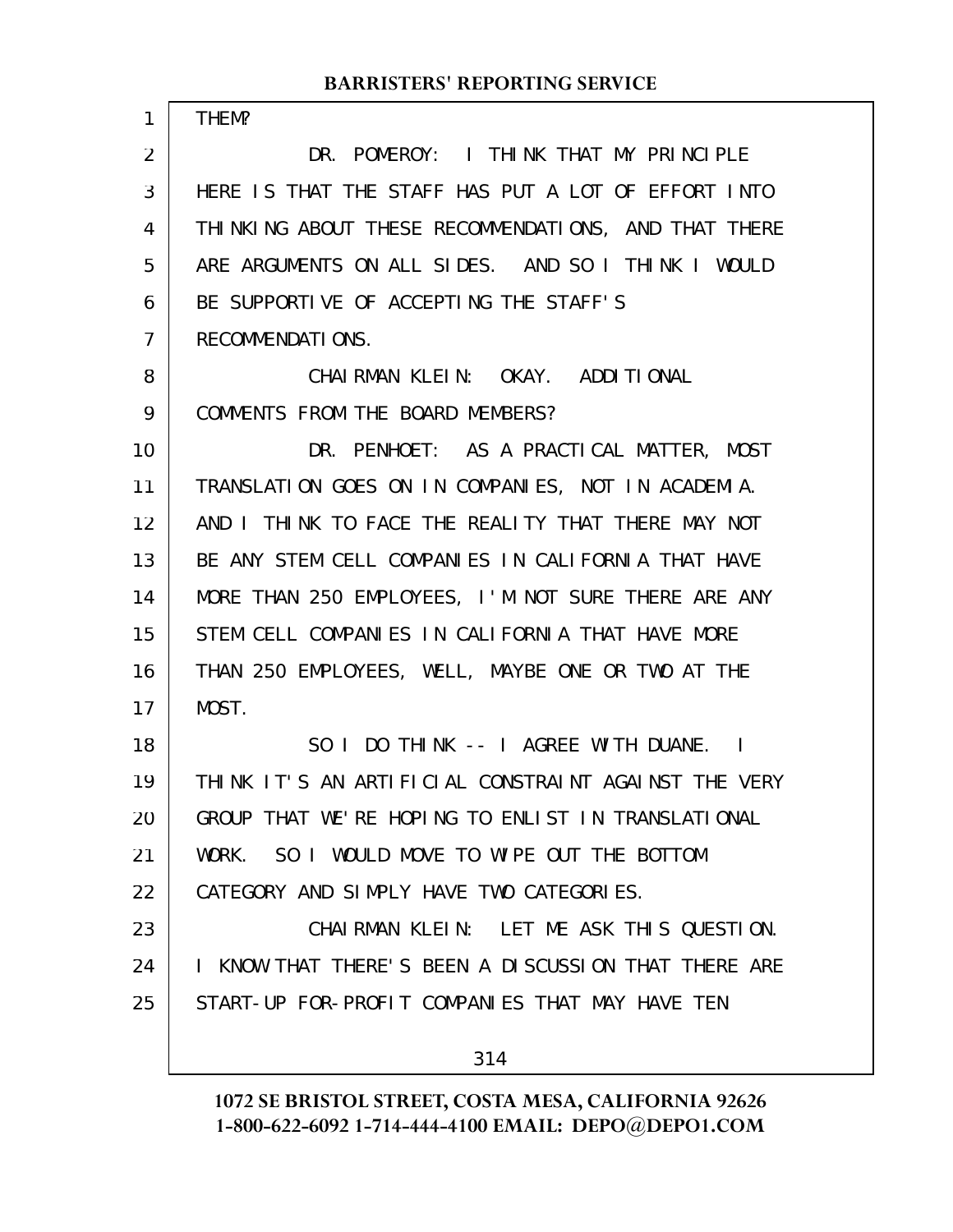THEM?

DR. POMEROY: I THINK THAT MY PRINCIPLE HERE IS THAT THE STAFF HAS PUT A LOT OF EFFORT INTO THINKING ABOUT THESE RECOMMENDATIONS, AND THAT THERE ARE ARGUMENTS ON ALL SIDES. AND SO I THINK I WOULD BE SUPPORTIVE OF ACCEPTING THE STAFF'S RECOMMENDATIONS.

CHAIRMAN KLEIN: OKAY. ADDITIONAL COMMENTS FROM THE BOARD MEMBERS?

DR. PENHOET: AS A PRACTICAL MATTER, MOST TRANSLATION GOES ON IN COMPANIES, NOT IN ACADEMIA. AND I THINK TO FACE THE REALITY THAT THERE MAY NOT BE ANY STEM CELL COMPANIES IN CALIFORNIA THAT HAVE MORE THAN 250 EMPLOYEES, I'M NOT SURE THERE ARE ANY STEM CELL COMPANIES IN CALIFORNIA THAT HAVE MORE THAN 250 EMPLOYEES, WELL, MAYBE ONE OR TWO AT THE MOST.

SO I DO THINK -- I AGREE WITH DUANE. I THINK IT'S AN ARTIFICIAL CONSTRAINT AGAINST THE VERY GROUP THAT WE'RE HOPING TO ENLIST IN TRANSLATIONAL WORK. SO I WOULD MOVE TO WIPE OUT THE BOTTOM CATEGORY AND SIMPLY HAVE TWO CATEGORIES.

CHAIRMAN KLEIN: LET ME ASK THIS QUESTION. I KNOW THAT THERE'S BEEN A DISCUSSION THAT THERE ARE START-UP FOR-PROFIT COMPANIES THAT MAY HAVE TEN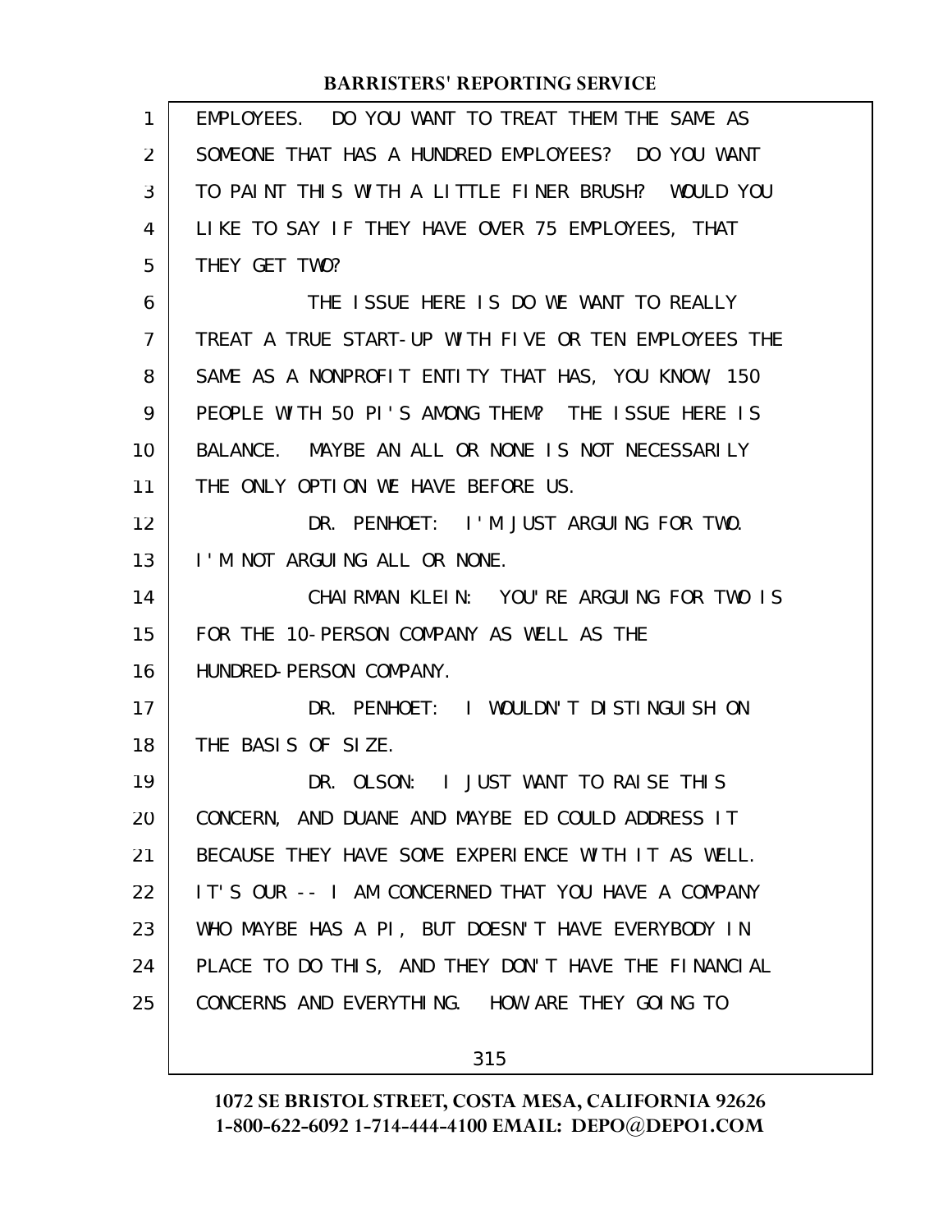EMPLOYEES. DO YOU WANT TO TREAT THEM THE SAME AS SOMEONE THAT HAS A HUNDRED EMPLOYEES? DO YOU WANT TO PAINT THIS WITH A LITTLE FINER BRUSH? WOULD YOU LIKE TO SAY IF THEY HAVE OVER 75 EMPLOYEES, THAT THEY GET TWO?

THE ISSUE HERE IS DO WE WANT TO REALLY TREAT A TRUE START-UP WITH FIVE OR TEN EMPLOYEES THE SAME AS A NONPROFIT ENTITY THAT HAS, YOU KNOW, 150 PEOPLE WITH 50 PI'S AMONG THEM? THE ISSUE HERE IS BALANCE. MAYBE AN ALL OR NONE IS NOT NECESSARILY THE ONLY OPTION WE HAVE BEFORE US.

DR. PENHOET: I'M JUST ARGUING FOR TWO. I'M NOT ARGUING ALL OR NONE.

CHAIRMAN KLEIN: YOU'RE ARGUING FOR TWO IS FOR THE 10-PERSON COMPANY AS WELL AS THE HUNDRED-PERSON COMPANY.

DR. PENHOET: I WOULDN'T DISTINGUISH ON THE BASIS OF SIZE.

DR. OLSON: I JUST WANT TO RAISE THIS CONCERN, AND DUANE AND MAYBE ED COULD ADDRESS IT BECAUSE THEY HAVE SOME EXPERIENCE WITH IT AS WELL. IT'S OUR -- I AM CONCERNED THAT YOU HAVE A COMPANY WHO MAYBE HAS A PI, BUT DOESN'T HAVE EVERYBODY IN PLACE TO DO THIS, AND THEY DON'T HAVE THE FINANCIAL CONCERNS AND EVERYTHING. HOW ARE THEY GOING TO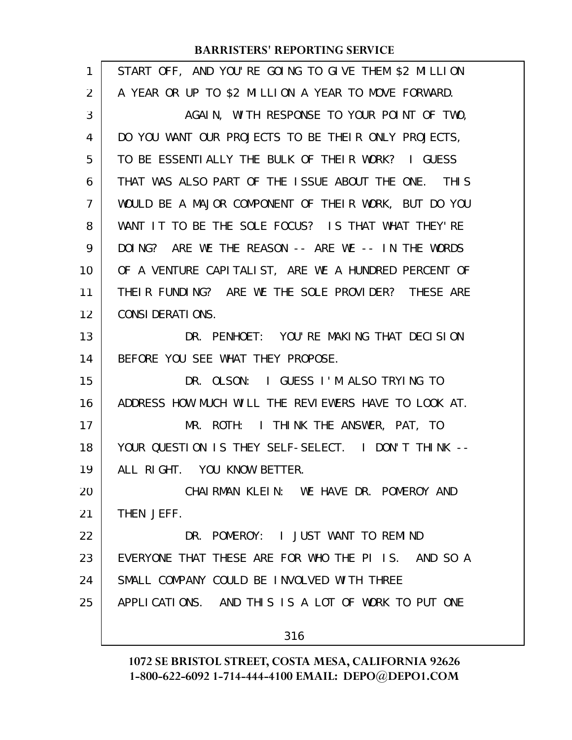START OFF, AND YOU'RE GOING TO GIVE THEM $2 MILLION A YEAR OR UP TO $2 MILLION A YEAR TO MOVE FORWARD.

AGAIN, WITH RESPONSE TO YOUR POINT OF TWO, DO YOU WANT OUR PROJECTS TO BE THEIR ONLY PROJECTS, TO BE ESSENTIALLY THE BULK OF THEIR WORK? I GUESS THAT WAS ALSO PART OF THE ISSUE ABOUT THE ONE. THIS WOULD BE A MAJOR COMPONENT OF THEIR WORK, BUT DO YOU WANT IT TO BE THE SOLE FOCUS? IS THAT WHAT THEY'RE DOING? ARE WE THE REASON -- ARE WE -- IN THE WORDS OF A VENTURE CAPITALIST, ARE WE A HUNDRED PERCENT OF THEIR FUNDING? ARE WE THE SOLE PROVIDER? THESE ARE CONSIDERATIONS.

DR. PENHOET: YOU'RE MAKING THAT DECISION BEFORE YOU SEE WHAT THEY PROPOSE.

DR. OLSON: I GUESS I'M ALSO TRYING TO ADDRESS HOW MUCH WILL THE REVIEWERS HAVE TO LOOK AT.

MR. ROTH: I THINK THE ANSWER, PAT, TO YOUR QUESTION IS THEY SELF-SELECT. I DON'T THINK -- ALL RIGHT. YOU KNOW BETTER.

CHAIRMAN KLEIN: WE HAVE DR. POMEROY AND THEN JEFF.

DR. POMEROY: I JUST WANT TO REMIND EVERYONE THAT THESE ARE FOR WHO THE PI IS. AND SO A SMALL COMPANY COULD BE INVOLVED WITH THREE APPLICATIONS. AND THIS IS A LOT OF WORK TO PUT ONE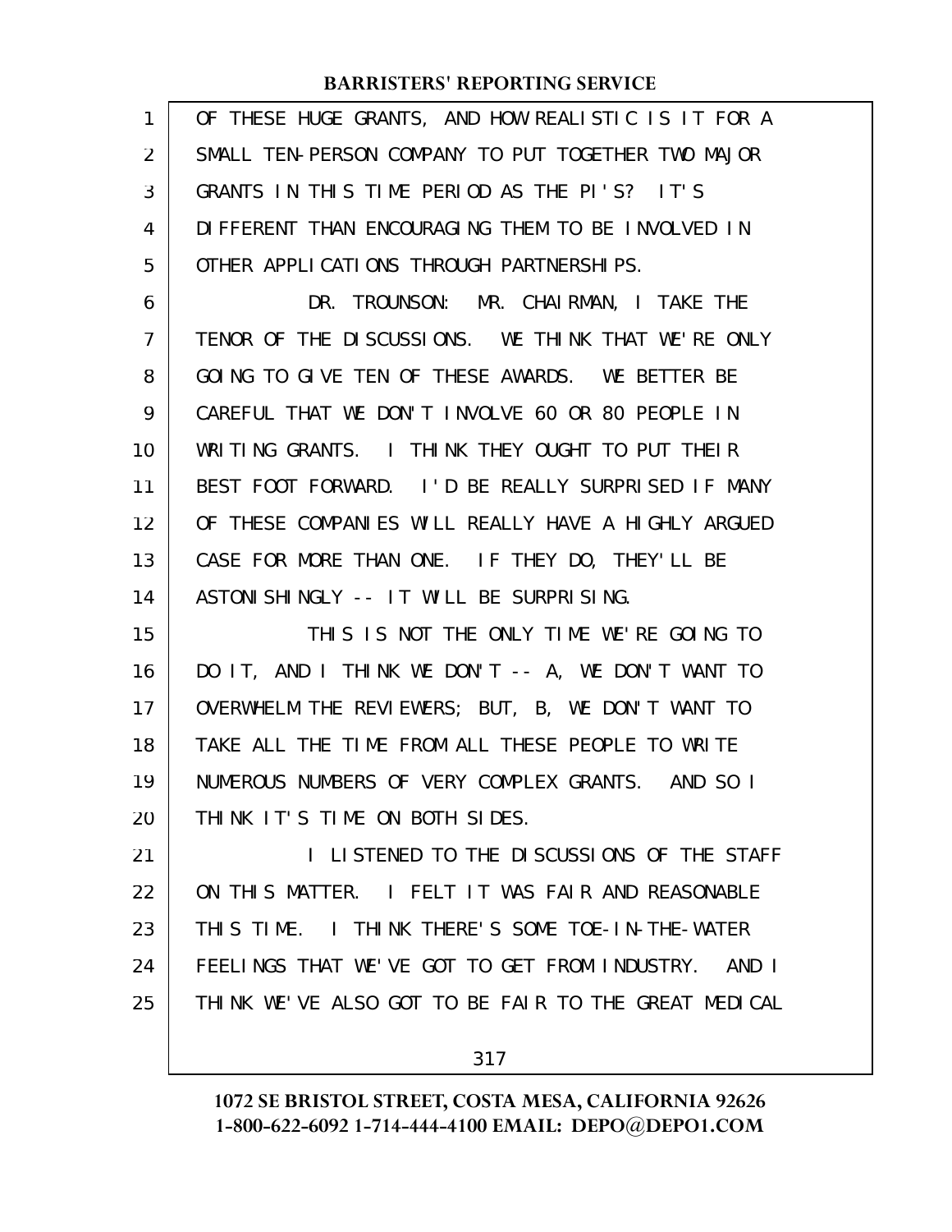OF THESE HUGE GRANTS, AND HOW REALISTIC IS IT FOR A SMALL TEN-PERSON COMPANY TO PUT TOGETHER TWO MAJOR GRANTS IN THIS TIME PERIOD AS THE PI'S? IT'S DIFFERENT THAN ENCOURAGING THEM TO BE INVOLVED IN OTHER APPLICATIONS THROUGH PARTNERSHIPS.

DR. TROUNSON: MR. CHAIRMAN, I TAKE THE TENOR OF THE DISCUSSIONS. WE THINK THAT WE'RE ONLY GOING TO GIVE TEN OF THESE AWARDS. WE BETTER BE CAREFUL THAT WE DON'T INVOLVE 60 OR 80 PEOPLE IN WRITING GRANTS. I THINK THEY OUGHT TO PUT THEIR BEST FOOT FORWARD. I'D BE REALLY SURPRISED IF MANY OF THESE COMPANIES WILL REALLY HAVE A HIGHLY ARGUED CASE FOR MORE THAN ONE. IF THEY DO, THEY'LL BE ASTONISHINGLY -- IT WILL BE SURPRISING.

THIS IS NOT THE ONLY TIME WE'RE GOING TO DO IT, AND I THINK WE DON'T -- A, WE DON'T WANT TO OVERWHELM THE REVIEWERS; BUT, B, WE DON'T WANT TO TAKE ALL THE TIME FROM ALL THESE PEOPLE TO WRITE NUMEROUS NUMBERS OF VERY COMPLEX GRANTS. AND SO I THINK IT'S TIME ON BOTH SIDES.

I LISTENED TO THE DISCUSSIONS OF THE STAFF ON THIS MATTER. I FELT IT WAS FAIR AND REASONABLE THIS TIME. I THINK THERE'S SOME TOE-IN-THE-WATER FEELINGS THAT WE'VE GOT TO GET FROM INDUSTRY. AND I THINK WE'VE ALSO GOT TO BE FAIR TO THE GREAT MEDICAL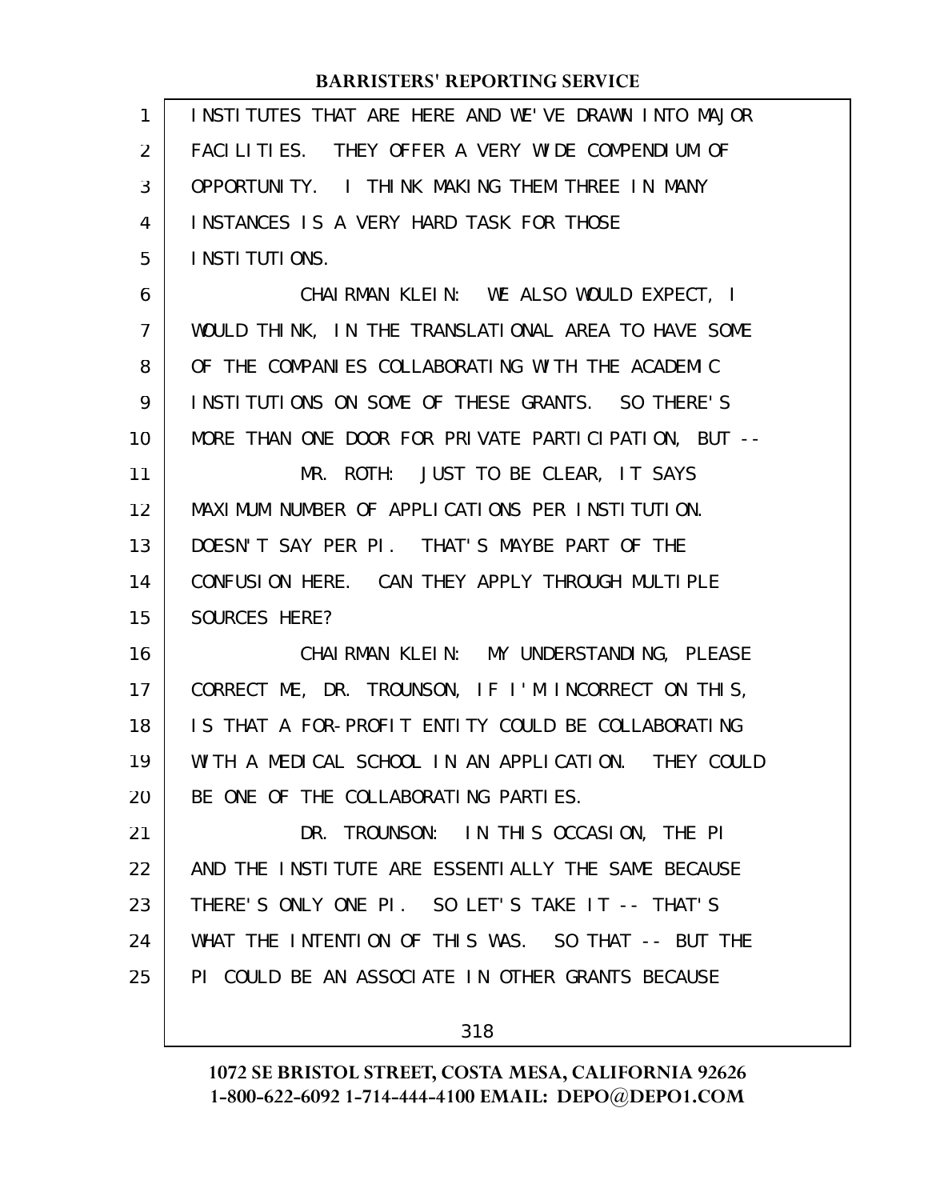INSTITUTES THAT ARE HERE AND WE'VE DRAWN INTO MAJOR FACILITIES. THEY OFFER A VERY WIDE COMPENDIUM OF OPPORTUNITY. I THINK MAKING THEM THREE IN MANY INSTANCES IS A VERY HARD TASK FOR THOSE INSTITUTIONS.

CHAIRMAN KLEIN: WE ALSO WOULD EXPECT, I WOULD THINK, IN THE TRANSLATIONAL AREA TO HAVE SOME OF THE COMPANIES COLLABORATING WITH THE ACADEMIC INSTITUTIONS ON SOME OF THESE GRANTS. SO THERE'S MORE THAN ONE DOOR FOR PRIVATE PARTICIPATION, BUT --

MR. ROTH: JUST TO BE CLEAR, IT SAYS MAXIMUM NUMBER OF APPLICATIONS PER INSTITUTION. DOESN'T SAY PER PI. THAT'S MAYBE PART OF THE CONFUSION HERE. CAN THEY APPLY THROUGH MULTIPLE SOURCES HERE?

CHAIRMAN KLEIN: MY UNDERSTANDING, PLEASE CORRECT ME, DR. TROUNSON, IF I'M INCORRECT ON THIS, IS THAT A FOR-PROFIT ENTITY COULD BE COLLABORATING WITH A MEDICAL SCHOOL IN AN APPLICATION. THEY COULD BE ONE OF THE COLLABORATING PARTIES.

DR. TROUNSON: IN THIS OCCASION, THE PI AND THE INSTITUTE ARE ESSENTIALLY THE SAME BECAUSE THERE'S ONLY ONE PI. SO LET'S TAKE IT -- THAT'S WHAT THE INTENTION OF THIS WAS. SO THAT -- BUT THE PI COULD BE AN ASSOCIATE IN OTHER GRANTS BECAUSE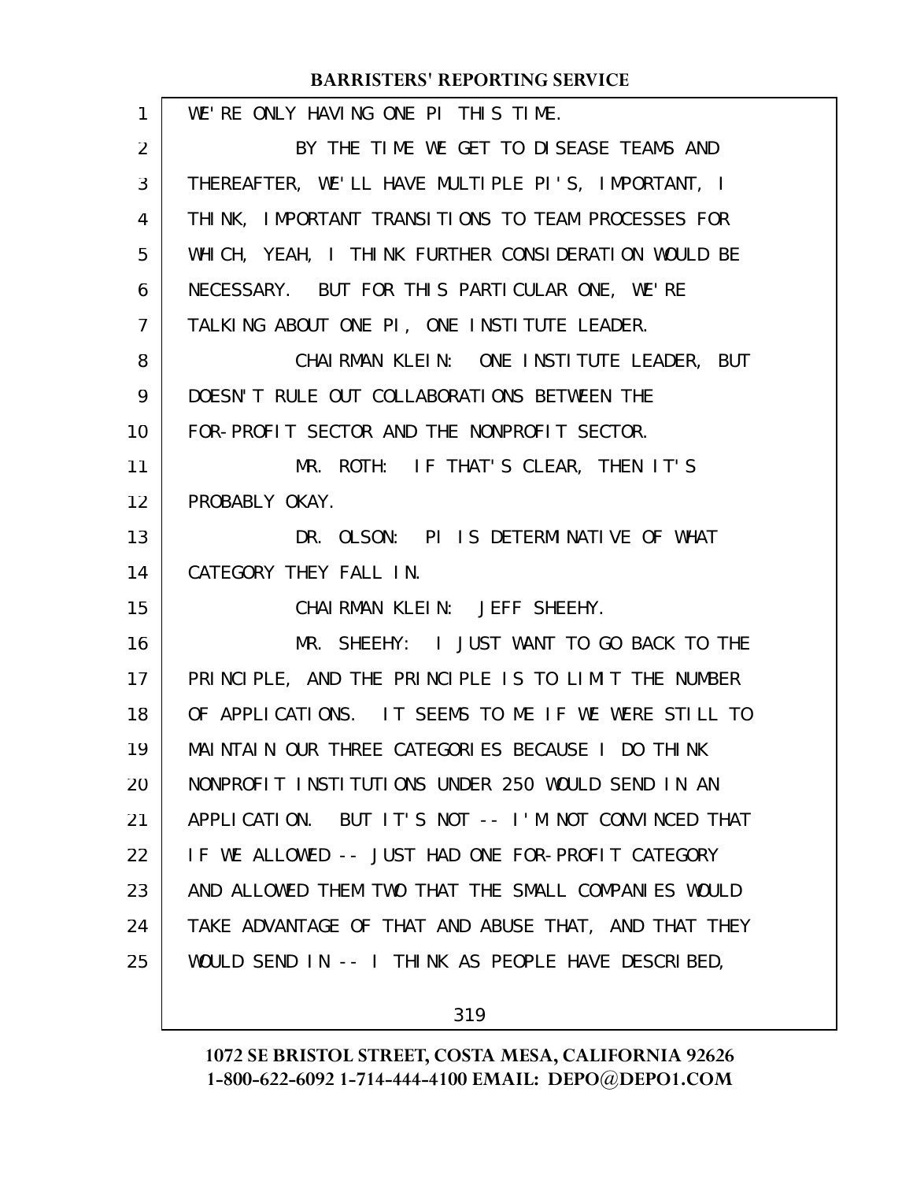WE'RE ONLY HAVING ONE PI THIS TIME.

BY THE TIME WE GET TO DISEASE TEAMS AND THEREAFTER, WE'LL HAVE MULTIPLE PI'S, IMPORTANT, I THINK, IMPORTANT TRANSITIONS TO TEAM PROCESSES FOR WHICH, YEAH, I THINK FURTHER CONSIDERATION WOULD BE NECESSARY. BUT FOR THIS PARTICULAR ONE, WE'RE TALKING ABOUT ONE PI, ONE INSTITUTE LEADER.

CHAIRMAN KLEIN: ONE INSTITUTE LEADER, BUT DOESN'T RULE OUT COLLABORATIONS BETWEEN THE FOR-PROFIT SECTOR AND THE NONPROFIT SECTOR.

MR. ROTH: IF THAT'S CLEAR, THEN IT'S PROBABLY OKAY.

DR. OLSON: PI IS DETERMINATIVE OF WHAT CATEGORY THEY FALL IN.

CHAIRMAN KLEIN: JEFF SHEEHY.

MR. SHEEHY: I JUST WANT TO GO BACK TO THE PRINCIPLE, AND THE PRINCIPLE IS TO LIMIT THE NUMBER OF APPLICATIONS. IT SEEMS TO ME IF WE WERE STILL TO MAINTAIN OUR THREE CATEGORIES BECAUSE I DO THINK NONPROFIT INSTITUTIONS UNDER 250 WOULD SEND IN AN APPLICATION. BUT IT'S NOT -- I'M NOT CONVINCED THAT IF WE ALLOWED -- JUST HAD ONE FOR-PROFIT CATEGORY AND ALLOWED THEM TWO THAT THE SMALL COMPANIES WOULD TAKE ADVANTAGE OF THAT AND ABUSE THAT, AND THAT THEY WOULD SEND IN -- I THINK AS PEOPLE HAVE DESCRIBED,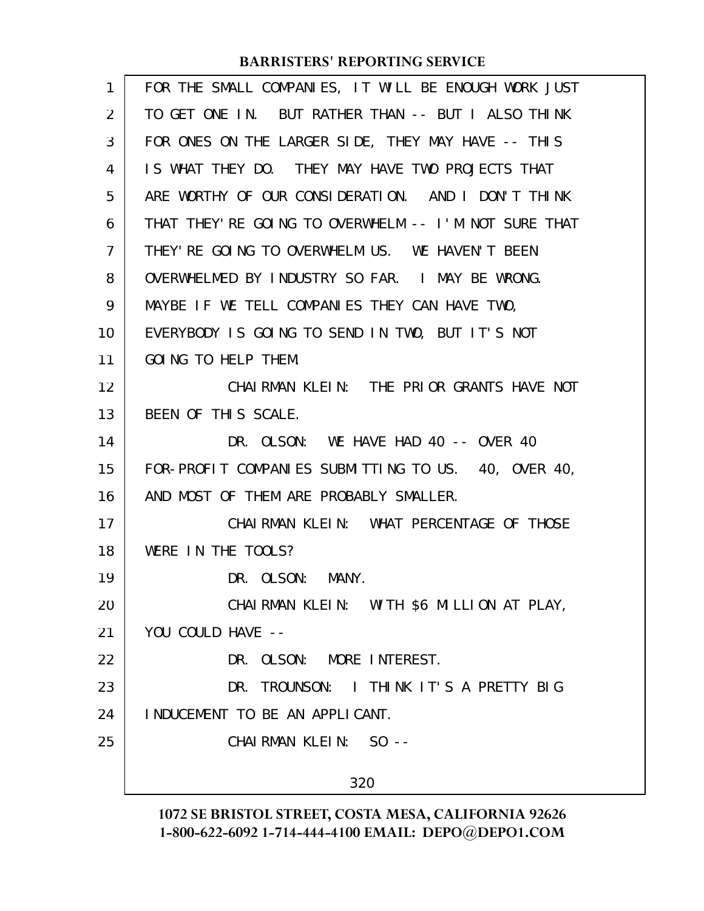FOR THE SMALL COMPANIES, IT WILL BE ENOUGH WORK JUST TO GET ONE IN. BUT RATHER THAN -- BUT I ALSO THINK FOR ONES ON THE LARGER SIDE, THEY MAY HAVE -- THIS IS WHAT THEY DO. THEY MAY HAVE TWO PROJECTS THAT ARE WORTHY OF OUR CONSIDERATION. AND I DON'T THINK THAT THEY'RE GOING TO OVERWHELM -- I'M NOT SURE THAT THEY'RE GOING TO OVERWHELM US. WE HAVEN'T BEEN OVERWHELMED BY INDUSTRY SO FAR. I MAY BE WRONG. MAYBE IF WE TELL COMPANIES THEY CAN HAVE TWO, EVERYBODY IS GOING TO SEND IN TWO, BUT IT'S NOT GOING TO HELP THEM.

CHAIRMAN KLEIN: THE PRIOR GRANTS HAVE NOT BEEN OF THIS SCALE.

DR. OLSON: WE HAVE HAD 40 -- OVER 40 FOR-PROFIT COMPANIES SUBMITTING TO US. 40, OVER 40, AND MOST OF THEM ARE PROBABLY SMALLER.

CHAIRMAN KLEIN: WHAT PERCENTAGE OF THOSE WERE IN THE TOOLS?

DR. OLSON: MANY.

CHAIRMAN KLEIN: WITH $6 MILLION AT PLAY, YOU COULD HAVE --

DR. OLSON: MORE INTEREST.

DR. TROUNSON: I THINK IT'S A PRETTY BIG INDUCEMENT TO BE AN APPLICANT.

CHAIRMAN KLEIN: SO --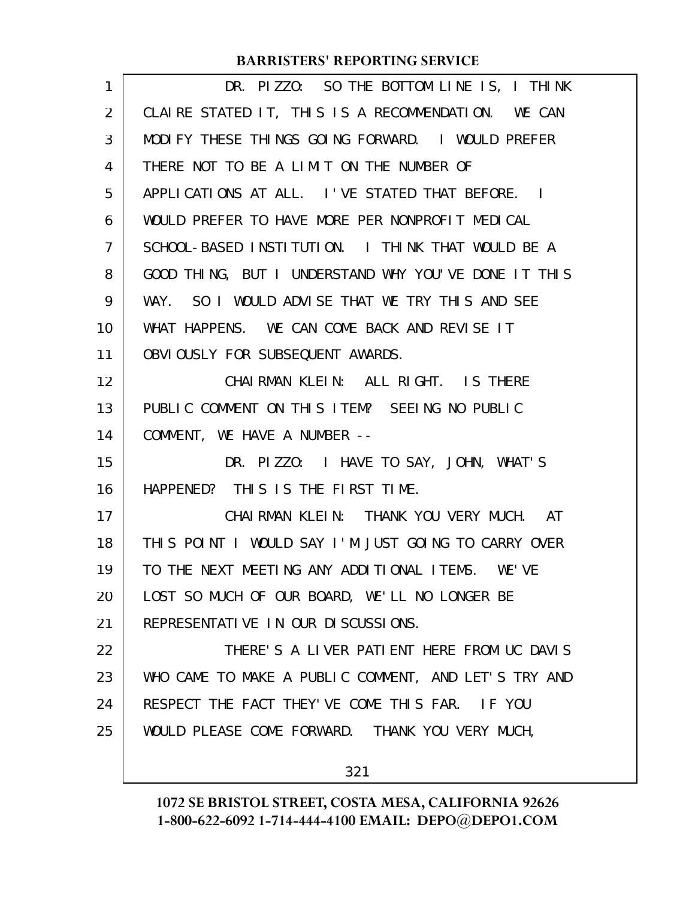DR. PIZZO: SO THE BOTTOM LINE IS, I THINK CLAIRE STATED IT, THIS IS A RECOMMENDATION. WE CAN MODIFY THESE THINGS GOING FORWARD. I WOULD PREFER THERE NOT TO BE A LIMIT ON THE NUMBER OF APPLICATIONS AT ALL. I'VE STATED THAT BEFORE. I WOULD PREFER TO HAVE MORE PER NONPROFIT MEDICAL SCHOOL-BASED INSTITUTION. I THINK THAT WOULD BE A GOOD THING, BUT I UNDERSTAND WHY YOU'VE DONE IT THIS WAY. SO I WOULD ADVISE THAT WE TRY THIS AND SEE WHAT HAPPENS. WE CAN COME BACK AND REVISE IT OBVIOUSLY FOR SUBSEQUENT AWARDS.

CHAIRMAN KLEIN: ALL RIGHT. IS THERE PUBLIC COMMENT ON THIS ITEM? SEEING NO PUBLIC COMMENT, WE HAVE A NUMBER --

DR. PIZZO: I HAVE TO SAY, JOHN, WHAT'S HAPPENED? THIS IS THE FIRST TIME.

CHAIRMAN KLEIN: THANK YOU VERY MUCH. AT THIS POINT I WOULD SAY I'M JUST GOING TO CARRY OVER TO THE NEXT MEETING ANY ADDITIONAL ITEMS. WE'VE LOST SO MUCH OF OUR BOARD, WE'LL NO LONGER BE REPRESENTATIVE IN OUR DISCUSSIONS.

THERE'S A LIVER PATIENT HERE FROM UC DAVIS WHO CAME TO MAKE A PUBLIC COMMENT, AND LET'S TRY AND RESPECT THE FACT THEY'VE COME THIS FAR. IF YOU WOULD PLEASE COME FORWARD. THANK YOU VERY MUCH,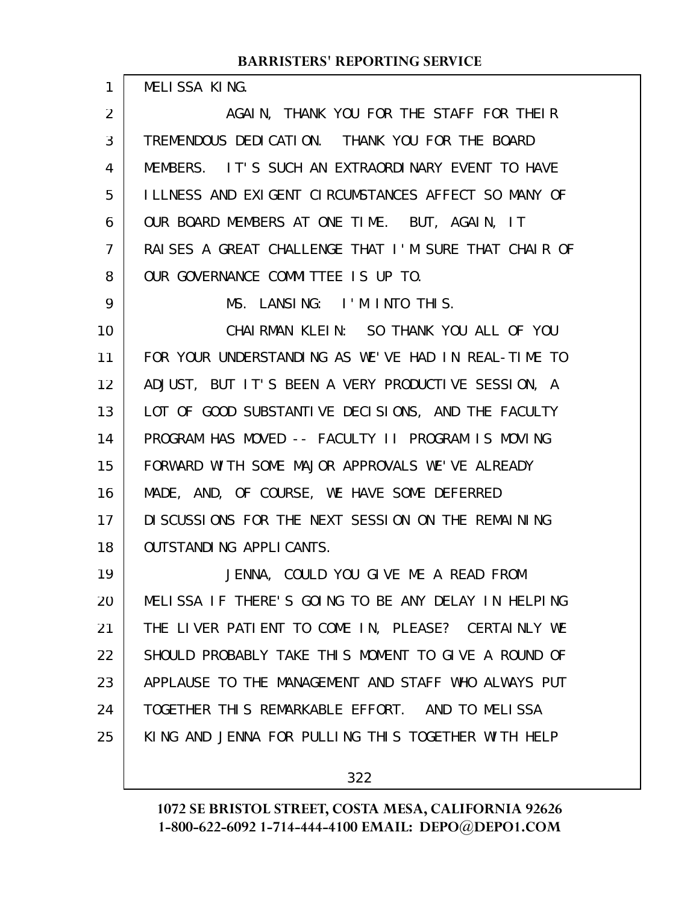MELISSA KING.

AGAIN, THANK YOU FOR THE STAFF FOR THEIR TREMENDOUS DEDICATION. THANK YOU FOR THE BOARD MEMBERS. IT'S SUCH AN EXTRAORDINARY EVENT TO HAVE ILLNESS AND EXIGENT CIRCUMSTANCES AFFECT SO MANY OF OUR BOARD MEMBERS AT ONE TIME. BUT, AGAIN, IT RAISES A GREAT CHALLENGE THAT I'M SURE THAT CHAIR OF OUR GOVERNANCE COMMITTEE IS UP TO.

MS. LANSING: I'M INTO THIS.

CHAIRMAN KLEIN: SO THANK YOU ALL OF YOU FOR YOUR UNDERSTANDING AS WE'VE HAD IN REAL-TIME TO ADJUST, BUT IT'S BEEN A VERY PRODUCTIVE SESSION, A LOT OF GOOD SUBSTANTIVE DECISIONS, AND THE FACULTY PROGRAM HAS MOVED -- FACULTY II PROGRAM IS MOVING FORWARD WITH SOME MAJOR APPROVALS WE'VE ALREADY MADE, AND, OF COURSE, WE HAVE SOME DEFERRED DISCUSSIONS FOR THE NEXT SESSION ON THE REMAINING OUTSTANDING APPLICANTS.

JENNA, COULD YOU GIVE ME A READ FROM MELISSA IF THERE'S GOING TO BE ANY DELAY IN HELPING THE LIVER PATIENT TO COME IN, PLEASE? CERTAINLY WE SHOULD PROBABLY TAKE THIS MOMENT TO GIVE A ROUND OF APPLAUSE TO THE MANAGEMENT AND STAFF WHO ALWAYS PUT TOGETHER THIS REMARKABLE EFFORT. AND TO MELISSA KING AND JENNA FOR PULLING THIS TOGETHER WITH HELP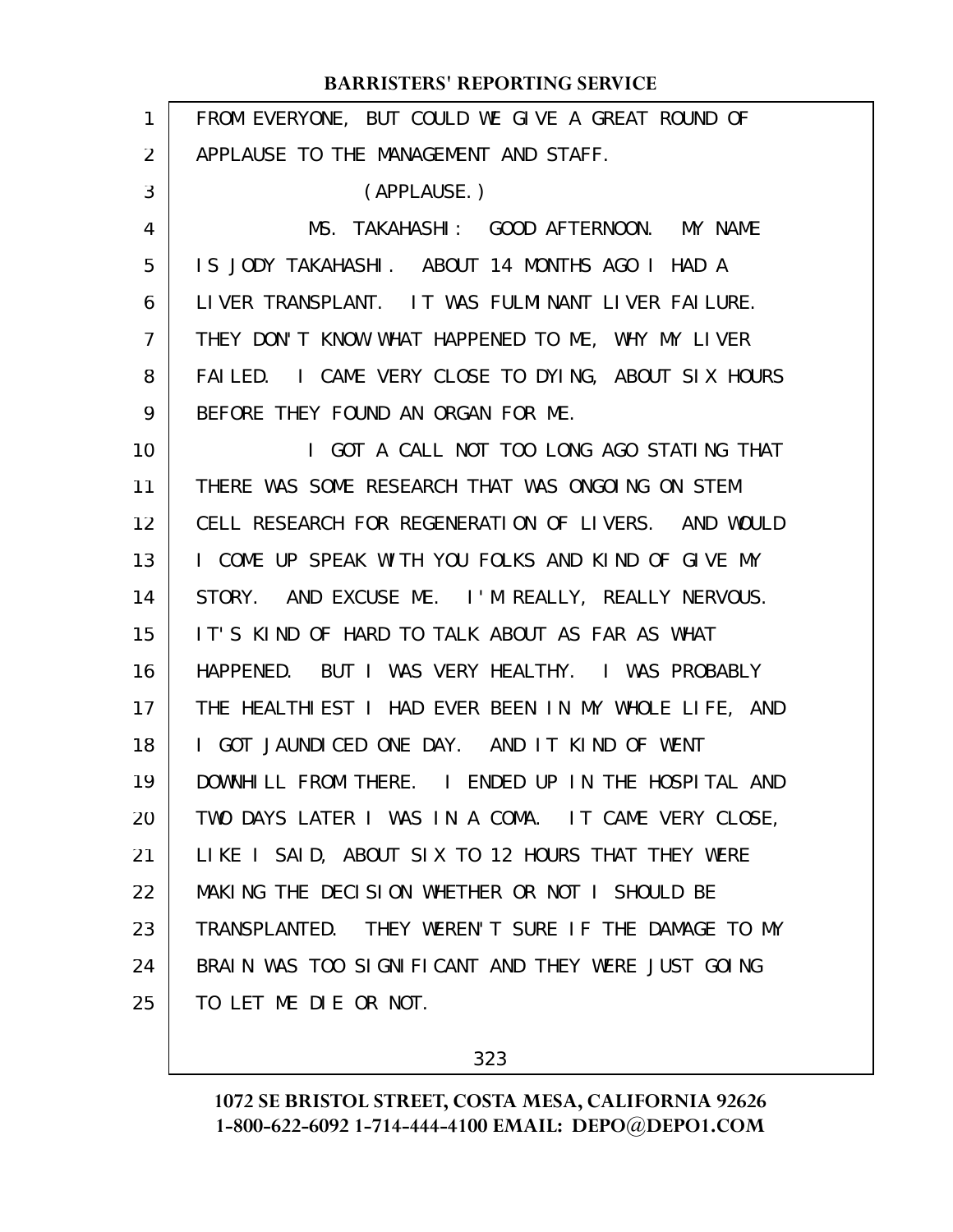FROM EVERYONE, BUT COULD WE GIVE A GREAT ROUND OF APPLAUSE TO THE MANAGEMENT AND STAFF.

(APPLAUSE.)

MS. TAKAHASHI: GOOD AFTERNOON. MY NAME IS JODY TAKAHASHI. ABOUT 14 MONTHS AGO I HAD A LIVER TRANSPLANT. IT WAS FULMINANT LIVER FAILURE. THEY DON'T KNOW WHAT HAPPENED TO ME, WHY MY LIVER FAILED. I CAME VERY CLOSE TO DYING, ABOUT SIX HOURS BEFORE THEY FOUND AN ORGAN FOR ME.

I GOT A CALL NOT TOO LONG AGO STATING THAT THERE WAS SOME RESEARCH THAT WAS ONGOING ON STEM CELL RESEARCH FOR REGENERATION OF LIVERS. AND WOULD I COME UP SPEAK WITH YOU FOLKS AND KIND OF GIVE MY STORY. AND EXCUSE ME. I'M REALLY, REALLY NERVOUS. IT'S KIND OF HARD TO TALK ABOUT AS FAR AS WHAT HAPPENED. BUT I WAS VERY HEALTHY. I WAS PROBABLY THE HEALTHIEST I HAD EVER BEEN IN MY WHOLE LIFE, AND I GOT JAUNDICED ONE DAY. AND IT KIND OF WENT DOWNHILL FROM THERE. I ENDED UP IN THE HOSPITAL AND TWO DAYS LATER I WAS IN A COMA. IT CAME VERY CLOSE, LIKE I SAID, ABOUT SIX TO 12 HOURS THAT THEY WERE MAKING THE DECISION WHETHER OR NOT I SHOULD BE TRANSPLANTED. THEY WEREN'T SURE IF THE DAMAGE TO MY BRAIN WAS TOO SIGNIFICANT AND THEY WERE JUST GOING TO LET ME DIE OR NOT.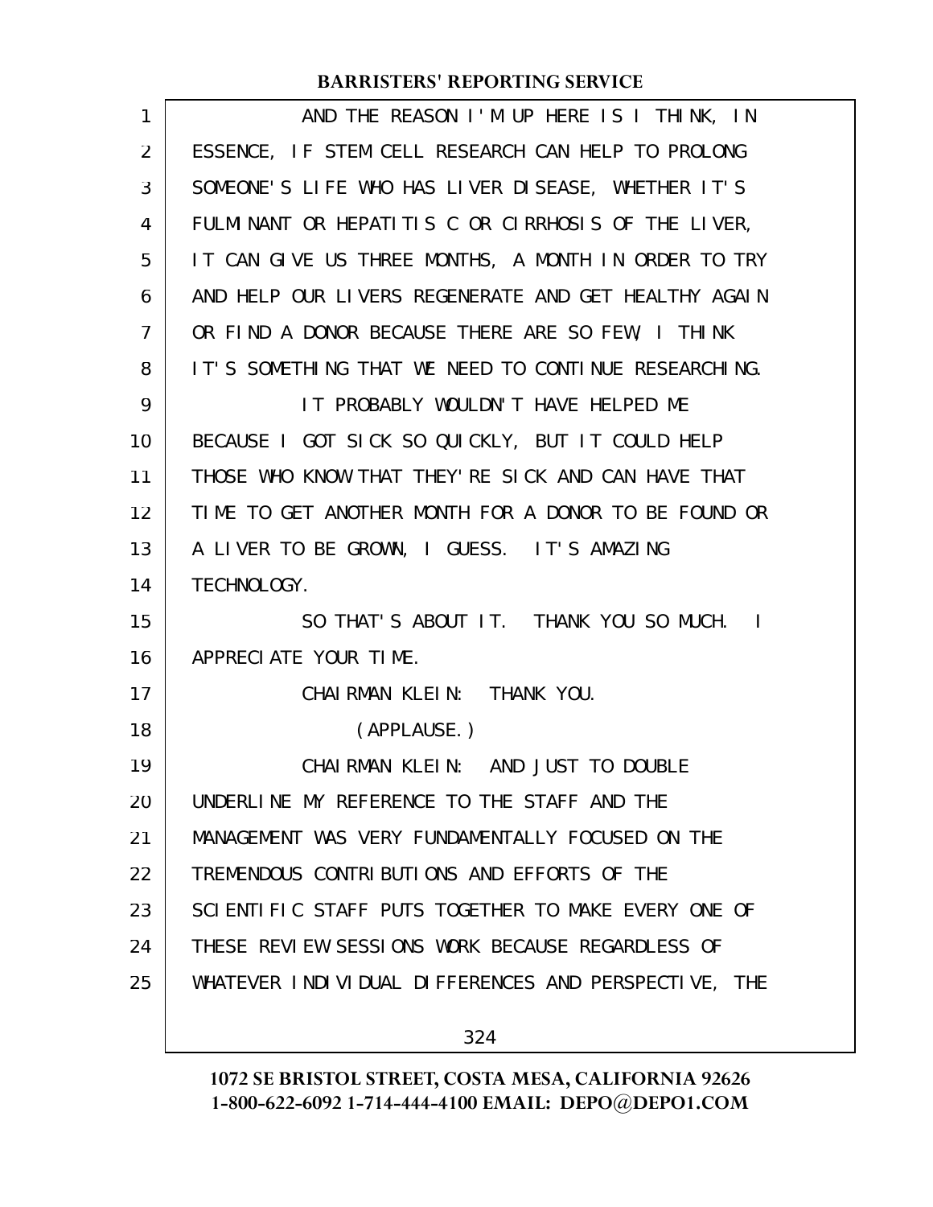AND THE REASON I'M UP HERE IS I THINK, IN ESSENCE, IF STEM CELL RESEARCH CAN HELP TO PROLONG SOMEONE'S LIFE WHO HAS LIVER DISEASE, WHETHER IT'S FULMINANT OR HEPATITIS C OR CIRRHOSIS OF THE LIVER, IT CAN GIVE US THREE MONTHS, A MONTH IN ORDER TO TRY AND HELP OUR LIVERS REGENERATE AND GET HEALTHY AGAIN OR FIND A DONOR BECAUSE THERE ARE SO FEW, I THINK IT'S SOMETHING THAT WE NEED TO CONTINUE RESEARCHING.

IT PROBABLY WOULDN'T HAVE HELPED ME BECAUSE I GOT SICK SO QUICKLY, BUT IT COULD HELP THOSE WHO KNOW THAT THEY'RE SICK AND CAN HAVE THAT TIME TO GET ANOTHER MONTH FOR A DONOR TO BE FOUND OR A LIVER TO BE GROWN, I GUESS. IT'S AMAZING TECHNOLOGY.

SO THAT'S ABOUT IT. THANK YOU SO MUCH. I APPRECIATE YOUR TIME.

CHAIRMAN KLEIN: THANK YOU.

(APPLAUSE.)

CHAIRMAN KLEIN: AND JUST TO DOUBLE UNDERLINE MY REFERENCE TO THE STAFF AND THE MANAGEMENT WAS VERY FUNDAMENTALLY FOCUSED ON THE TREMENDOUS CONTRIBUTIONS AND EFFORTS OF THE SCIENTIFIC STAFF PUTS TOGETHER TO MAKE EVERY ONE OF THESE REVIEW SESSIONS WORK BECAUSE REGARDLESS OF WHATEVER INDIVIDUAL DIFFERENCES AND PERSPECTIVE, THE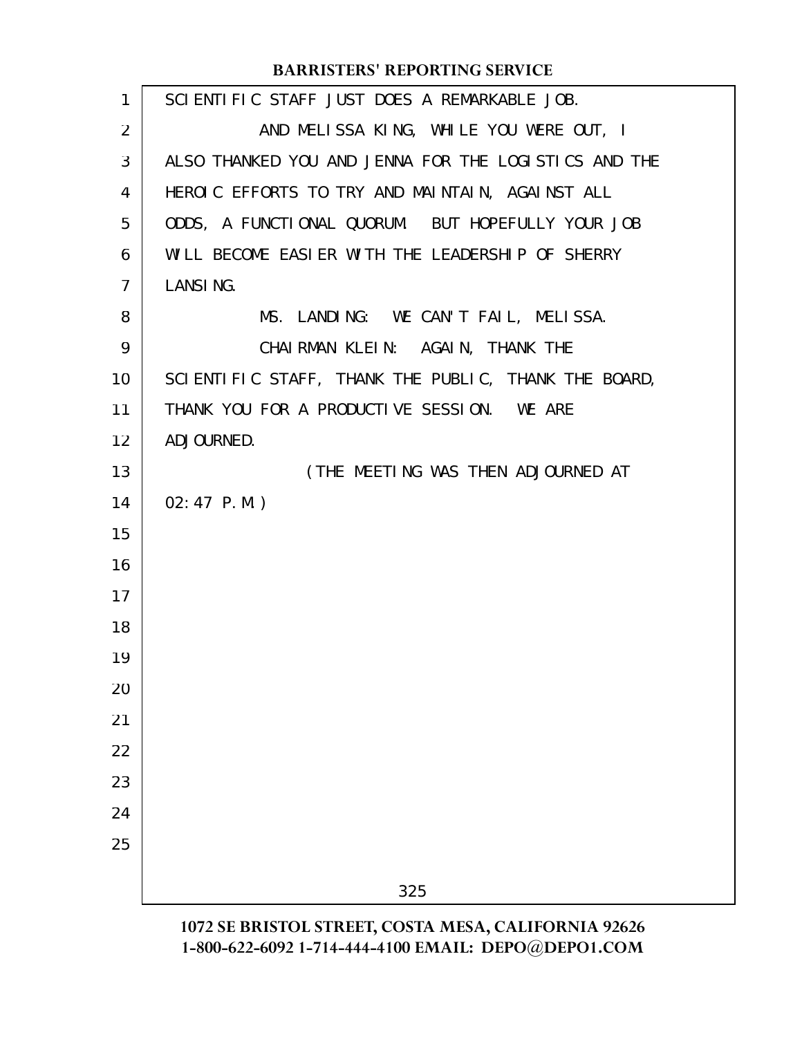SCIENTIFIC STAFF JUST DOES A REMARKABLE JOB.

AND MELISSA KING, WHILE YOU WERE OUT, I ALSO THANKED YOU AND JENNA FOR THE LOGISTICS AND THE HEROIC EFFORTS TO TRY AND MAINTAIN, AGAINST ALL ODDS, A FUNCTIONAL QUORUM. BUT HOPEFULLY YOUR JOB WILL BECOME EASIER WITH THE LEADERSHIP OF SHERRY LANSING.

MS. LANDING: WE CAN'T FAIL, MELISSA.

CHAIRMAN KLEIN: AGAIN, THANK THE SCIENTIFIC STAFF, THANK THE PUBLIC, THANK THE BOARD, THANK YOU FOR A PRODUCTIVE SESSION. WE ARE ADJOURNED.

(THE MEETING WAS THEN ADJOURNED AT 02:47 P.M.)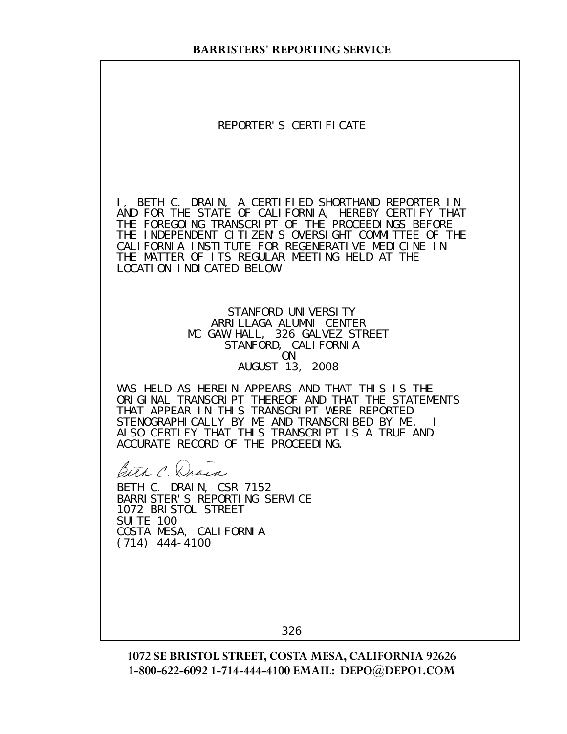REPORTER'S CERTIFICATE

I, BETH C. DRAIN, A CERTIFIED SHORTHAND REPORTER IN AND FOR THE STATE OF CALIFORNIA, HEREBY CERTIFY THAT THE FOREGOING TRANSCRIPT OF THE PROCEEDINGS BEFORE THE INDEPENDENT CITIZEN'S OVERSIGHT COMMITTEE OF THE CALIFORNIA INSTITUTE FOR REGENERATIVE MEDICINE IN THE MATTER OF ITS REGULAR MEETING HELD AT THE LOCATION INDICATED BELOW

STANFORD UNIVERSITY
ARRILLAGA ALUMNI CENTER
MC GAW HALL, 326 GALVEZ STREET
STANFORD, CALIFORNIA
ON
AUGUST 13, 2008

WAS HELD AS HEREIN APPEARS AND THAT THIS IS THE ORIGINAL TRANSCRIPT THEREOF AND THAT THE STATEMENTS THAT APPEAR IN THIS TRANSCRIPT WERE REPORTED STENOGRAPHICALLY BY ME AND TRANSCRIBED BY ME. I ALSO CERTIFY THAT THIS TRANSCRIPT IS A TRUE AND ACCURATE RECORD OF THE PROCEEDING.

Beth C. Drain

BETH C. DRAIN, CSR 7152
BARRISTER'S REPORTING SERVICE
1072 BRISTOL STREET
SUITE 100
COSTA MESA, CALIFORNIA
(714) 444-4100